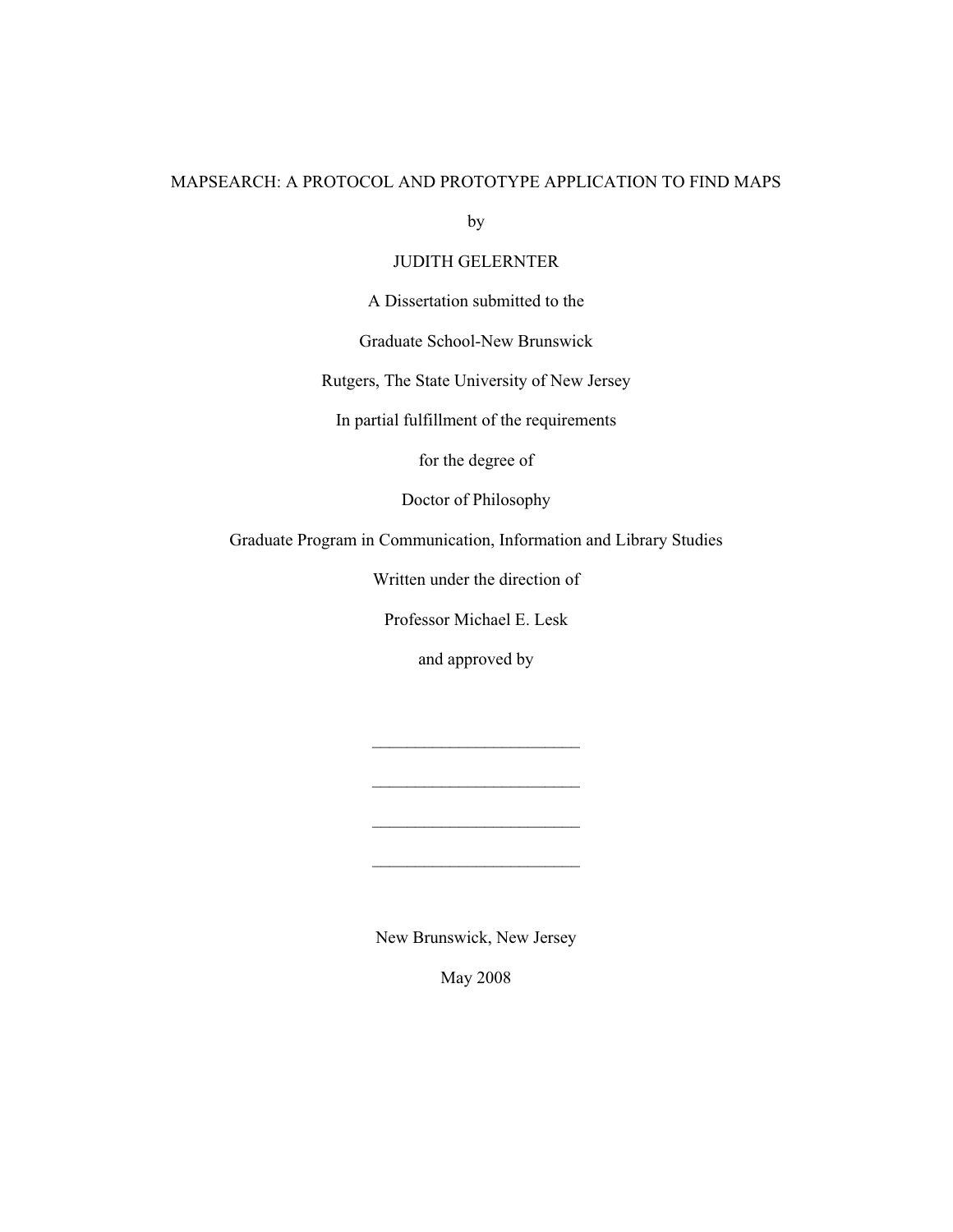# MAPSEARCH: A PROTOCOL AND PROTOTYPE APPLICATION TO FIND MAPS

by

JUDITH GELERNTER

A Dissertation submitted to the

Graduate School-New Brunswick

Rutgers, The State University of New Jersey

In partial fulfillment of the requirements

for the degree of

Doctor of Philosophy

Graduate Program in Communication, Information and Library Studies

Written under the direction of

Professor Michael E. Lesk

and approved by

________________________

________________________

________________________

________________________

New Brunswick, New Jersey

May 2008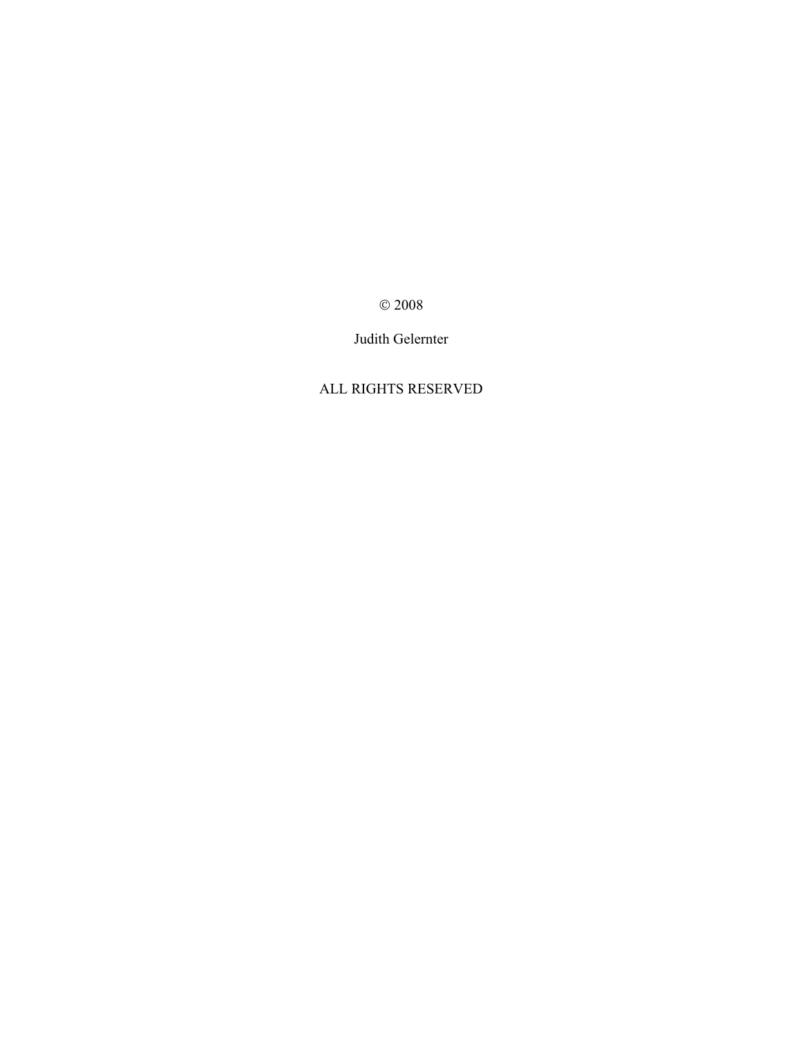© 2008

Judith Gelernter

ALL RIGHTS RESERVED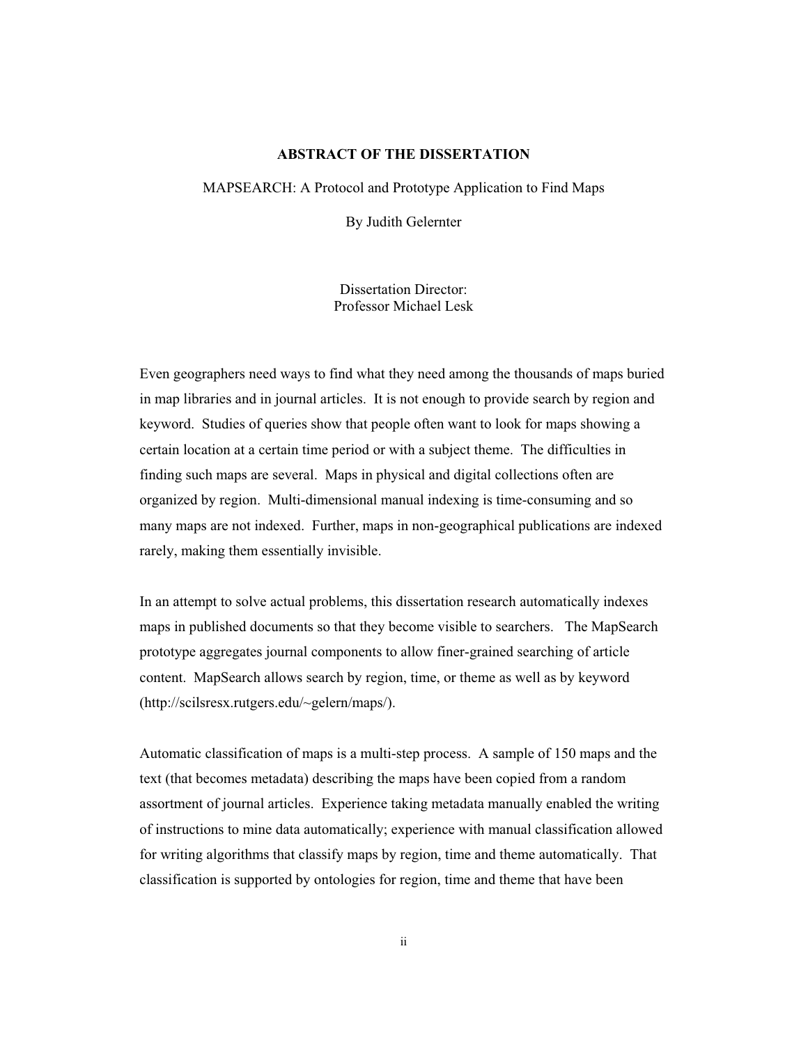## ABSTRACT OF THE DISSERTATION

MAPSEARCH: A Protocol and Prototype Application to Find Maps

By Judith Gelernter

Dissertation Director:
Professor Michael Lesk

Even geographers need ways to find what they need among the thousands of maps buried in map libraries and in journal articles. It is not enough to provide search by region and keyword. Studies of queries show that people often want to look for maps showing a certain location at a certain time period or with a subject theme. The difficulties in finding such maps are several. Maps in physical and digital collections often are organized by region. Multi-dimensional manual indexing is time-consuming and so many maps are not indexed. Further, maps in non-geographical publications are indexed rarely, making them essentially invisible.

In an attempt to solve actual problems, this dissertation research automatically indexes maps in published documents so that they become visible to searchers. The MapSearch prototype aggregates journal components to allow finer-grained searching of article content. MapSearch allows search by region, time, or theme as well as by keyword (http://scilsresx.rutgers.edu/~gelern/maps/).

Automatic classification of maps is a multi-step process. A sample of 150 maps and the text (that becomes metadata) describing the maps have been copied from a random assortment of journal articles. Experience taking metadata manually enabled the writing of instructions to mine data automatically; experience with manual classification allowed for writing algorithms that classify maps by region, time and theme automatically. That classification is supported by ontologies for region, time and theme that have been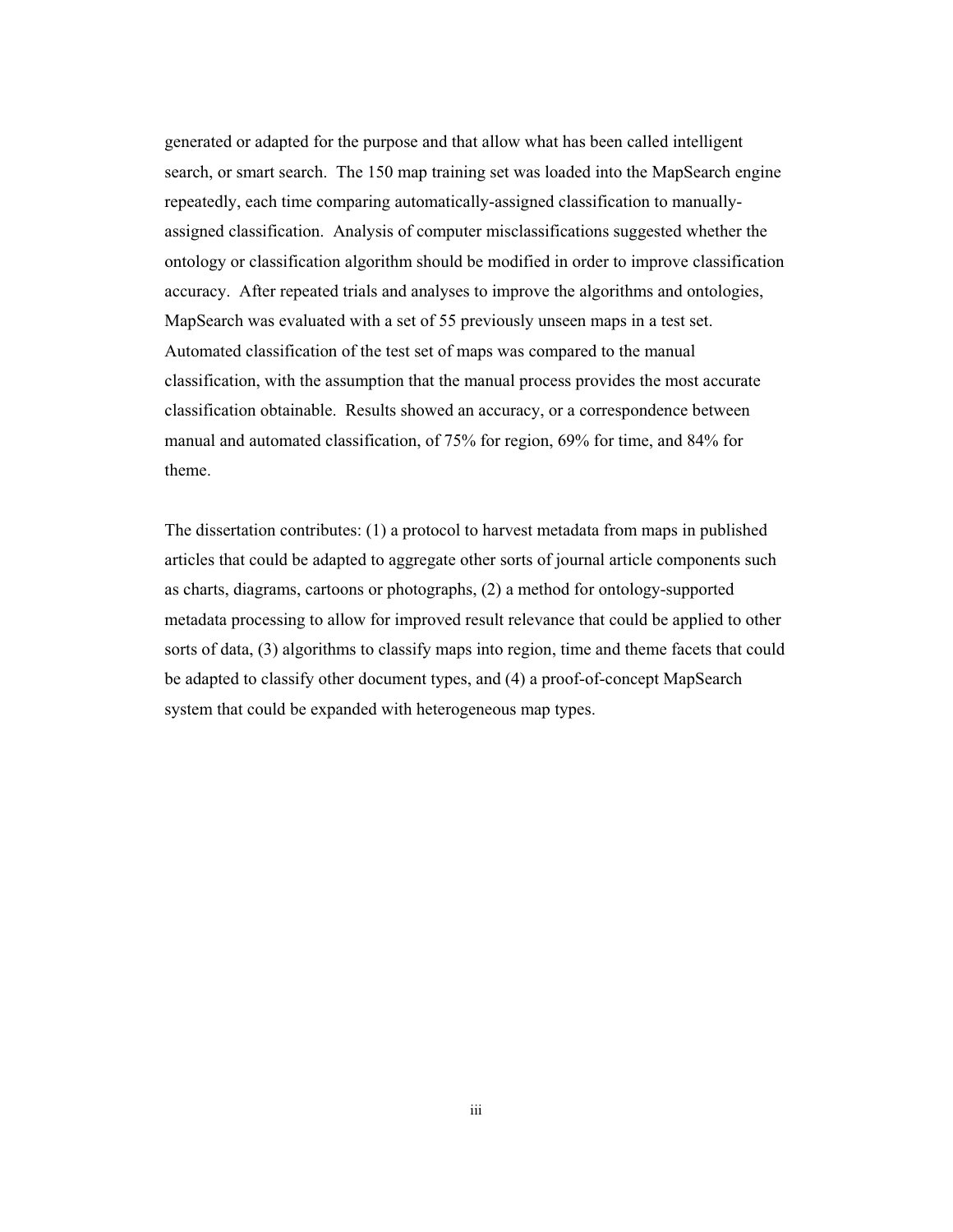generated or adapted for the purpose and that allow what has been called intelligent search, or smart search. The 150 map training set was loaded into the MapSearch engine repeatedly, each time comparing automatically-assigned classification to manually-assigned classification. Analysis of computer misclassifications suggested whether the ontology or classification algorithm should be modified in order to improve classification accuracy. After repeated trials and analyses to improve the algorithms and ontologies, MapSearch was evaluated with a set of 55 previously unseen maps in a test set. Automated classification of the test set of maps was compared to the manual classification, with the assumption that the manual process provides the most accurate classification obtainable. Results showed an accuracy, or a correspondence between manual and automated classification, of 75% for region, 69% for time, and 84% for theme.

The dissertation contributes: (1) a protocol to harvest metadata from maps in published articles that could be adapted to aggregate other sorts of journal article components such as charts, diagrams, cartoons or photographs, (2) a method for ontology-supported metadata processing to allow for improved result relevance that could be applied to other sorts of data, (3) algorithms to classify maps into region, time and theme facets that could be adapted to classify other document types, and (4) a proof-of-concept MapSearch system that could be expanded with heterogeneous map types.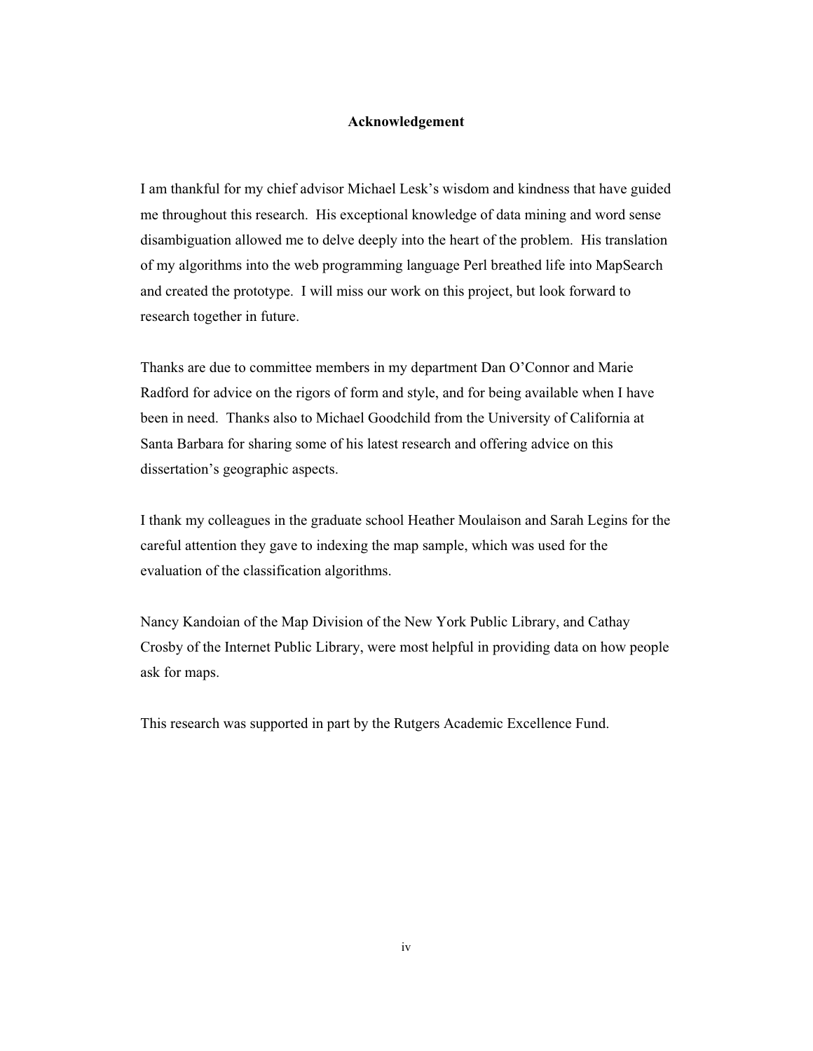# Acknowledgement

I am thankful for my chief advisor Michael Lesk's wisdom and kindness that have guided me throughout this research. His exceptional knowledge of data mining and word sense disambiguation allowed me to delve deeply into the heart of the problem. His translation of my algorithms into the web programming language Perl breathed life into MapSearch and created the prototype. I will miss our work on this project, but look forward to research together in future.

Thanks are due to committee members in my department Dan O'Connor and Marie Radford for advice on the rigors of form and style, and for being available when I have been in need. Thanks also to Michael Goodchild from the University of California at Santa Barbara for sharing some of his latest research and offering advice on this dissertation's geographic aspects.

I thank my colleagues in the graduate school Heather Moulaison and Sarah Legins for the careful attention they gave to indexing the map sample, which was used for the evaluation of the classification algorithms.

Nancy Kandoian of the Map Division of the New York Public Library, and Cathay Crosby of the Internet Public Library, were most helpful in providing data on how people ask for maps.

This research was supported in part by the Rutgers Academic Excellence Fund.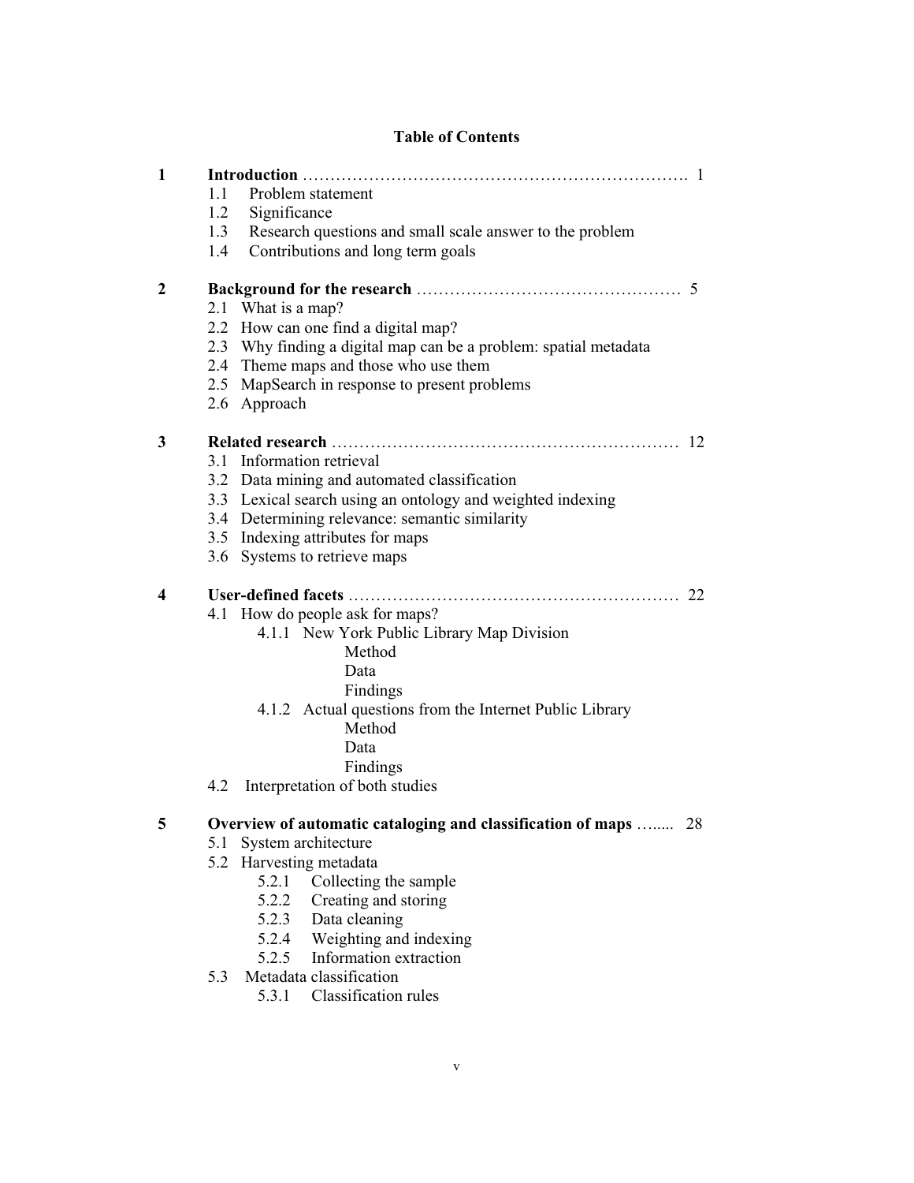# Table of Contents

**1 Introduction** ………………………………………………………………. 1

- 1.1 Problem statement
- 1.2 Significance
- 1.3 Research questions and small scale answer to the problem
- 1.4 Contributions and long term goals

**2 Background for the research** ………………………………………… 5

- 2.1 What is a map?
- 2.2 How can one find a digital map?
- 2.3 Why finding a digital map can be a problem: spatial metadata
- 2.4 Theme maps and those who use them
- 2.5 MapSearch in response to present problems
- 2.6 Approach

**3 Related research** ……………………………………………………… 12

- 3.1 Information retrieval
- 3.2 Data mining and automated classification
- 3.3 Lexical search using an ontology and weighted indexing
- 3.4 Determining relevance: semantic similarity
- 3.5 Indexing attributes for maps
- 3.6 Systems to retrieve maps

**4 User-defined facets** ………………………………………………… 22

- 4.1 How do people ask for maps?
  - 4.1.1 New York Public Library Map Division
    - Method
    - Data
    - Findings
  - 4.1.2 Actual questions from the Internet Public Library
    - Method
    - Data
    - Findings
- 4.2 Interpretation of both studies

**5 Overview of automatic cataloging and classification of maps** …..... 28

- 5.1 System architecture
- 5.2 Harvesting metadata
  - 5.2.1 Collecting the sample
  - 5.2.2 Creating and storing
  - 5.2.3 Data cleaning
  - 5.2.4 Weighting and indexing
  - 5.2.5 Information extraction
- 5.3 Metadata classification
  - 5.3.1 Classification rules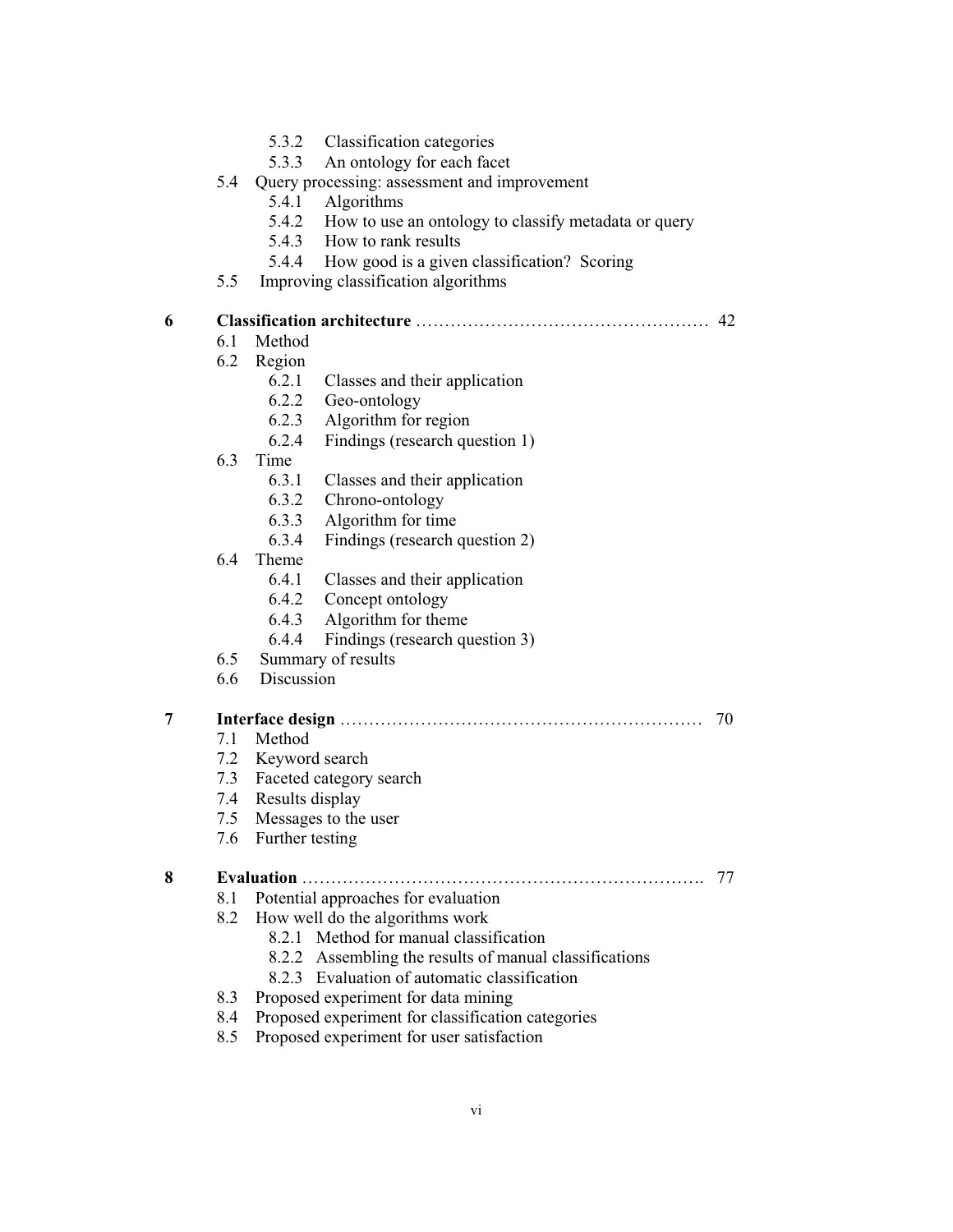- 5.3.2 Classification categories
- 5.3.3 An ontology for each facet

5.4 Query processing: assessment and improvement
- 5.4.1 Algorithms
- 5.4.2 How to use an ontology to classify metadata or query
- 5.4.3 How to rank results
- 5.4.4 How good is a given classification? Scoring

5.5 Improving classification algorithms

**6 Classification architecture** …………………………………………… 42

6.1 Method

6.2 Region
- 6.2.1 Classes and their application
- 6.2.2 Geo-ontology
- 6.2.3 Algorithm for region
- 6.2.4 Findings (research question 1)

6.3 Time
- 6.3.1 Classes and their application
- 6.3.2 Chrono-ontology
- 6.3.3 Algorithm for time
- 6.3.4 Findings (research question 2)

6.4 Theme
- 6.4.1 Classes and their application
- 6.4.2 Concept ontology
- 6.4.3 Algorithm for theme
- 6.4.4 Findings (research question 3)

6.5 Summary of results

6.6 Discussion

**7 Interface design** ……………………………………………………… 70

7.1 Method

7.2 Keyword search

7.3 Faceted category search

7.4 Results display

7.5 Messages to the user

7.6 Further testing

**8 Evaluation** ……………………………………………………………. 77

8.1 Potential approaches for evaluation

8.2 How well do the algorithms work
- 8.2.1 Method for manual classification
- 8.2.2 Assembling the results of manual classifications
- 8.2.3 Evaluation of automatic classification

8.3 Proposed experiment for data mining

8.4 Proposed experiment for classification categories

8.5 Proposed experiment for user satisfaction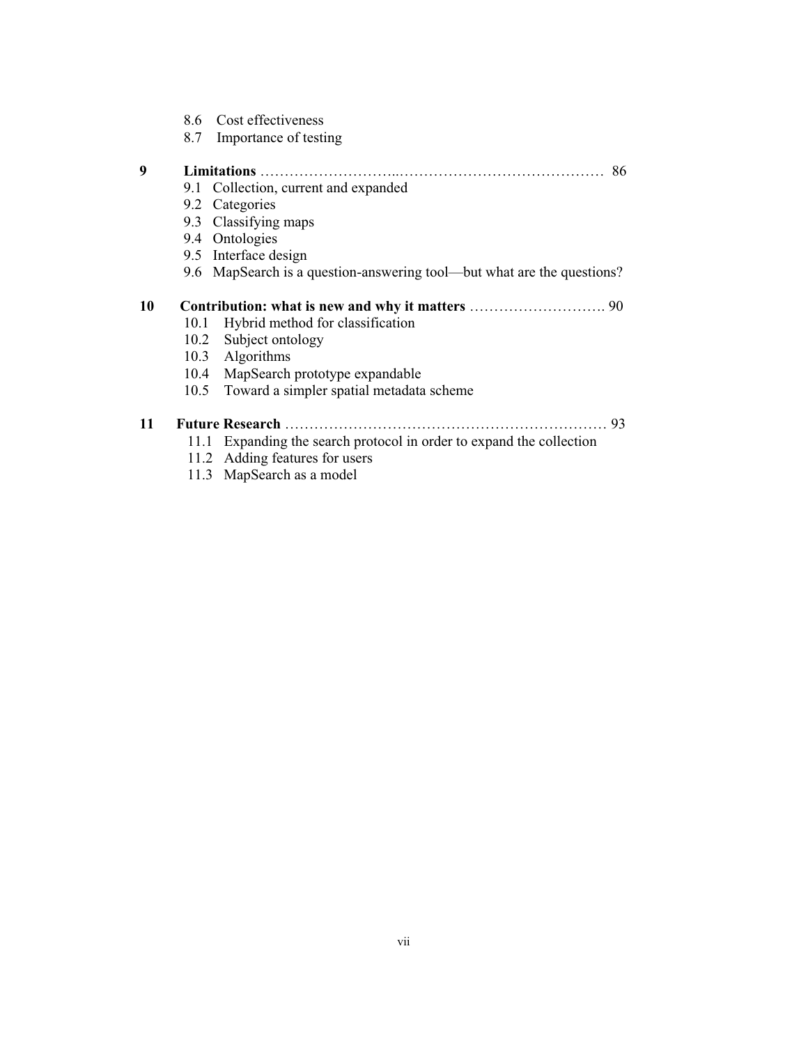8.6 Cost effectiveness
8.7 Importance of testing

**9 Limitations** ………………………..…………………………………… 86
9.1 Collection, current and expanded
9.2 Categories
9.3 Classifying maps
9.4 Ontologies
9.5 Interface design
9.6 MapSearch is a question-answering tool—but what are the questions?

**10 Contribution: what is new and why it matters** ………………………. 90
10.1 Hybrid method for classification
10.2 Subject ontology
10.3 Algorithms
10.4 MapSearch prototype expandable
10.5 Toward a simpler spatial metadata scheme

**11 Future Research** ………………………………………………………… 93
11.1 Expanding the search protocol in order to expand the collection
11.2 Adding features for users
11.3 MapSearch as a model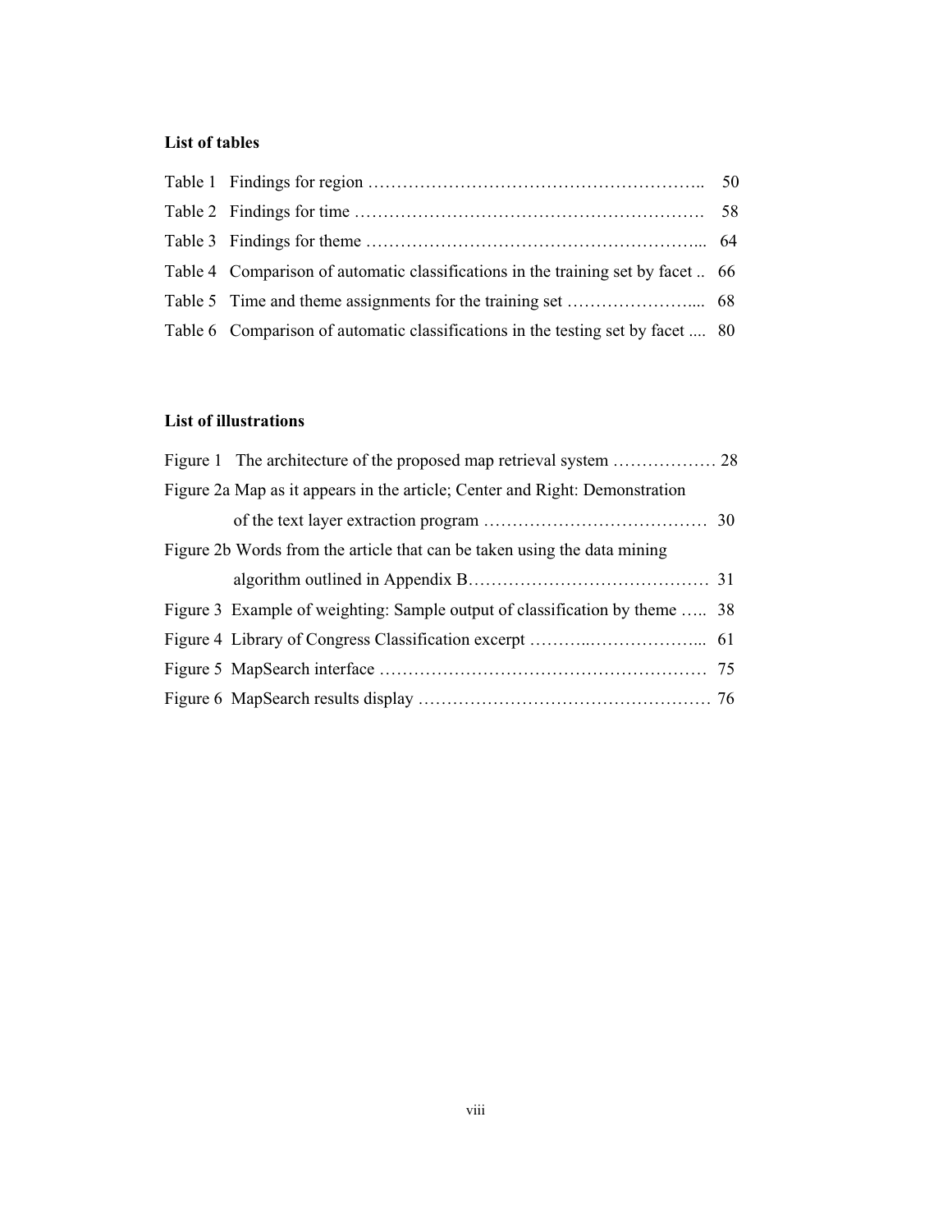**List of tables**

Table 1 Findings for region …………………………………………………….. 50

Table 2 Findings for time ……………………………………………………. 58

Table 3 Findings for theme ………………………………………………….... 64

Table 4 Comparison of automatic classifications in the training set by facet .. 66

Table 5 Time and theme assignments for the training set …………………..... 68

Table 6 Comparison of automatic classifications in the testing set by facet .... 80

**List of illustrations**

Figure 1 The architecture of the proposed map retrieval system ……………… 28

Figure 2a Map as it appears in the article; Center and Right: Demonstration of the text layer extraction program ………………………………… 30

Figure 2b Words from the article that can be taken using the data mining algorithm outlined in Appendix B…………………………………… 31

Figure 3 Example of weighting: Sample output of classification by theme ….. 38

Figure 4 Library of Congress Classification excerpt ………..………………... 61

Figure 5 MapSearch interface ………………………………………………… 75

Figure 6 MapSearch results display …………………………………………… 76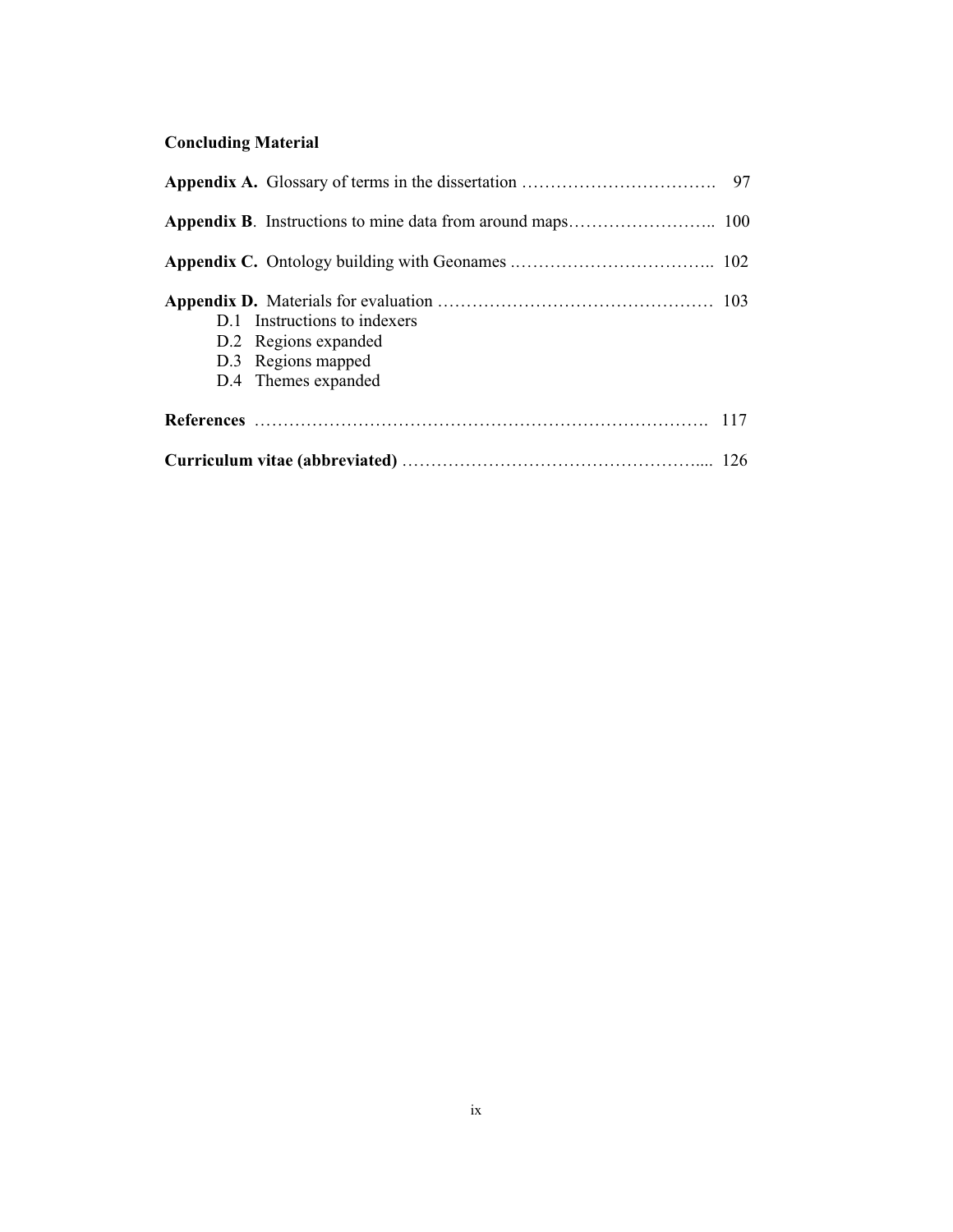**Concluding Material**

**Appendix A.** Glossary of terms in the dissertation ……………………………. 97

**Appendix B**. Instructions to mine data from around maps…………………….. 100

**Appendix C.** Ontology building with Geonames .…………………………….. 102

**Appendix D.** Materials for evaluation ………………………………………… 103

- D.1 Instructions to indexers
- D.2 Regions expanded
- D.3 Regions mapped
- D.4 Themes expanded

**References** ………………………………………………………………………. 117

**Curriculum vitae (abbreviated)** ……………………………………………..... 126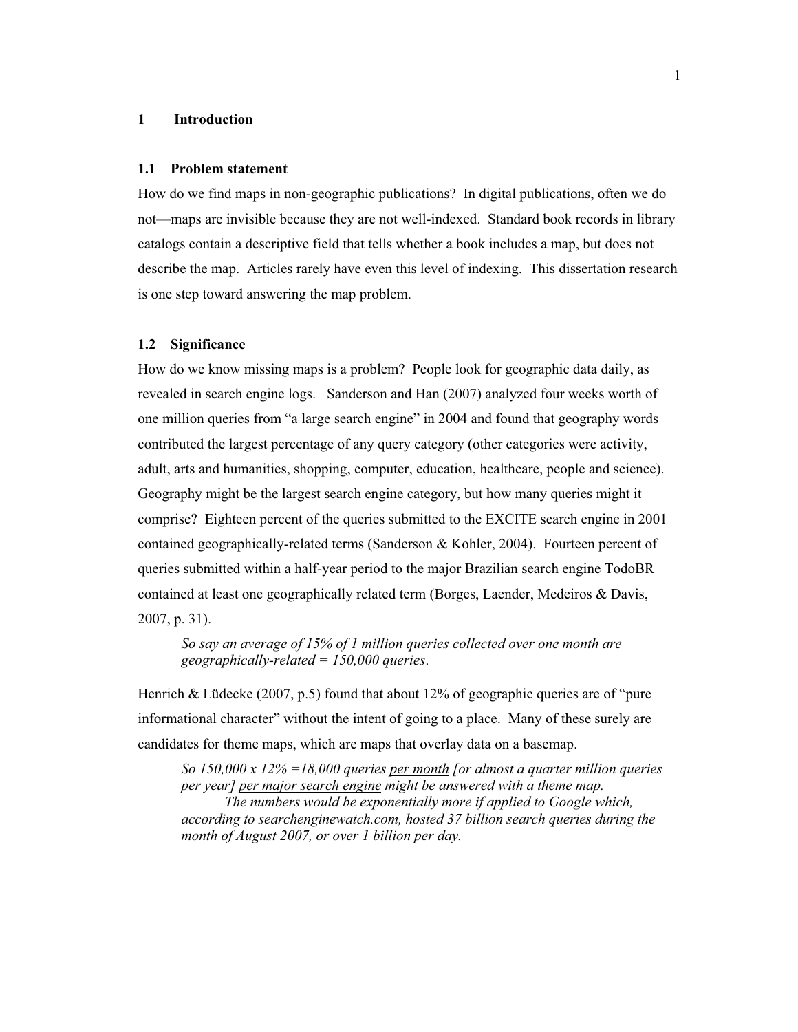# 1 Introduction

## 1.1 Problem statement

How do we find maps in non-geographic publications? In digital publications, often we do not—maps are invisible because they are not well-indexed. Standard book records in library catalogs contain a descriptive field that tells whether a book includes a map, but does not describe the map. Articles rarely have even this level of indexing. This dissertation research is one step toward answering the map problem.

## 1.2 Significance

How do we know missing maps is a problem? People look for geographic data daily, as revealed in search engine logs. Sanderson and Han (2007) analyzed four weeks worth of one million queries from "a large search engine" in 2004 and found that geography words contributed the largest percentage of any query category (other categories were activity, adult, arts and humanities, shopping, computer, education, healthcare, people and science). Geography might be the largest search engine category, but how many queries might it comprise? Eighteen percent of the queries submitted to the EXCITE search engine in 2001 contained geographically-related terms (Sanderson & Kohler, 2004). Fourteen percent of queries submitted within a half-year period to the major Brazilian search engine TodoBR contained at least one geographically related term (Borges, Laender, Medeiros & Davis, 2007, p. 31).

> *So say an average of 15% of 1 million queries collected over one month are geographically-related = 150,000 queries.*

Henrich & Lüdecke (2007, p.5) found that about 12% of geographic queries are of "pure informational character" without the intent of going to a place. Many of these surely are candidates for theme maps, which are maps that overlay data on a basemap.

> *So 150,000 x 12% =18,000 queries <u>per month</u> [or almost a quarter million queries per year] <u>per major search engine</u> might be answered with a theme map.*
>
> *The numbers would be exponentially more if applied to Google which, according to searchenginewatch.com, hosted 37 billion search queries during the month of August 2007, or over 1 billion per day.*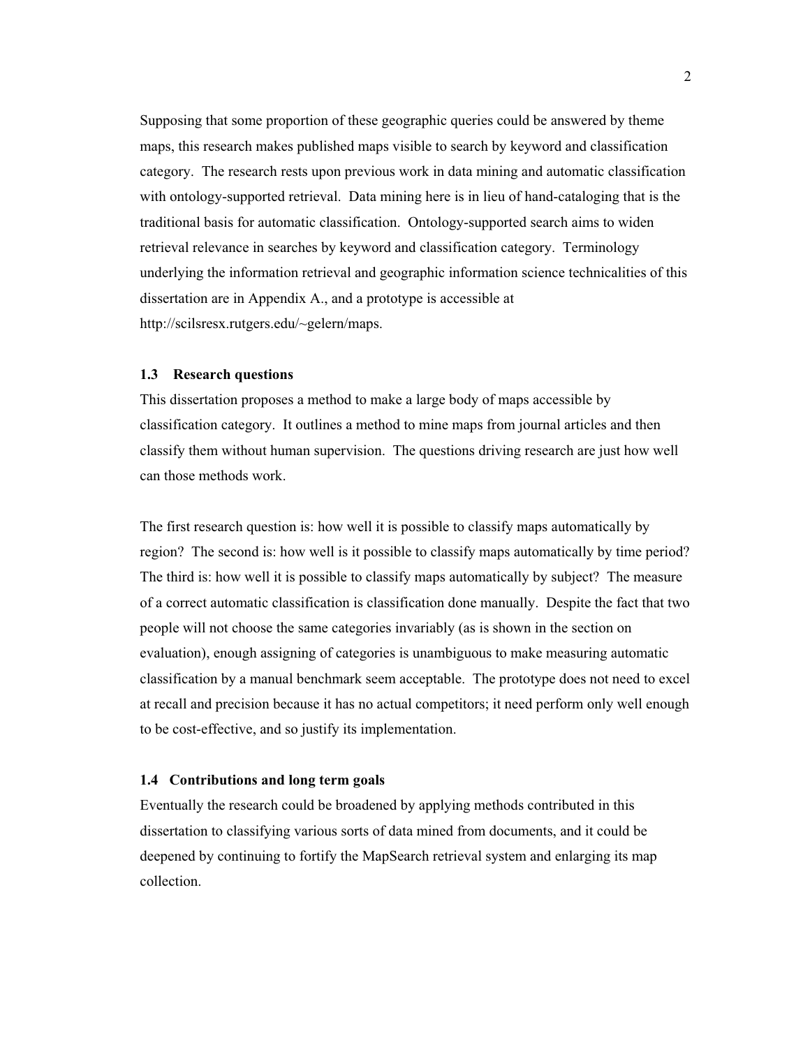Supposing that some proportion of these geographic queries could be answered by theme maps, this research makes published maps visible to search by keyword and classification category. The research rests upon previous work in data mining and automatic classification with ontology-supported retrieval. Data mining here is in lieu of hand-cataloging that is the traditional basis for automatic classification. Ontology-supported search aims to widen retrieval relevance in searches by keyword and classification category. Terminology underlying the information retrieval and geographic information science technicalities of this dissertation are in Appendix A., and a prototype is accessible at http://scilsresx.rutgers.edu/~gelern/maps.

### 1.3 Research questions

This dissertation proposes a method to make a large body of maps accessible by classification category. It outlines a method to mine maps from journal articles and then classify them without human supervision. The questions driving research are just how well can those methods work.

The first research question is: how well it is possible to classify maps automatically by region? The second is: how well is it possible to classify maps automatically by time period? The third is: how well it is possible to classify maps automatically by subject? The measure of a correct automatic classification is classification done manually. Despite the fact that two people will not choose the same categories invariably (as is shown in the section on evaluation), enough assigning of categories is unambiguous to make measuring automatic classification by a manual benchmark seem acceptable. The prototype does not need to excel at recall and precision because it has no actual competitors; it need perform only well enough to be cost-effective, and so justify its implementation.

### 1.4 Contributions and long term goals

Eventually the research could be broadened by applying methods contributed in this dissertation to classifying various sorts of data mined from documents, and it could be deepened by continuing to fortify the MapSearch retrieval system and enlarging its map collection.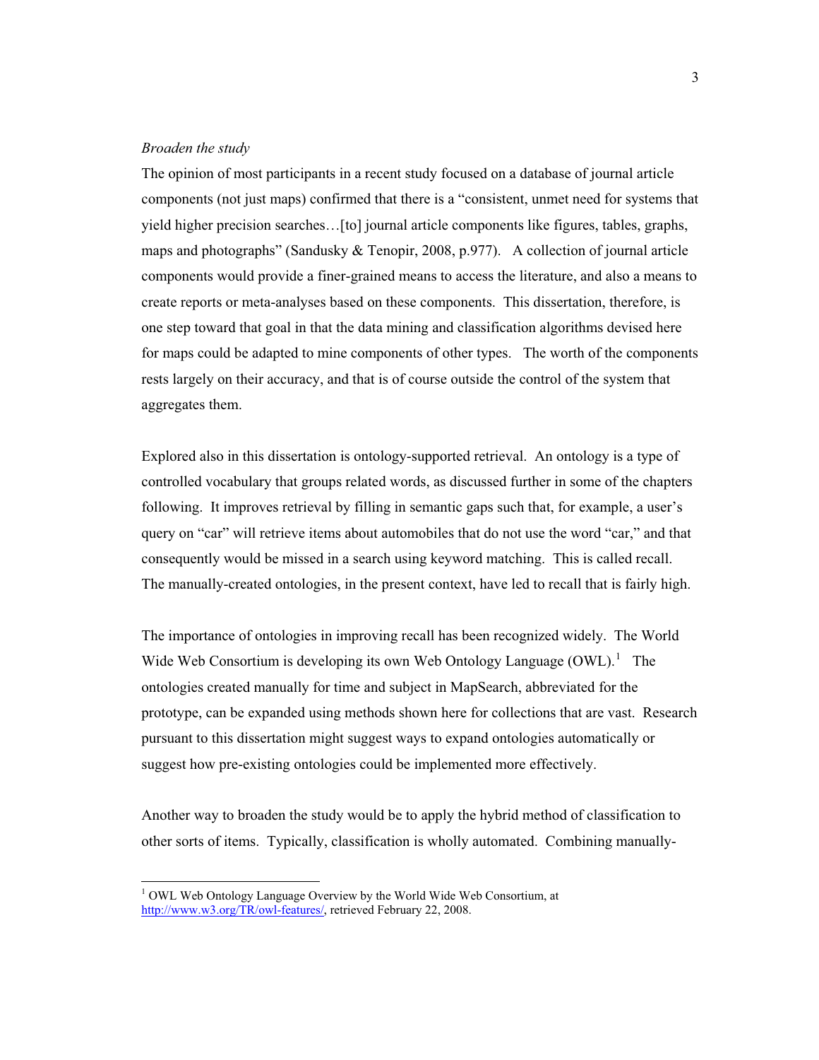*Broaden the study*

The opinion of most participants in a recent study focused on a database of journal article components (not just maps) confirmed that there is a "consistent, unmet need for systems that yield higher precision searches…[to] journal article components like figures, tables, graphs, maps and photographs" (Sandusky & Tenopir, 2008, p.977). A collection of journal article components would provide a finer-grained means to access the literature, and also a means to create reports or meta-analyses based on these components. This dissertation, therefore, is one step toward that goal in that the data mining and classification algorithms devised here for maps could be adapted to mine components of other types. The worth of the components rests largely on their accuracy, and that is of course outside the control of the system that aggregates them.

Explored also in this dissertation is ontology-supported retrieval. An ontology is a type of controlled vocabulary that groups related words, as discussed further in some of the chapters following. It improves retrieval by filling in semantic gaps such that, for example, a user's query on "car" will retrieve items about automobiles that do not use the word "car," and that consequently would be missed in a search using keyword matching. This is called recall. The manually-created ontologies, in the present context, have led to recall that is fairly high.

The importance of ontologies in improving recall has been recognized widely. The World Wide Web Consortium is developing its own Web Ontology Language (OWL).[1] The ontologies created manually for time and subject in MapSearch, abbreviated for the prototype, can be expanded using methods shown here for collections that are vast. Research pursuant to this dissertation might suggest ways to expand ontologies automatically or suggest how pre-existing ontologies could be implemented more effectively.

Another way to broaden the study would be to apply the hybrid method of classification to other sorts of items. Typically, classification is wholly automated. Combining manually-

---

[1] OWL Web Ontology Language Overview by the World Wide Web Consortium, at http://www.w3.org/TR/owl-features/, retrieved February 22, 2008.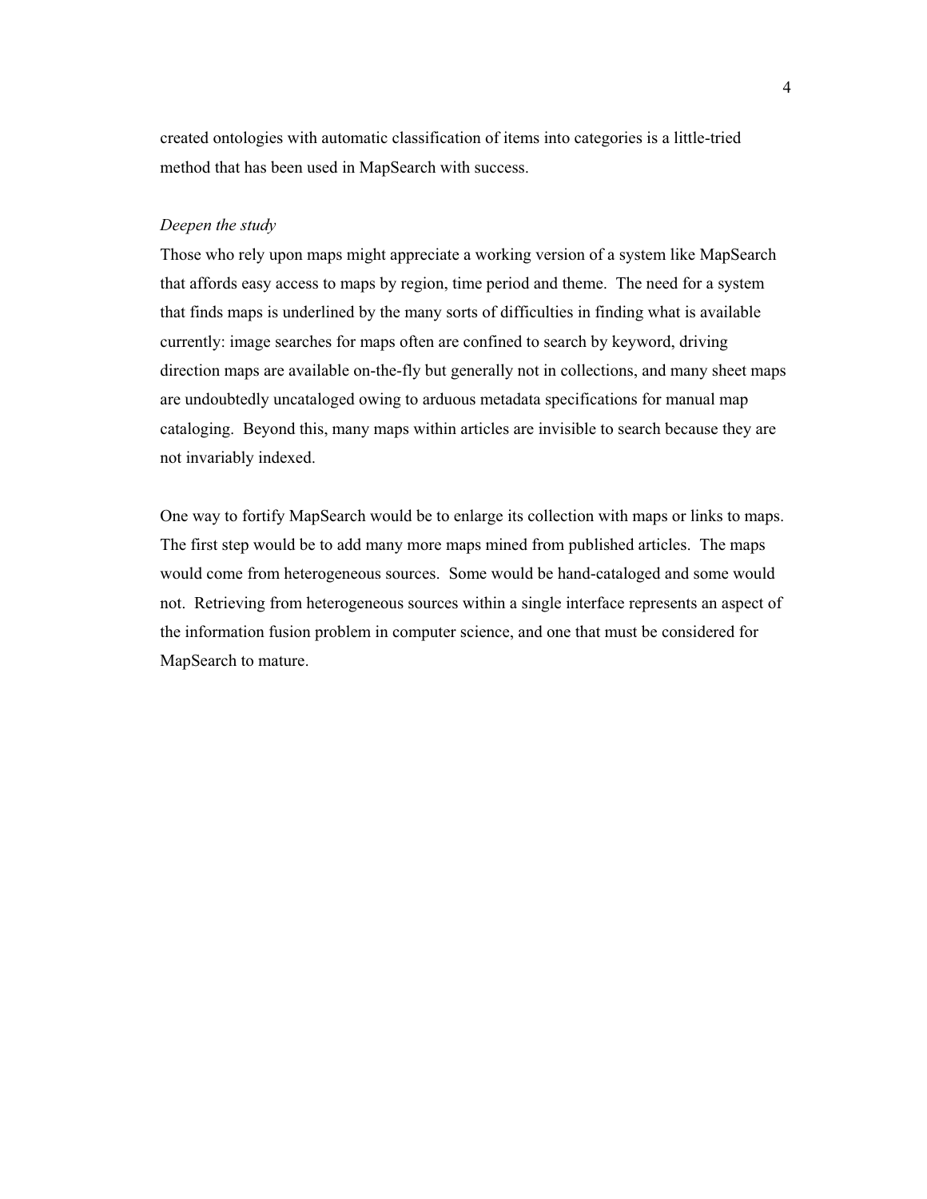created ontologies with automatic classification of items into categories is a little-tried method that has been used in MapSearch with success.

### *Deepen the study*

Those who rely upon maps might appreciate a working version of a system like MapSearch that affords easy access to maps by region, time period and theme. The need for a system that finds maps is underlined by the many sorts of difficulties in finding what is available currently: image searches for maps often are confined to search by keyword, driving direction maps are available on-the-fly but generally not in collections, and many sheet maps are undoubtedly uncataloged owing to arduous metadata specifications for manual map cataloging. Beyond this, many maps within articles are invisible to search because they are not invariably indexed.

One way to fortify MapSearch would be to enlarge its collection with maps or links to maps. The first step would be to add many more maps mined from published articles. The maps would come from heterogeneous sources. Some would be hand-cataloged and some would not. Retrieving from heterogeneous sources within a single interface represents an aspect of the information fusion problem in computer science, and one that must be considered for MapSearch to mature.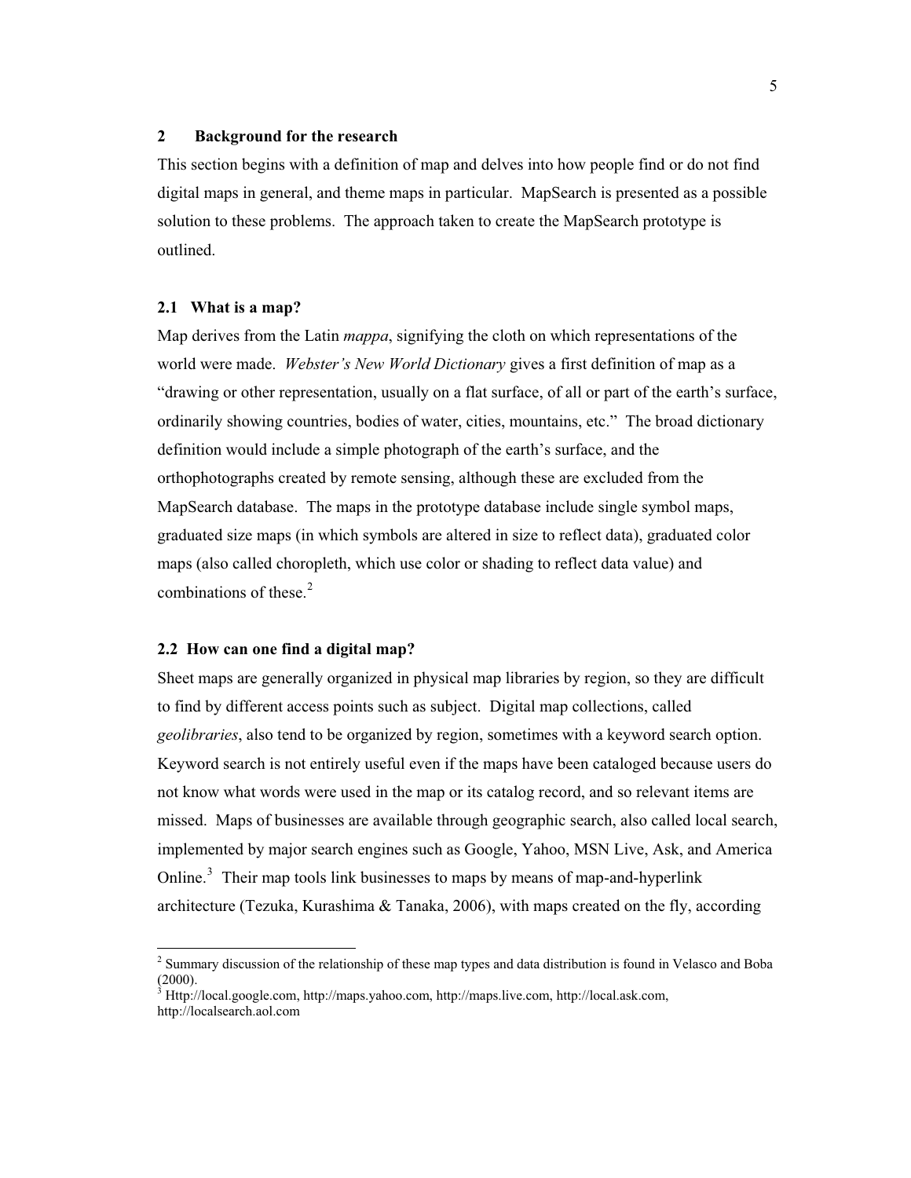## 2 Background for the research

This section begins with a definition of map and delves into how people find or do not find digital maps in general, and theme maps in particular. MapSearch is presented as a possible solution to these problems. The approach taken to create the MapSearch prototype is outlined.

### 2.1 What is a map?

Map derives from the Latin *mappa*, signifying the cloth on which representations of the world were made. *Webster's New World Dictionary* gives a first definition of map as a "drawing or other representation, usually on a flat surface, of all or part of the earth's surface, ordinarily showing countries, bodies of water, cities, mountains, etc." The broad dictionary definition would include a simple photograph of the earth's surface, and the orthophotographs created by remote sensing, although these are excluded from the MapSearch database. The maps in the prototype database include single symbol maps, graduated size maps (in which symbols are altered in size to reflect data), graduated color maps (also called choropleth, which use color or shading to reflect data value) and combinations of these.[2]

### 2.2 How can one find a digital map?

Sheet maps are generally organized in physical map libraries by region, so they are difficult to find by different access points such as subject. Digital map collections, called *geolibraries*, also tend to be organized by region, sometimes with a keyword search option. Keyword search is not entirely useful even if the maps have been cataloged because users do not know what words were used in the map or its catalog record, and so relevant items are missed. Maps of businesses are available through geographic search, also called local search, implemented by major search engines such as Google, Yahoo, MSN Live, Ask, and America Online.[3] Their map tools link businesses to maps by means of map-and-hyperlink architecture (Tezuka, Kurashima & Tanaka, 2006), with maps created on the fly, according

---

[2] Summary discussion of the relationship of these map types and data distribution is found in Velasco and Boba (2000).

[3] Http://local.google.com, http://maps.yahoo.com, http://maps.live.com, http://local.ask.com, http://localsearch.aol.com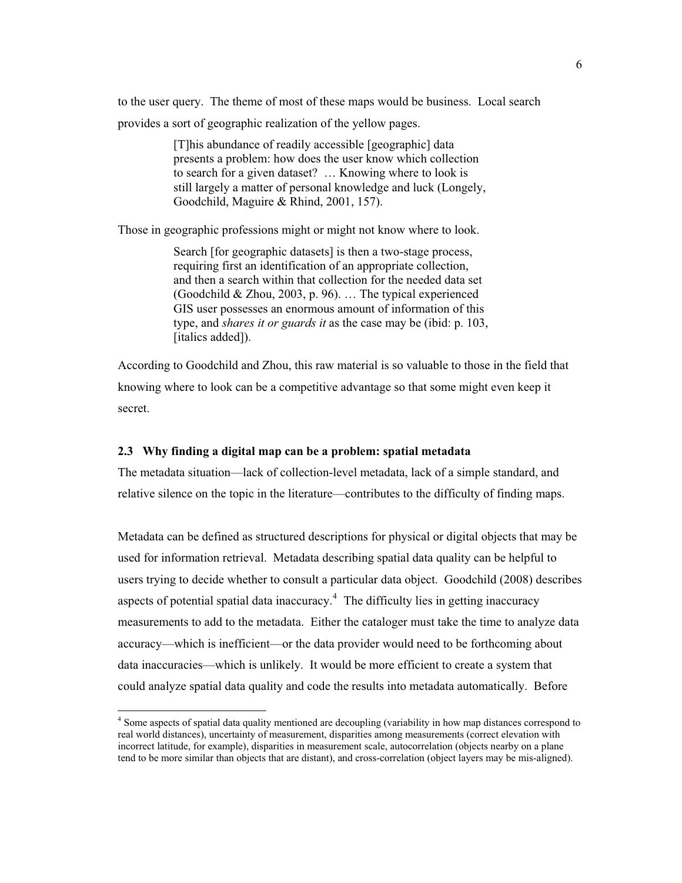to the user query. The theme of most of these maps would be business. Local search provides a sort of geographic realization of the yellow pages.

> [T]his abundance of readily accessible [geographic] data presents a problem: how does the user know which collection to search for a given dataset? … Knowing where to look is still largely a matter of personal knowledge and luck (Longely, Goodchild, Maguire & Rhind, 2001, 157).

Those in geographic professions might or might not know where to look.

> Search [for geographic datasets] is then a two-stage process, requiring first an identification of an appropriate collection, and then a search within that collection for the needed data set (Goodchild & Zhou, 2003, p. 96). … The typical experienced GIS user possesses an enormous amount of information of this type, and *shares it or guards it* as the case may be (ibid: p. 103, [italics added]).

According to Goodchild and Zhou, this raw material is so valuable to those in the field that knowing where to look can be a competitive advantage so that some might even keep it secret.

### 2.3 Why finding a digital map can be a problem: spatial metadata

The metadata situation—lack of collection-level metadata, lack of a simple standard, and relative silence on the topic in the literature—contributes to the difficulty of finding maps.

Metadata can be defined as structured descriptions for physical or digital objects that may be used for information retrieval. Metadata describing spatial data quality can be helpful to users trying to decide whether to consult a particular data object. Goodchild (2008) describes aspects of potential spatial data inaccuracy.[4] The difficulty lies in getting inaccuracy measurements to add to the metadata. Either the cataloger must take the time to analyze data accuracy—which is inefficient—or the data provider would need to be forthcoming about data inaccuracies—which is unlikely. It would be more efficient to create a system that could analyze spatial data quality and code the results into metadata automatically. Before

---

[4] Some aspects of spatial data quality mentioned are decoupling (variability in how map distances correspond to real world distances), uncertainty of measurement, disparities among measurements (correct elevation with incorrect latitude, for example), disparities in measurement scale, autocorrelation (objects nearby on a plane tend to be more similar than objects that are distant), and cross-correlation (object layers may be mis-aligned).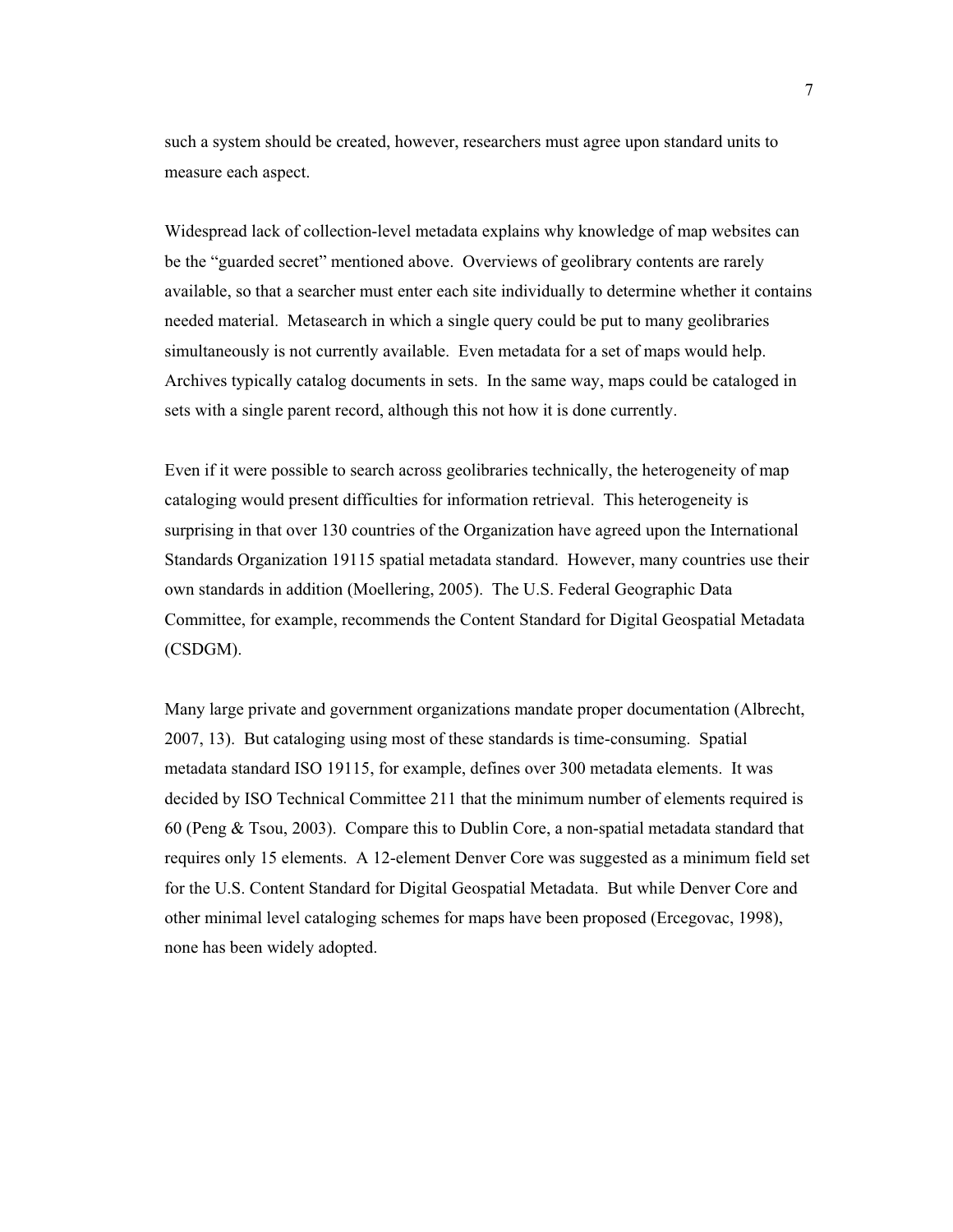such a system should be created, however, researchers must agree upon standard units to measure each aspect.

Widespread lack of collection-level metadata explains why knowledge of map websites can be the "guarded secret" mentioned above. Overviews of geolibrary contents are rarely available, so that a searcher must enter each site individually to determine whether it contains needed material. Metasearch in which a single query could be put to many geolibraries simultaneously is not currently available. Even metadata for a set of maps would help. Archives typically catalog documents in sets. In the same way, maps could be cataloged in sets with a single parent record, although this not how it is done currently.

Even if it were possible to search across geolibraries technically, the heterogeneity of map cataloging would present difficulties for information retrieval. This heterogeneity is surprising in that over 130 countries of the Organization have agreed upon the International Standards Organization 19115 spatial metadata standard. However, many countries use their own standards in addition (Moellering, 2005). The U.S. Federal Geographic Data Committee, for example, recommends the Content Standard for Digital Geospatial Metadata (CSDGM).

Many large private and government organizations mandate proper documentation (Albrecht, 2007, 13). But cataloging using most of these standards is time-consuming. Spatial metadata standard ISO 19115, for example, defines over 300 metadata elements. It was decided by ISO Technical Committee 211 that the minimum number of elements required is 60 (Peng & Tsou, 2003). Compare this to Dublin Core, a non-spatial metadata standard that requires only 15 elements. A 12-element Denver Core was suggested as a minimum field set for the U.S. Content Standard for Digital Geospatial Metadata. But while Denver Core and other minimal level cataloging schemes for maps have been proposed (Ercegovac, 1998), none has been widely adopted.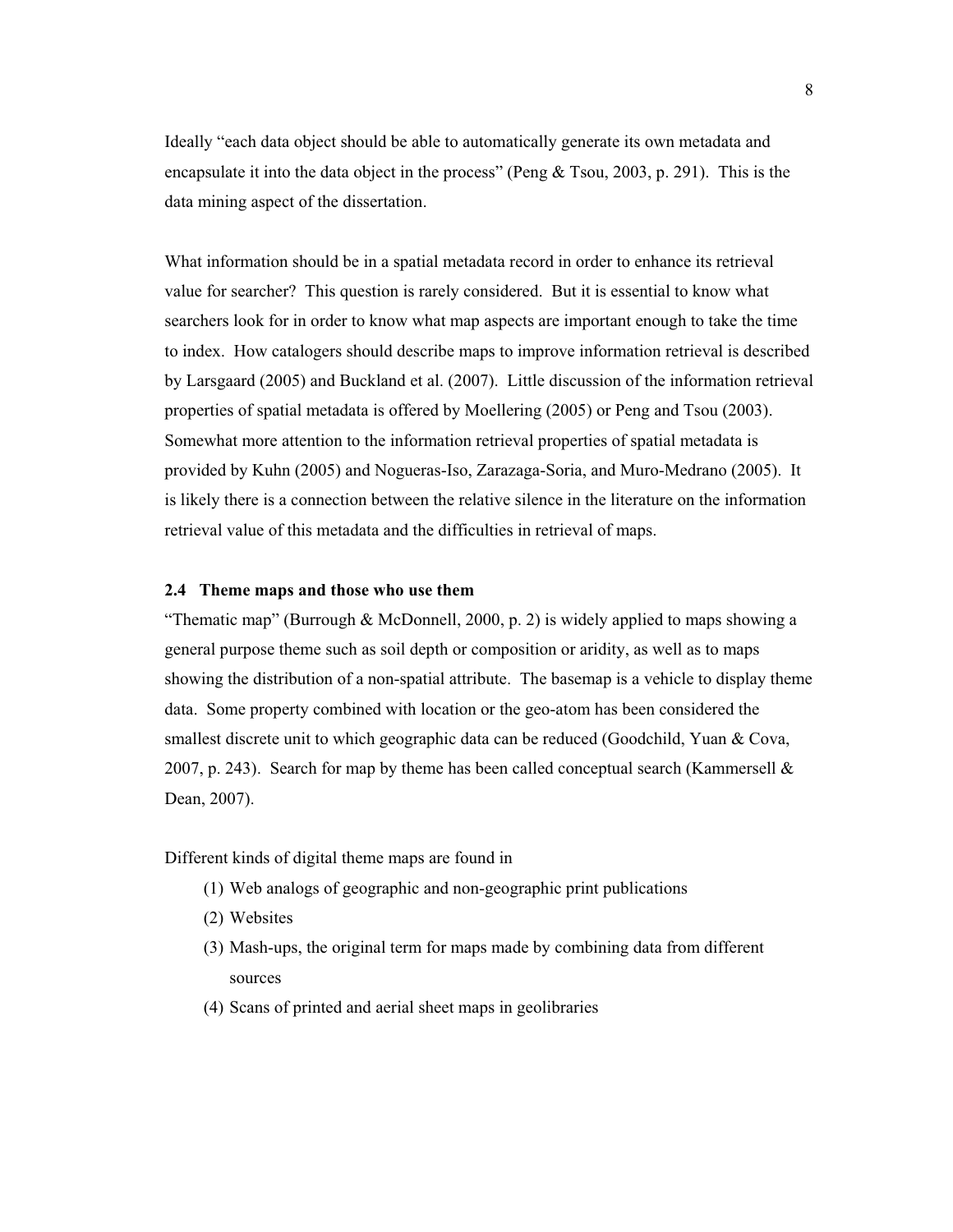Ideally "each data object should be able to automatically generate its own metadata and encapsulate it into the data object in the process" (Peng & Tsou, 2003, p. 291). This is the data mining aspect of the dissertation.

What information should be in a spatial metadata record in order to enhance its retrieval value for searcher? This question is rarely considered. But it is essential to know what searchers look for in order to know what map aspects are important enough to take the time to index. How catalogers should describe maps to improve information retrieval is described by Larsgaard (2005) and Buckland et al. (2007). Little discussion of the information retrieval properties of spatial metadata is offered by Moellering (2005) or Peng and Tsou (2003). Somewhat more attention to the information retrieval properties of spatial metadata is provided by Kuhn (2005) and Nogueras-Iso, Zarazaga-Soria, and Muro-Medrano (2005). It is likely there is a connection between the relative silence in the literature on the information retrieval value of this metadata and the difficulties in retrieval of maps.

### 2.4 Theme maps and those who use them

"Thematic map" (Burrough & McDonnell, 2000, p. 2) is widely applied to maps showing a general purpose theme such as soil depth or composition or aridity, as well as to maps showing the distribution of a non-spatial attribute. The basemap is a vehicle to display theme data. Some property combined with location or the geo-atom has been considered the smallest discrete unit to which geographic data can be reduced (Goodchild, Yuan & Cova, 2007, p. 243). Search for map by theme has been called conceptual search (Kammersell & Dean, 2007).

Different kinds of digital theme maps are found in

(1) Web analogs of geographic and non-geographic print publications
(2) Websites
(3) Mash-ups, the original term for maps made by combining data from different sources
(4) Scans of printed and aerial sheet maps in geolibraries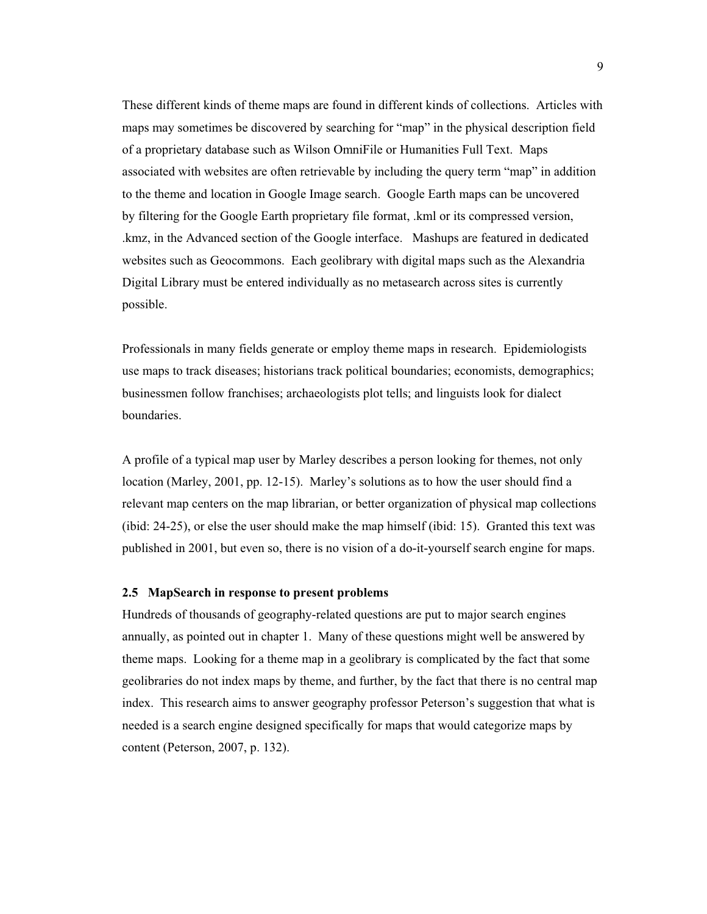These different kinds of theme maps are found in different kinds of collections. Articles with maps may sometimes be discovered by searching for "map" in the physical description field of a proprietary database such as Wilson OmniFile or Humanities Full Text. Maps associated with websites are often retrievable by including the query term "map" in addition to the theme and location in Google Image search. Google Earth maps can be uncovered by filtering for the Google Earth proprietary file format, .kml or its compressed version, .kmz, in the Advanced section of the Google interface. Mashups are featured in dedicated websites such as Geocommons. Each geolibrary with digital maps such as the Alexandria Digital Library must be entered individually as no metasearch across sites is currently possible.

Professionals in many fields generate or employ theme maps in research. Epidemiologists use maps to track diseases; historians track political boundaries; economists, demographics; businessmen follow franchises; archaeologists plot tells; and linguists look for dialect boundaries.

A profile of a typical map user by Marley describes a person looking for themes, not only location (Marley, 2001, pp. 12-15). Marley's solutions as to how the user should find a relevant map centers on the map librarian, or better organization of physical map collections (ibid: 24-25), or else the user should make the map himself (ibid: 15). Granted this text was published in 2001, but even so, there is no vision of a do-it-yourself search engine for maps.

### 2.5 MapSearch in response to present problems

Hundreds of thousands of geography-related questions are put to major search engines annually, as pointed out in chapter 1. Many of these questions might well be answered by theme maps. Looking for a theme map in a geolibrary is complicated by the fact that some geolibraries do not index maps by theme, and further, by the fact that there is no central map index. This research aims to answer geography professor Peterson's suggestion that what is needed is a search engine designed specifically for maps that would categorize maps by content (Peterson, 2007, p. 132).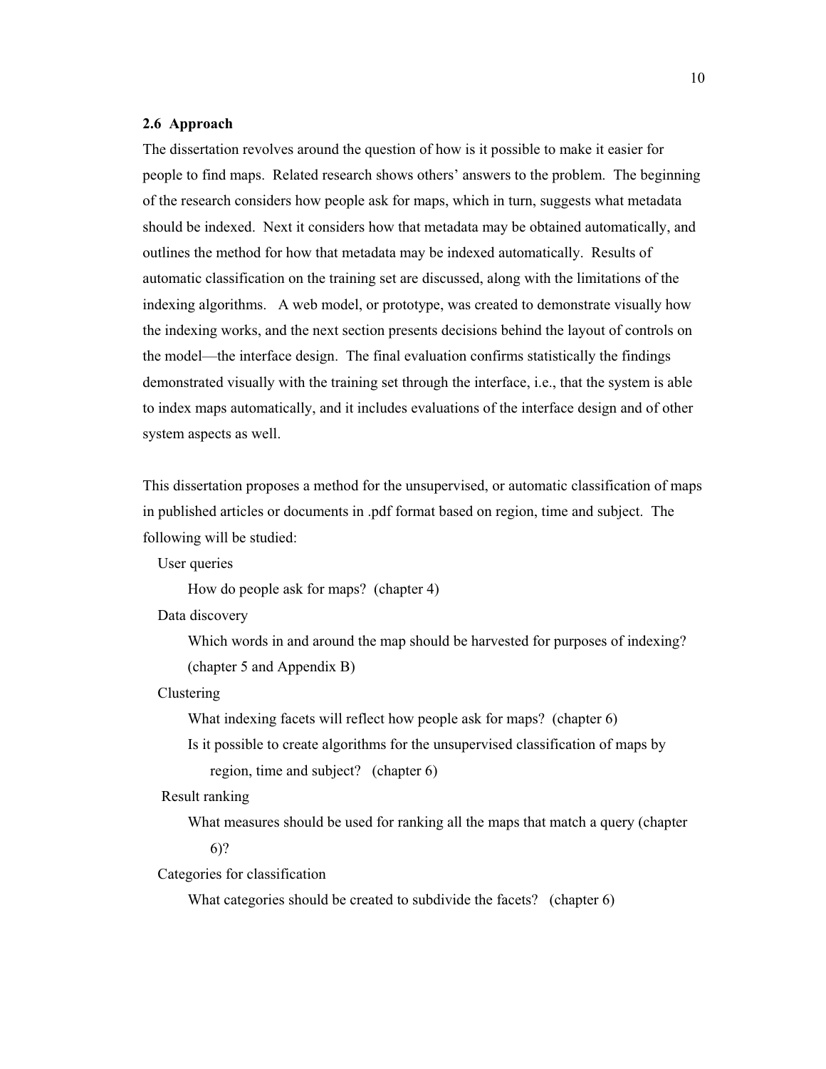### 2.6 Approach

The dissertation revolves around the question of how is it possible to make it easier for people to find maps. Related research shows others' answers to the problem. The beginning of the research considers how people ask for maps, which in turn, suggests what metadata should be indexed. Next it considers how that metadata may be obtained automatically, and outlines the method for how that metadata may be indexed automatically. Results of automatic classification on the training set are discussed, along with the limitations of the indexing algorithms. A web model, or prototype, was created to demonstrate visually how the indexing works, and the next section presents decisions behind the layout of controls on the model—the interface design. The final evaluation confirms statistically the findings demonstrated visually with the training set through the interface, i.e., that the system is able to index maps automatically, and it includes evaluations of the interface design and of other system aspects as well.

This dissertation proposes a method for the unsupervised, or automatic classification of maps in published articles or documents in .pdf format based on region, time and subject. The following will be studied:

- User queries
  - How do people ask for maps? (chapter 4)
- Data discovery
  - Which words in and around the map should be harvested for purposes of indexing? (chapter 5 and Appendix B)
- Clustering
  - What indexing facets will reflect how people ask for maps? (chapter 6)
  - Is it possible to create algorithms for the unsupervised classification of maps by region, time and subject? (chapter 6)
- Result ranking
  - What measures should be used for ranking all the maps that match a query (chapter 6)?
- Categories for classification
  - What categories should be created to subdivide the facets? (chapter 6)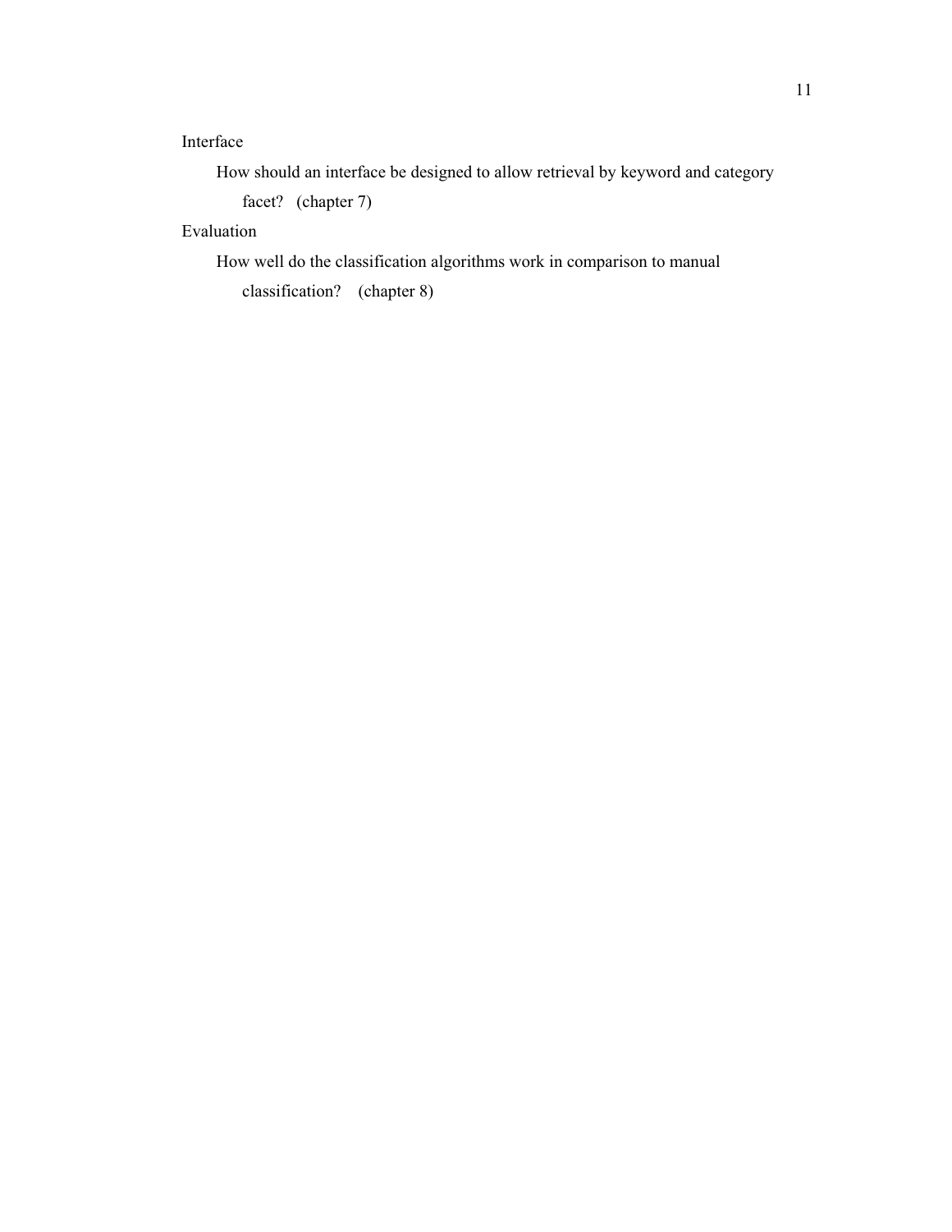Interface

How should an interface be designed to allow retrieval by keyword and category facet? (chapter 7)

Evaluation

How well do the classification algorithms work in comparison to manual classification? (chapter 8)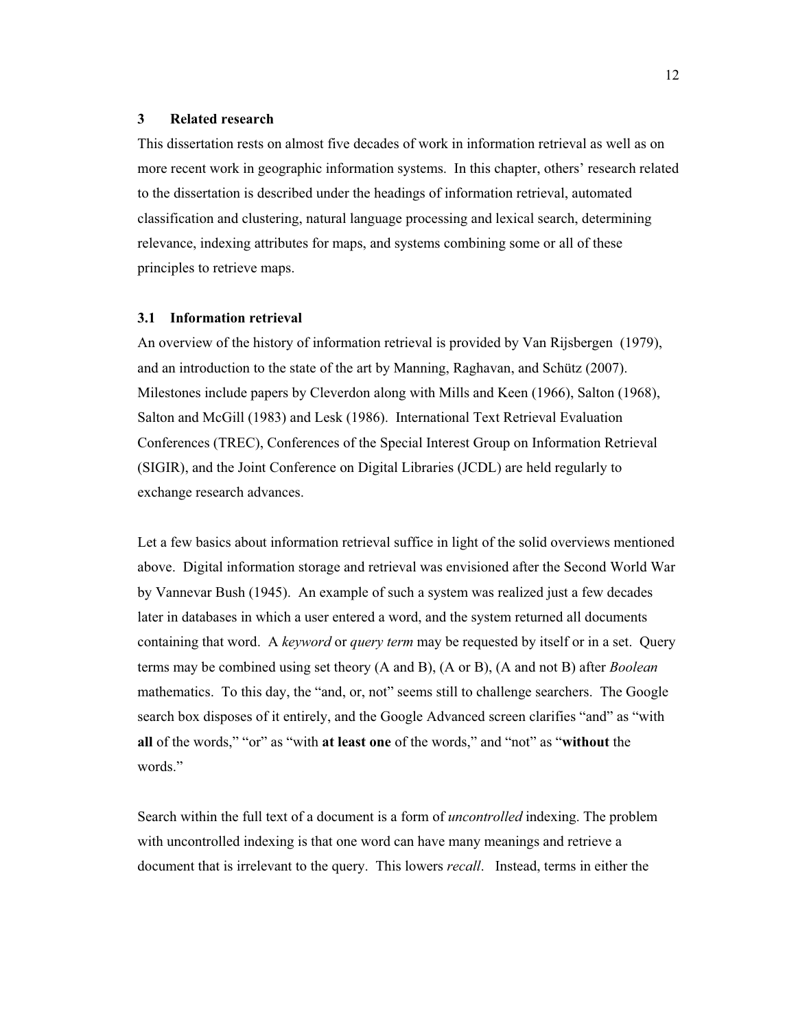## 3 Related research

This dissertation rests on almost five decades of work in information retrieval as well as on more recent work in geographic information systems. In this chapter, others' research related to the dissertation is described under the headings of information retrieval, automated classification and clustering, natural language processing and lexical search, determining relevance, indexing attributes for maps, and systems combining some or all of these principles to retrieve maps.

### 3.1 Information retrieval

An overview of the history of information retrieval is provided by Van Rijsbergen (1979), and an introduction to the state of the art by Manning, Raghavan, and Schütz (2007). Milestones include papers by Cleverdon along with Mills and Keen (1966), Salton (1968), Salton and McGill (1983) and Lesk (1986). International Text Retrieval Evaluation Conferences (TREC), Conferences of the Special Interest Group on Information Retrieval (SIGIR), and the Joint Conference on Digital Libraries (JCDL) are held regularly to exchange research advances.

Let a few basics about information retrieval suffice in light of the solid overviews mentioned above. Digital information storage and retrieval was envisioned after the Second World War by Vannevar Bush (1945). An example of such a system was realized just a few decades later in databases in which a user entered a word, and the system returned all documents containing that word. A *keyword* or *query term* may be requested by itself or in a set. Query terms may be combined using set theory (A and B), (A or B), (A and not B) after *Boolean* mathematics. To this day, the "and, or, not" seems still to challenge searchers. The Google search box disposes of it entirely, and the Google Advanced screen clarifies "and" as "with **all** of the words," "or" as "with **at least one** of the words," and "not" as "**without** the words."

Search within the full text of a document is a form of *uncontrolled* indexing. The problem with uncontrolled indexing is that one word can have many meanings and retrieve a document that is irrelevant to the query. This lowers *recall*. Instead, terms in either the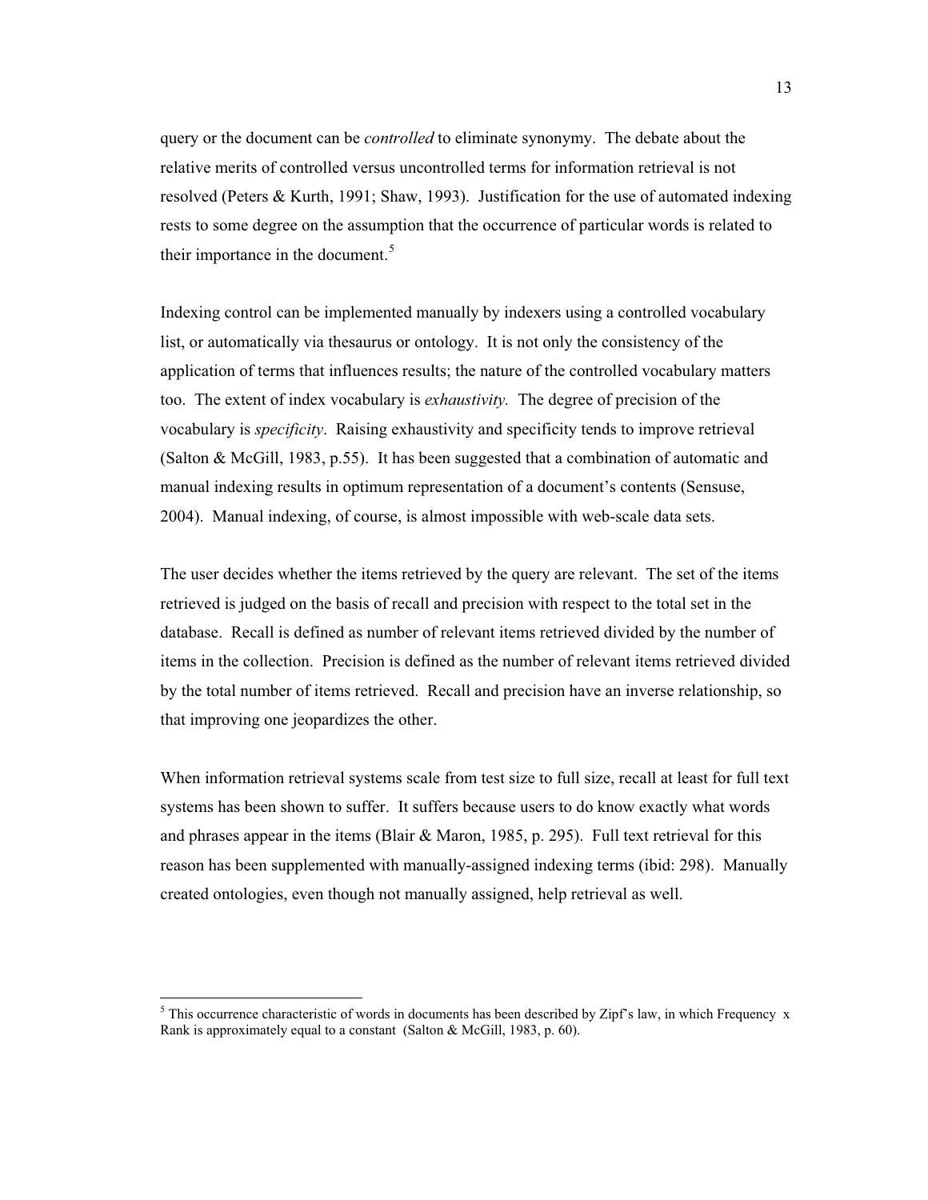query or the document can be *controlled* to eliminate synonymy. The debate about the relative merits of controlled versus uncontrolled terms for information retrieval is not resolved (Peters & Kurth, 1991; Shaw, 1993). Justification for the use of automated indexing rests to some degree on the assumption that the occurrence of particular words is related to their importance in the document.[5]

Indexing control can be implemented manually by indexers using a controlled vocabulary list, or automatically via thesaurus or ontology. It is not only the consistency of the application of terms that influences results; the nature of the controlled vocabulary matters too. The extent of index vocabulary is *exhaustivity.* The degree of precision of the vocabulary is *specificity*. Raising exhaustivity and specificity tends to improve retrieval (Salton & McGill, 1983, p.55). It has been suggested that a combination of automatic and manual indexing results in optimum representation of a document's contents (Sensuse, 2004). Manual indexing, of course, is almost impossible with web-scale data sets.

The user decides whether the items retrieved by the query are relevant. The set of the items retrieved is judged on the basis of recall and precision with respect to the total set in the database. Recall is defined as number of relevant items retrieved divided by the number of items in the collection. Precision is defined as the number of relevant items retrieved divided by the total number of items retrieved. Recall and precision have an inverse relationship, so that improving one jeopardizes the other.

When information retrieval systems scale from test size to full size, recall at least for full text systems has been shown to suffer. It suffers because users to do know exactly what words and phrases appear in the items (Blair & Maron, 1985, p. 295). Full text retrieval for this reason has been supplemented with manually-assigned indexing terms (ibid: 298). Manually created ontologies, even though not manually assigned, help retrieval as well.

---

[5] This occurrence characteristic of words in documents has been described by Zipf's law, in which Frequency x Rank is approximately equal to a constant (Salton & McGill, 1983, p. 60).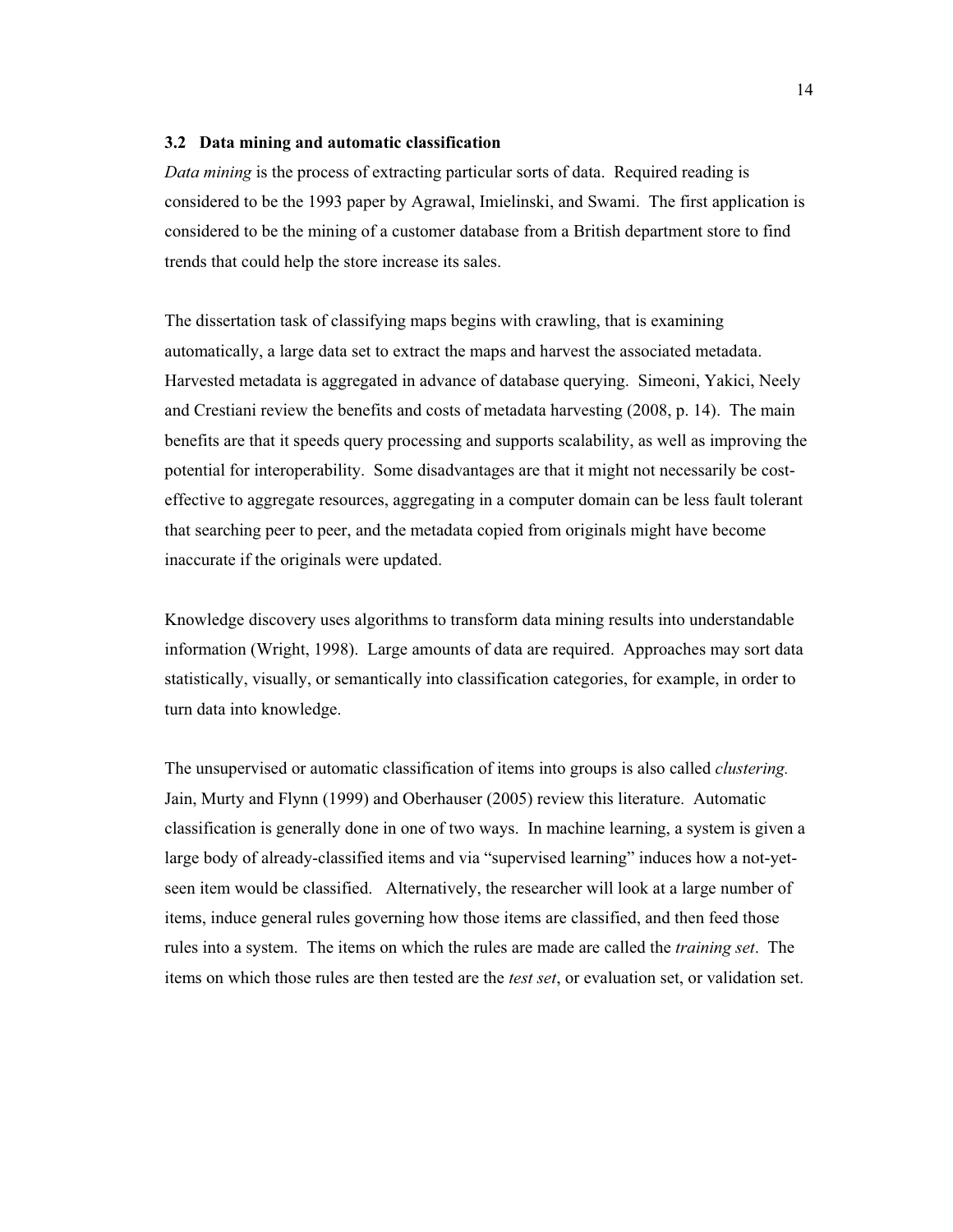### 3.2 Data mining and automatic classification

*Data mining* is the process of extracting particular sorts of data. Required reading is considered to be the 1993 paper by Agrawal, Imielinski, and Swami. The first application is considered to be the mining of a customer database from a British department store to find trends that could help the store increase its sales.

The dissertation task of classifying maps begins with crawling, that is examining automatically, a large data set to extract the maps and harvest the associated metadata. Harvested metadata is aggregated in advance of database querying. Simeoni, Yakici, Neely and Crestiani review the benefits and costs of metadata harvesting (2008, p. 14). The main benefits are that it speeds query processing and supports scalability, as well as improving the potential for interoperability. Some disadvantages are that it might not necessarily be cost-effective to aggregate resources, aggregating in a computer domain can be less fault tolerant that searching peer to peer, and the metadata copied from originals might have become inaccurate if the originals were updated.

Knowledge discovery uses algorithms to transform data mining results into understandable information (Wright, 1998). Large amounts of data are required. Approaches may sort data statistically, visually, or semantically into classification categories, for example, in order to turn data into knowledge.

The unsupervised or automatic classification of items into groups is also called *clustering.* Jain, Murty and Flynn (1999) and Oberhauser (2005) review this literature. Automatic classification is generally done in one of two ways. In machine learning, a system is given a large body of already-classified items and via "supervised learning" induces how a not-yet-seen item would be classified. Alternatively, the researcher will look at a large number of items, induce general rules governing how those items are classified, and then feed those rules into a system. The items on which the rules are made are called the *training set*. The items on which those rules are then tested are the *test set*, or evaluation set, or validation set.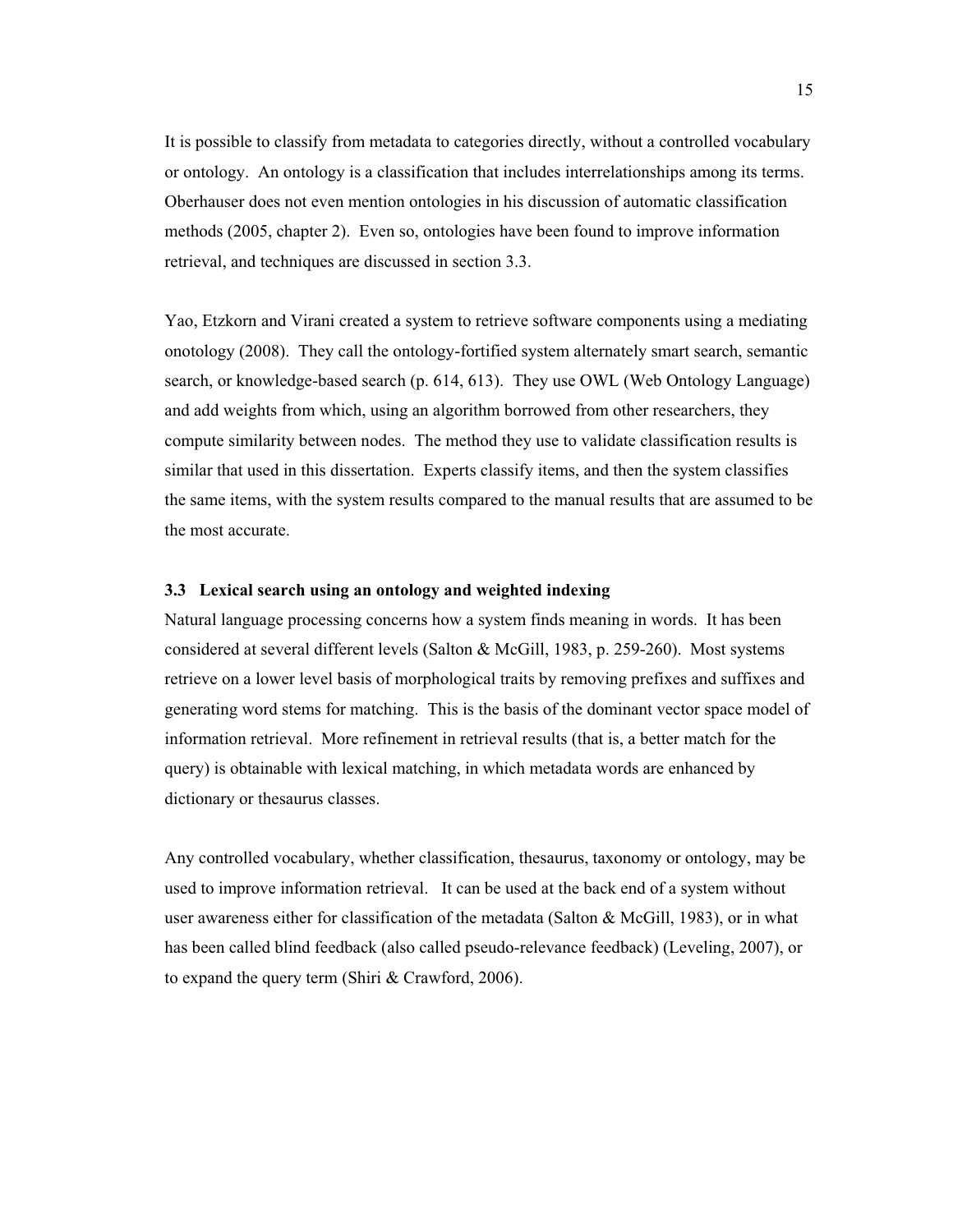It is possible to classify from metadata to categories directly, without a controlled vocabulary or ontology. An ontology is a classification that includes interrelationships among its terms. Oberhauser does not even mention ontologies in his discussion of automatic classification methods (2005, chapter 2). Even so, ontologies have been found to improve information retrieval, and techniques are discussed in section 3.3.

Yao, Etzkorn and Virani created a system to retrieve software components using a mediating onotology (2008). They call the ontology-fortified system alternately smart search, semantic search, or knowledge-based search (p. 614, 613). They use OWL (Web Ontology Language) and add weights from which, using an algorithm borrowed from other researchers, they compute similarity between nodes. The method they use to validate classification results is similar that used in this dissertation. Experts classify items, and then the system classifies the same items, with the system results compared to the manual results that are assumed to be the most accurate.

### 3.3 Lexical search using an ontology and weighted indexing

Natural language processing concerns how a system finds meaning in words. It has been considered at several different levels (Salton & McGill, 1983, p. 259-260). Most systems retrieve on a lower level basis of morphological traits by removing prefixes and suffixes and generating word stems for matching. This is the basis of the dominant vector space model of information retrieval. More refinement in retrieval results (that is, a better match for the query) is obtainable with lexical matching, in which metadata words are enhanced by dictionary or thesaurus classes.

Any controlled vocabulary, whether classification, thesaurus, taxonomy or ontology, may be used to improve information retrieval. It can be used at the back end of a system without user awareness either for classification of the metadata (Salton & McGill, 1983), or in what has been called blind feedback (also called pseudo-relevance feedback) (Leveling, 2007), or to expand the query term (Shiri & Crawford, 2006).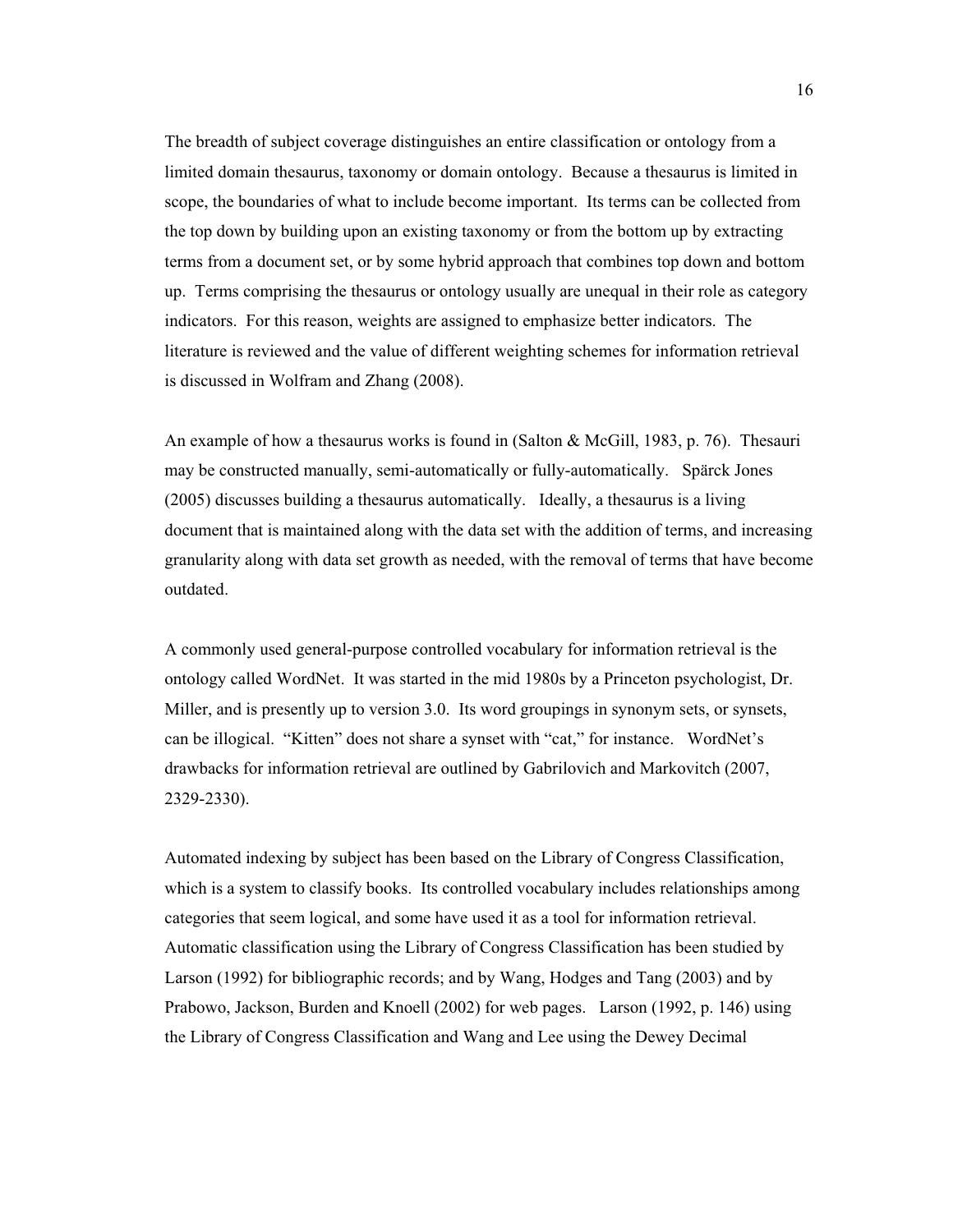The breadth of subject coverage distinguishes an entire classification or ontology from a limited domain thesaurus, taxonomy or domain ontology. Because a thesaurus is limited in scope, the boundaries of what to include become important. Its terms can be collected from the top down by building upon an existing taxonomy or from the bottom up by extracting terms from a document set, or by some hybrid approach that combines top down and bottom up. Terms comprising the thesaurus or ontology usually are unequal in their role as category indicators. For this reason, weights are assigned to emphasize better indicators. The literature is reviewed and the value of different weighting schemes for information retrieval is discussed in Wolfram and Zhang (2008).

An example of how a thesaurus works is found in (Salton & McGill, 1983, p. 76). Thesauri may be constructed manually, semi-automatically or fully-automatically. Spärck Jones (2005) discusses building a thesaurus automatically. Ideally, a thesaurus is a living document that is maintained along with the data set with the addition of terms, and increasing granularity along with data set growth as needed, with the removal of terms that have become outdated.

A commonly used general-purpose controlled vocabulary for information retrieval is the ontology called WordNet. It was started in the mid 1980s by a Princeton psychologist, Dr. Miller, and is presently up to version 3.0. Its word groupings in synonym sets, or synsets, can be illogical. "Kitten" does not share a synset with "cat," for instance. WordNet's drawbacks for information retrieval are outlined by Gabrilovich and Markovitch (2007, 2329-2330).

Automated indexing by subject has been based on the Library of Congress Classification, which is a system to classify books. Its controlled vocabulary includes relationships among categories that seem logical, and some have used it as a tool for information retrieval. Automatic classification using the Library of Congress Classification has been studied by Larson (1992) for bibliographic records; and by Wang, Hodges and Tang (2003) and by Prabowo, Jackson, Burden and Knoell (2002) for web pages. Larson (1992, p. 146) using the Library of Congress Classification and Wang and Lee using the Dewey Decimal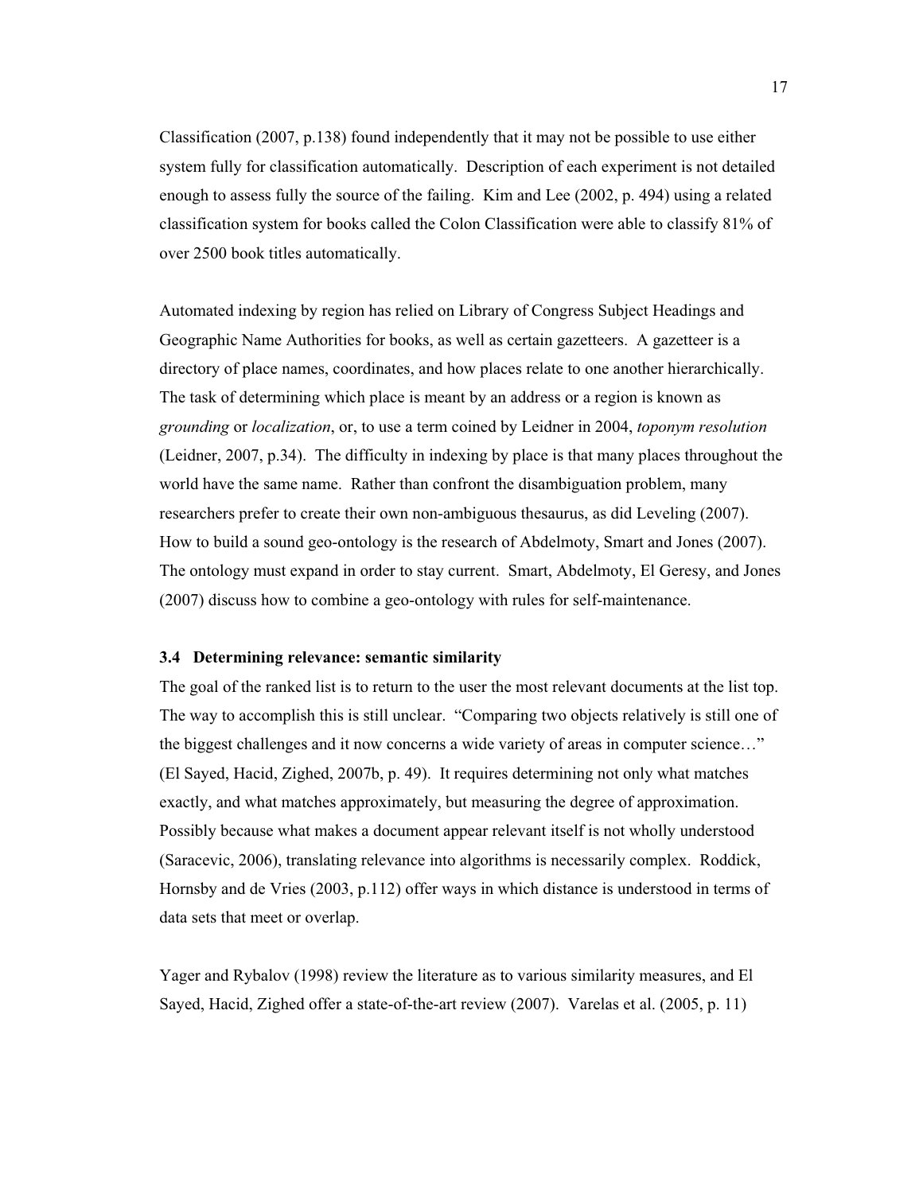Classification (2007, p.138) found independently that it may not be possible to use either system fully for classification automatically. Description of each experiment is not detailed enough to assess fully the source of the failing. Kim and Lee (2002, p. 494) using a related classification system for books called the Colon Classification were able to classify 81% of over 2500 book titles automatically.

Automated indexing by region has relied on Library of Congress Subject Headings and Geographic Name Authorities for books, as well as certain gazetteers. A gazetteer is a directory of place names, coordinates, and how places relate to one another hierarchically. The task of determining which place is meant by an address or a region is known as *grounding* or *localization*, or, to use a term coined by Leidner in 2004, *toponym resolution* (Leidner, 2007, p.34). The difficulty in indexing by place is that many places throughout the world have the same name. Rather than confront the disambiguation problem, many researchers prefer to create their own non-ambiguous thesaurus, as did Leveling (2007). How to build a sound geo-ontology is the research of Abdelmoty, Smart and Jones (2007). The ontology must expand in order to stay current. Smart, Abdelmoty, El Geresy, and Jones (2007) discuss how to combine a geo-ontology with rules for self-maintenance.

### 3.4 Determining relevance: semantic similarity

The goal of the ranked list is to return to the user the most relevant documents at the list top. The way to accomplish this is still unclear. "Comparing two objects relatively is still one of the biggest challenges and it now concerns a wide variety of areas in computer science…" (El Sayed, Hacid, Zighed, 2007b, p. 49). It requires determining not only what matches exactly, and what matches approximately, but measuring the degree of approximation. Possibly because what makes a document appear relevant itself is not wholly understood (Saracevic, 2006), translating relevance into algorithms is necessarily complex. Roddick, Hornsby and de Vries (2003, p.112) offer ways in which distance is understood in terms of data sets that meet or overlap.

Yager and Rybalov (1998) review the literature as to various similarity measures, and El Sayed, Hacid, Zighed offer a state-of-the-art review (2007). Varelas et al. (2005, p. 11)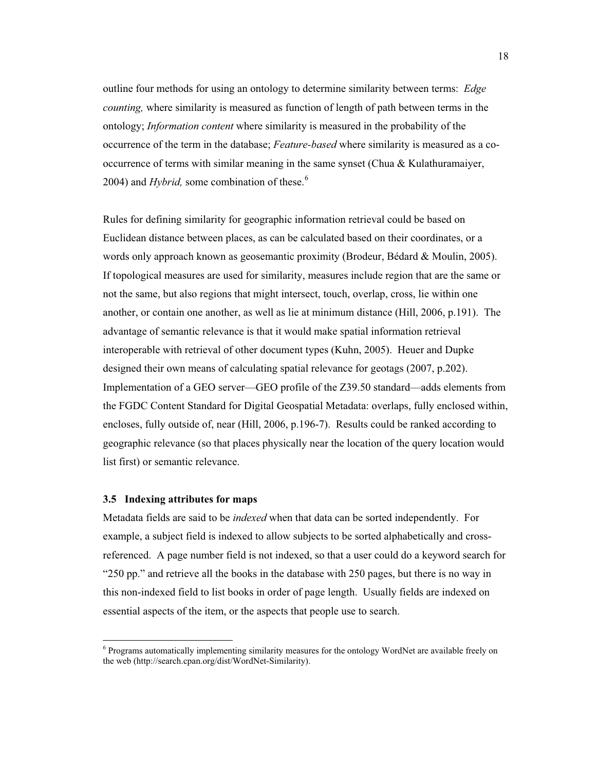outline four methods for using an ontology to determine similarity between terms: *Edge counting,* where similarity is measured as function of length of path between terms in the ontology; *Information content* where similarity is measured in the probability of the occurrence of the term in the database; *Feature-based* where similarity is measured as a co-occurrence of terms with similar meaning in the same synset (Chua & Kulathuramaiyer, 2004) and *Hybrid,* some combination of these.[6]

Rules for defining similarity for geographic information retrieval could be based on Euclidean distance between places, as can be calculated based on their coordinates, or a words only approach known as geosemantic proximity (Brodeur, Bédard & Moulin, 2005). If topological measures are used for similarity, measures include region that are the same or not the same, but also regions that might intersect, touch, overlap, cross, lie within one another, or contain one another, as well as lie at minimum distance (Hill, 2006, p.191). The advantage of semantic relevance is that it would make spatial information retrieval interoperable with retrieval of other document types (Kuhn, 2005). Heuer and Dupke designed their own means of calculating spatial relevance for geotags (2007, p.202). Implementation of a GEO server—GEO profile of the Z39.50 standard—adds elements from the FGDC Content Standard for Digital Geospatial Metadata: overlaps, fully enclosed within, encloses, fully outside of, near (Hill, 2006, p.196-7). Results could be ranked according to geographic relevance (so that places physically near the location of the query location would list first) or semantic relevance.

### 3.5 Indexing attributes for maps

Metadata fields are said to be *indexed* when that data can be sorted independently. For example, a subject field is indexed to allow subjects to be sorted alphabetically and cross-referenced. A page number field is not indexed, so that a user could do a keyword search for "250 pp." and retrieve all the books in the database with 250 pages, but there is no way in this non-indexed field to list books in order of page length. Usually fields are indexed on essential aspects of the item, or the aspects that people use to search.

---

[6] Programs automatically implementing similarity measures for the ontology WordNet are available freely on the web (http://search.cpan.org/dist/WordNet-Similarity).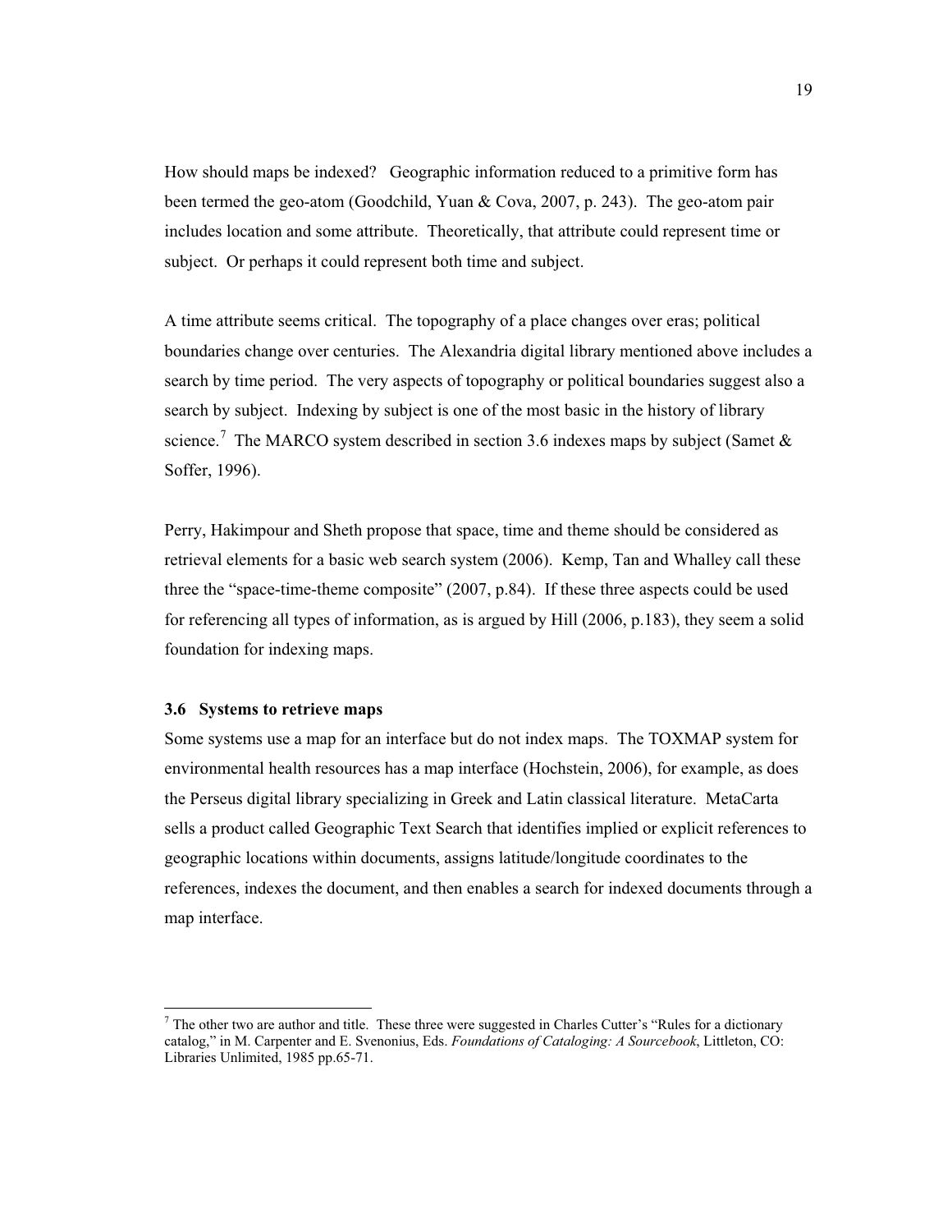How should maps be indexed? Geographic information reduced to a primitive form has been termed the geo-atom (Goodchild, Yuan & Cova, 2007, p. 243). The geo-atom pair includes location and some attribute. Theoretically, that attribute could represent time or subject. Or perhaps it could represent both time and subject.

A time attribute seems critical. The topography of a place changes over eras; political boundaries change over centuries. The Alexandria digital library mentioned above includes a search by time period. The very aspects of topography or political boundaries suggest also a search by subject. Indexing by subject is one of the most basic in the history of library science.[7] The MARCO system described in section 3.6 indexes maps by subject (Samet & Soffer, 1996).

Perry, Hakimpour and Sheth propose that space, time and theme should be considered as retrieval elements for a basic web search system (2006). Kemp, Tan and Whalley call these three the "space-time-theme composite" (2007, p.84). If these three aspects could be used for referencing all types of information, as is argued by Hill (2006, p.183), they seem a solid foundation for indexing maps.

### 3.6 Systems to retrieve maps

Some systems use a map for an interface but do not index maps. The TOXMAP system for environmental health resources has a map interface (Hochstein, 2006), for example, as does the Perseus digital library specializing in Greek and Latin classical literature. MetaCarta sells a product called Geographic Text Search that identifies implied or explicit references to geographic locations within documents, assigns latitude/longitude coordinates to the references, indexes the document, and then enables a search for indexed documents through a map interface.

---

[7] The other two are author and title. These three were suggested in Charles Cutter's "Rules for a dictionary catalog," in M. Carpenter and E. Svenonius, Eds. *Foundations of Cataloging: A Sourcebook*, Littleton, CO: Libraries Unlimited, 1985 pp.65-71.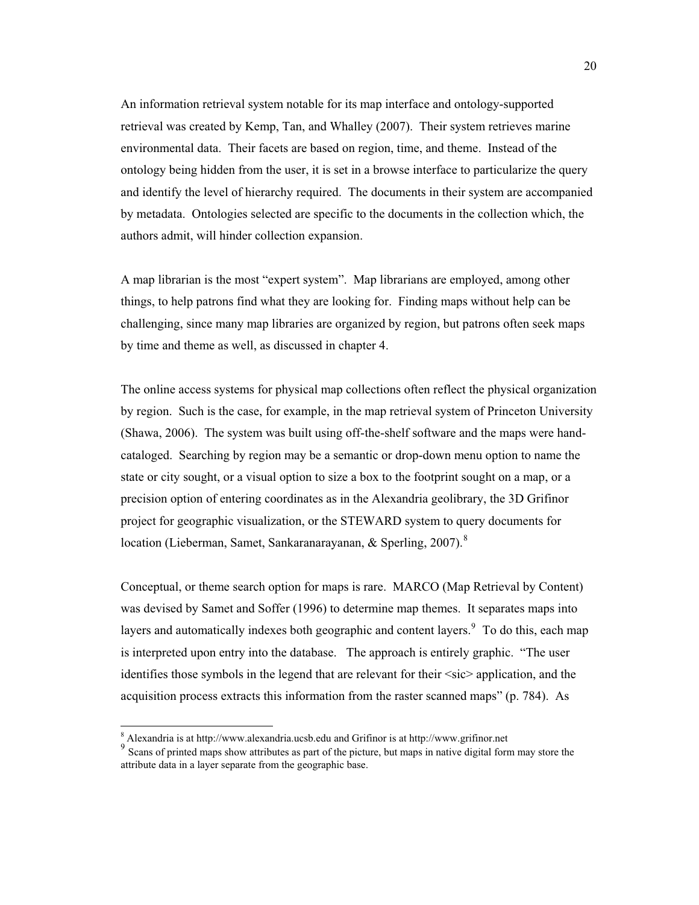An information retrieval system notable for its map interface and ontology-supported retrieval was created by Kemp, Tan, and Whalley (2007). Their system retrieves marine environmental data. Their facets are based on region, time, and theme. Instead of the ontology being hidden from the user, it is set in a browse interface to particularize the query and identify the level of hierarchy required. The documents in their system are accompanied by metadata. Ontologies selected are specific to the documents in the collection which, the authors admit, will hinder collection expansion.

A map librarian is the most "expert system". Map librarians are employed, among other things, to help patrons find what they are looking for. Finding maps without help can be challenging, since many map libraries are organized by region, but patrons often seek maps by time and theme as well, as discussed in chapter 4.

The online access systems for physical map collections often reflect the physical organization by region. Such is the case, for example, in the map retrieval system of Princeton University (Shawa, 2006). The system was built using off-the-shelf software and the maps were hand-cataloged. Searching by region may be a semantic or drop-down menu option to name the state or city sought, or a visual option to size a box to the footprint sought on a map, or a precision option of entering coordinates as in the Alexandria geolibrary, the 3D Grifinor project for geographic visualization, or the STEWARD system to query documents for location (Lieberman, Samet, Sankaranarayanan, & Sperling, 2007).[8]

Conceptual, or theme search option for maps is rare. MARCO (Map Retrieval by Content) was devised by Samet and Soffer (1996) to determine map themes. It separates maps into layers and automatically indexes both geographic and content layers.[9] To do this, each map is interpreted upon entry into the database. The approach is entirely graphic. "The user identifies those symbols in the legend that are relevant for their <sic> application, and the acquisition process extracts this information from the raster scanned maps" (p. 784). As

---

[8] Alexandria is at http://www.alexandria.ucsb.edu and Grifinor is at http://www.grifinor.net

[9] Scans of printed maps show attributes as part of the picture, but maps in native digital form may store the attribute data in a layer separate from the geographic base.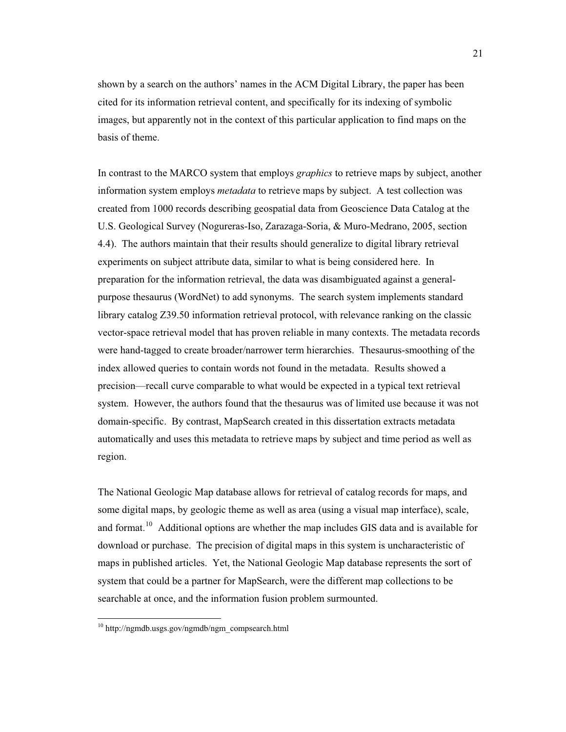shown by a search on the authors' names in the ACM Digital Library, the paper has been cited for its information retrieval content, and specifically for its indexing of symbolic images, but apparently not in the context of this particular application to find maps on the basis of theme.

In contrast to the MARCO system that employs *graphics* to retrieve maps by subject, another information system employs *metadata* to retrieve maps by subject. A test collection was created from 1000 records describing geospatial data from Geoscience Data Catalog at the U.S. Geological Survey (Nogureras-Iso, Zarazaga-Soria, & Muro-Medrano, 2005, section 4.4). The authors maintain that their results should generalize to digital library retrieval experiments on subject attribute data, similar to what is being considered here. In preparation for the information retrieval, the data was disambiguated against a general-purpose thesaurus (WordNet) to add synonyms. The search system implements standard library catalog Z39.50 information retrieval protocol, with relevance ranking on the classic vector-space retrieval model that has proven reliable in many contexts. The metadata records were hand-tagged to create broader/narrower term hierarchies. Thesaurus-smoothing of the index allowed queries to contain words not found in the metadata. Results showed a precision—recall curve comparable to what would be expected in a typical text retrieval system. However, the authors found that the thesaurus was of limited use because it was not domain-specific. By contrast, MapSearch created in this dissertation extracts metadata automatically and uses this metadata to retrieve maps by subject and time period as well as region.

The National Geologic Map database allows for retrieval of catalog records for maps, and some digital maps, by geologic theme as well as area (using a visual map interface), scale, and format.[10] Additional options are whether the map includes GIS data and is available for download or purchase. The precision of digital maps in this system is uncharacteristic of maps in published articles. Yet, the National Geologic Map database represents the sort of system that could be a partner for MapSearch, were the different map collections to be searchable at once, and the information fusion problem surmounted.

---

[10] http://ngmdb.usgs.gov/ngmdb/ngm_compsearch.html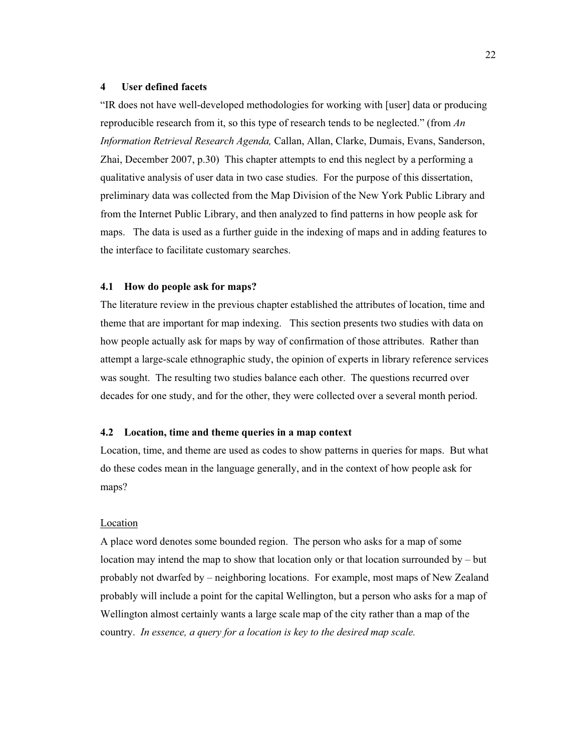## 4 User defined facets

"IR does not have well-developed methodologies for working with [user] data or producing reproducible research from it, so this type of research tends to be neglected." (from *An Information Retrieval Research Agenda,* Callan, Allan, Clarke, Dumais, Evans, Sanderson, Zhai, December 2007, p.30) This chapter attempts to end this neglect by a performing a qualitative analysis of user data in two case studies. For the purpose of this dissertation, preliminary data was collected from the Map Division of the New York Public Library and from the Internet Public Library, and then analyzed to find patterns in how people ask for maps. The data is used as a further guide in the indexing of maps and in adding features to the interface to facilitate customary searches.

### 4.1 How do people ask for maps?

The literature review in the previous chapter established the attributes of location, time and theme that are important for map indexing. This section presents two studies with data on how people actually ask for maps by way of confirmation of those attributes. Rather than attempt a large-scale ethnographic study, the opinion of experts in library reference services was sought. The resulting two studies balance each other. The questions recurred over decades for one study, and for the other, they were collected over a several month period.

### 4.2 Location, time and theme queries in a map context

Location, time, and theme are used as codes to show patterns in queries for maps. But what do these codes mean in the language generally, and in the context of how people ask for maps?

<u>Location</u>

A place word denotes some bounded region. The person who asks for a map of some location may intend the map to show that location only or that location surrounded by – but probably not dwarfed by – neighboring locations. For example, most maps of New Zealand probably will include a point for the capital Wellington, but a person who asks for a map of Wellington almost certainly wants a large scale map of the city rather than a map of the country. *In essence, a query for a location is key to the desired map scale.*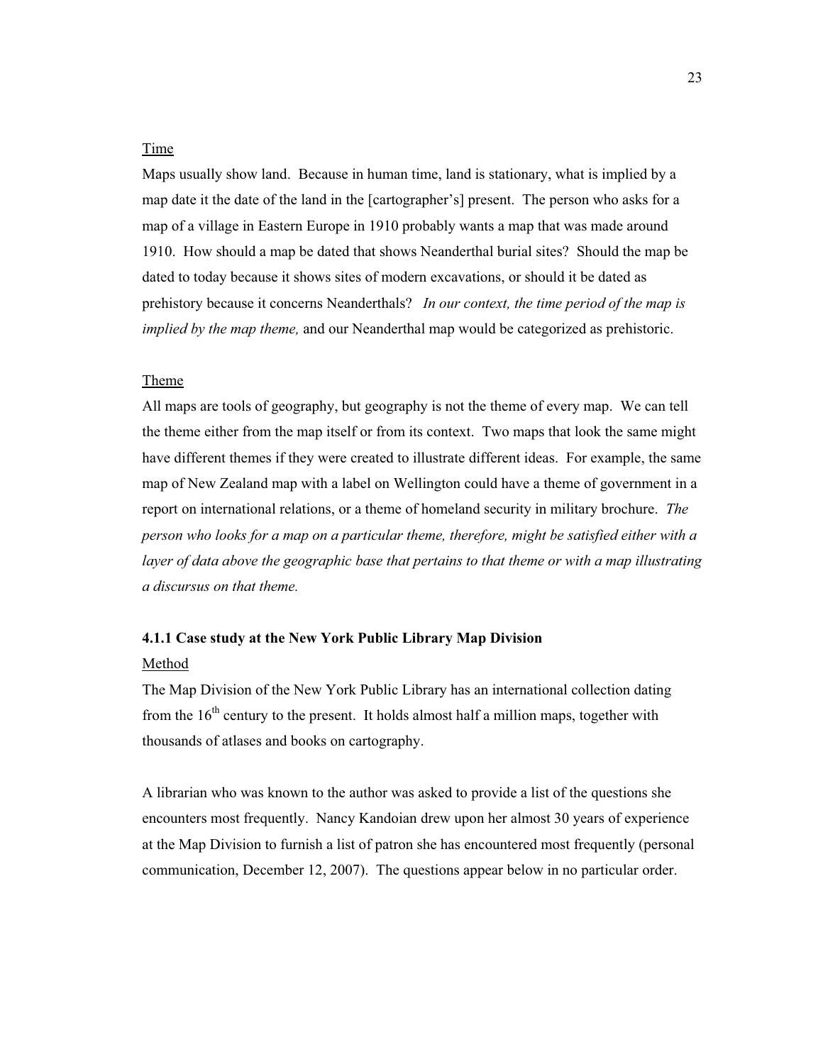Time

Maps usually show land. Because in human time, land is stationary, what is implied by a map date it the date of the land in the [cartographer's] present. The person who asks for a map of a village in Eastern Europe in 1910 probably wants a map that was made around 1910. How should a map be dated that shows Neanderthal burial sites? Should the map be dated to today because it shows sites of modern excavations, or should it be dated as prehistory because it concerns Neanderthals? *In our context, the time period of the map is implied by the map theme,* and our Neanderthal map would be categorized as prehistoric.

Theme

All maps are tools of geography, but geography is not the theme of every map. We can tell the theme either from the map itself or from its context. Two maps that look the same might have different themes if they were created to illustrate different ideas. For example, the same map of New Zealand map with a label on Wellington could have a theme of government in a report on international relations, or a theme of homeland security in military brochure. *The person who looks for a map on a particular theme, therefore, might be satisfied either with a layer of data above the geographic base that pertains to that theme or with a map illustrating a discursus on that theme.*

### 4.1.1 Case study at the New York Public Library Map Division

Method

The Map Division of the New York Public Library has an international collection dating from the 16th century to the present. It holds almost half a million maps, together with thousands of atlases and books on cartography.

A librarian who was known to the author was asked to provide a list of the questions she encounters most frequently. Nancy Kandoian drew upon her almost 30 years of experience at the Map Division to furnish a list of patron she has encountered most frequently (personal communication, December 12, 2007). The questions appear below in no particular order.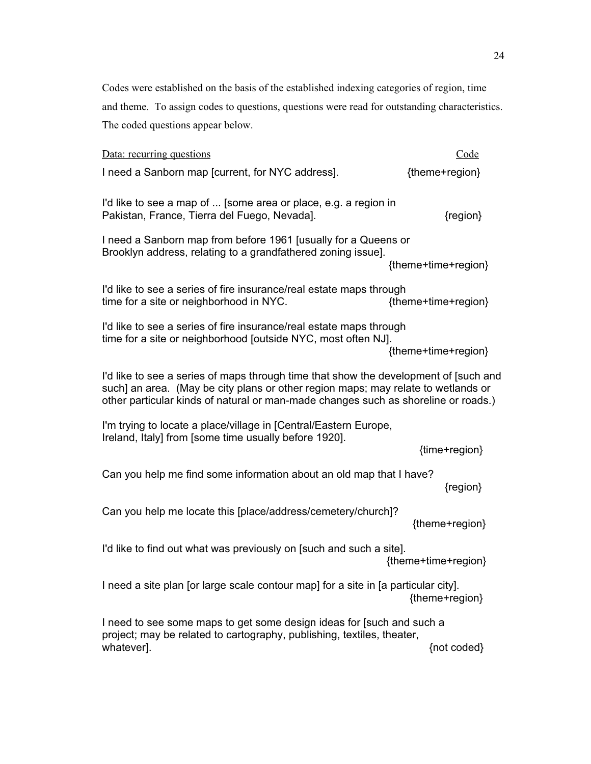Codes were established on the basis of the established indexing categories of region, time and theme. To assign codes to questions, questions were read for outstanding characteristics. The coded questions appear below.

| Data: recurring questions | Code |
|---|---|
| I need a Sanborn map [current, for NYC address]. | {theme+region} |
| I'd like to see a map of ... [some area or place, e.g. a region in Pakistan, France, Tierra del Fuego, Nevada]. | {region} |
| I need a Sanborn map from before 1961 [usually for a Queens or Brooklyn address, relating to a grandfathered zoning issue]. | {theme+time+region} |
| I'd like to see a series of fire insurance/real estate maps through time for a site or neighborhood in NYC. | {theme+time+region} |
| I'd like to see a series of fire insurance/real estate maps through time for a site or neighborhood [outside NYC, most often NJ]. | {theme+time+region} |
| I'd like to see a series of maps through time that show the development of [such and such] an area. (May be city plans or other region maps; may relate to wetlands or other particular kinds of natural or man-made changes such as shoreline or roads.) | |
| I'm trying to locate a place/village in [Central/Eastern Europe, Ireland, Italy] from [some time usually before 1920]. | {time+region} |
| Can you help me find some information about an old map that I have? | {region} |
| Can you help me locate this [place/address/cemetery/church]? | {theme+region} |
| I'd like to find out what was previously on [such and such a site]. | {theme+time+region} |
| I need a site plan [or large scale contour map] for a site in [a particular city]. | {theme+region} |
| I need to see some maps to get some design ideas for [such and such a project; may be related to cartography, publishing, textiles, theater, whatever]. | {not coded} |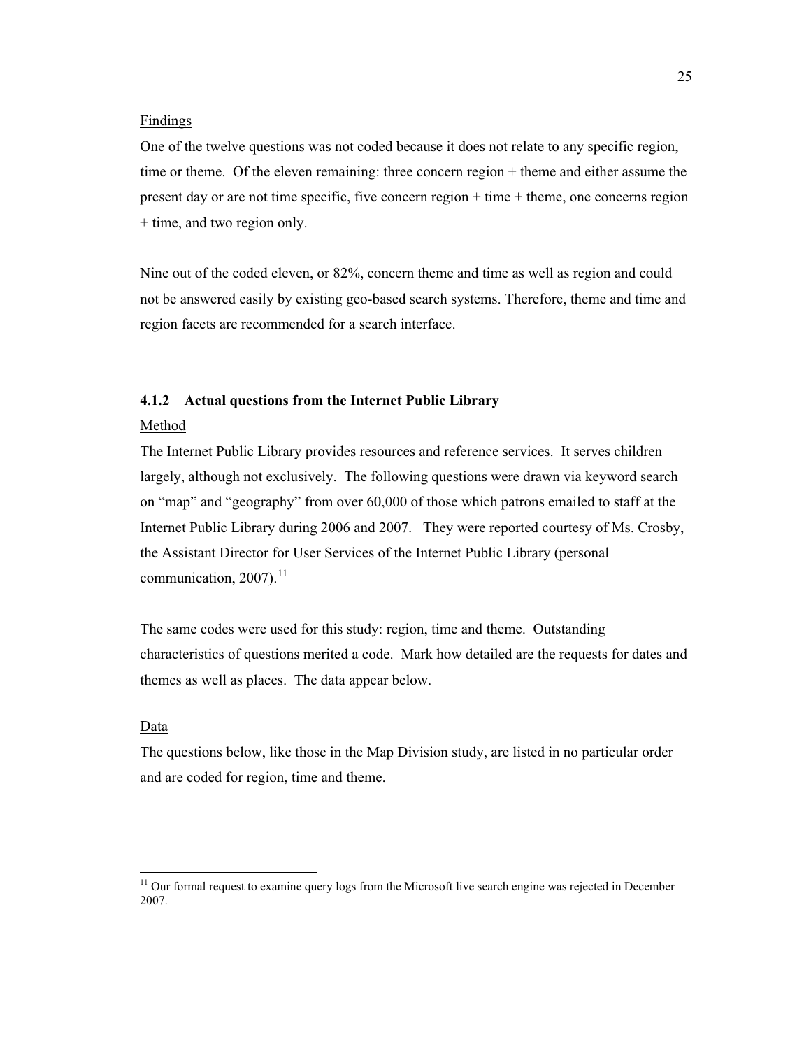Findings

One of the twelve questions was not coded because it does not relate to any specific region, time or theme. Of the eleven remaining: three concern region + theme and either assume the present day or are not time specific, five concern region + time + theme, one concerns region + time, and two region only.

Nine out of the coded eleven, or 82%, concern theme and time as well as region and could not be answered easily by existing geo-based search systems. Therefore, theme and time and region facets are recommended for a search interface.

### 4.1.2 Actual questions from the Internet Public Library

Method

The Internet Public Library provides resources and reference services. It serves children largely, although not exclusively. The following questions were drawn via keyword search on "map" and "geography" from over 60,000 of those which patrons emailed to staff at the Internet Public Library during 2006 and 2007. They were reported courtesy of Ms. Crosby, the Assistant Director for User Services of the Internet Public Library (personal communication, 2007).[11]

The same codes were used for this study: region, time and theme. Outstanding characteristics of questions merited a code. Mark how detailed are the requests for dates and themes as well as places. The data appear below.

Data

The questions below, like those in the Map Division study, are listed in no particular order and are coded for region, time and theme.

[11] Our formal request to examine query logs from the Microsoft live search engine was rejected in December 2007.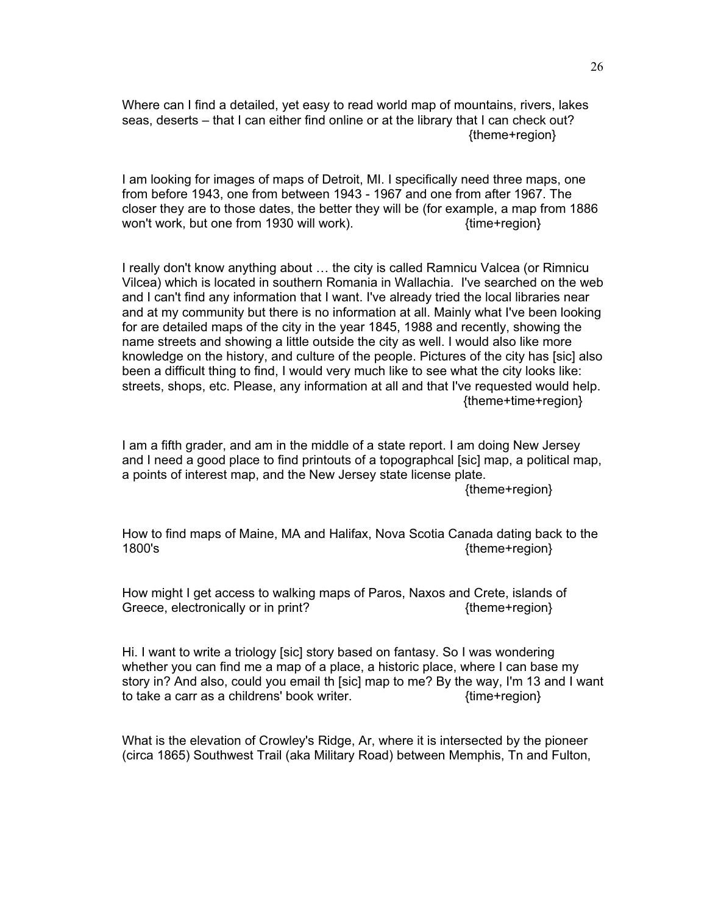Where can I find a detailed, yet easy to read world map of mountains, rivers, lakes seas, deserts – that I can either find online or at the library that I can check out? {theme+region}

I am looking for images of maps of Detroit, MI. I specifically need three maps, one from before 1943, one from between 1943 - 1967 and one from after 1967. The closer they are to those dates, the better they will be (for example, a map from 1886 won't work, but one from 1930 will work). {time+region}

I really don't know anything about … the city is called Ramnicu Valcea (or Rimnicu Vilcea) which is located in southern Romania in Wallachia. I've searched on the web and I can't find any information that I want. I've already tried the local libraries near and at my community but there is no information at all. Mainly what I've been looking for are detailed maps of the city in the year 1845, 1988 and recently, showing the name streets and showing a little outside the city as well. I would also like more knowledge on the history, and culture of the people. Pictures of the city has [sic] also been a difficult thing to find, I would very much like to see what the city looks like: streets, shops, etc. Please, any information at all and that I've requested would help. {theme+time+region}

I am a fifth grader, and am in the middle of a state report. I am doing New Jersey and I need a good place to find printouts of a topographcal [sic] map, a political map, a points of interest map, and the New Jersey state license plate. {theme+region}

How to find maps of Maine, MA and Halifax, Nova Scotia Canada dating back to the 1800's {theme+region}

How might I get access to walking maps of Paros, Naxos and Crete, islands of Greece, electronically or in print? {theme+region}

Hi. I want to write a triology [sic] story based on fantasy. So I was wondering whether you can find me a map of a place, a historic place, where I can base my story in? And also, could you email th [sic] map to me? By the way, I'm 13 and I want to take a carr as a childrens' book writer. {time+region}

What is the elevation of Crowley's Ridge, Ar, where it is intersected by the pioneer (circa 1865) Southwest Trail (aka Military Road) between Memphis, Tn and Fulton,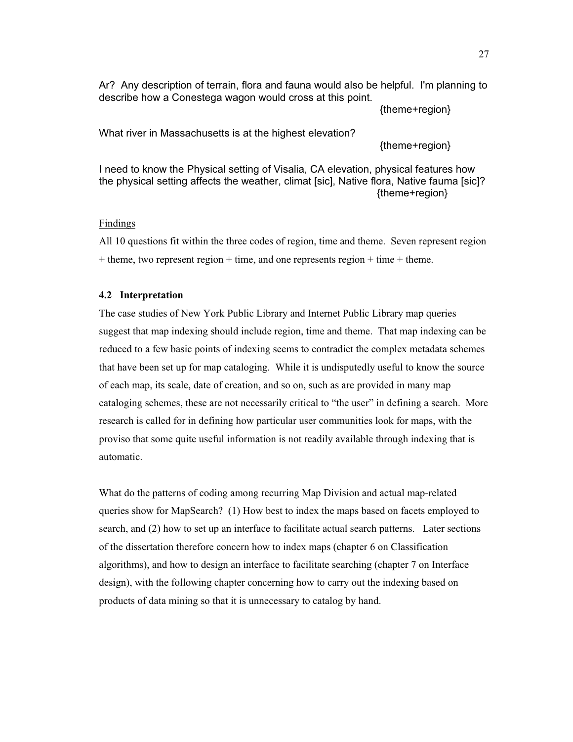Ar? Any description of terrain, flora and fauna would also be helpful. I'm planning to describe how a Conestega wagon would cross at this point.
{theme+region}

What river in Massachusetts is at the highest elevation?
{theme+region}

I need to know the Physical setting of Visalia, CA elevation, physical features how the physical setting affects the weather, climat [sic], Native flora, Native fauma [sic]?
{theme+region}

Findings

All 10 questions fit within the three codes of region, time and theme. Seven represent region + theme, two represent region + time, and one represents region + time + theme.

### 4.2 Interpretation

The case studies of New York Public Library and Internet Public Library map queries suggest that map indexing should include region, time and theme. That map indexing can be reduced to a few basic points of indexing seems to contradict the complex metadata schemes that have been set up for map cataloging. While it is undisputedly useful to know the source of each map, its scale, date of creation, and so on, such as are provided in many map cataloging schemes, these are not necessarily critical to "the user" in defining a search. More research is called for in defining how particular user communities look for maps, with the proviso that some quite useful information is not readily available through indexing that is automatic.

What do the patterns of coding among recurring Map Division and actual map-related queries show for MapSearch? (1) How best to index the maps based on facets employed to search, and (2) how to set up an interface to facilitate actual search patterns. Later sections of the dissertation therefore concern how to index maps (chapter 6 on Classification algorithms), and how to design an interface to facilitate searching (chapter 7 on Interface design), with the following chapter concerning how to carry out the indexing based on products of data mining so that it is unnecessary to catalog by hand.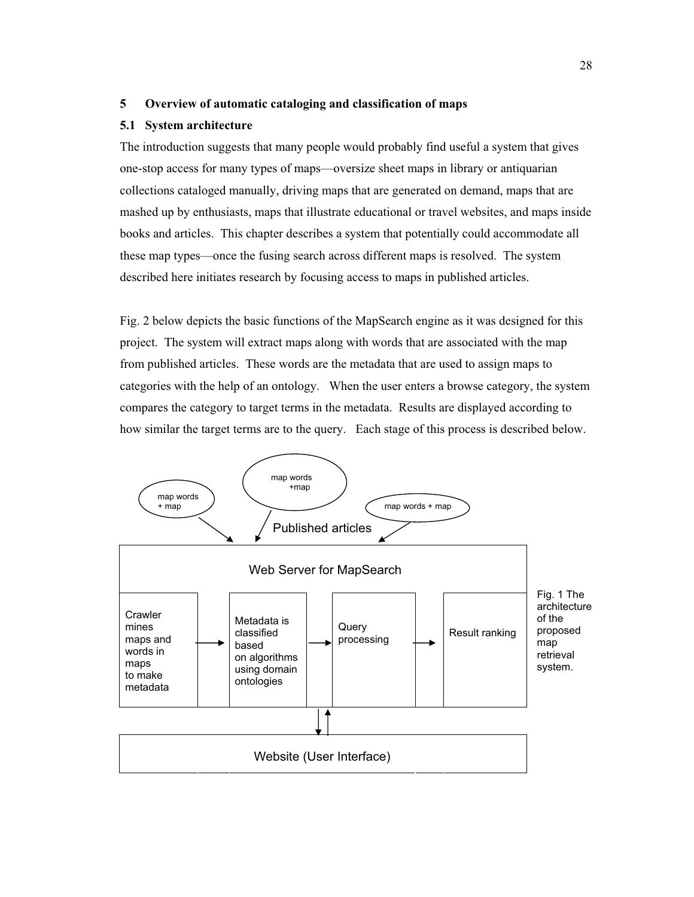## 5 Overview of automatic cataloging and classification of maps

### 5.1 System architecture

The introduction suggests that many people would probably find useful a system that gives one-stop access for many types of maps—oversize sheet maps in library or antiquarian collections cataloged manually, driving maps that are generated on demand, maps that are mashed up by enthusiasts, maps that illustrate educational or travel websites, and maps inside books and articles. This chapter describes a system that potentially could accommodate all these map types—once the fusing search across different maps is resolved. The system described here initiates research by focusing access to maps in published articles.

Fig. 2 below depicts the basic functions of the MapSearch engine as it was designed for this project. The system will extract maps along with words that are associated with the map from published articles. These words are the metadata that are used to assign maps to categories with the help of an ontology. When the user enters a browse category, the system compares the category to target terms in the metadata. Results are displayed according to how similar the target terms are to the query. Each stage of this process is described below.

map words + map

map words +map

map words + map

Published articles

Web Server for MapSearch

Crawler mines maps and words in maps to make metadata → Metadata is classified based on algorithms using domain ontologies → Query processing → Result ranking

Website (User Interface)

Fig. 1 The architecture of the proposed map retrieval system.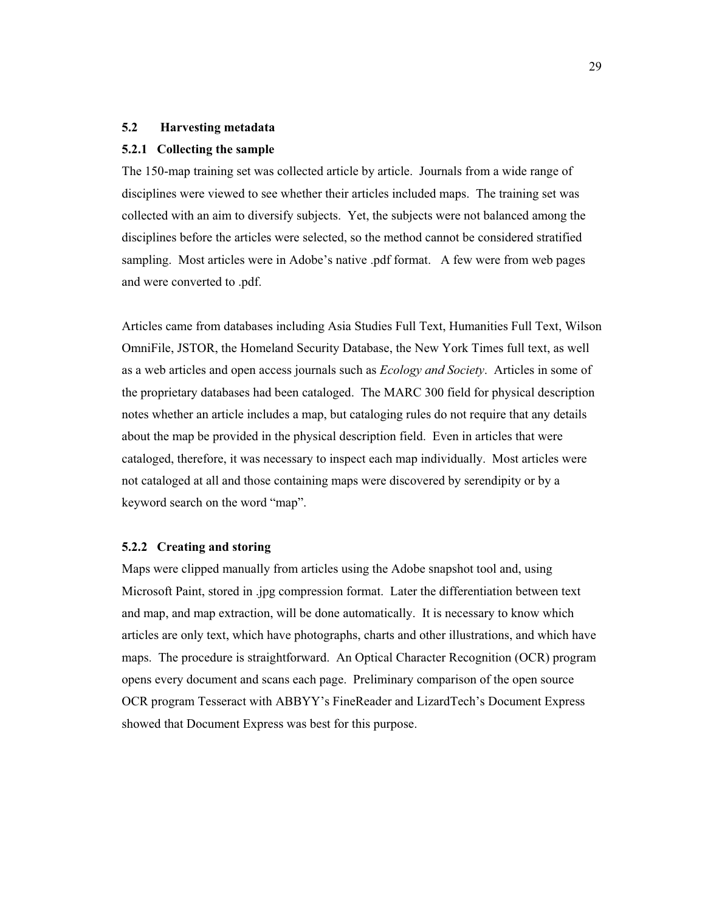## 5.2 Harvesting metadata

### 5.2.1 Collecting the sample

The 150-map training set was collected article by article. Journals from a wide range of disciplines were viewed to see whether their articles included maps. The training set was collected with an aim to diversify subjects. Yet, the subjects were not balanced among the disciplines before the articles were selected, so the method cannot be considered stratified sampling. Most articles were in Adobe's native .pdf format. A few were from web pages and were converted to .pdf.

Articles came from databases including Asia Studies Full Text, Humanities Full Text, Wilson OmniFile, JSTOR, the Homeland Security Database, the New York Times full text, as well as a web articles and open access journals such as *Ecology and Society*. Articles in some of the proprietary databases had been cataloged. The MARC 300 field for physical description notes whether an article includes a map, but cataloging rules do not require that any details about the map be provided in the physical description field. Even in articles that were cataloged, therefore, it was necessary to inspect each map individually. Most articles were not cataloged at all and those containing maps were discovered by serendipity or by a keyword search on the word "map".

### 5.2.2 Creating and storing

Maps were clipped manually from articles using the Adobe snapshot tool and, using Microsoft Paint, stored in .jpg compression format. Later the differentiation between text and map, and map extraction, will be done automatically. It is necessary to know which articles are only text, which have photographs, charts and other illustrations, and which have maps. The procedure is straightforward. An Optical Character Recognition (OCR) program opens every document and scans each page. Preliminary comparison of the open source OCR program Tesseract with ABBYY's FineReader and LizardTech's Document Express showed that Document Express was best for this purpose.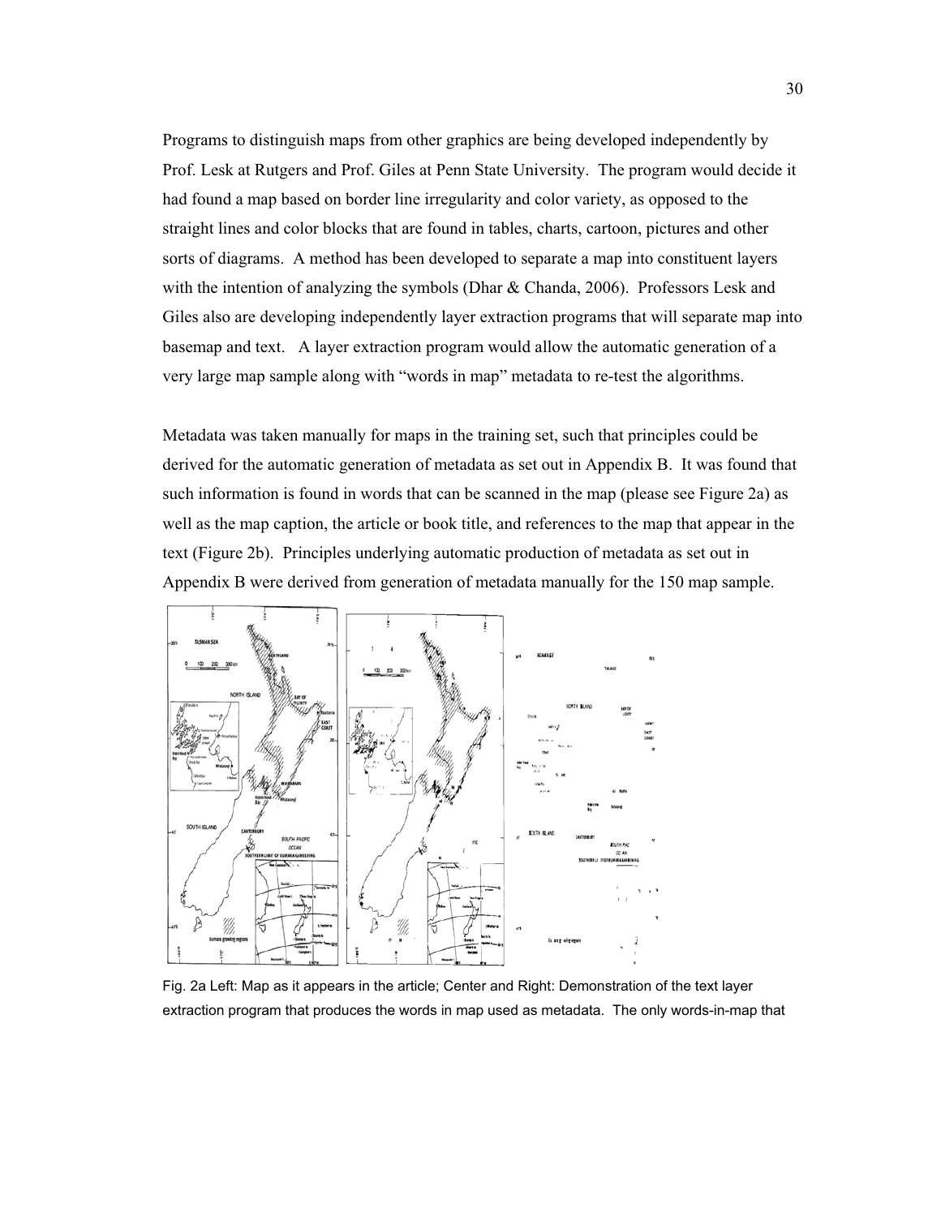Programs to distinguish maps from other graphics are being developed independently by Prof. Lesk at Rutgers and Prof. Giles at Penn State University. The program would decide it had found a map based on border line irregularity and color variety, as opposed to the straight lines and color blocks that are found in tables, charts, cartoon, pictures and other sorts of diagrams. A method has been developed to separate a map into constituent layers with the intention of analyzing the symbols (Dhar & Chanda, 2006). Professors Lesk and Giles also are developing independently layer extraction programs that will separate map into basemap and text. A layer extraction program would allow the automatic generation of a very large map sample along with "words in map" metadata to re-test the algorithms.

Metadata was taken manually for maps in the training set, such that principles could be derived for the automatic generation of metadata as set out in Appendix B. It was found that such information is found in words that can be scanned in the map (please see Figure 2a) as well as the map caption, the article or book title, and references to the map that appear in the text (Figure 2b). Principles underlying automatic production of metadata as set out in Appendix B were derived from generation of metadata manually for the 150 map sample.

Fig. 2a Left: Map as it appears in the article; Center and Right: Demonstration of the text layer extraction program that produces the words in map used as metadata. The only words-in-map that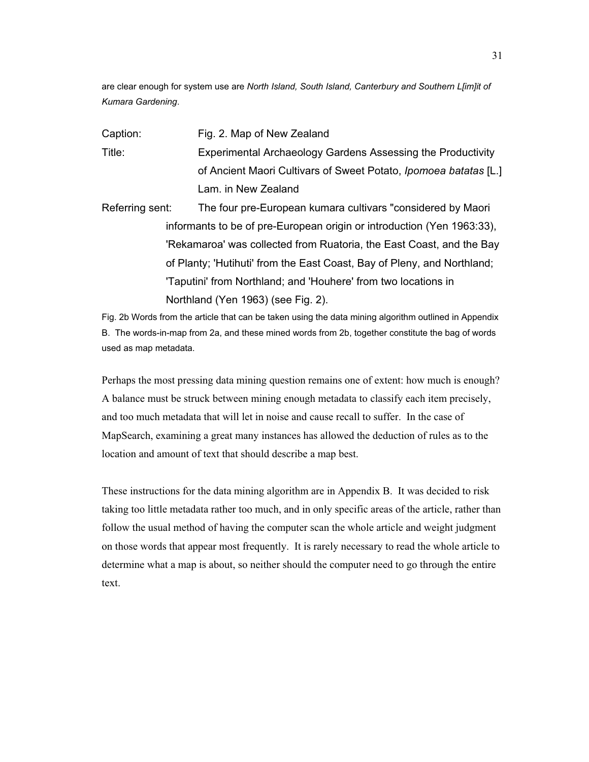are clear enough for system use are *North Island, South Island, Canterbury and Southern L[im]it of Kumara Gardening*.

Caption: Fig. 2. Map of New Zealand

Title: Experimental Archaeology Gardens Assessing the Productivity of Ancient Maori Cultivars of Sweet Potato, *Ipomoea batatas* [L.] Lam. in New Zealand

Referring sent: The four pre-European kumara cultivars "considered by Maori informants to be of pre-European origin or introduction (Yen 1963:33), 'Rekamaroa' was collected from Ruatoria, the East Coast, and the Bay of Planty; 'Hutihuti' from the East Coast, Bay of Pleny, and Northland; 'Taputini' from Northland; and 'Houhere' from two locations in Northland (Yen 1963) (see Fig. 2).

Fig. 2b Words from the article that can be taken using the data mining algorithm outlined in Appendix B. The words-in-map from 2a, and these mined words from 2b, together constitute the bag of words used as map metadata.

Perhaps the most pressing data mining question remains one of extent: how much is enough? A balance must be struck between mining enough metadata to classify each item precisely, and too much metadata that will let in noise and cause recall to suffer. In the case of MapSearch, examining a great many instances has allowed the deduction of rules as to the location and amount of text that should describe a map best.

These instructions for the data mining algorithm are in Appendix B. It was decided to risk taking too little metadata rather too much, and in only specific areas of the article, rather than follow the usual method of having the computer scan the whole article and weight judgment on those words that appear most frequently. It is rarely necessary to read the whole article to determine what a map is about, so neither should the computer need to go through the entire text.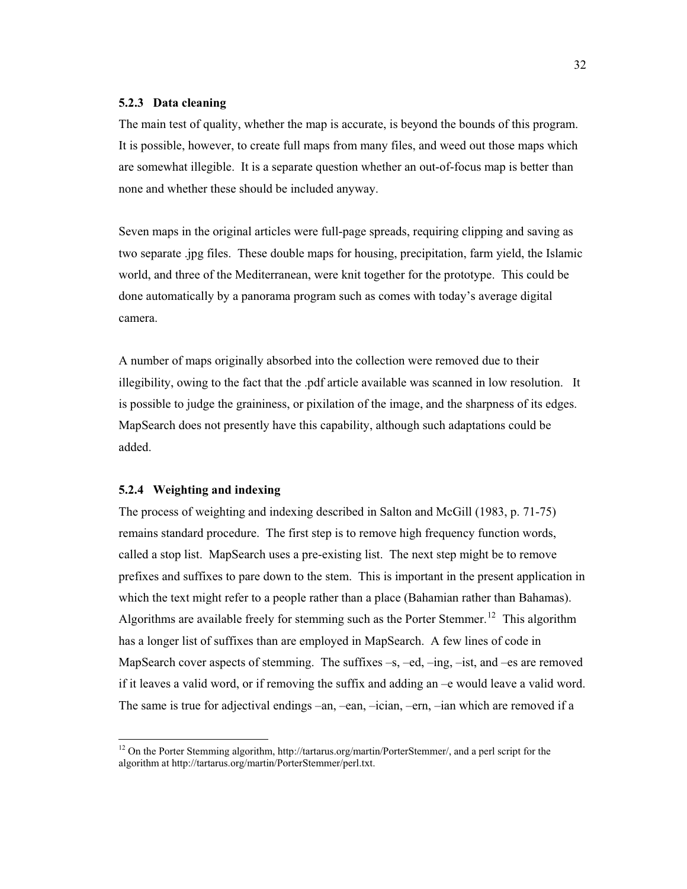### 5.2.3 Data cleaning

The main test of quality, whether the map is accurate, is beyond the bounds of this program. It is possible, however, to create full maps from many files, and weed out those maps which are somewhat illegible. It is a separate question whether an out-of-focus map is better than none and whether these should be included anyway.

Seven maps in the original articles were full-page spreads, requiring clipping and saving as two separate .jpg files. These double maps for housing, precipitation, farm yield, the Islamic world, and three of the Mediterranean, were knit together for the prototype. This could be done automatically by a panorama program such as comes with today's average digital camera.

A number of maps originally absorbed into the collection were removed due to their illegibility, owing to the fact that the .pdf article available was scanned in low resolution. It is possible to judge the graininess, or pixilation of the image, and the sharpness of its edges. MapSearch does not presently have this capability, although such adaptations could be added.

### 5.2.4 Weighting and indexing

The process of weighting and indexing described in Salton and McGill (1983, p. 71-75) remains standard procedure. The first step is to remove high frequency function words, called a stop list. MapSearch uses a pre-existing list. The next step might be to remove prefixes and suffixes to pare down to the stem. This is important in the present application in which the text might refer to a people rather than a place (Bahamian rather than Bahamas). Algorithms are available freely for stemming such as the Porter Stemmer.[12] This algorithm has a longer list of suffixes than are employed in MapSearch. A few lines of code in MapSearch cover aspects of stemming. The suffixes –s, –ed, –ing, –ist, and –es are removed if it leaves a valid word, or if removing the suffix and adding an –e would leave a valid word. The same is true for adjectival endings –an, –ean, –ician, –ern, –ian which are removed if a

[12] On the Porter Stemming algorithm, http://tartarus.org/martin/PorterStemmer/, and a perl script for the algorithm at http://tartarus.org/martin/PorterStemmer/perl.txt.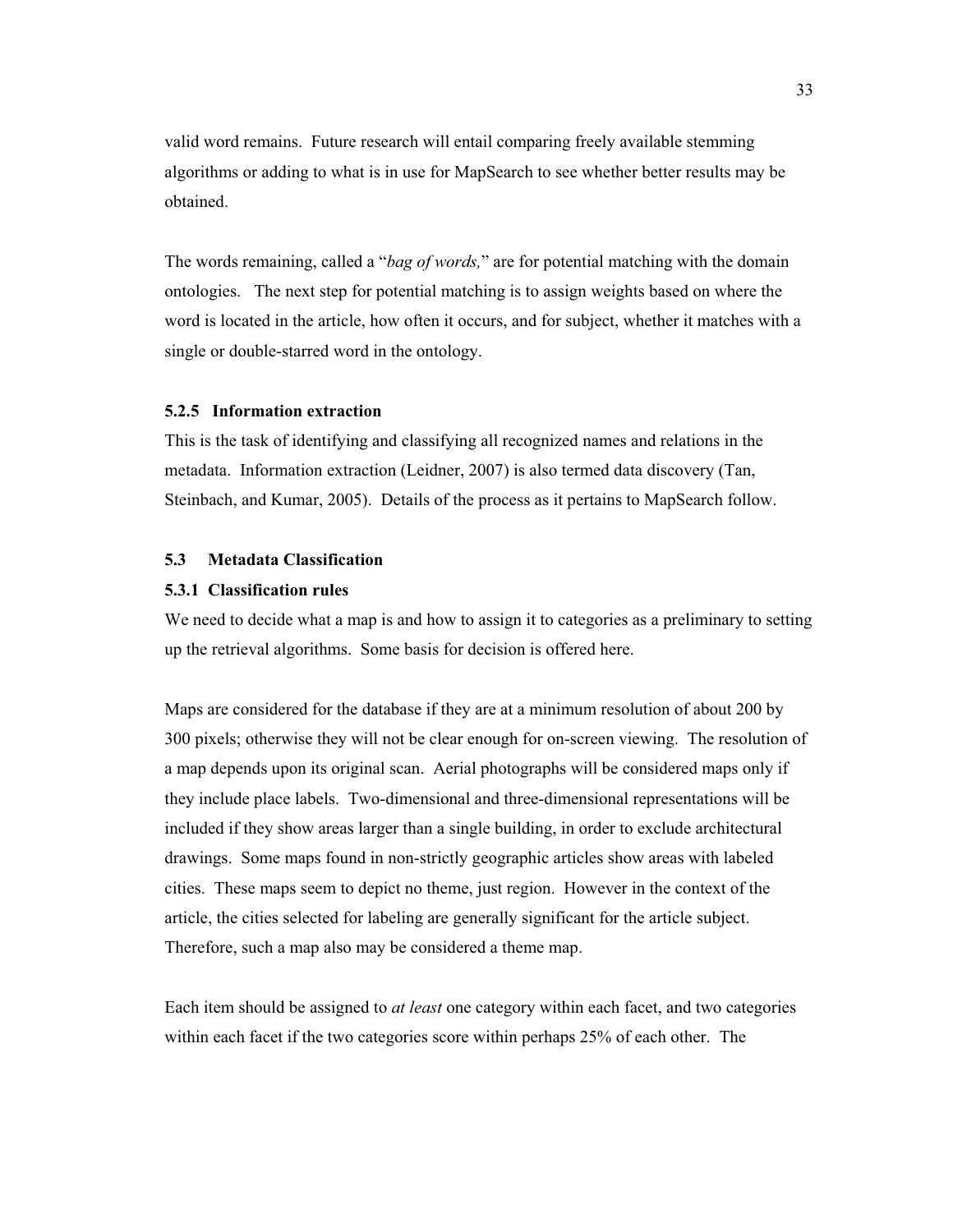valid word remains. Future research will entail comparing freely available stemming algorithms or adding to what is in use for MapSearch to see whether better results may be obtained.

The words remaining, called a "*bag of words,*" are for potential matching with the domain ontologies. The next step for potential matching is to assign weights based on where the word is located in the article, how often it occurs, and for subject, whether it matches with a single or double-starred word in the ontology.

#### 5.2.5 Information extraction

This is the task of identifying and classifying all recognized names and relations in the metadata. Information extraction (Leidner, 2007) is also termed data discovery (Tan, Steinbach, and Kumar, 2005). Details of the process as it pertains to MapSearch follow.

## 5.3 Metadata Classification

### 5.3.1 Classification rules

We need to decide what a map is and how to assign it to categories as a preliminary to setting up the retrieval algorithms. Some basis for decision is offered here.

Maps are considered for the database if they are at a minimum resolution of about 200 by 300 pixels; otherwise they will not be clear enough for on-screen viewing. The resolution of a map depends upon its original scan. Aerial photographs will be considered maps only if they include place labels. Two-dimensional and three-dimensional representations will be included if they show areas larger than a single building, in order to exclude architectural drawings. Some maps found in non-strictly geographic articles show areas with labeled cities. These maps seem to depict no theme, just region. However in the context of the article, the cities selected for labeling are generally significant for the article subject. Therefore, such a map also may be considered a theme map.

Each item should be assigned to *at least* one category within each facet, and two categories within each facet if the two categories score within perhaps 25% of each other. The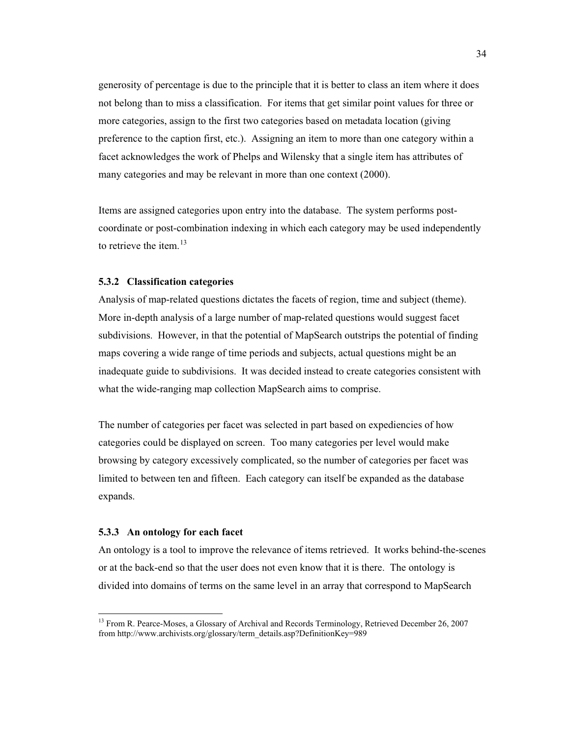generosity of percentage is due to the principle that it is better to class an item where it does not belong than to miss a classification. For items that get similar point values for three or more categories, assign to the first two categories based on metadata location (giving preference to the caption first, etc.). Assigning an item to more than one category within a facet acknowledges the work of Phelps and Wilensky that a single item has attributes of many categories and may be relevant in more than one context (2000).

Items are assigned categories upon entry into the database. The system performs post-coordinate or post-combination indexing in which each category may be used independently to retrieve the item.[13]

### 5.3.2 Classification categories

Analysis of map-related questions dictates the facets of region, time and subject (theme). More in-depth analysis of a large number of map-related questions would suggest facet subdivisions. However, in that the potential of MapSearch outstrips the potential of finding maps covering a wide range of time periods and subjects, actual questions might be an inadequate guide to subdivisions. It was decided instead to create categories consistent with what the wide-ranging map collection MapSearch aims to comprise.

The number of categories per facet was selected in part based on expediencies of how categories could be displayed on screen. Too many categories per level would make browsing by category excessively complicated, so the number of categories per facet was limited to between ten and fifteen. Each category can itself be expanded as the database expands.

### 5.3.3 An ontology for each facet

An ontology is a tool to improve the relevance of items retrieved. It works behind-the-scenes or at the back-end so that the user does not even know that it is there. The ontology is divided into domains of terms on the same level in an array that correspond to MapSearch

---

[13] From R. Pearce-Moses, a Glossary of Archival and Records Terminology, Retrieved December 26, 2007 from http://www.archivists.org/glossary/term_details.asp?DefinitionKey=989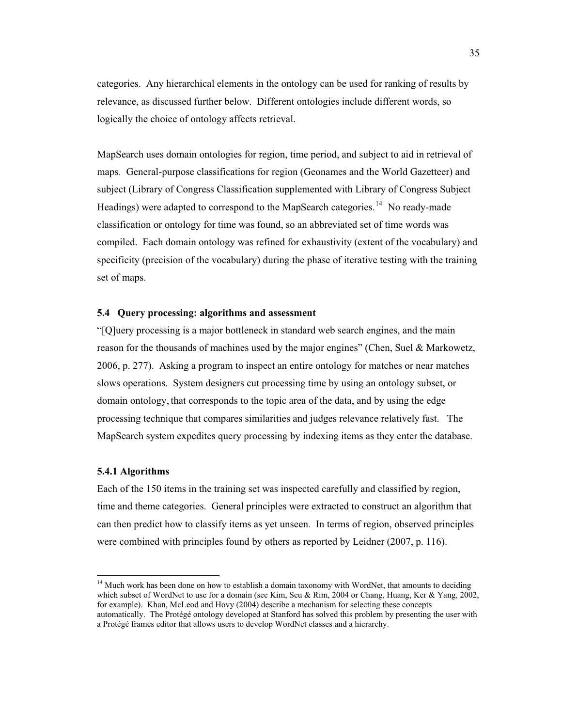categories. Any hierarchical elements in the ontology can be used for ranking of results by relevance, as discussed further below. Different ontologies include different words, so logically the choice of ontology affects retrieval.

MapSearch uses domain ontologies for region, time period, and subject to aid in retrieval of maps. General-purpose classifications for region (Geonames and the World Gazetteer) and subject (Library of Congress Classification supplemented with Library of Congress Subject Headings) were adapted to correspond to the MapSearch categories.[14] No ready-made classification or ontology for time was found, so an abbreviated set of time words was compiled. Each domain ontology was refined for exhaustivity (extent of the vocabulary) and specificity (precision of the vocabulary) during the phase of iterative testing with the training set of maps.

### 5.4 Query processing: algorithms and assessment

"[Q]uery processing is a major bottleneck in standard web search engines, and the main reason for the thousands of machines used by the major engines" (Chen, Suel & Markowetz, 2006, p. 277). Asking a program to inspect an entire ontology for matches or near matches slows operations. System designers cut processing time by using an ontology subset, or domain ontology, that corresponds to the topic area of the data, and by using the edge processing technique that compares similarities and judges relevance relatively fast. The MapSearch system expedites query processing by indexing items as they enter the database.

#### 5.4.1 Algorithms

Each of the 150 items in the training set was inspected carefully and classified by region, time and theme categories. General principles were extracted to construct an algorithm that can then predict how to classify items as yet unseen. In terms of region, observed principles were combined with principles found by others as reported by Leidner (2007, p. 116).

---

[14] Much work has been done on how to establish a domain taxonomy with WordNet, that amounts to deciding which subset of WordNet to use for a domain (see Kim, Seu & Rim, 2004 or Chang, Huang, Ker & Yang, 2002, for example). Khan, McLeod and Hovy (2004) describe a mechanism for selecting these concepts automatically. The Protégé ontology developed at Stanford has solved this problem by presenting the user with a Protégé frames editor that allows users to develop WordNet classes and a hierarchy.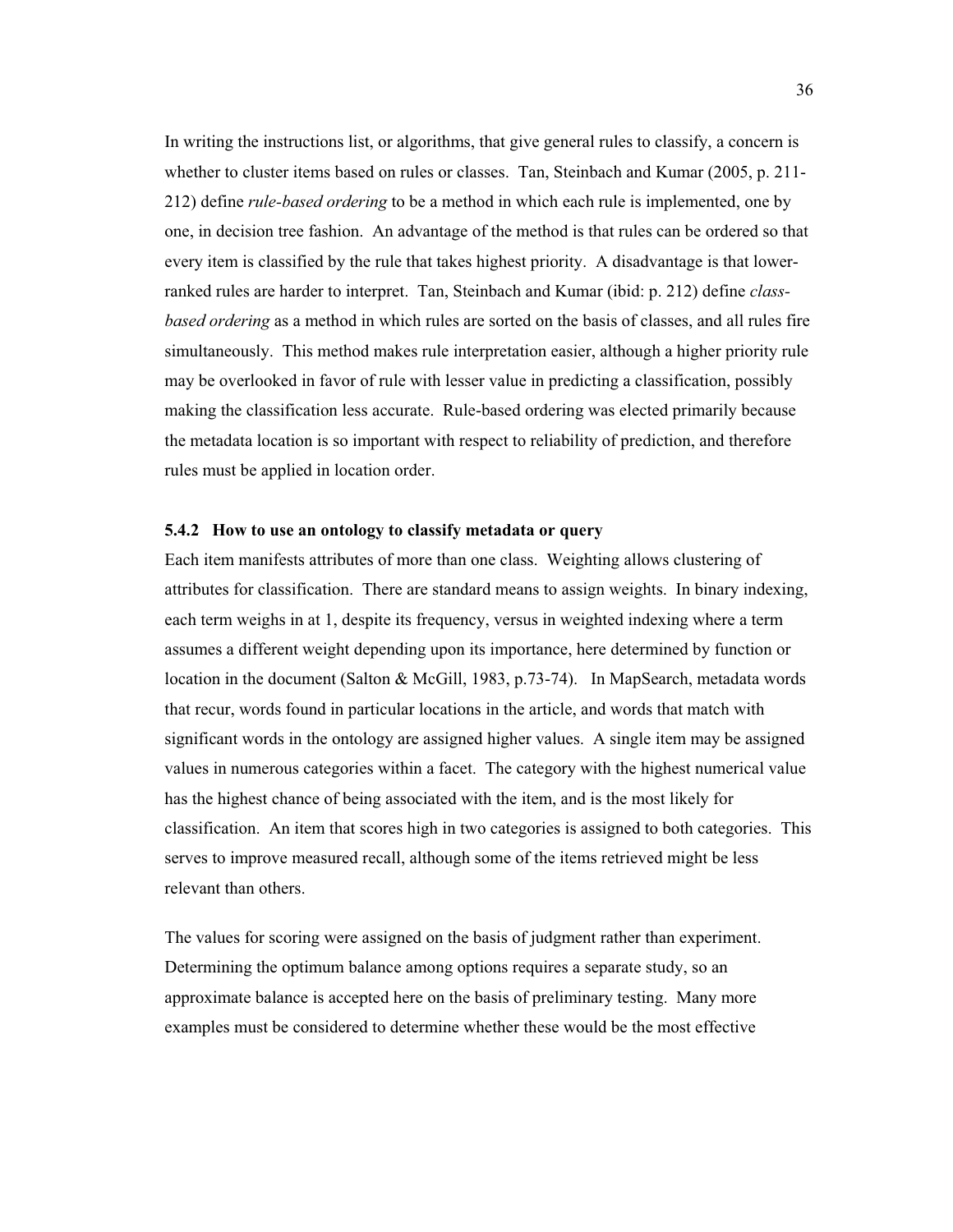In writing the instructions list, or algorithms, that give general rules to classify, a concern is whether to cluster items based on rules or classes. Tan, Steinbach and Kumar (2005, p. 211-212) define *rule-based ordering* to be a method in which each rule is implemented, one by one, in decision tree fashion. An advantage of the method is that rules can be ordered so that every item is classified by the rule that takes highest priority. A disadvantage is that lower-ranked rules are harder to interpret. Tan, Steinbach and Kumar (ibid: p. 212) define *class-based ordering* as a method in which rules are sorted on the basis of classes, and all rules fire simultaneously. This method makes rule interpretation easier, although a higher priority rule may be overlooked in favor of rule with lesser value in predicting a classification, possibly making the classification less accurate. Rule-based ordering was elected primarily because the metadata location is so important with respect to reliability of prediction, and therefore rules must be applied in location order.

### 5.4.2 How to use an ontology to classify metadata or query

Each item manifests attributes of more than one class. Weighting allows clustering of attributes for classification. There are standard means to assign weights. In binary indexing, each term weighs in at 1, despite its frequency, versus in weighted indexing where a term assumes a different weight depending upon its importance, here determined by function or location in the document (Salton & McGill, 1983, p.73-74). In MapSearch, metadata words that recur, words found in particular locations in the article, and words that match with significant words in the ontology are assigned higher values. A single item may be assigned values in numerous categories within a facet. The category with the highest numerical value has the highest chance of being associated with the item, and is the most likely for classification. An item that scores high in two categories is assigned to both categories. This serves to improve measured recall, although some of the items retrieved might be less relevant than others.

The values for scoring were assigned on the basis of judgment rather than experiment. Determining the optimum balance among options requires a separate study, so an approximate balance is accepted here on the basis of preliminary testing. Many more examples must be considered to determine whether these would be the most effective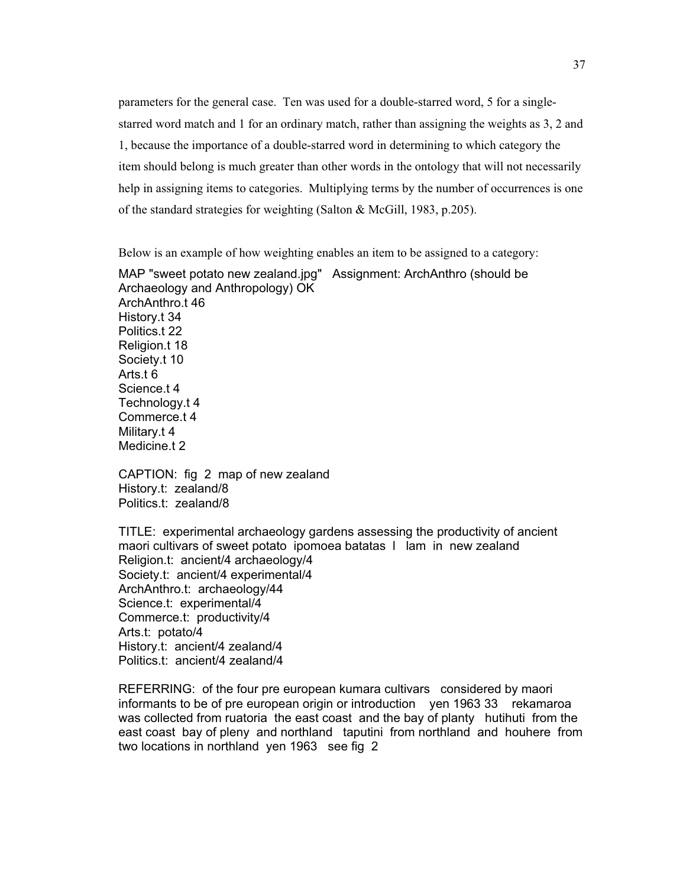parameters for the general case. Ten was used for a double-starred word, 5 for a single-starred word match and 1 for an ordinary match, rather than assigning the weights as 3, 2 and 1, because the importance of a double-starred word in determining to which category the item should belong is much greater than other words in the ontology that will not necessarily help in assigning items to categories. Multiplying terms by the number of occurrences is one of the standard strategies for weighting (Salton & McGill, 1983, p.205).

Below is an example of how weighting enables an item to be assigned to a category:

```
MAP "sweet potato new zealand.jpg"   Assignment: ArchAnthro (should be
Archaeology and Anthropology) OK
ArchAnthro.t 46
History.t 34
Politics.t 22
Religion.t 18
Society.t 10
Arts.t 6
Science.t 4
Technology.t 4
Commerce.t 4
Military.t 4
Medicine.t 2

CAPTION:  fig  2  map of new zealand
History.t:  zealand/8
Politics.t:  zealand/8

TITLE:  experimental archaeology gardens assessing the productivity of ancient
maori cultivars of sweet potato  ipomoea batatas  l   lam  in  new zealand
Religion.t:  ancient/4 archaeology/4
Society.t:  ancient/4 experimental/4
ArchAnthro.t:  archaeology/44
Science.t:  experimental/4
Commerce.t:  productivity/4
Arts.t:  potato/4
History.t:  ancient/4 zealand/4
Politics.t:  ancient/4 zealand/4

REFERRING:  of the four pre european kumara cultivars   considered by maori
informants to be of pre european origin or introduction    yen 1963 33    rekamaroa
was collected from ruatoria  the east coast  and the bay of planty   hutihuti  from the
east coast  bay of pleny  and northland   taputini  from northland  and  houhere  from
two locations in northland  yen 1963   see fig  2
```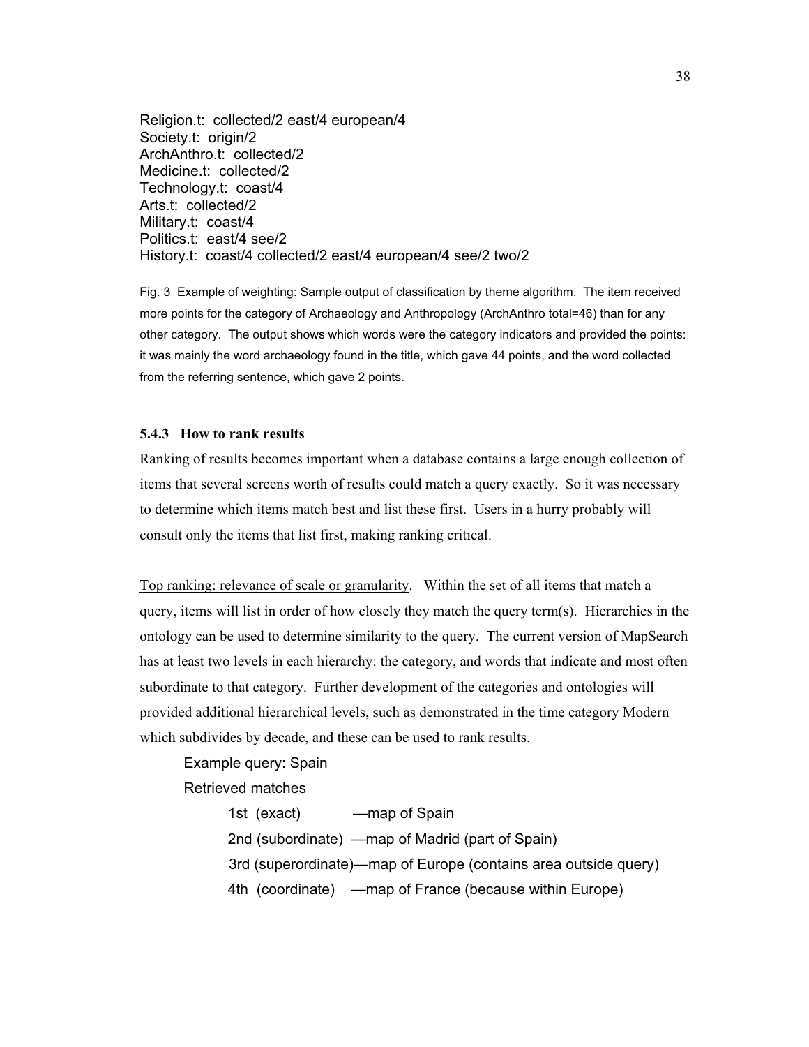Religion.t: collected/2 east/4 european/4
Society.t: origin/2
ArchAnthro.t: collected/2
Medicine.t: collected/2
Technology.t: coast/4
Arts.t: collected/2
Military.t: coast/4
Politics.t: east/4 see/2
History.t: coast/4 collected/2 east/4 european/4 see/2 two/2

Fig. 3 Example of weighting: Sample output of classification by theme algorithm. The item received more points for the category of Archaeology and Anthropology (ArchAnthro total=46) than for any other category. The output shows which words were the category indicators and provided the points: it was mainly the word archaeology found in the title, which gave 44 points, and the word collected from the referring sentence, which gave 2 points.

### 5.4.3 How to rank results

Ranking of results becomes important when a database contains a large enough collection of items that several screens worth of results could match a query exactly. So it was necessary to determine which items match best and list these first. Users in a hurry probably will consult only the items that list first, making ranking critical.

<u>Top ranking: relevance of scale or granularity</u>. Within the set of all items that match a query, items will list in order of how closely they match the query term(s). Hierarchies in the ontology can be used to determine similarity to the query. The current version of MapSearch has at least two levels in each hierarchy: the category, and words that indicate and most often subordinate to that category. Further development of the categories and ontologies will provided additional hierarchical levels, such as demonstrated in the time category Modern which subdivides by decade, and these can be used to rank results.

Example query: Spain

Retrieved matches

- 1st (exact) —map of Spain
- 2nd (subordinate) —map of Madrid (part of Spain)
- 3rd (superordinate)—map of Europe (contains area outside query)
- 4th (coordinate) —map of France (because within Europe)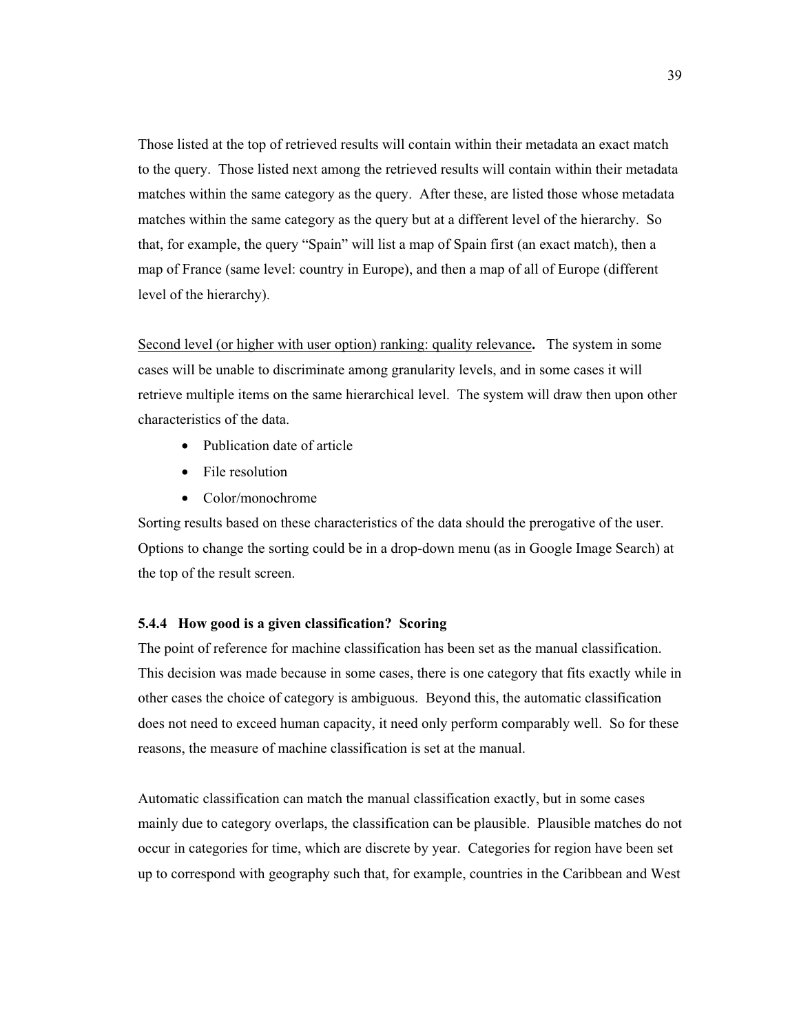Those listed at the top of retrieved results will contain within their metadata an exact match to the query. Those listed next among the retrieved results will contain within their metadata matches within the same category as the query. After these, are listed those whose metadata matches within the same category as the query but at a different level of the hierarchy. So that, for example, the query "Spain" will list a map of Spain first (an exact match), then a map of France (same level: country in Europe), and then a map of all of Europe (different level of the hierarchy).

<u>Second level (or higher with user option) ranking: quality relevance</u>**.** The system in some cases will be unable to discriminate among granularity levels, and in some cases it will retrieve multiple items on the same hierarchical level. The system will draw then upon other characteristics of the data.

- Publication date of article
- File resolution
- Color/monochrome

Sorting results based on these characteristics of the data should the prerogative of the user. Options to change the sorting could be in a drop-down menu (as in Google Image Search) at the top of the result screen.

### 5.4.4 How good is a given classification? Scoring

The point of reference for machine classification has been set as the manual classification. This decision was made because in some cases, there is one category that fits exactly while in other cases the choice of category is ambiguous. Beyond this, the automatic classification does not need to exceed human capacity, it need only perform comparably well. So for these reasons, the measure of machine classification is set at the manual.

Automatic classification can match the manual classification exactly, but in some cases mainly due to category overlaps, the classification can be plausible. Plausible matches do not occur in categories for time, which are discrete by year. Categories for region have been set up to correspond with geography such that, for example, countries in the Caribbean and West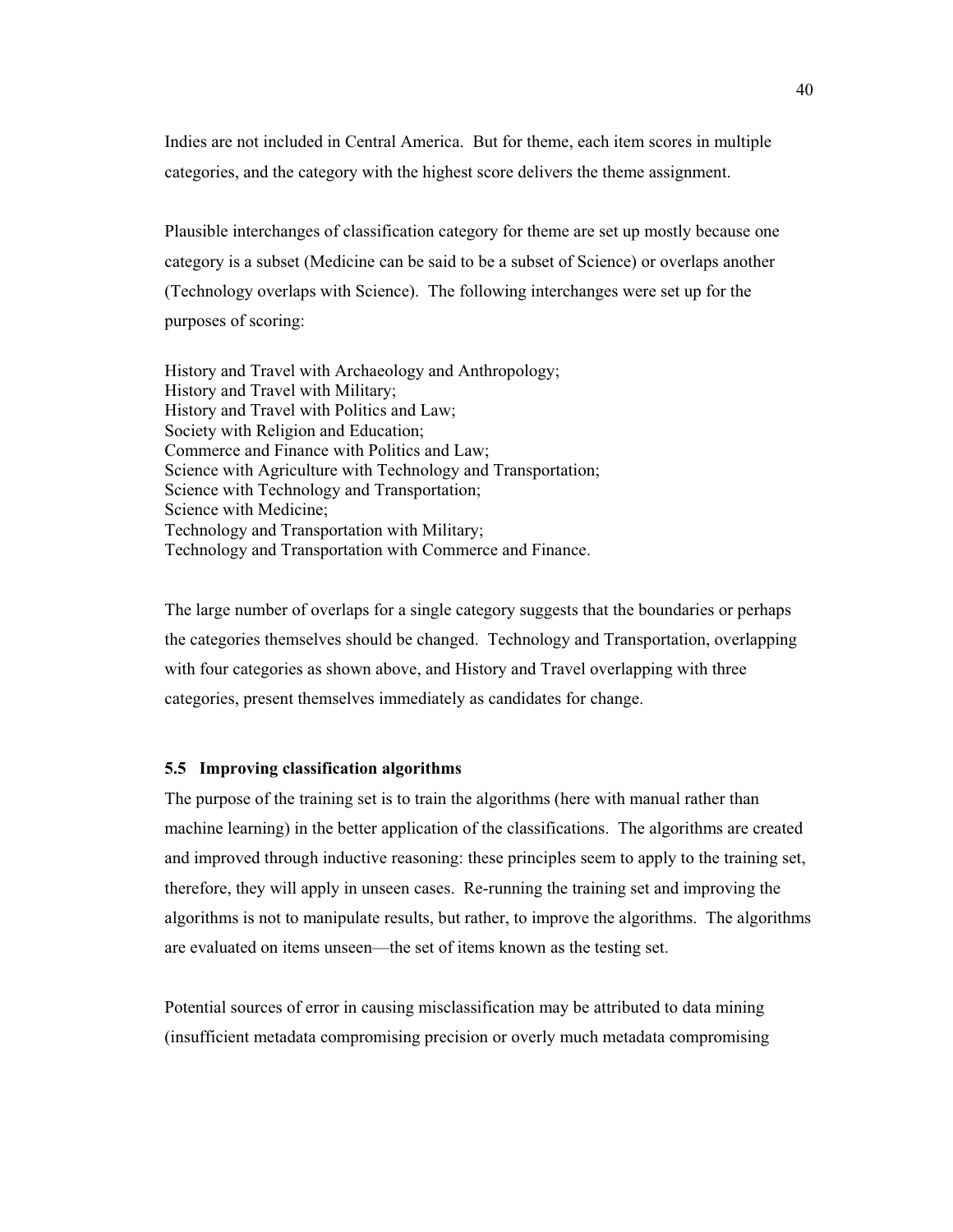Indies are not included in Central America. But for theme, each item scores in multiple categories, and the category with the highest score delivers the theme assignment.

Plausible interchanges of classification category for theme are set up mostly because one category is a subset (Medicine can be said to be a subset of Science) or overlaps another (Technology overlaps with Science). The following interchanges were set up for the purposes of scoring:

History and Travel with Archaeology and Anthropology;
History and Travel with Military;
History and Travel with Politics and Law;
Society with Religion and Education;
Commerce and Finance with Politics and Law;
Science with Agriculture with Technology and Transportation;
Science with Technology and Transportation;
Science with Medicine;
Technology and Transportation with Military;
Technology and Transportation with Commerce and Finance.

The large number of overlaps for a single category suggests that the boundaries or perhaps the categories themselves should be changed. Technology and Transportation, overlapping with four categories as shown above, and History and Travel overlapping with three categories, present themselves immediately as candidates for change.

### 5.5 Improving classification algorithms

The purpose of the training set is to train the algorithms (here with manual rather than machine learning) in the better application of the classifications. The algorithms are created and improved through inductive reasoning: these principles seem to apply to the training set, therefore, they will apply in unseen cases. Re-running the training set and improving the algorithms is not to manipulate results, but rather, to improve the algorithms. The algorithms are evaluated on items unseen—the set of items known as the testing set.

Potential sources of error in causing misclassification may be attributed to data mining (insufficient metadata compromising precision or overly much metadata compromising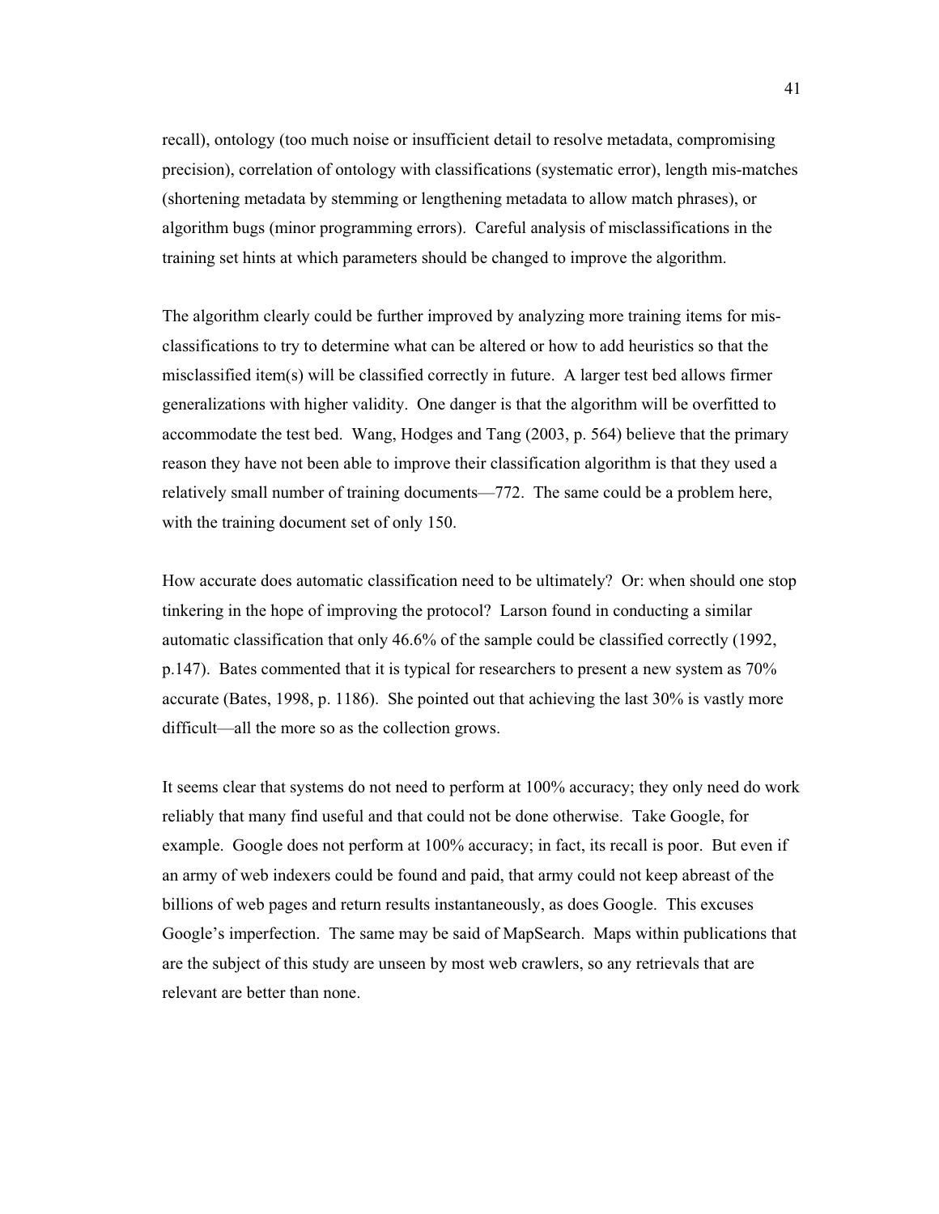recall), ontology (too much noise or insufficient detail to resolve metadata, compromising precision), correlation of ontology with classifications (systematic error), length mis-matches (shortening metadata by stemming or lengthening metadata to allow match phrases), or algorithm bugs (minor programming errors). Careful analysis of misclassifications in the training set hints at which parameters should be changed to improve the algorithm.

The algorithm clearly could be further improved by analyzing more training items for mis-classifications to try to determine what can be altered or how to add heuristics so that the misclassified item(s) will be classified correctly in future. A larger test bed allows firmer generalizations with higher validity. One danger is that the algorithm will be overfitted to accommodate the test bed. Wang, Hodges and Tang (2003, p. 564) believe that the primary reason they have not been able to improve their classification algorithm is that they used a relatively small number of training documents—772. The same could be a problem here, with the training document set of only 150.

How accurate does automatic classification need to be ultimately? Or: when should one stop tinkering in the hope of improving the protocol? Larson found in conducting a similar automatic classification that only 46.6% of the sample could be classified correctly (1992, p.147). Bates commented that it is typical for researchers to present a new system as 70% accurate (Bates, 1998, p. 1186). She pointed out that achieving the last 30% is vastly more difficult—all the more so as the collection grows.

It seems clear that systems do not need to perform at 100% accuracy; they only need do work reliably that many find useful and that could not be done otherwise. Take Google, for example. Google does not perform at 100% accuracy; in fact, its recall is poor. But even if an army of web indexers could be found and paid, that army could not keep abreast of the billions of web pages and return results instantaneously, as does Google. This excuses Google's imperfection. The same may be said of MapSearch. Maps within publications that are the subject of this study are unseen by most web crawlers, so any retrievals that are relevant are better than none.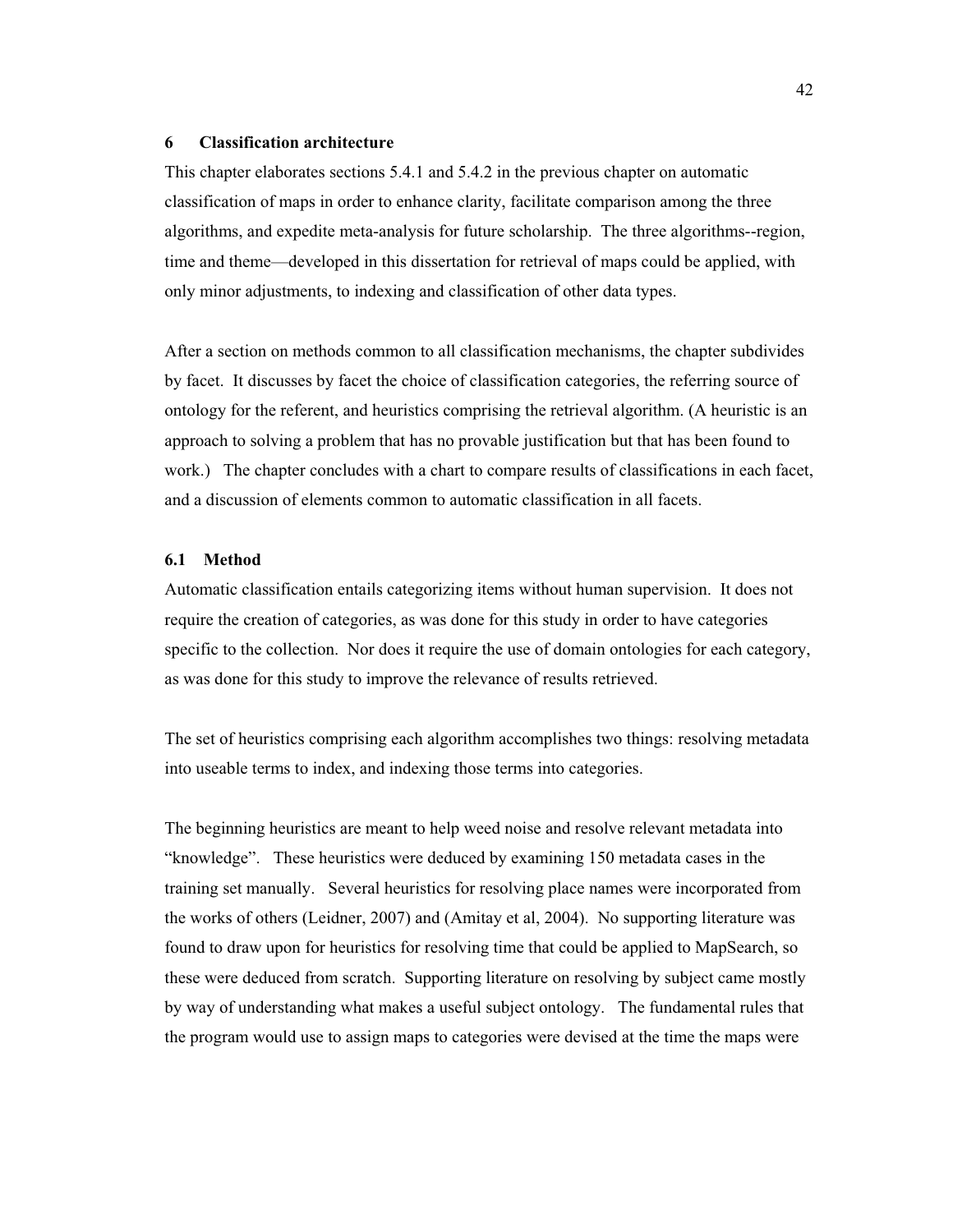# 6 Classification architecture

This chapter elaborates sections 5.4.1 and 5.4.2 in the previous chapter on automatic classification of maps in order to enhance clarity, facilitate comparison among the three algorithms, and expedite meta-analysis for future scholarship. The three algorithms--region, time and theme—developed in this dissertation for retrieval of maps could be applied, with only minor adjustments, to indexing and classification of other data types.

After a section on methods common to all classification mechanisms, the chapter subdivides by facet. It discusses by facet the choice of classification categories, the referring source of ontology for the referent, and heuristics comprising the retrieval algorithm. (A heuristic is an approach to solving a problem that has no provable justification but that has been found to work.) The chapter concludes with a chart to compare results of classifications in each facet, and a discussion of elements common to automatic classification in all facets.

## 6.1 Method

Automatic classification entails categorizing items without human supervision. It does not require the creation of categories, as was done for this study in order to have categories specific to the collection. Nor does it require the use of domain ontologies for each category, as was done for this study to improve the relevance of results retrieved.

The set of heuristics comprising each algorithm accomplishes two things: resolving metadata into useable terms to index, and indexing those terms into categories.

The beginning heuristics are meant to help weed noise and resolve relevant metadata into "knowledge". These heuristics were deduced by examining 150 metadata cases in the training set manually. Several heuristics for resolving place names were incorporated from the works of others (Leidner, 2007) and (Amitay et al, 2004). No supporting literature was found to draw upon for heuristics for resolving time that could be applied to MapSearch, so these were deduced from scratch. Supporting literature on resolving by subject came mostly by way of understanding what makes a useful subject ontology. The fundamental rules that the program would use to assign maps to categories were devised at the time the maps were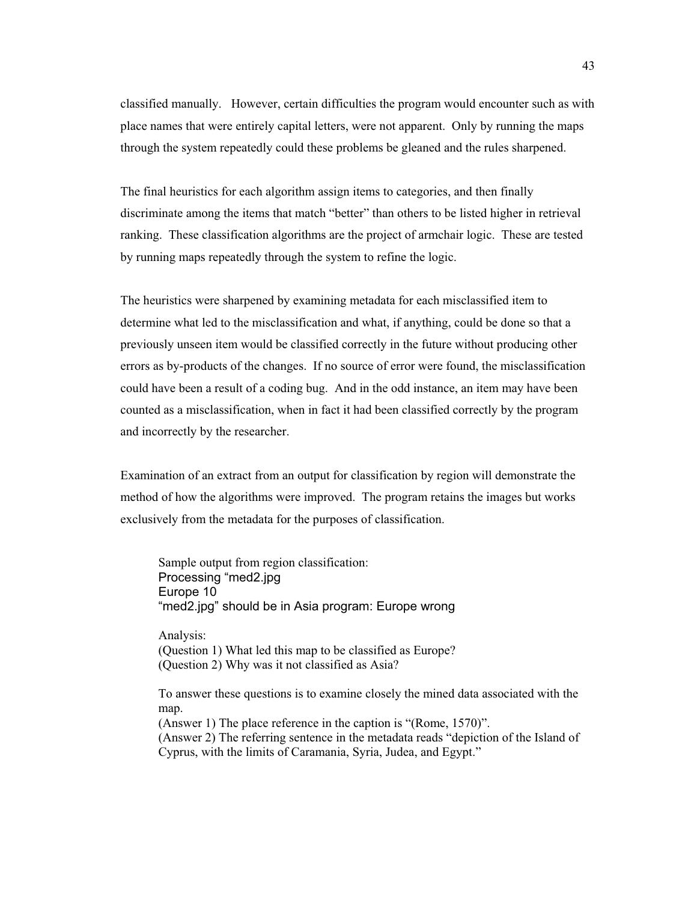classified manually. However, certain difficulties the program would encounter such as with place names that were entirely capital letters, were not apparent. Only by running the maps through the system repeatedly could these problems be gleaned and the rules sharpened.

The final heuristics for each algorithm assign items to categories, and then finally discriminate among the items that match "better" than others to be listed higher in retrieval ranking. These classification algorithms are the project of armchair logic. These are tested by running maps repeatedly through the system to refine the logic.

The heuristics were sharpened by examining metadata for each misclassified item to determine what led to the misclassification and what, if anything, could be done so that a previously unseen item would be classified correctly in the future without producing other errors as by-products of the changes. If no source of error were found, the misclassification could have been a result of a coding bug. And in the odd instance, an item may have been counted as a misclassification, when in fact it had been classified correctly by the program and incorrectly by the researcher.

Examination of an extract from an output for classification by region will demonstrate the method of how the algorithms were improved. The program retains the images but works exclusively from the metadata for the purposes of classification.

> Sample output from region classification:
>
> ```
> Processing "med2.jpg
> Europe 10
> "med2.jpg" should be in Asia program: Europe wrong
> ```
>
> Analysis:
> (Question 1) What led this map to be classified as Europe?
> (Question 2) Why was it not classified as Asia?
>
> To answer these questions is to examine closely the mined data associated with the map.
> (Answer 1) The place reference in the caption is "(Rome, 1570)".
> (Answer 2) The referring sentence in the metadata reads "depiction of the Island of Cyprus, with the limits of Caramania, Syria, Judea, and Egypt."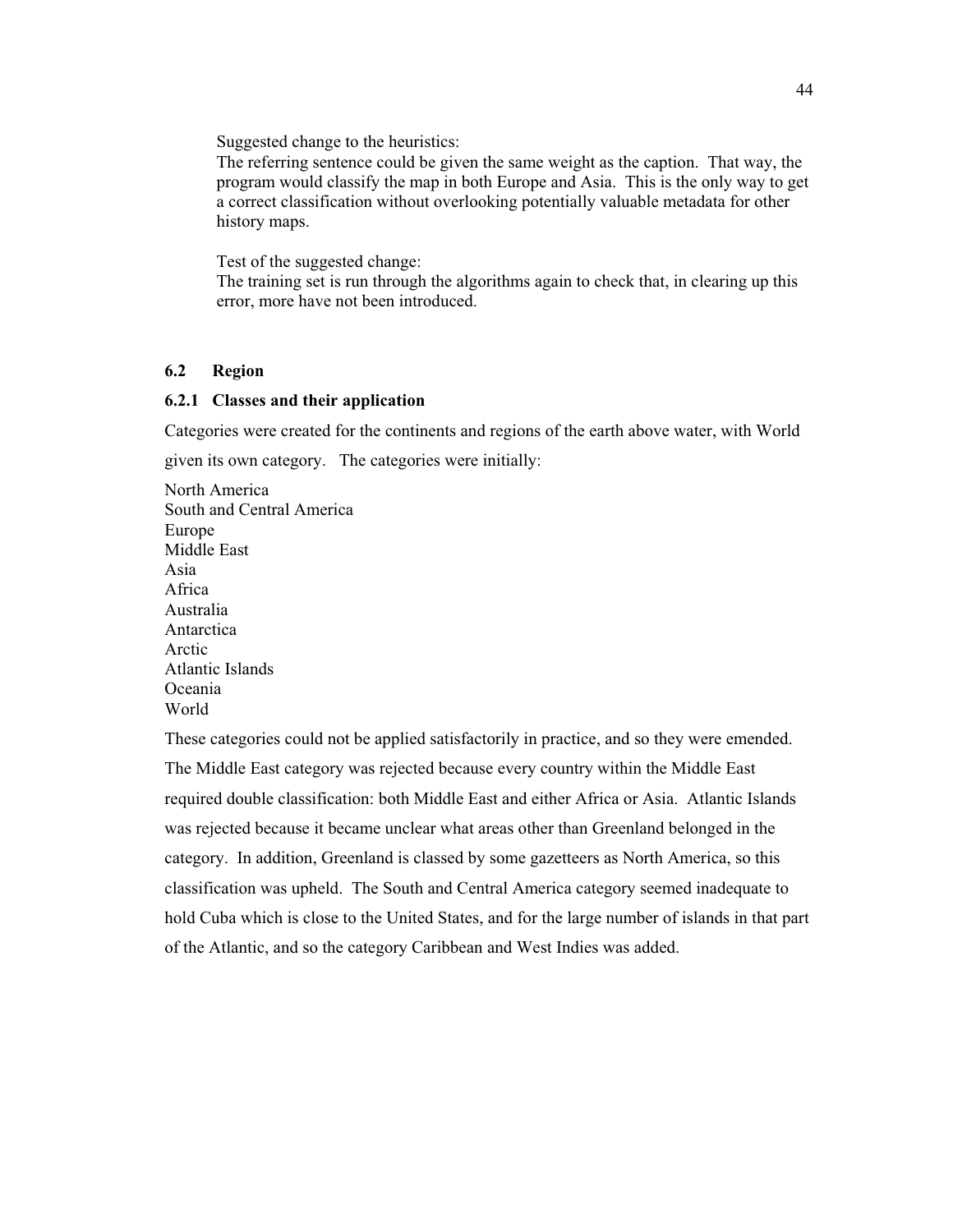Suggested change to the heuristics:
The referring sentence could be given the same weight as the caption. That way, the program would classify the map in both Europe and Asia. This is the only way to get a correct classification without overlooking potentially valuable metadata for other history maps.

Test of the suggested change:
The training set is run through the algorithms again to check that, in clearing up this error, more have not been introduced.

## 6.2 Region

### 6.2.1 Classes and their application

Categories were created for the continents and regions of the earth above water, with World given its own category. The categories were initially:

North America
South and Central America
Europe
Middle East
Asia
Africa
Australia
Antarctica
Arctic
Atlantic Islands
Oceania
World

These categories could not be applied satisfactorily in practice, and so they were emended. The Middle East category was rejected because every country within the Middle East required double classification: both Middle East and either Africa or Asia. Atlantic Islands was rejected because it became unclear what areas other than Greenland belonged in the category. In addition, Greenland is classed by some gazetteers as North America, so this classification was upheld. The South and Central America category seemed inadequate to hold Cuba which is close to the United States, and for the large number of islands in that part of the Atlantic, and so the category Caribbean and West Indies was added.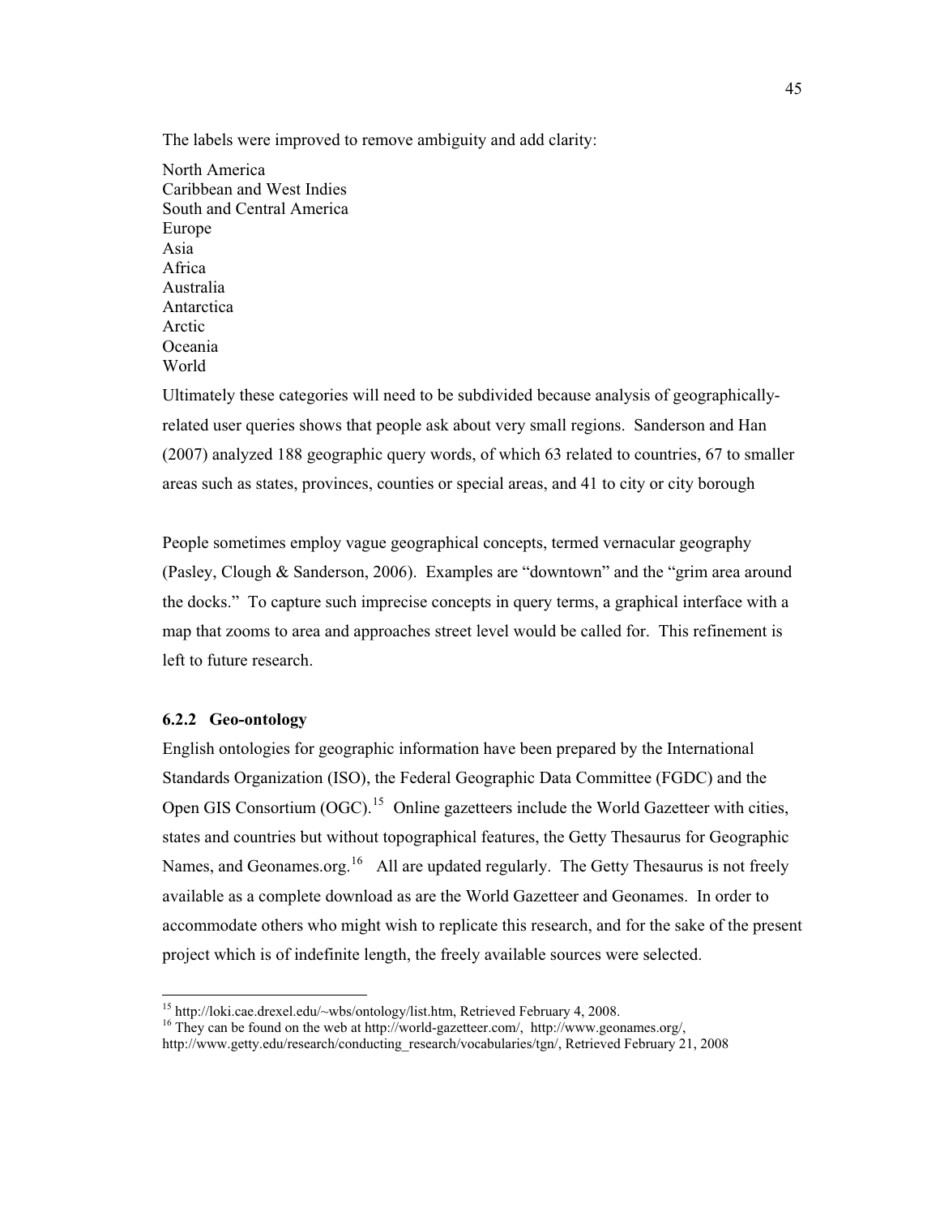The labels were improved to remove ambiguity and add clarity:

North America
Caribbean and West Indies
South and Central America
Europe
Asia
Africa
Australia
Antarctica
Arctic
Oceania
World

Ultimately these categories will need to be subdivided because analysis of geographically-related user queries shows that people ask about very small regions. Sanderson and Han (2007) analyzed 188 geographic query words, of which 63 related to countries, 67 to smaller areas such as states, provinces, counties or special areas, and 41 to city or city borough

People sometimes employ vague geographical concepts, termed vernacular geography (Pasley, Clough & Sanderson, 2006). Examples are "downtown" and the "grim area around the docks." To capture such imprecise concepts in query terms, a graphical interface with a map that zooms to area and approaches street level would be called for. This refinement is left to future research.

### 6.2.2 Geo-ontology

English ontologies for geographic information have been prepared by the International Standards Organization (ISO), the Federal Geographic Data Committee (FGDC) and the Open GIS Consortium (OGC).[15] Online gazetteers include the World Gazetteer with cities, states and countries but without topographical features, the Getty Thesaurus for Geographic Names, and Geonames.org.[16] All are updated regularly. The Getty Thesaurus is not freely available as a complete download as are the World Gazetteer and Geonames. In order to accommodate others who might wish to replicate this research, and for the sake of the present project which is of indefinite length, the freely available sources were selected.

---

[15] http://loki.cae.drexel.edu/~wbs/ontology/list.htm, Retrieved February 4, 2008.

[16] They can be found on the web at http://world-gazetteer.com/, http://www.geonames.org/, http://www.getty.edu/research/conducting_research/vocabularies/tgn/, Retrieved February 21, 2008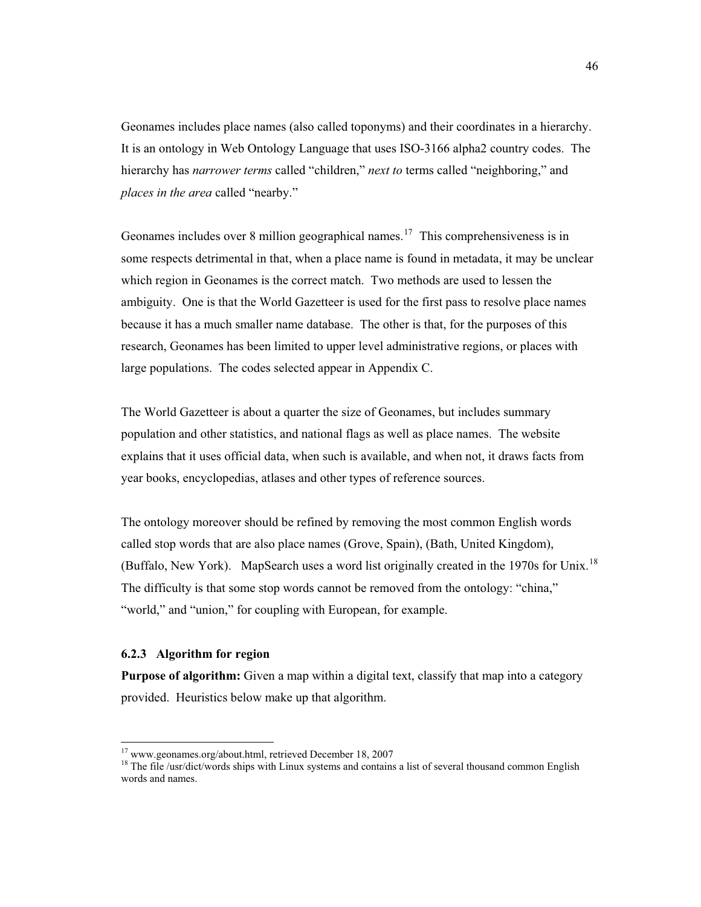Geonames includes place names (also called toponyms) and their coordinates in a hierarchy. It is an ontology in Web Ontology Language that uses ISO-3166 alpha2 country codes. The hierarchy has *narrower terms* called "children," *next to* terms called "neighboring," and *places in the area* called "nearby."

Geonames includes over 8 million geographical names.[17] This comprehensiveness is in some respects detrimental in that, when a place name is found in metadata, it may be unclear which region in Geonames is the correct match. Two methods are used to lessen the ambiguity. One is that the World Gazetteer is used for the first pass to resolve place names because it has a much smaller name database. The other is that, for the purposes of this research, Geonames has been limited to upper level administrative regions, or places with large populations. The codes selected appear in Appendix C.

The World Gazetteer is about a quarter the size of Geonames, but includes summary population and other statistics, and national flags as well as place names. The website explains that it uses official data, when such is available, and when not, it draws facts from year books, encyclopedias, atlases and other types of reference sources.

The ontology moreover should be refined by removing the most common English words called stop words that are also place names (Grove, Spain), (Bath, United Kingdom), (Buffalo, New York). MapSearch uses a word list originally created in the 1970s for Unix.[18] The difficulty is that some stop words cannot be removed from the ontology: "china," "world," and "union," for coupling with European, for example.

### 6.2.3 Algorithm for region

**Purpose of algorithm:** Given a map within a digital text, classify that map into a category provided. Heuristics below make up that algorithm.

[17] www.geonames.org/about.html, retrieved December 18, 2007

[18] The file /usr/dict/words ships with Linux systems and contains a list of several thousand common English words and names.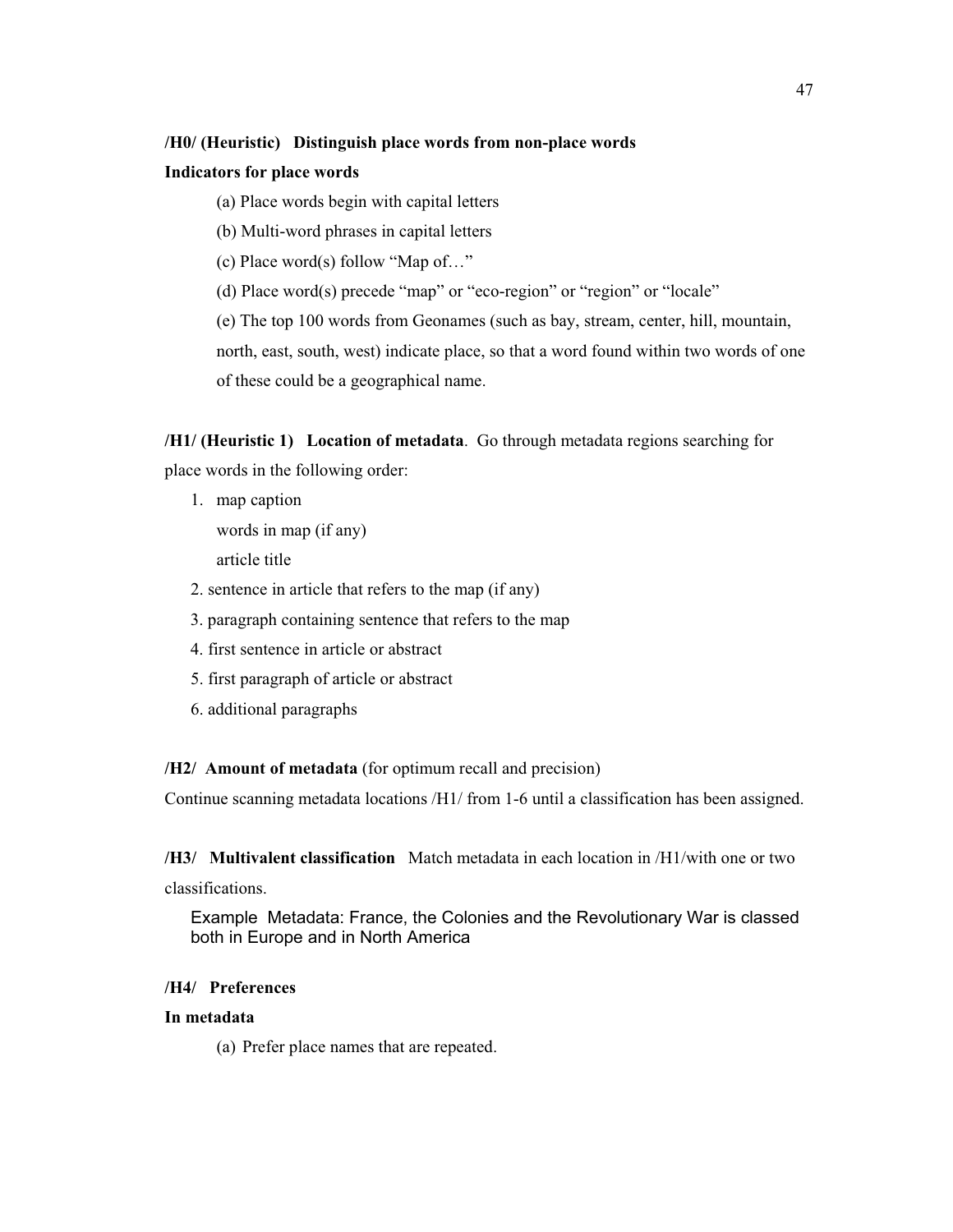**/H0/ (Heuristic) Distinguish place words from non-place words**

**Indicators for place words**

(a) Place words begin with capital letters

(b) Multi-word phrases in capital letters

(c) Place word(s) follow "Map of…"

(d) Place word(s) precede "map" or "eco-region" or "region" or "locale"

(e) The top 100 words from Geonames (such as bay, stream, center, hill, mountain, north, east, south, west) indicate place, so that a word found within two words of one of these could be a geographical name.

**/H1/ (Heuristic 1) Location of metadata**. Go through metadata regions searching for place words in the following order:

1. map caption
   words in map (if any)
   article title
2. sentence in article that refers to the map (if any)
3. paragraph containing sentence that refers to the map
4. first sentence in article or abstract
5. first paragraph of article or abstract
6. additional paragraphs

**/H2/ Amount of metadata** (for optimum recall and precision)

Continue scanning metadata locations /H1/ from 1-6 until a classification has been assigned.

**/H3/ Multivalent classification** Match metadata in each location in /H1/with one or two classifications.

Example Metadata: France, the Colonies and the Revolutionary War is classed both in Europe and in North America

**/H4/ Preferences**

**In metadata**

(a) Prefer place names that are repeated.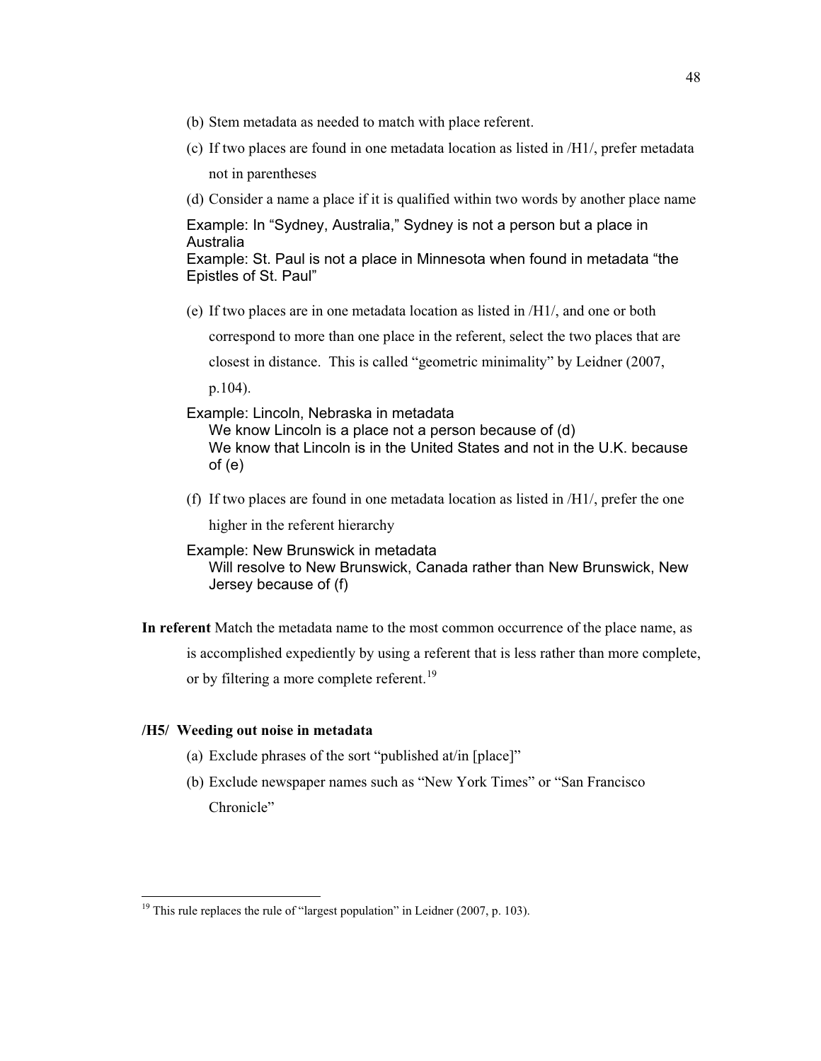(b) Stem metadata as needed to match with place referent.

(c) If two places are found in one metadata location as listed in /H1/, prefer metadata not in parentheses

(d) Consider a name a place if it is qualified within two words by another place name

Example: In "Sydney, Australia," Sydney is not a person but a place in Australia
Example: St. Paul is not a place in Minnesota when found in metadata "the Epistles of St. Paul"

(e) If two places are in one metadata location as listed in /H1/, and one or both correspond to more than one place in the referent, select the two places that are closest in distance. This is called "geometric minimality" by Leidner (2007, p.104).

Example: Lincoln, Nebraska in metadata
We know Lincoln is a place not a person because of (d)
We know that Lincoln is in the United States and not in the U.K. because of (e)

(f) If two places are found in one metadata location as listed in /H1/, prefer the one higher in the referent hierarchy

Example: New Brunswick in metadata
Will resolve to New Brunswick, Canada rather than New Brunswick, New Jersey because of (f)

**In referent** Match the metadata name to the most common occurrence of the place name, as is accomplished expediently by using a referent that is less rather than more complete, or by filtering a more complete referent.[19]

**/H5/ Weeding out noise in metadata**

(a) Exclude phrases of the sort "published at/in [place]"

(b) Exclude newspaper names such as "New York Times" or "San Francisco Chronicle"

[19] This rule replaces the rule of "largest population" in Leidner (2007, p. 103).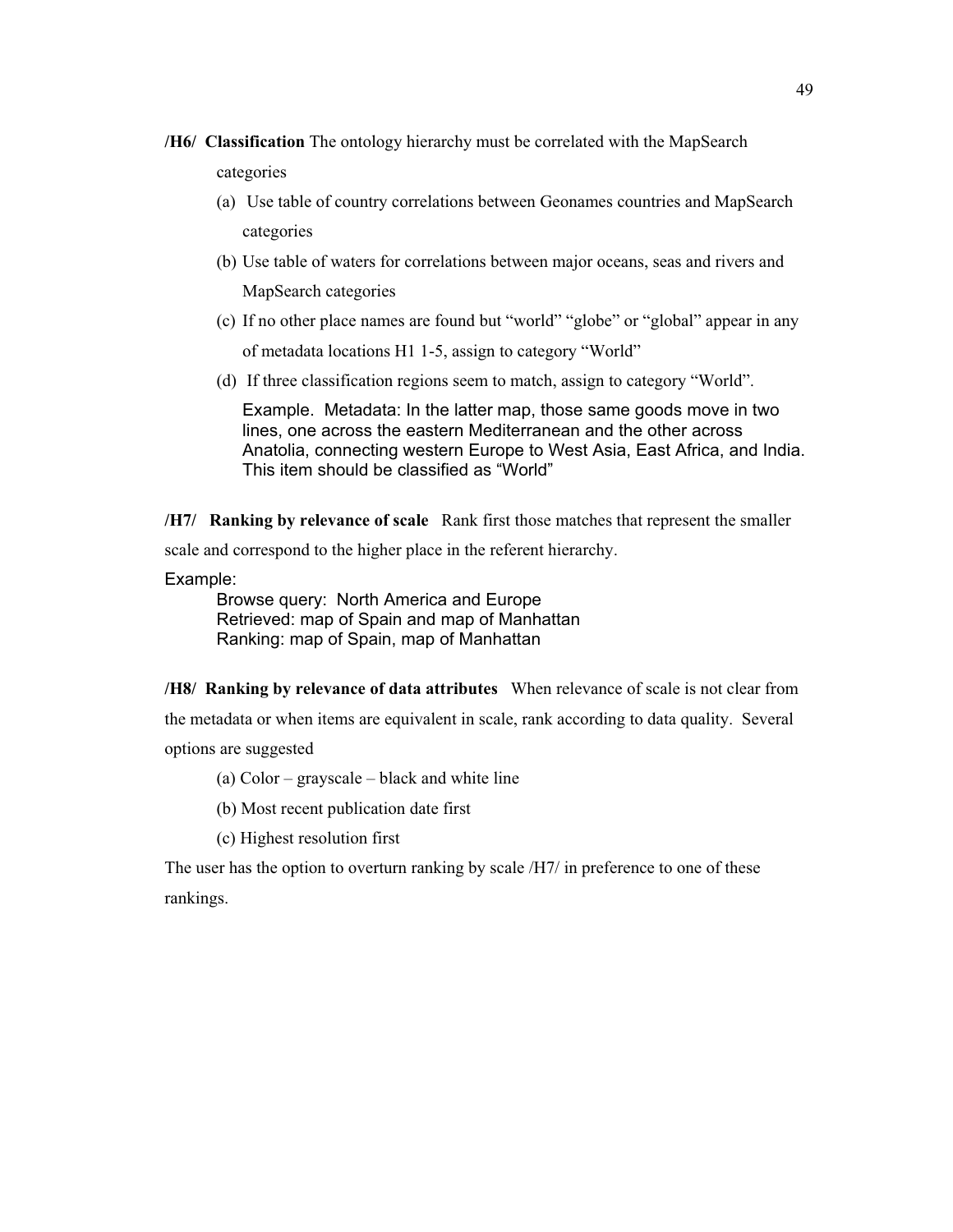**/H6/ Classification** The ontology hierarchy must be correlated with the MapSearch categories

(a) Use table of country correlations between Geonames countries and MapSearch categories

(b) Use table of waters for correlations between major oceans, seas and rivers and MapSearch categories

(c) If no other place names are found but "world" "globe" or "global" appear in any of metadata locations H1 1-5, assign to category "World"

(d) If three classification regions seem to match, assign to category "World".

Example. Metadata: In the latter map, those same goods move in two lines, one across the eastern Mediterranean and the other across Anatolia, connecting western Europe to West Asia, East Africa, and India. This item should be classified as "World"

**/H7/ Ranking by relevance of scale** Rank first those matches that represent the smaller scale and correspond to the higher place in the referent hierarchy.

Example:

Browse query: North America and Europe
Retrieved: map of Spain and map of Manhattan
Ranking: map of Spain, map of Manhattan

**/H8/ Ranking by relevance of data attributes** When relevance of scale is not clear from the metadata or when items are equivalent in scale, rank according to data quality. Several options are suggested

(a) Color – grayscale – black and white line

(b) Most recent publication date first

(c) Highest resolution first

The user has the option to overturn ranking by scale /H7/ in preference to one of these rankings.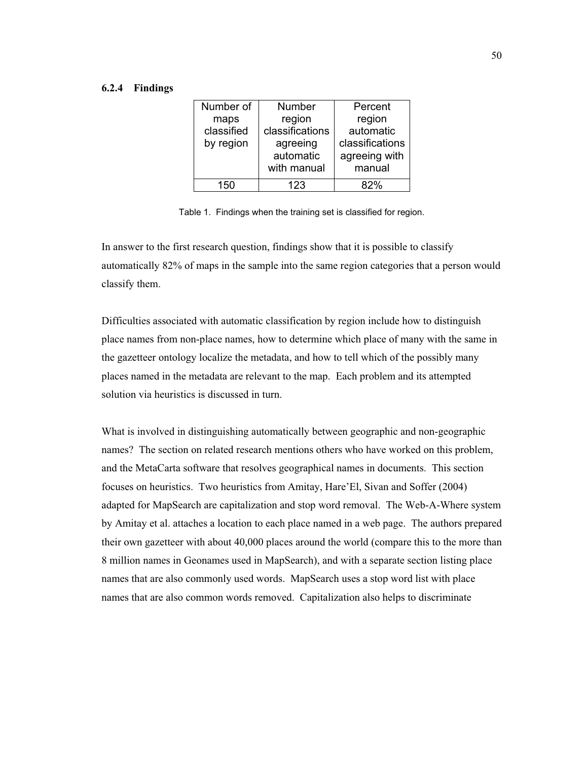### 6.2.4 Findings

| Number of maps classified by region | Number region classifications agreeing automatic with manual | Percent region automatic classifications agreeing with manual |
|---|---|---|
| 150 | 123 | 82% |

Table 1. Findings when the training set is classified for region.

In answer to the first research question, findings show that it is possible to classify automatically 82% of maps in the sample into the same region categories that a person would classify them.

Difficulties associated with automatic classification by region include how to distinguish place names from non-place names, how to determine which place of many with the same in the gazetteer ontology localize the metadata, and how to tell which of the possibly many places named in the metadata are relevant to the map. Each problem and its attempted solution via heuristics is discussed in turn.

What is involved in distinguishing automatically between geographic and non-geographic names? The section on related research mentions others who have worked on this problem, and the MetaCarta software that resolves geographical names in documents. This section focuses on heuristics. Two heuristics from Amitay, Hare'El, Sivan and Soffer (2004) adapted for MapSearch are capitalization and stop word removal. The Web-A-Where system by Amitay et al. attaches a location to each place named in a web page. The authors prepared their own gazetteer with about 40,000 places around the world (compare this to the more than 8 million names in Geonames used in MapSearch), and with a separate section listing place names that are also commonly used words. MapSearch uses a stop word list with place names that are also common words removed. Capitalization also helps to discriminate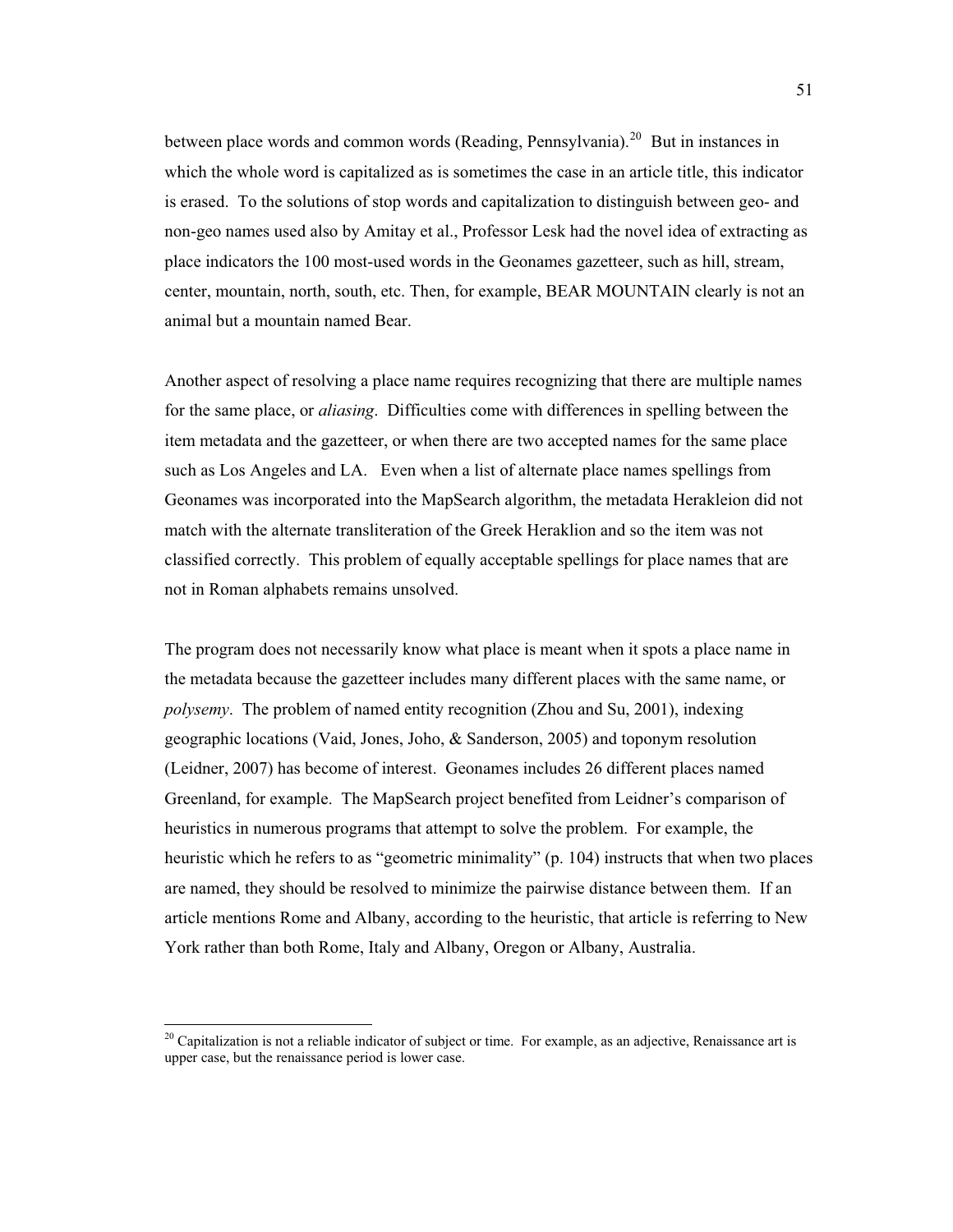between place words and common words (Reading, Pennsylvania).[20] But in instances in which the whole word is capitalized as is sometimes the case in an article title, this indicator is erased. To the solutions of stop words and capitalization to distinguish between geo- and non-geo names used also by Amitay et al., Professor Lesk had the novel idea of extracting as place indicators the 100 most-used words in the Geonames gazetteer, such as hill, stream, center, mountain, north, south, etc. Then, for example, BEAR MOUNTAIN clearly is not an animal but a mountain named Bear.

Another aspect of resolving a place name requires recognizing that there are multiple names for the same place, or *aliasing*. Difficulties come with differences in spelling between the item metadata and the gazetteer, or when there are two accepted names for the same place such as Los Angeles and LA. Even when a list of alternate place names spellings from Geonames was incorporated into the MapSearch algorithm, the metadata Herakleion did not match with the alternate transliteration of the Greek Heraklion and so the item was not classified correctly. This problem of equally acceptable spellings for place names that are not in Roman alphabets remains unsolved.

The program does not necessarily know what place is meant when it spots a place name in the metadata because the gazetteer includes many different places with the same name, or *polysemy*. The problem of named entity recognition (Zhou and Su, 2001), indexing geographic locations (Vaid, Jones, Joho, & Sanderson, 2005) and toponym resolution (Leidner, 2007) has become of interest. Geonames includes 26 different places named Greenland, for example. The MapSearch project benefited from Leidner's comparison of heuristics in numerous programs that attempt to solve the problem. For example, the heuristic which he refers to as "geometric minimality" (p. 104) instructs that when two places are named, they should be resolved to minimize the pairwise distance between them. If an article mentions Rome and Albany, according to the heuristic, that article is referring to New York rather than both Rome, Italy and Albany, Oregon or Albany, Australia.

---

[20] Capitalization is not a reliable indicator of subject or time. For example, as an adjective, Renaissance art is upper case, but the renaissance period is lower case.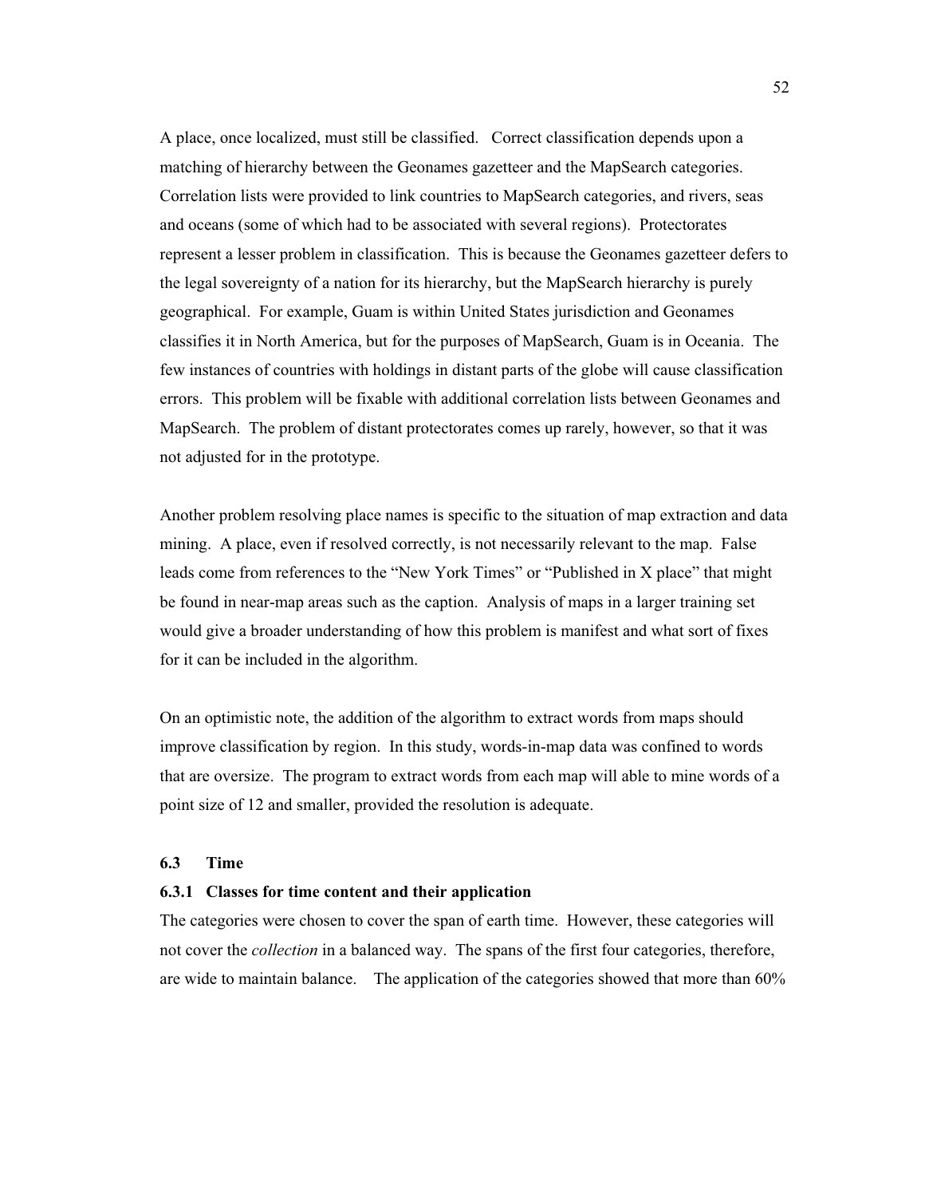A place, once localized, must still be classified. Correct classification depends upon a matching of hierarchy between the Geonames gazetteer and the MapSearch categories. Correlation lists were provided to link countries to MapSearch categories, and rivers, seas and oceans (some of which had to be associated with several regions). Protectorates represent a lesser problem in classification. This is because the Geonames gazetteer defers to the legal sovereignty of a nation for its hierarchy, but the MapSearch hierarchy is purely geographical. For example, Guam is within United States jurisdiction and Geonames classifies it in North America, but for the purposes of MapSearch, Guam is in Oceania. The few instances of countries with holdings in distant parts of the globe will cause classification errors. This problem will be fixable with additional correlation lists between Geonames and MapSearch. The problem of distant protectorates comes up rarely, however, so that it was not adjusted for in the prototype.

Another problem resolving place names is specific to the situation of map extraction and data mining. A place, even if resolved correctly, is not necessarily relevant to the map. False leads come from references to the "New York Times" or "Published in X place" that might be found in near-map areas such as the caption. Analysis of maps in a larger training set would give a broader understanding of how this problem is manifest and what sort of fixes for it can be included in the algorithm.

On an optimistic note, the addition of the algorithm to extract words from maps should improve classification by region. In this study, words-in-map data was confined to words that are oversize. The program to extract words from each map will able to mine words of a point size of 12 and smaller, provided the resolution is adequate.

### 6.3 Time

#### 6.3.1 Classes for time content and their application

The categories were chosen to cover the span of earth time. However, these categories will not cover the *collection* in a balanced way. The spans of the first four categories, therefore, are wide to maintain balance. The application of the categories showed that more than 60%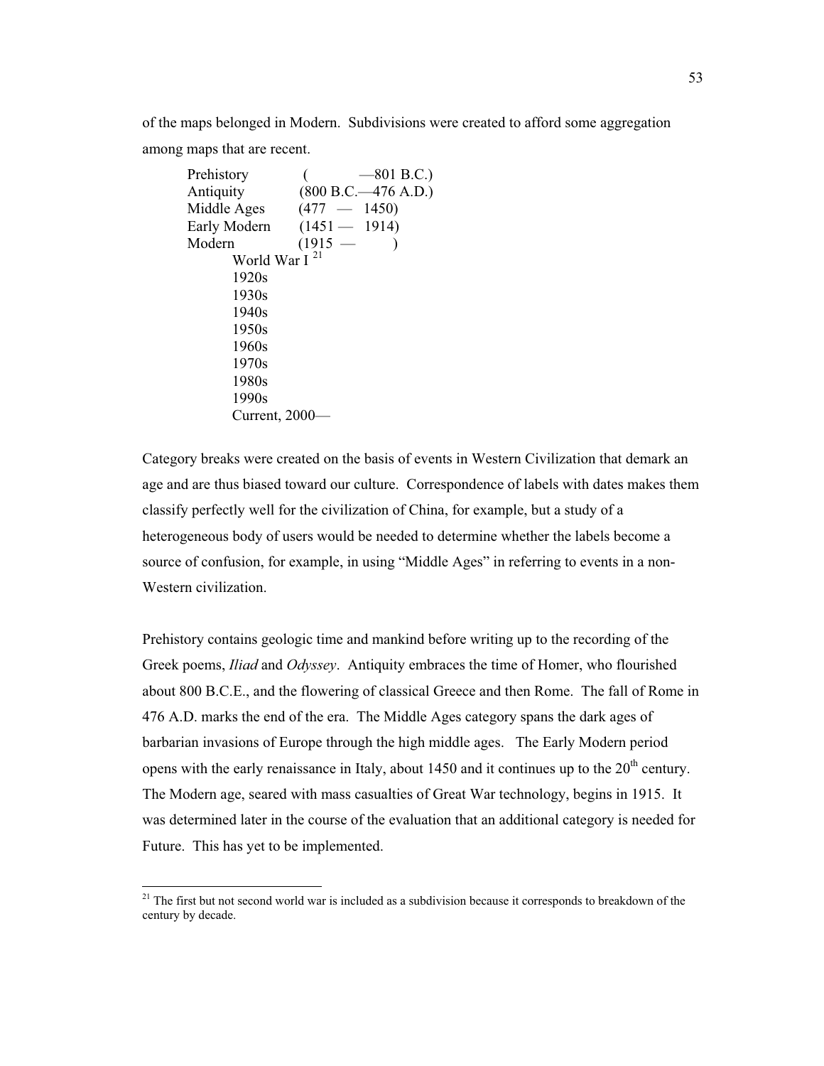of the maps belonged in Modern. Subdivisions were created to afford some aggregation among maps that are recent.

```
Prehistory        (            —801 B.C.)
Antiquity         (800 B.C.—476 A.D.)
Middle Ages       (477  —  1450)
Early Modern      (1451 —  1914)
Modern            (1915 —        )
      World War I [21]
      1920s
      1930s
      1940s
      1950s
      1960s
      1970s
      1980s
      1990s
      Current, 2000—
```

Category breaks were created on the basis of events in Western Civilization that demark an age and are thus biased toward our culture. Correspondence of labels with dates makes them classify perfectly well for the civilization of China, for example, but a study of a heterogeneous body of users would be needed to determine whether the labels become a source of confusion, for example, in using "Middle Ages" in referring to events in a non-Western civilization.

Prehistory contains geologic time and mankind before writing up to the recording of the Greek poems, *Iliad* and *Odyssey*. Antiquity embraces the time of Homer, who flourished about 800 B.C.E., and the flowering of classical Greece and then Rome. The fall of Rome in 476 A.D. marks the end of the era. The Middle Ages category spans the dark ages of barbarian invasions of Europe through the high middle ages. The Early Modern period opens with the early renaissance in Italy, about 1450 and it continues up to the 20th century. The Modern age, seared with mass casualties of Great War technology, begins in 1915. It was determined later in the course of the evaluation that an additional category is needed for Future. This has yet to be implemented.

---

[21] The first but not second world war is included as a subdivision because it corresponds to breakdown of the century by decade.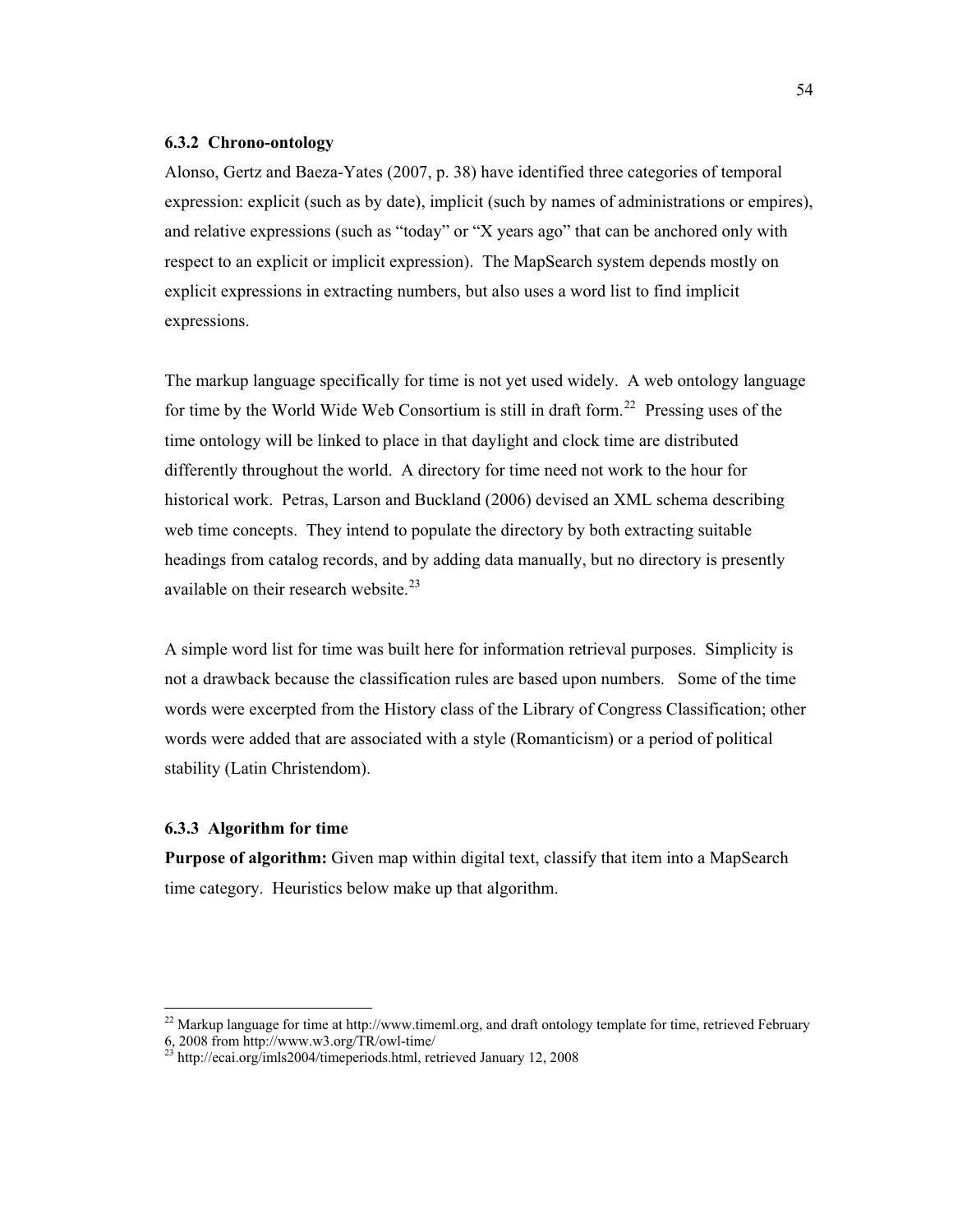### 6.3.2 Chrono-ontology

Alonso, Gertz and Baeza-Yates (2007, p. 38) have identified three categories of temporal expression: explicit (such as by date), implicit (such by names of administrations or empires), and relative expressions (such as “today” or “X years ago” that can be anchored only with respect to an explicit or implicit expression). The MapSearch system depends mostly on explicit expressions in extracting numbers, but also uses a word list to find implicit expressions.

The markup language specifically for time is not yet used widely. A web ontology language for time by the World Wide Web Consortium is still in draft form.[22] Pressing uses of the time ontology will be linked to place in that daylight and clock time are distributed differently throughout the world. A directory for time need not work to the hour for historical work. Petras, Larson and Buckland (2006) devised an XML schema describing web time concepts. They intend to populate the directory by both extracting suitable headings from catalog records, and by adding data manually, but no directory is presently available on their research website.[23]

A simple word list for time was built here for information retrieval purposes. Simplicity is not a drawback because the classification rules are based upon numbers. Some of the time words were excerpted from the History class of the Library of Congress Classification; other words were added that are associated with a style (Romanticism) or a period of political stability (Latin Christendom).

### 6.3.3 Algorithm for time

**Purpose of algorithm:** Given map within digital text, classify that item into a MapSearch time category. Heuristics below make up that algorithm.

---

[22] Markup language for time at http://www.timeml.org, and draft ontology template for time, retrieved February 6, 2008 from http://www.w3.org/TR/owl-time/

[23] http://ecai.org/imls2004/timeperiods.html, retrieved January 12, 2008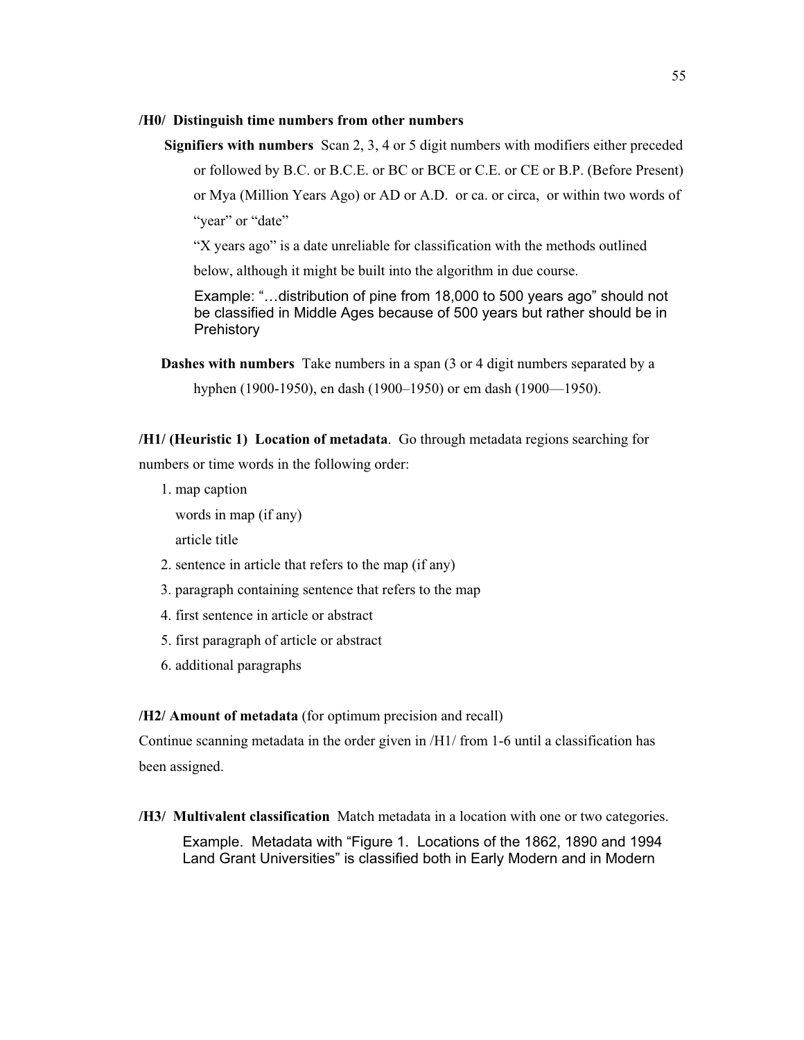**/H0/ Distinguish time numbers from other numbers**

**Signifiers with numbers** Scan 2, 3, 4 or 5 digit numbers with modifiers either preceded or followed by B.C. or B.C.E. or BC or BCE or C.E. or CE or B.P. (Before Present) or Mya (Million Years Ago) or AD or A.D. or ca. or circa, or within two words of "year" or "date"

"X years ago" is a date unreliable for classification with the methods outlined below, although it might be built into the algorithm in due course.

Example: "…distribution of pine from 18,000 to 500 years ago" should not be classified in Middle Ages because of 500 years but rather should be in Prehistory

**Dashes with numbers** Take numbers in a span (3 or 4 digit numbers separated by a hyphen (1900-1950), en dash (1900–1950) or em dash (1900—1950).

**/H1/ (Heuristic 1) Location of metadata**. Go through metadata regions searching for numbers or time words in the following order:

1. map caption
   words in map (if any)
   article title
2. sentence in article that refers to the map (if any)
3. paragraph containing sentence that refers to the map
4. first sentence in article or abstract
5. first paragraph of article or abstract
6. additional paragraphs

**/H2/ Amount of metadata** (for optimum precision and recall)

Continue scanning metadata in the order given in /H1/ from 1-6 until a classification has been assigned.

**/H3/ Multivalent classification** Match metadata in a location with one or two categories.

Example. Metadata with "Figure 1. Locations of the 1862, 1890 and 1994 Land Grant Universities" is classified both in Early Modern and in Modern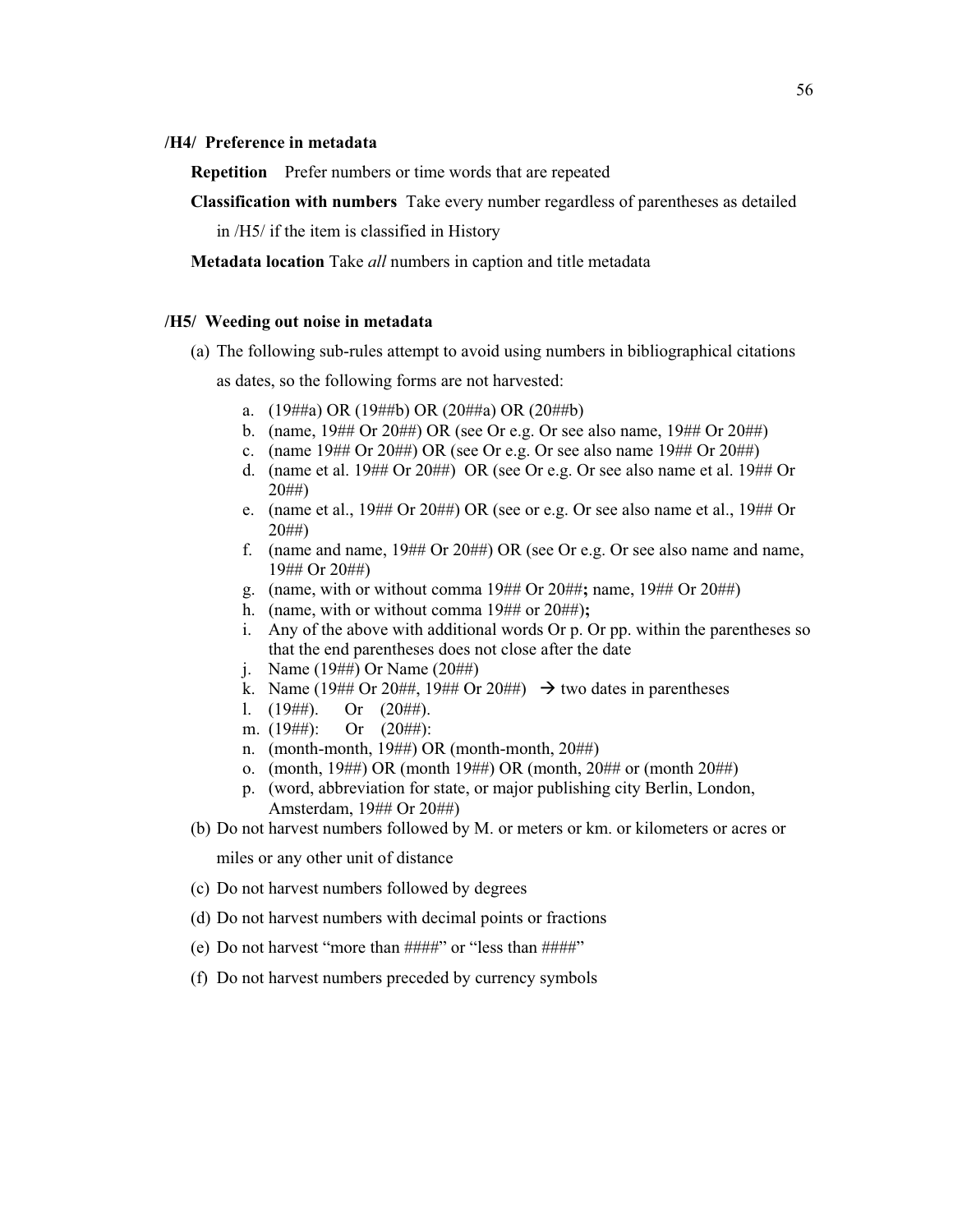### /H4/ Preference in metadata

**Repetition** Prefer numbers or time words that are repeated

**Classification with numbers** Take every number regardless of parentheses as detailed in /H5/ if the item is classified in History

**Metadata location** Take *all* numbers in caption and title metadata

### /H5/ Weeding out noise in metadata

(a) The following sub-rules attempt to avoid using numbers in bibliographical citations as dates, so the following forms are not harvested:

   a. (19##a) OR (19##b) OR (20##a) OR (20##b)
   b. (name, 19## Or 20##) OR (see Or e.g. Or see also name, 19## Or 20##)
   c. (name 19## Or 20##) OR (see Or e.g. Or see also name 19## Or 20##)
   d. (name et al. 19## Or 20##) OR (see Or e.g. Or see also name et al. 19## Or 20##)
   e. (name et al., 19## Or 20##) OR (see or e.g. Or see also name et al., 19## Or 20##)
   f. (name and name, 19## Or 20##) OR (see Or e.g. Or see also name and name, 19## Or 20##)
   g. (name, with or without comma 19## Or 20##**;** name, 19## Or 20##)
   h. (name, with or without comma 19## or 20##)**;**
   i. Any of the above with additional words Or p. Or pp. within the parentheses so that the end parentheses does not close after the date
   j. Name (19##) Or Name (20##)
   k. Name (19## Or 20##, 19## Or 20##) → two dates in parentheses
   l. (19##). Or (20##).
   m. (19##): Or (20##):
   n. (month-month, 19##) OR (month-month, 20##)
   o. (month, 19##) OR (month 19##) OR (month, 20## or (month 20##)
   p. (word, abbreviation for state, or major publishing city Berlin, London, Amsterdam, 19## Or 20##)

(b) Do not harvest numbers followed by M. or meters or km. or kilometers or acres or miles or any other unit of distance

(c) Do not harvest numbers followed by degrees

(d) Do not harvest numbers with decimal points or fractions

(e) Do not harvest "more than ####" or "less than ####"

(f) Do not harvest numbers preceded by currency symbols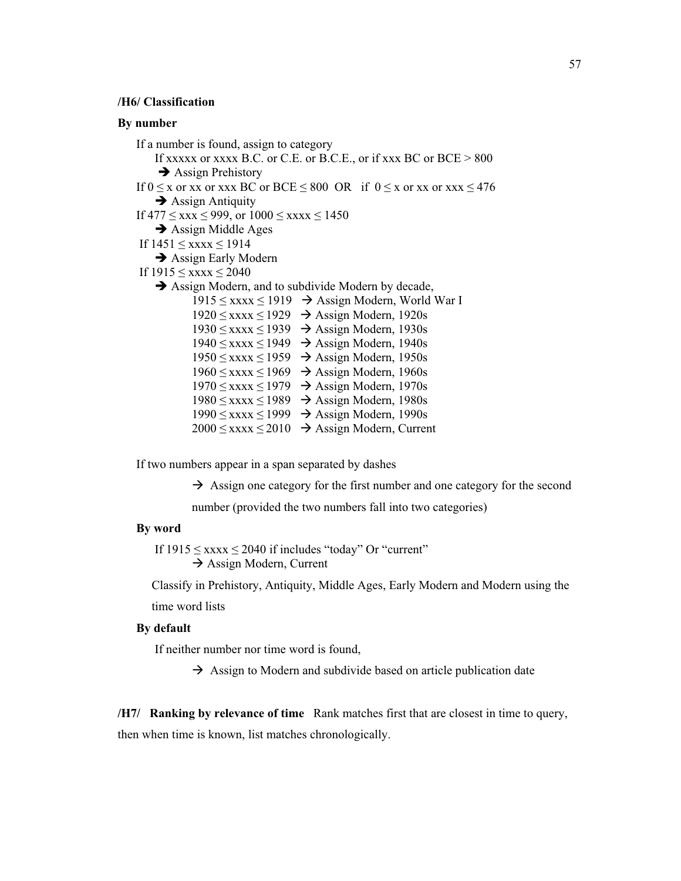**/H6/ Classification**

**By number**

If a number is found, assign to category

If xxxxx or xxxx B.C. or C.E. or B.C.E., or if xxx BC or BCE > 800

➔ Assign Prehistory

If 0 ≤ x or xx or xxx BC or BCE ≤ 800 OR if 0 ≤ x or xx or xxx ≤ 476

➔ Assign Antiquity

If 477 ≤ xxx ≤ 999, or 1000 ≤ xxxx ≤ 1450

➔ Assign Middle Ages

If 1451 ≤ xxxx ≤ 1914

➔ Assign Early Modern

If 1915 ≤ xxxx ≤ 2040

➔ Assign Modern, and to subdivide Modern by decade,

- 1915 ≤ xxxx ≤ 1919 → Assign Modern, World War I
- 1920 ≤ xxxx ≤ 1929 → Assign Modern, 1920s
- 1930 ≤ xxxx ≤ 1939 → Assign Modern, 1930s
- 1940 ≤ xxxx ≤ 1949 → Assign Modern, 1940s
- 1950 ≤ xxxx ≤ 1959 → Assign Modern, 1950s
- 1960 ≤ xxxx ≤ 1969 → Assign Modern, 1960s
- 1970 ≤ xxxx ≤ 1979 → Assign Modern, 1970s
- 1980 ≤ xxxx ≤ 1989 → Assign Modern, 1980s
- 1990 ≤ xxxx ≤ 1999 → Assign Modern, 1990s
- 2000 ≤ xxxx ≤ 2010 → Assign Modern, Current

If two numbers appear in a span separated by dashes

→ Assign one category for the first number and one category for the second number (provided the two numbers fall into two categories)

**By word**

If 1915 ≤ xxxx ≤ 2040 if includes "today" Or "current"

→ Assign Modern, Current

Classify in Prehistory, Antiquity, Middle Ages, Early Modern and Modern using the time word lists

**By default**

If neither number nor time word is found,

→ Assign to Modern and subdivide based on article publication date

**/H7/ Ranking by relevance of time** Rank matches first that are closest in time to query, then when time is known, list matches chronologically.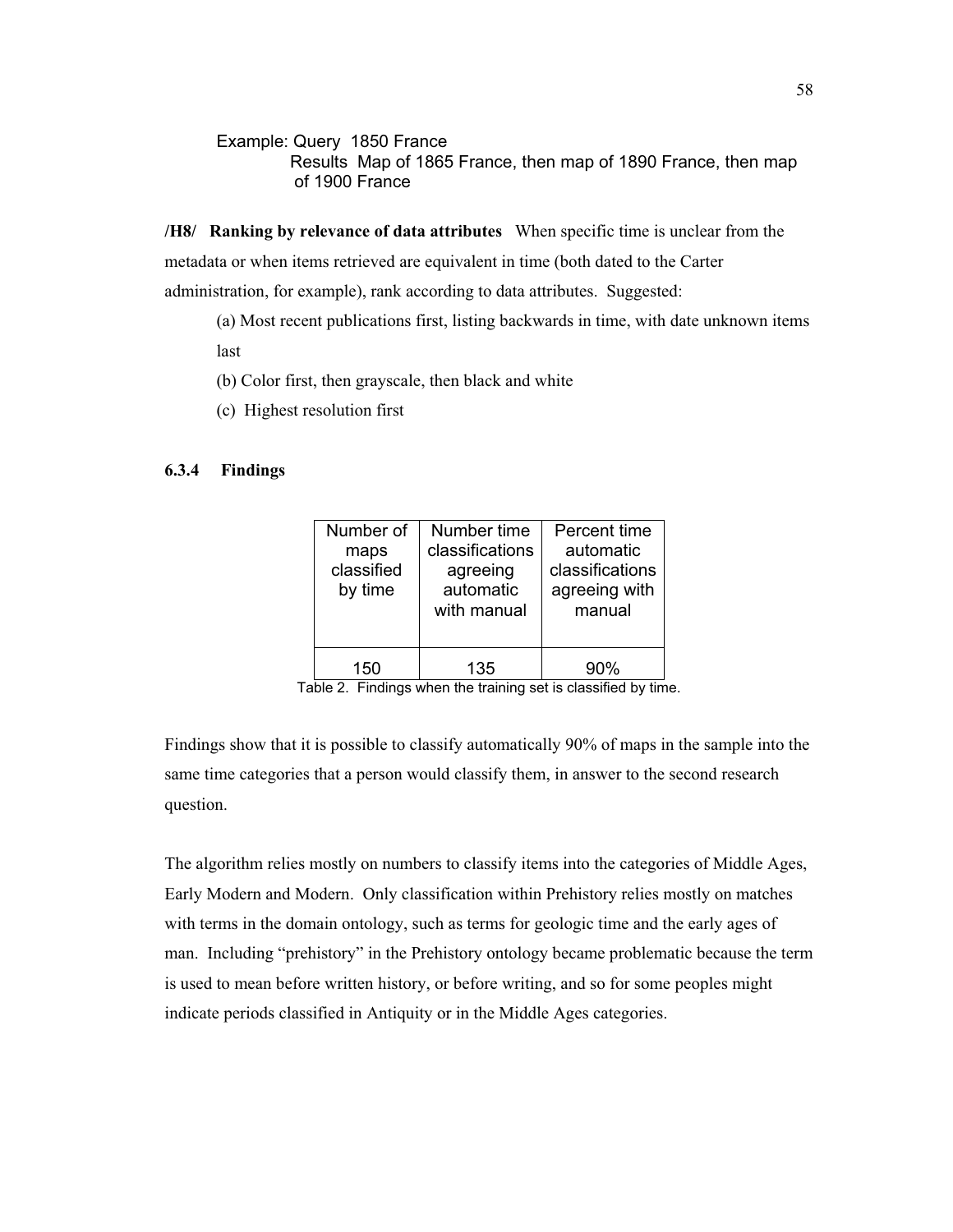Example: Query 1850 France
Results Map of 1865 France, then map of 1890 France, then map of 1900 France

**/H8/ Ranking by relevance of data attributes** When specific time is unclear from the metadata or when items retrieved are equivalent in time (both dated to the Carter administration, for example), rank according to data attributes. Suggested:

(a) Most recent publications first, listing backwards in time, with date unknown items last

(b) Color first, then grayscale, then black and white

(c) Highest resolution first

### 6.3.4 Findings

| Number of maps classified by time | Number time classifications agreeing automatic with manual | Percent time automatic classifications agreeing with manual |
|---|---|---|
| 150 | 135 | 90% |

Table 2. Findings when the training set is classified by time.

Findings show that it is possible to classify automatically 90% of maps in the sample into the same time categories that a person would classify them, in answer to the second research question.

The algorithm relies mostly on numbers to classify items into the categories of Middle Ages, Early Modern and Modern. Only classification within Prehistory relies mostly on matches with terms in the domain ontology, such as terms for geologic time and the early ages of man. Including "prehistory" in the Prehistory ontology became problematic because the term is used to mean before written history, or before writing, and so for some peoples might indicate periods classified in Antiquity or in the Middle Ages categories.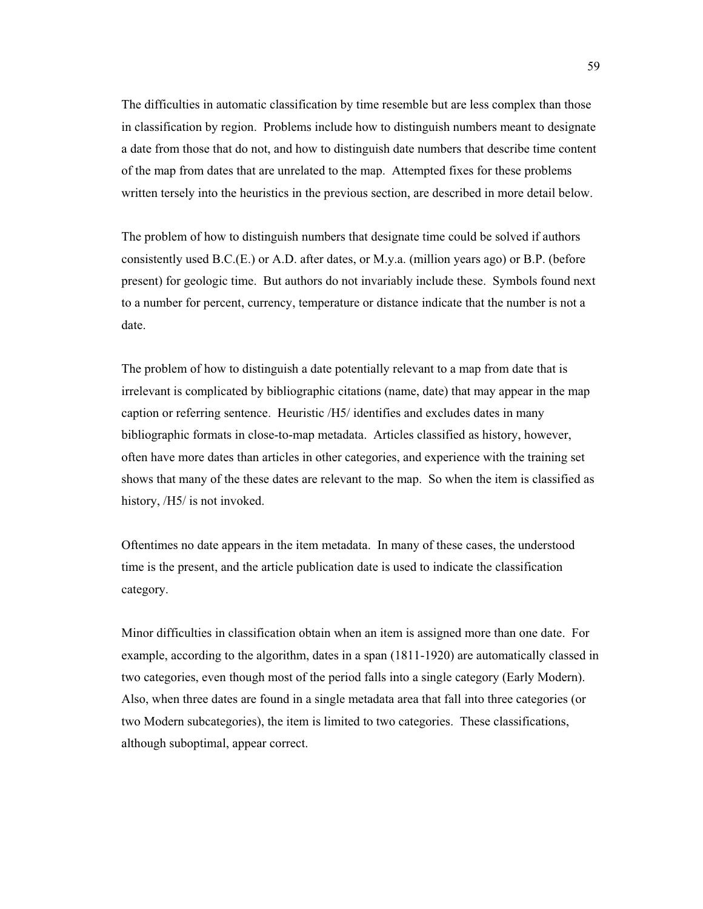The difficulties in automatic classification by time resemble but are less complex than those in classification by region. Problems include how to distinguish numbers meant to designate a date from those that do not, and how to distinguish date numbers that describe time content of the map from dates that are unrelated to the map. Attempted fixes for these problems written tersely into the heuristics in the previous section, are described in more detail below.

The problem of how to distinguish numbers that designate time could be solved if authors consistently used B.C.(E.) or A.D. after dates, or M.y.a. (million years ago) or B.P. (before present) for geologic time. But authors do not invariably include these. Symbols found next to a number for percent, currency, temperature or distance indicate that the number is not a date.

The problem of how to distinguish a date potentially relevant to a map from date that is irrelevant is complicated by bibliographic citations (name, date) that may appear in the map caption or referring sentence. Heuristic /H5/ identifies and excludes dates in many bibliographic formats in close-to-map metadata. Articles classified as history, however, often have more dates than articles in other categories, and experience with the training set shows that many of the these dates are relevant to the map. So when the item is classified as history, /H5/ is not invoked.

Oftentimes no date appears in the item metadata. In many of these cases, the understood time is the present, and the article publication date is used to indicate the classification category.

Minor difficulties in classification obtain when an item is assigned more than one date. For example, according to the algorithm, dates in a span (1811-1920) are automatically classed in two categories, even though most of the period falls into a single category (Early Modern). Also, when three dates are found in a single metadata area that fall into three categories (or two Modern subcategories), the item is limited to two categories. These classifications, although suboptimal, appear correct.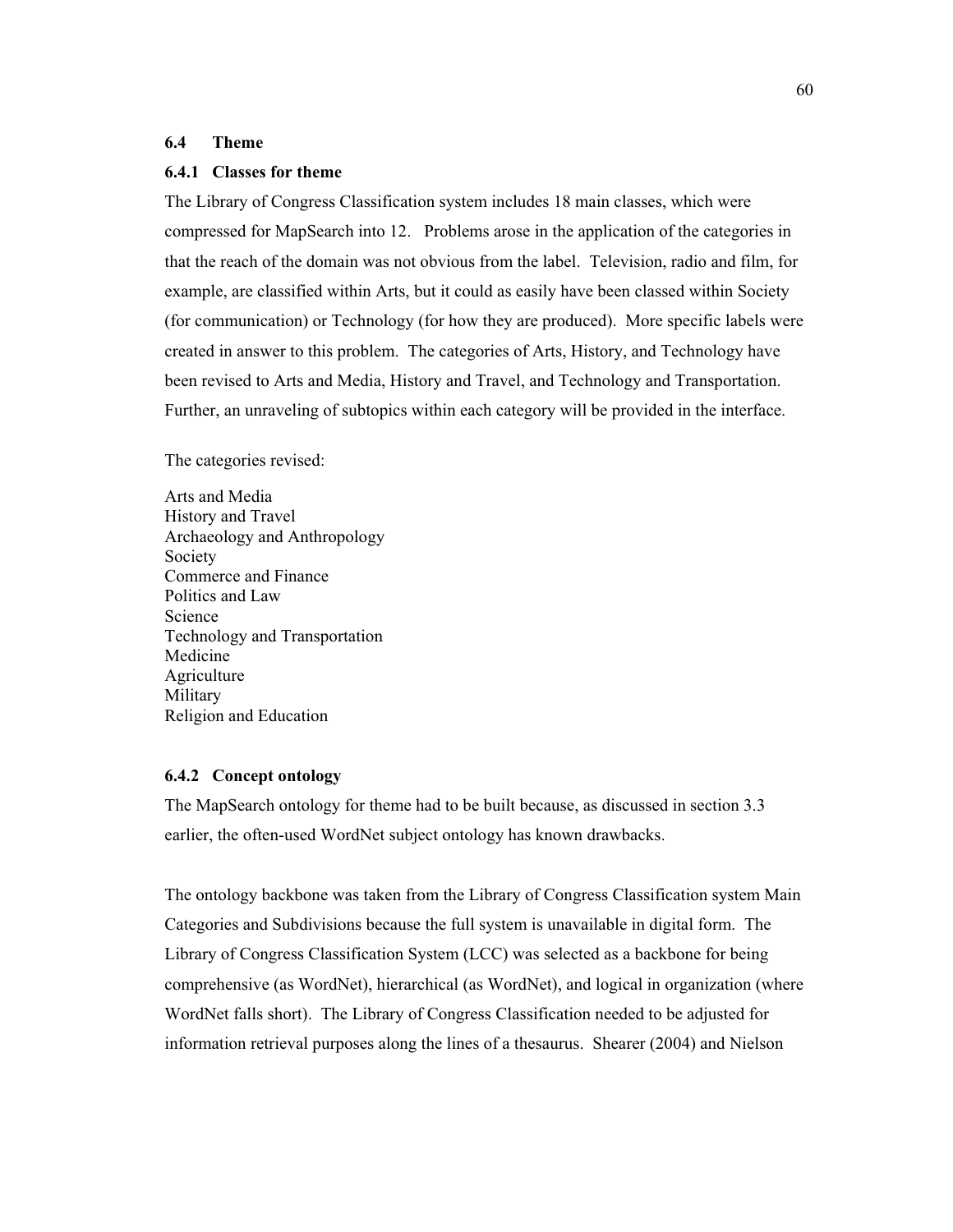## 6.4 Theme

### 6.4.1 Classes for theme

The Library of Congress Classification system includes 18 main classes, which were compressed for MapSearch into 12. Problems arose in the application of the categories in that the reach of the domain was not obvious from the label. Television, radio and film, for example, are classified within Arts, but it could as easily have been classed within Society (for communication) or Technology (for how they are produced). More specific labels were created in answer to this problem. The categories of Arts, History, and Technology have been revised to Arts and Media, History and Travel, and Technology and Transportation. Further, an unraveling of subtopics within each category will be provided in the interface.

The categories revised:

Arts and Media
History and Travel
Archaeology and Anthropology
Society
Commerce and Finance
Politics and Law
Science
Technology and Transportation
Medicine
Agriculture
Military
Religion and Education

### 6.4.2 Concept ontology

The MapSearch ontology for theme had to be built because, as discussed in section 3.3 earlier, the often-used WordNet subject ontology has known drawbacks.

The ontology backbone was taken from the Library of Congress Classification system Main Categories and Subdivisions because the full system is unavailable in digital form. The Library of Congress Classification System (LCC) was selected as a backbone for being comprehensive (as WordNet), hierarchical (as WordNet), and logical in organization (where WordNet falls short). The Library of Congress Classification needed to be adjusted for information retrieval purposes along the lines of a thesaurus. Shearer (2004) and Nielson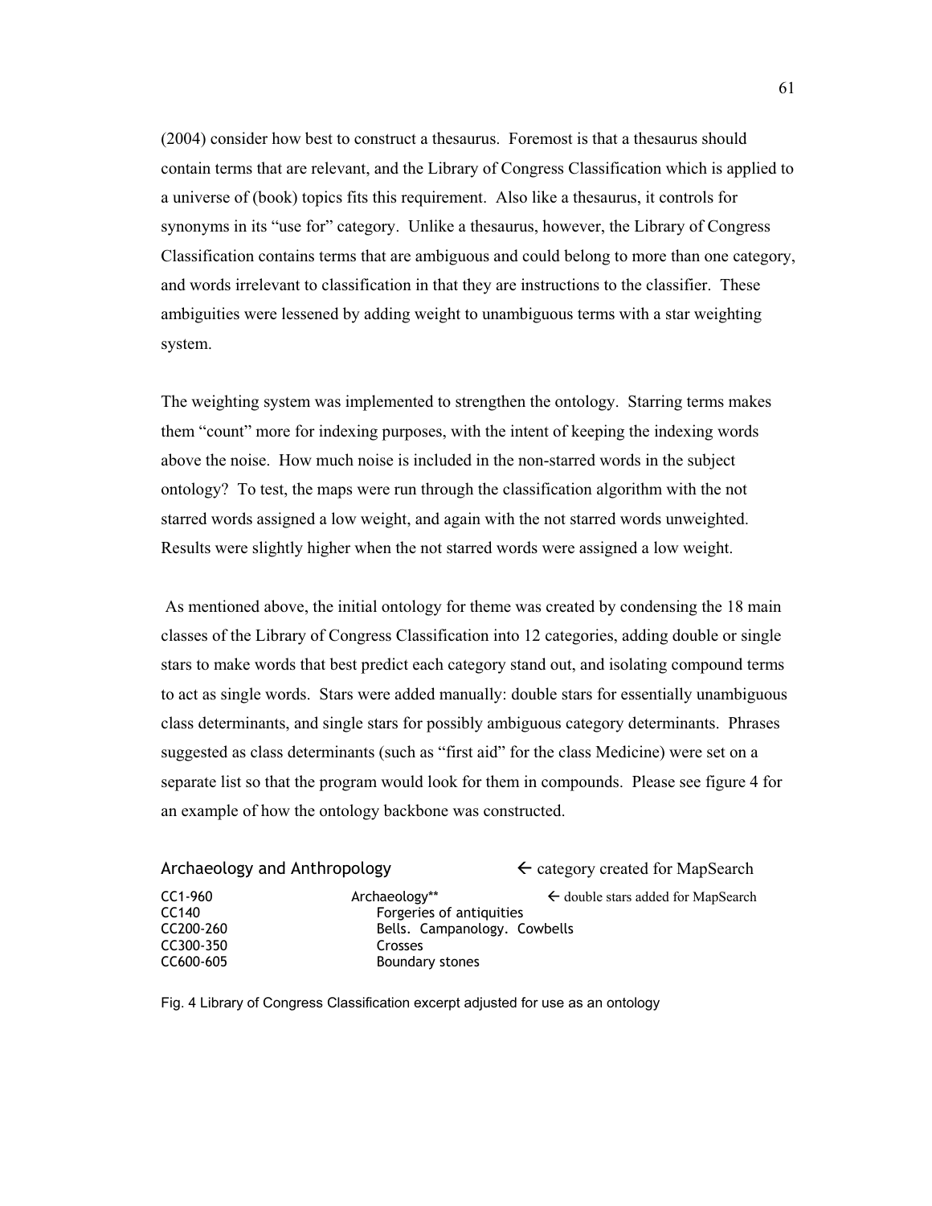(2004) consider how best to construct a thesaurus. Foremost is that a thesaurus should contain terms that are relevant, and the Library of Congress Classification which is applied to a universe of (book) topics fits this requirement. Also like a thesaurus, it controls for synonyms in its "use for" category. Unlike a thesaurus, however, the Library of Congress Classification contains terms that are ambiguous and could belong to more than one category, and words irrelevant to classification in that they are instructions to the classifier. These ambiguities were lessened by adding weight to unambiguous terms with a star weighting system.

The weighting system was implemented to strengthen the ontology. Starring terms makes them "count" more for indexing purposes, with the intent of keeping the indexing words above the noise. How much noise is included in the non-starred words in the subject ontology? To test, the maps were run through the classification algorithm with the not starred words assigned a low weight, and again with the not starred words unweighted. Results were slightly higher when the not starred words were assigned a low weight.

As mentioned above, the initial ontology for theme was created by condensing the 18 main classes of the Library of Congress Classification into 12 categories, adding double or single stars to make words that best predict each category stand out, and isolating compound terms to act as single words. Stars were added manually: double stars for essentially unambiguous class determinants, and single stars for possibly ambiguous category determinants. Phrases suggested as class determinants (such as "first aid" for the class Medicine) were set on a separate list so that the program would look for them in compounds. Please see figure 4 for an example of how the ontology backbone was constructed.

```
Archaeology and Anthropology            ← category created for MapSearch

CC1-960        Archaeology**            ← double stars added for MapSearch
CC140              Forgeries of antiquities
CC200-260          Bells. Campanology. Cowbells
CC300-350          Crosses
CC600-605          Boundary stones
```

Fig. 4 Library of Congress Classification excerpt adjusted for use as an ontology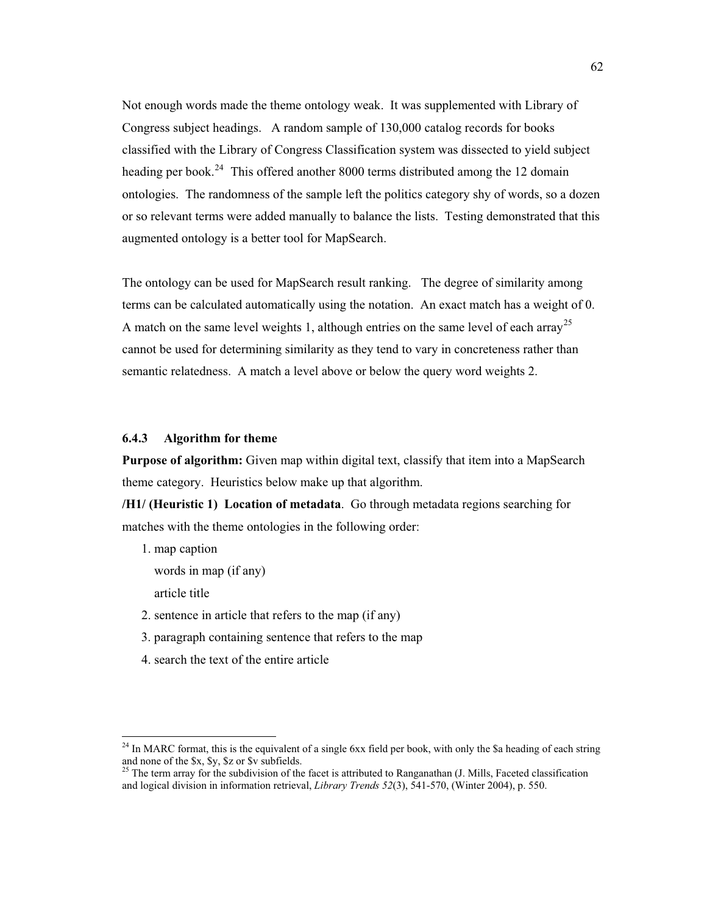Not enough words made the theme ontology weak. It was supplemented with Library of Congress subject headings. A random sample of 130,000 catalog records for books classified with the Library of Congress Classification system was dissected to yield subject heading per book.[24] This offered another 8000 terms distributed among the 12 domain ontologies. The randomness of the sample left the politics category shy of words, so a dozen or so relevant terms were added manually to balance the lists. Testing demonstrated that this augmented ontology is a better tool for MapSearch.

The ontology can be used for MapSearch result ranking. The degree of similarity among terms can be calculated automatically using the notation. An exact match has a weight of 0. A match on the same level weights 1, although entries on the same level of each array[25] cannot be used for determining similarity as they tend to vary in concreteness rather than semantic relatedness. A match a level above or below the query word weights 2.

### 6.4.3 Algorithm for theme

**Purpose of algorithm:** Given map within digital text, classify that item into a MapSearch theme category. Heuristics below make up that algorithm.

**/H1/ (Heuristic 1) Location of metadata**. Go through metadata regions searching for matches with the theme ontologies in the following order:

1. map caption
   words in map (if any)
   article title
2. sentence in article that refers to the map (if any)
3. paragraph containing sentence that refers to the map
4. search the text of the entire article

---

[24] In MARC format, this is the equivalent of a single 6xx field per book, with only the $a heading of each string and none of the $x, $y, $z or $v subfields.

[25] The term array for the subdivision of the facet is attributed to Ranganathan (J. Mills, Faceted classification and logical division in information retrieval, *Library Trends 52*(3), 541-570, (Winter 2004), p. 550.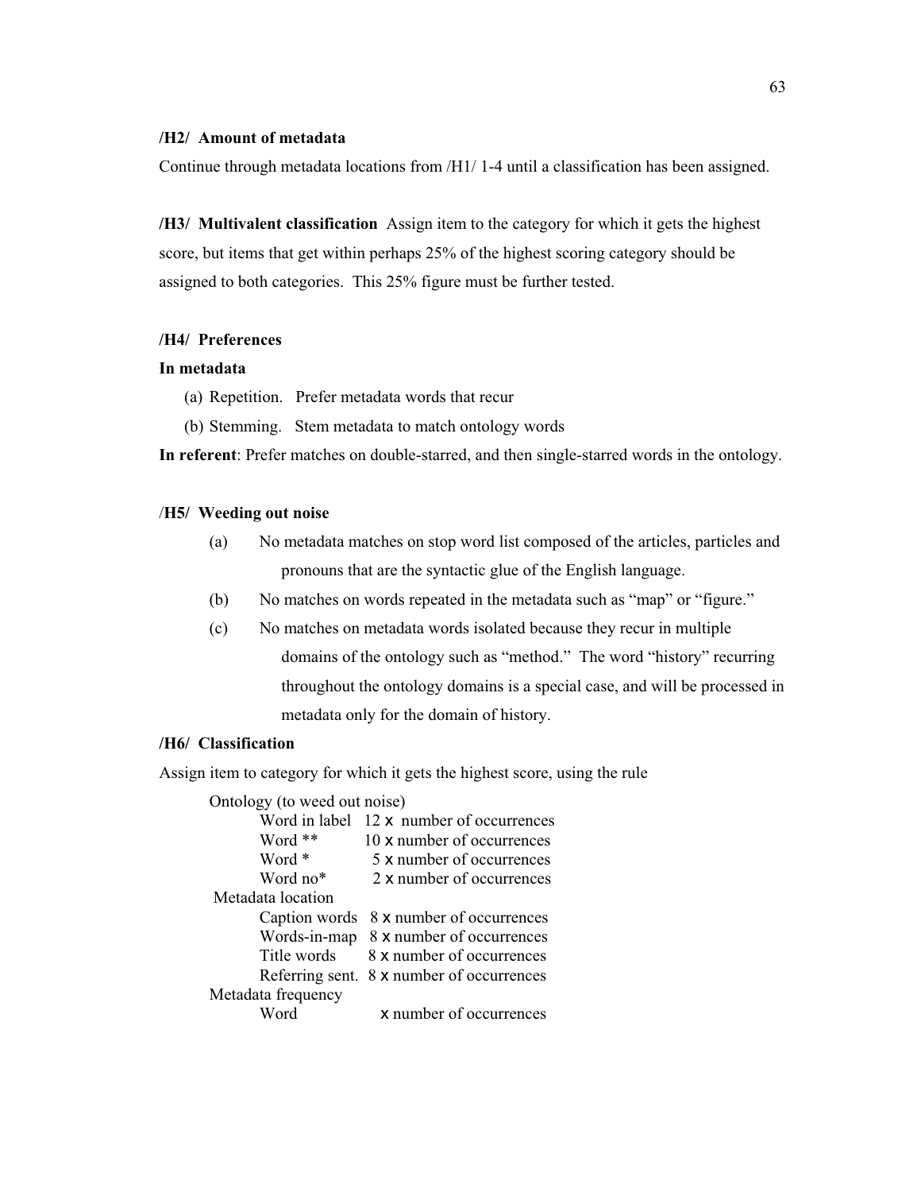**/H2/ Amount of metadata**

Continue through metadata locations from /H1/ 1-4 until a classification has been assigned.

**/H3/ Multivalent classification** Assign item to the category for which it gets the highest score, but items that get within perhaps 25% of the highest scoring category should be assigned to both categories. This 25% figure must be further tested.

**/H4/ Preferences**

**In metadata**

(a) Repetition. Prefer metadata words that recur

(b) Stemming. Stem metadata to match ontology words

**In referent**: Prefer matches on double-starred, and then single-starred words in the ontology.

/**H5/ Weeding out noise**

(a) No metadata matches on stop word list composed of the articles, particles and pronouns that are the syntactic glue of the English language.

(b) No matches on words repeated in the metadata such as "map" or "figure."

(c) No matches on metadata words isolated because they recur in multiple domains of the ontology such as "method." The word "history" recurring throughout the ontology domains is a special case, and will be processed in metadata only for the domain of history.

**/H6/ Classification**

Assign item to category for which it gets the highest score, using the rule

Ontology (to weed out noise)

- Word in label 12 x number of occurrences
- Word ** 10 x number of occurrences
- Word * 5 x number of occurrences
- Word no* 2 x number of occurrences

Metadata location

- Caption words 8 x number of occurrences
- Words-in-map 8 x number of occurrences
- Title words 8 x number of occurrences
- Referring sent. 8 x number of occurrences

Metadata frequency

- Word x number of occurrences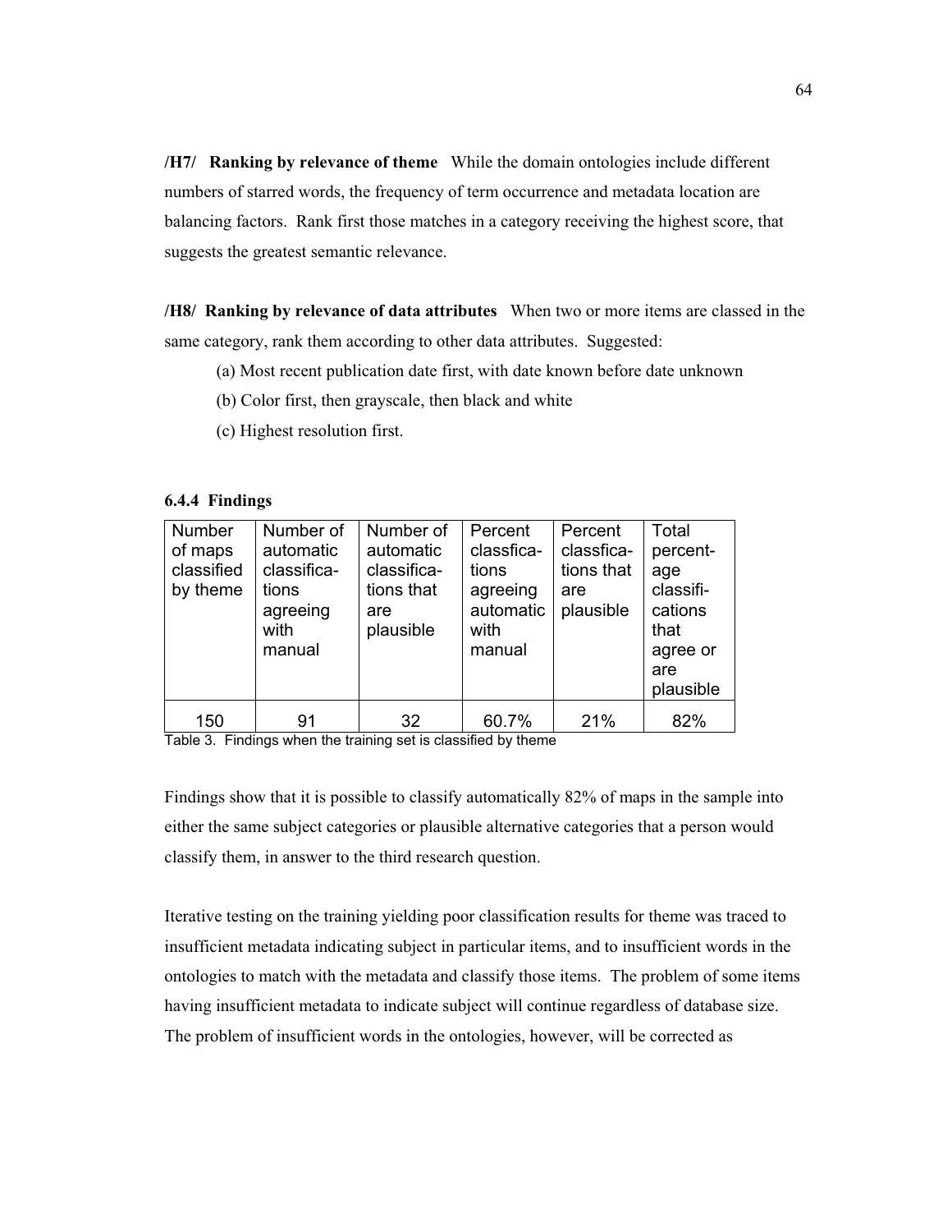**/H7/ Ranking by relevance of theme** While the domain ontologies include different numbers of starred words, the frequency of term occurrence and metadata location are balancing factors. Rank first those matches in a category receiving the highest score, that suggests the greatest semantic relevance.

**/H8/ Ranking by relevance of data attributes** When two or more items are classed in the same category, rank them according to other data attributes. Suggested:

(a) Most recent publication date first, with date known before date unknown

(b) Color first, then grayscale, then black and white

(c) Highest resolution first.

### 6.4.4 Findings

| Number of maps classified by theme | Number of automatic classifica-tions agreeing with manual | Number of automatic classifica-tions that are plausible | Percent classfica-tions agreeing automatic with manual | Percent classfica-tions that are plausible | Total percent-age classifi-cations that agree or are plausible |
|---|---|---|---|---|---|
| 150 | 91 | 32 | 60.7% | 21% | 82% |

Table 3. Findings when the training set is classified by theme

Findings show that it is possible to classify automatically 82% of maps in the sample into either the same subject categories or plausible alternative categories that a person would classify them, in answer to the third research question.

Iterative testing on the training yielding poor classification results for theme was traced to insufficient metadata indicating subject in particular items, and to insufficient words in the ontologies to match with the metadata and classify those items. The problem of some items having insufficient metadata to indicate subject will continue regardless of database size. The problem of insufficient words in the ontologies, however, will be corrected as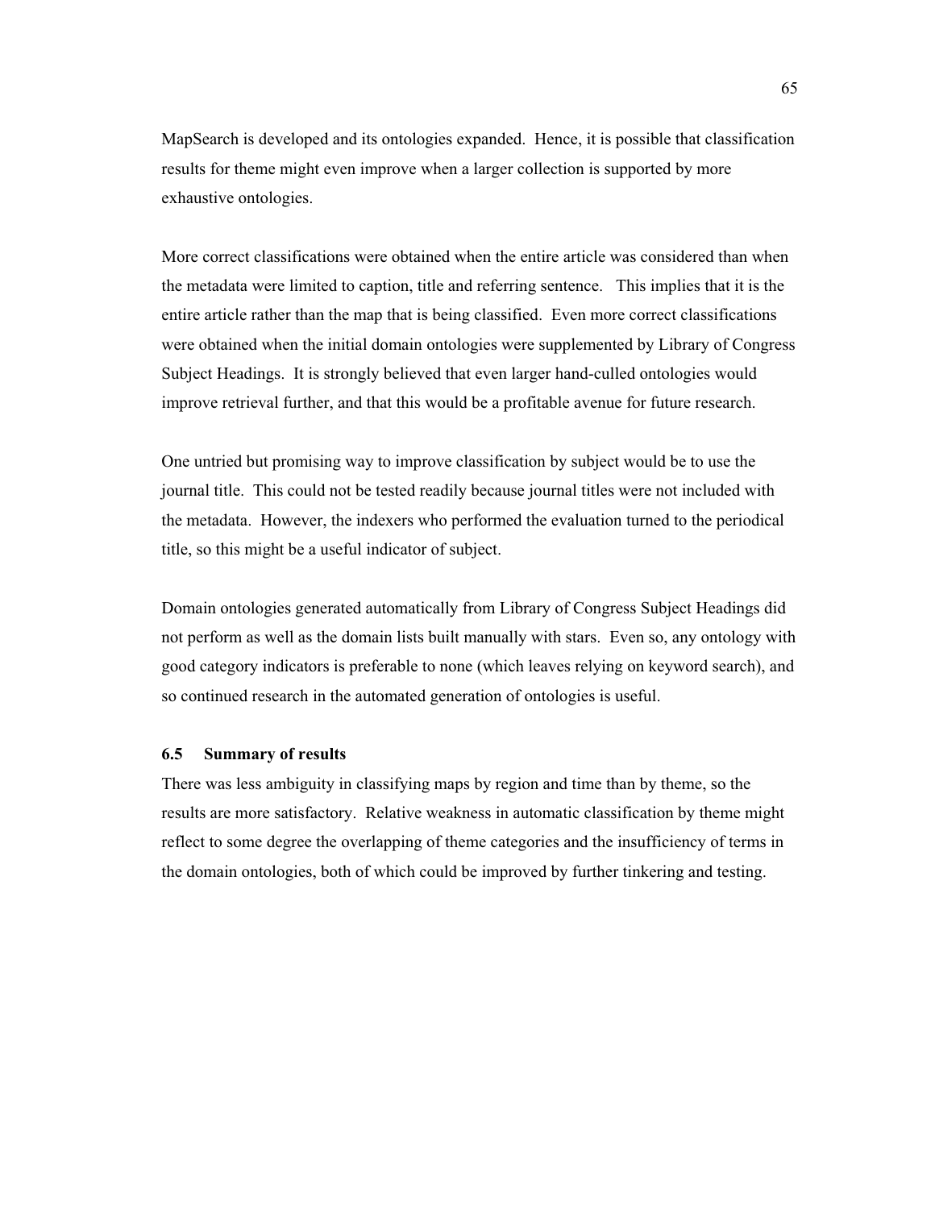MapSearch is developed and its ontologies expanded. Hence, it is possible that classification results for theme might even improve when a larger collection is supported by more exhaustive ontologies.

More correct classifications were obtained when the entire article was considered than when the metadata were limited to caption, title and referring sentence. This implies that it is the entire article rather than the map that is being classified. Even more correct classifications were obtained when the initial domain ontologies were supplemented by Library of Congress Subject Headings. It is strongly believed that even larger hand-culled ontologies would improve retrieval further, and that this would be a profitable avenue for future research.

One untried but promising way to improve classification by subject would be to use the journal title. This could not be tested readily because journal titles were not included with the metadata. However, the indexers who performed the evaluation turned to the periodical title, so this might be a useful indicator of subject.

Domain ontologies generated automatically from Library of Congress Subject Headings did not perform as well as the domain lists built manually with stars. Even so, any ontology with good category indicators is preferable to none (which leaves relying on keyword search), and so continued research in the automated generation of ontologies is useful.

### 6.5 Summary of results

There was less ambiguity in classifying maps by region and time than by theme, so the results are more satisfactory. Relative weakness in automatic classification by theme might reflect to some degree the overlapping of theme categories and the insufficiency of terms in the domain ontologies, both of which could be improved by further tinkering and testing.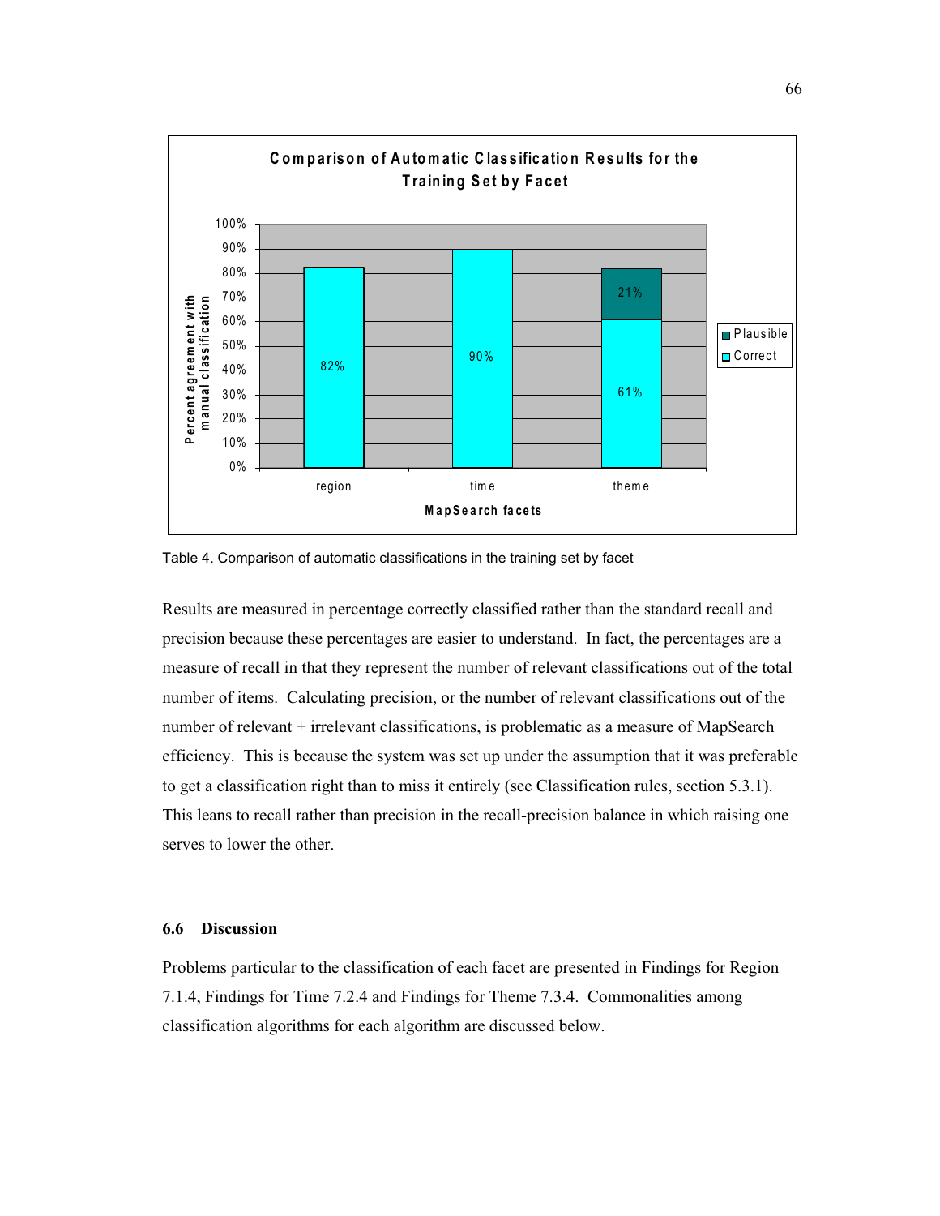**Comparison of Automatic Classification Results for the Training Set by Facet**

| MapSearch facets | Correct | Plausible |
| --- | --- | --- |
| region | 82% | |
| time | 90% | |
| theme | 61% | 21% |

Table 4. Comparison of automatic classifications in the training set by facet

Results are measured in percentage correctly classified rather than the standard recall and precision because these percentages are easier to understand. In fact, the percentages are a measure of recall in that they represent the number of relevant classifications out of the total number of items. Calculating precision, or the number of relevant classifications out of the number of relevant + irrelevant classifications, is problematic as a measure of MapSearch efficiency. This is because the system was set up under the assumption that it was preferable to get a classification right than to miss it entirely (see Classification rules, section 5.3.1). This leans to recall rather than precision in the recall-precision balance in which raising one serves to lower the other.

### 6.6 Discussion

Problems particular to the classification of each facet are presented in Findings for Region 7.1.4, Findings for Time 7.2.4 and Findings for Theme 7.3.4. Commonalities among classification algorithms for each algorithm are discussed below.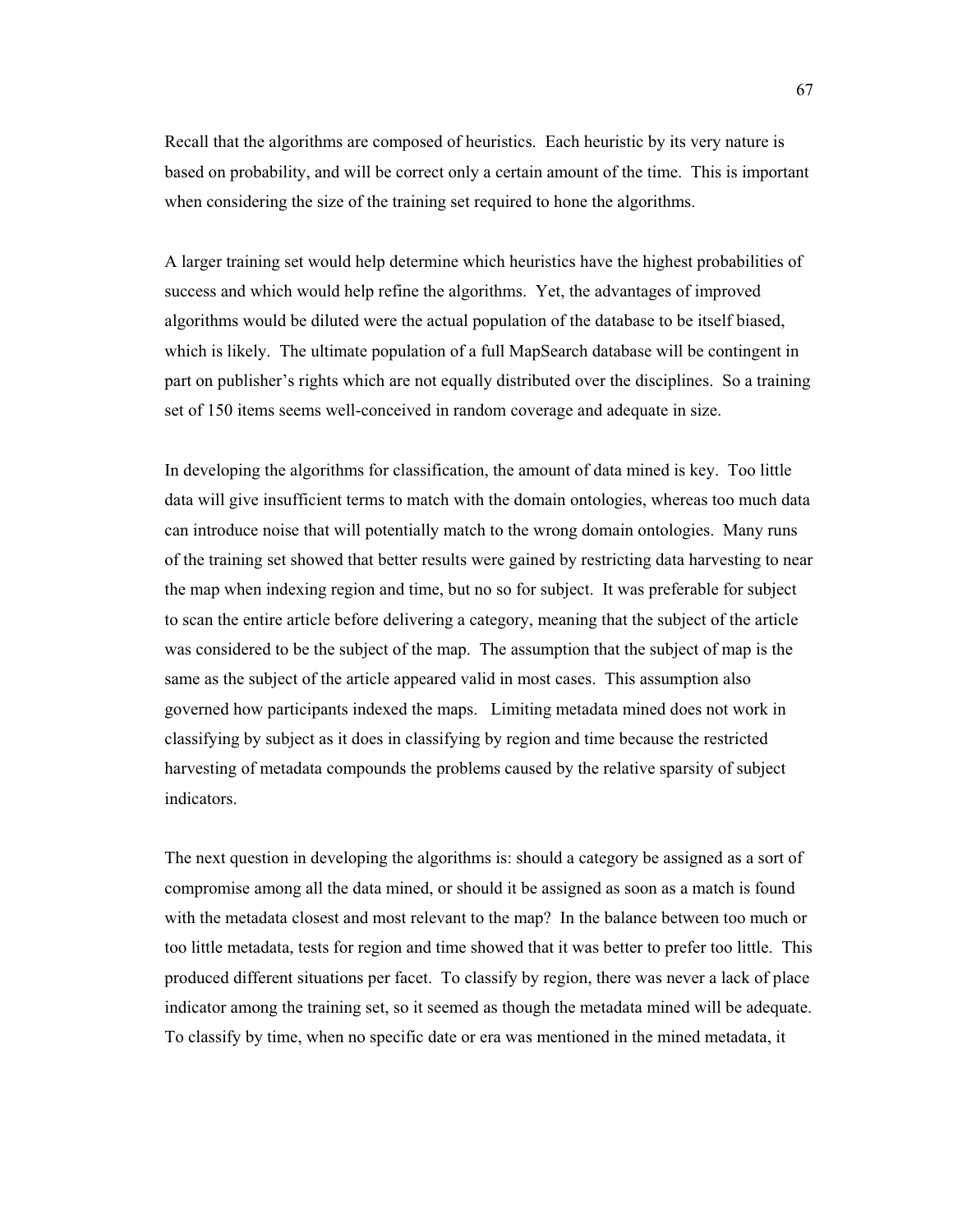Recall that the algorithms are composed of heuristics. Each heuristic by its very nature is based on probability, and will be correct only a certain amount of the time. This is important when considering the size of the training set required to hone the algorithms.

A larger training set would help determine which heuristics have the highest probabilities of success and which would help refine the algorithms. Yet, the advantages of improved algorithms would be diluted were the actual population of the database to be itself biased, which is likely. The ultimate population of a full MapSearch database will be contingent in part on publisher's rights which are not equally distributed over the disciplines. So a training set of 150 items seems well-conceived in random coverage and adequate in size.

In developing the algorithms for classification, the amount of data mined is key. Too little data will give insufficient terms to match with the domain ontologies, whereas too much data can introduce noise that will potentially match to the wrong domain ontologies. Many runs of the training set showed that better results were gained by restricting data harvesting to near the map when indexing region and time, but no so for subject. It was preferable for subject to scan the entire article before delivering a category, meaning that the subject of the article was considered to be the subject of the map. The assumption that the subject of map is the same as the subject of the article appeared valid in most cases. This assumption also governed how participants indexed the maps. Limiting metadata mined does not work in classifying by subject as it does in classifying by region and time because the restricted harvesting of metadata compounds the problems caused by the relative sparsity of subject indicators.

The next question in developing the algorithms is: should a category be assigned as a sort of compromise among all the data mined, or should it be assigned as soon as a match is found with the metadata closest and most relevant to the map? In the balance between too much or too little metadata, tests for region and time showed that it was better to prefer too little. This produced different situations per facet. To classify by region, there was never a lack of place indicator among the training set, so it seemed as though the metadata mined will be adequate. To classify by time, when no specific date or era was mentioned in the mined metadata, it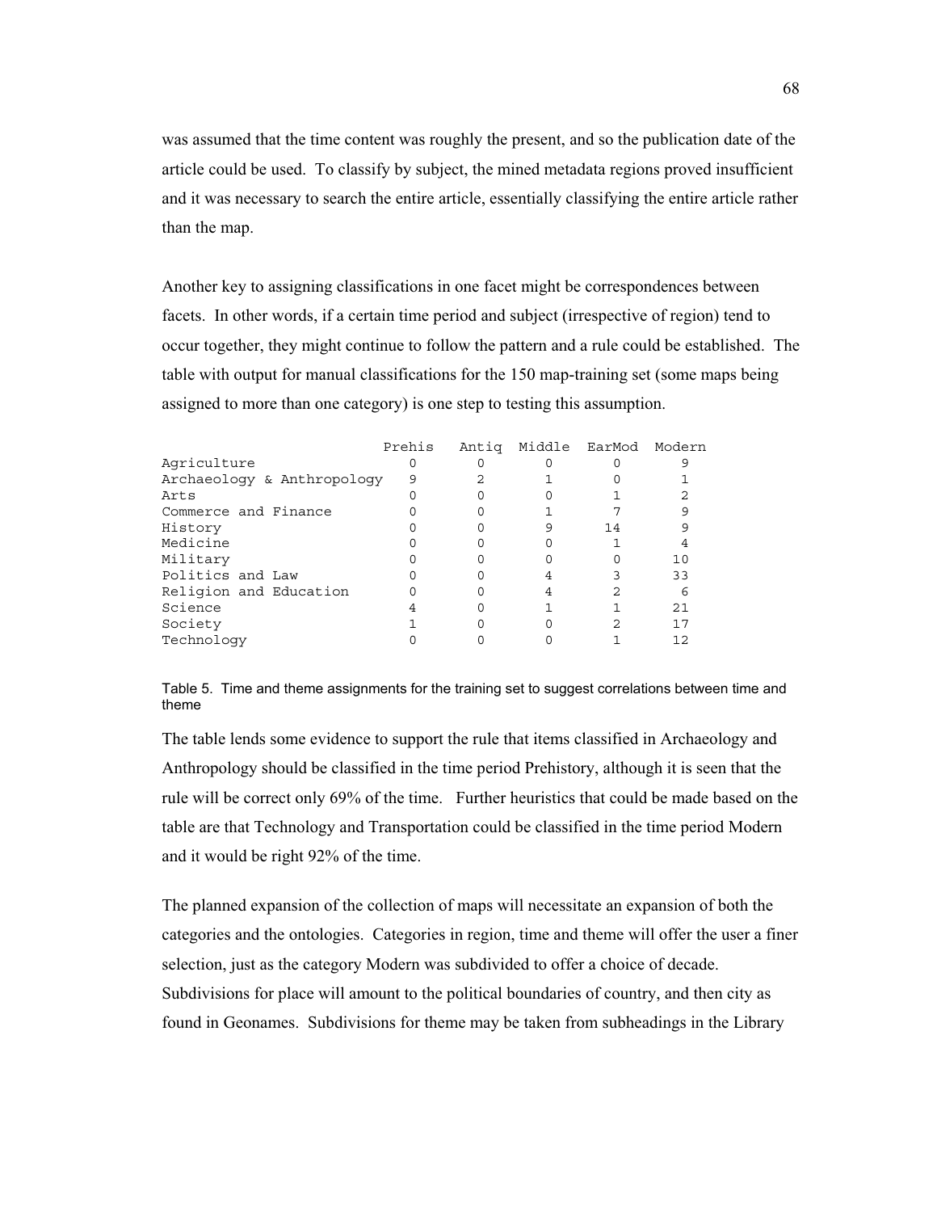was assumed that the time content was roughly the present, and so the publication date of the article could be used. To classify by subject, the mined metadata regions proved insufficient and it was necessary to search the entire article, essentially classifying the entire article rather than the map.

Another key to assigning classifications in one facet might be correspondences between facets. In other words, if a certain time period and subject (irrespective of region) tend to occur together, they might continue to follow the pattern and a rule could be established. The table with output for manual classifications for the 150 map-training set (some maps being assigned to more than one category) is one step to testing this assumption.

| | Prehis | Antiq | Middle | EarMod | Modern |
|---|---|---|---|---|---|
| Agriculture | 0 | 0 | 0 | 0 | 9 |
| Archaeology & Anthropology | 9 | 2 | 1 | 0 | 1 |
| Arts | 0 | 0 | 0 | 1 | 2 |
| Commerce and Finance | 0 | 0 | 1 | 7 | 9 |
| History | 0 | 0 | 9 | 14 | 9 |
| Medicine | 0 | 0 | 0 | 1 | 4 |
| Military | 0 | 0 | 0 | 0 | 10 |
| Politics and Law | 0 | 0 | 4 | 3 | 33 |
| Religion and Education | 0 | 0 | 4 | 2 | 6 |
| Science | 4 | 0 | 1 | 1 | 21 |
| Society | 1 | 0 | 0 | 2 | 17 |
| Technology | 0 | 0 | 0 | 1 | 12 |

Table 5. Time and theme assignments for the training set to suggest correlations between time and theme

The table lends some evidence to support the rule that items classified in Archaeology and Anthropology should be classified in the time period Prehistory, although it is seen that the rule will be correct only 69% of the time. Further heuristics that could be made based on the table are that Technology and Transportation could be classified in the time period Modern and it would be right 92% of the time.

The planned expansion of the collection of maps will necessitate an expansion of both the categories and the ontologies. Categories in region, time and theme will offer the user a finer selection, just as the category Modern was subdivided to offer a choice of decade. Subdivisions for place will amount to the political boundaries of country, and then city as found in Geonames. Subdivisions for theme may be taken from subheadings in the Library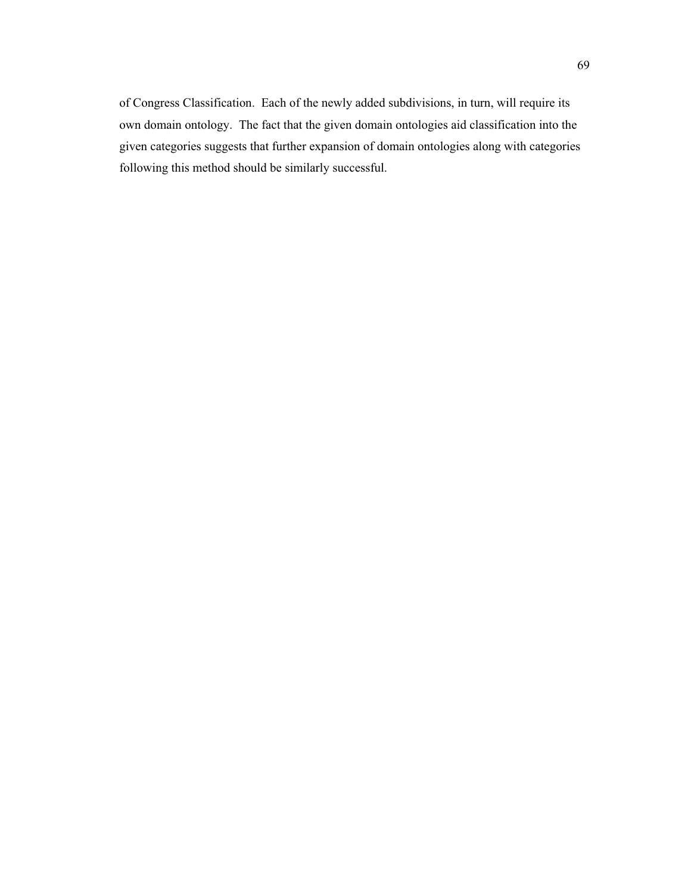of Congress Classification. Each of the newly added subdivisions, in turn, will require its own domain ontology. The fact that the given domain ontologies aid classification into the given categories suggests that further expansion of domain ontologies along with categories following this method should be similarly successful.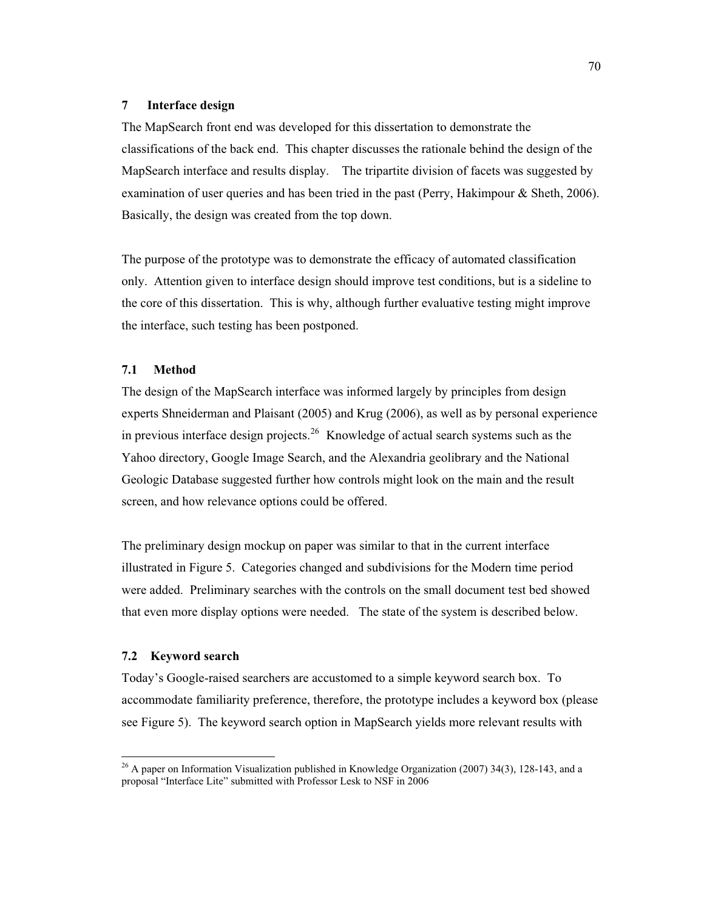## 7 Interface design

The MapSearch front end was developed for this dissertation to demonstrate the classifications of the back end. This chapter discusses the rationale behind the design of the MapSearch interface and results display. The tripartite division of facets was suggested by examination of user queries and has been tried in the past (Perry, Hakimpour & Sheth, 2006). Basically, the design was created from the top down.

The purpose of the prototype was to demonstrate the efficacy of automated classification only. Attention given to interface design should improve test conditions, but is a sideline to the core of this dissertation. This is why, although further evaluative testing might improve the interface, such testing has been postponed.

### 7.1 Method

The design of the MapSearch interface was informed largely by principles from design experts Shneiderman and Plaisant (2005) and Krug (2006), as well as by personal experience in previous interface design projects.[26] Knowledge of actual search systems such as the Yahoo directory, Google Image Search, and the Alexandria geolibrary and the National Geologic Database suggested further how controls might look on the main and the result screen, and how relevance options could be offered.

The preliminary design mockup on paper was similar to that in the current interface illustrated in Figure 5. Categories changed and subdivisions for the Modern time period were added. Preliminary searches with the controls on the small document test bed showed that even more display options were needed. The state of the system is described below.

### 7.2 Keyword search

Today's Google-raised searchers are accustomed to a simple keyword search box. To accommodate familiarity preference, therefore, the prototype includes a keyword box (please see Figure 5). The keyword search option in MapSearch yields more relevant results with

[26] A paper on Information Visualization published in Knowledge Organization (2007) 34(3), 128-143, and a proposal "Interface Lite" submitted with Professor Lesk to NSF in 2006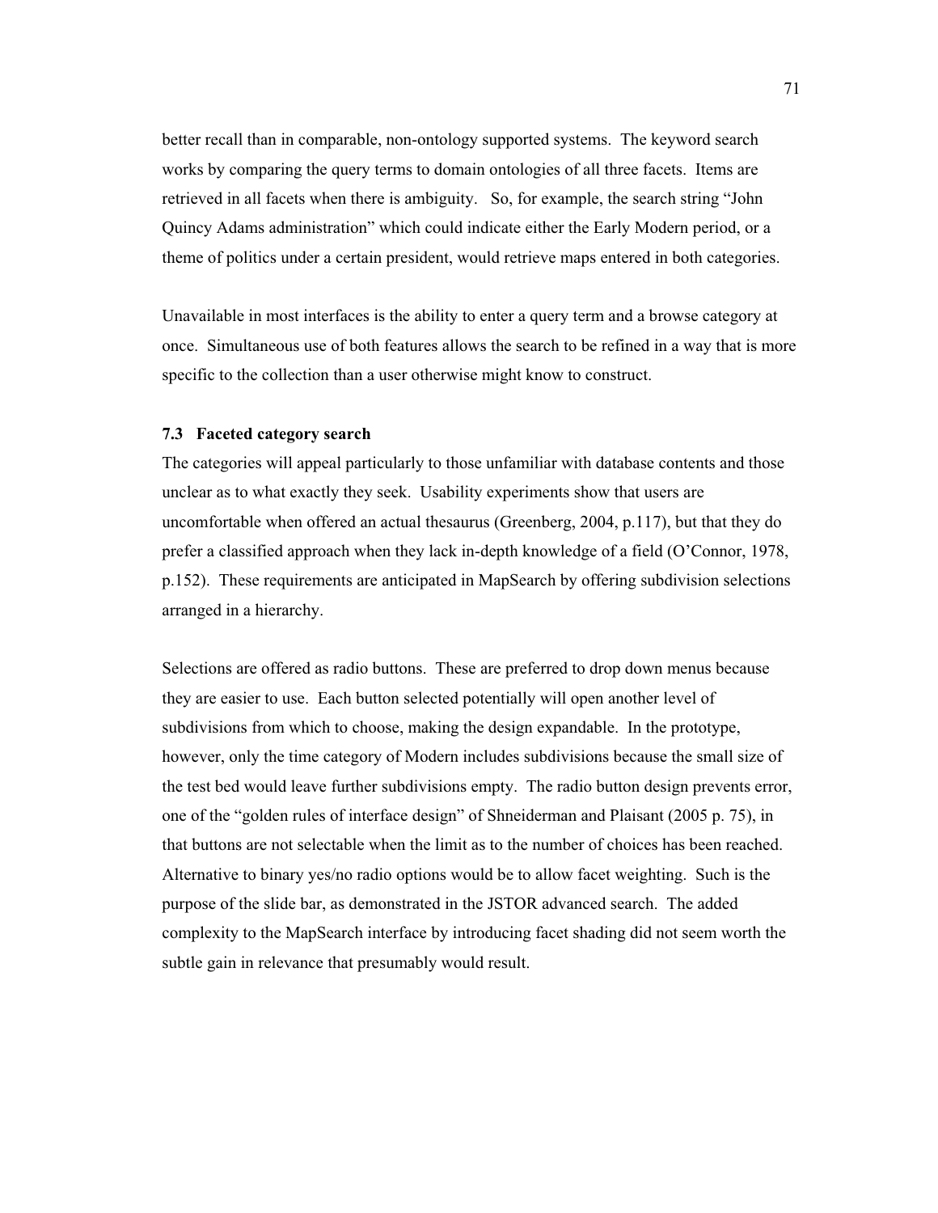better recall than in comparable, non-ontology supported systems. The keyword search works by comparing the query terms to domain ontologies of all three facets. Items are retrieved in all facets when there is ambiguity. So, for example, the search string "John Quincy Adams administration" which could indicate either the Early Modern period, or a theme of politics under a certain president, would retrieve maps entered in both categories.

Unavailable in most interfaces is the ability to enter a query term and a browse category at once. Simultaneous use of both features allows the search to be refined in a way that is more specific to the collection than a user otherwise might know to construct.

### 7.3 Faceted category search

The categories will appeal particularly to those unfamiliar with database contents and those unclear as to what exactly they seek. Usability experiments show that users are uncomfortable when offered an actual thesaurus (Greenberg, 2004, p.117), but that they do prefer a classified approach when they lack in-depth knowledge of a field (O'Connor, 1978, p.152). These requirements are anticipated in MapSearch by offering subdivision selections arranged in a hierarchy.

Selections are offered as radio buttons. These are preferred to drop down menus because they are easier to use. Each button selected potentially will open another level of subdivisions from which to choose, making the design expandable. In the prototype, however, only the time category of Modern includes subdivisions because the small size of the test bed would leave further subdivisions empty. The radio button design prevents error, one of the "golden rules of interface design" of Shneiderman and Plaisant (2005 p. 75), in that buttons are not selectable when the limit as to the number of choices has been reached. Alternative to binary yes/no radio options would be to allow facet weighting. Such is the purpose of the slide bar, as demonstrated in the JSTOR advanced search. The added complexity to the MapSearch interface by introducing facet shading did not seem worth the subtle gain in relevance that presumably would result.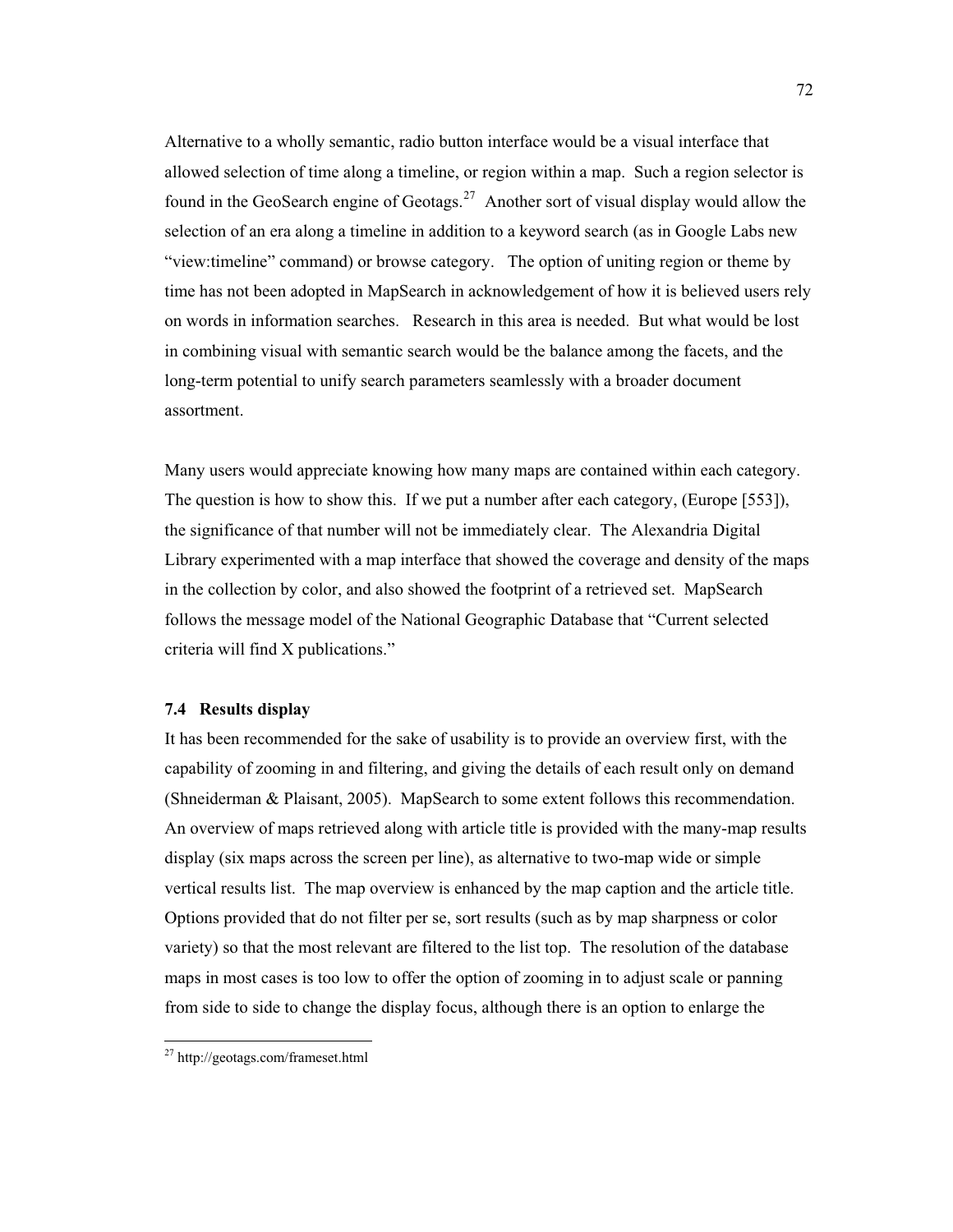Alternative to a wholly semantic, radio button interface would be a visual interface that allowed selection of time along a timeline, or region within a map. Such a region selector is found in the GeoSearch engine of Geotags.[27] Another sort of visual display would allow the selection of an era along a timeline in addition to a keyword search (as in Google Labs new "view:timeline" command) or browse category. The option of uniting region or theme by time has not been adopted in MapSearch in acknowledgement of how it is believed users rely on words in information searches. Research in this area is needed. But what would be lost in combining visual with semantic search would be the balance among the facets, and the long-term potential to unify search parameters seamlessly with a broader document assortment.

Many users would appreciate knowing how many maps are contained within each category. The question is how to show this. If we put a number after each category, (Europe [553]), the significance of that number will not be immediately clear. The Alexandria Digital Library experimented with a map interface that showed the coverage and density of the maps in the collection by color, and also showed the footprint of a retrieved set. MapSearch follows the message model of the National Geographic Database that "Current selected criteria will find X publications."

### 7.4 Results display

It has been recommended for the sake of usability is to provide an overview first, with the capability of zooming in and filtering, and giving the details of each result only on demand (Shneiderman & Plaisant, 2005). MapSearch to some extent follows this recommendation. An overview of maps retrieved along with article title is provided with the many-map results display (six maps across the screen per line), as alternative to two-map wide or simple vertical results list. The map overview is enhanced by the map caption and the article title. Options provided that do not filter per se, sort results (such as by map sharpness or color variety) so that the most relevant are filtered to the list top. The resolution of the database maps in most cases is too low to offer the option of zooming in to adjust scale or panning from side to side to change the display focus, although there is an option to enlarge the

[27] http://geotags.com/frameset.html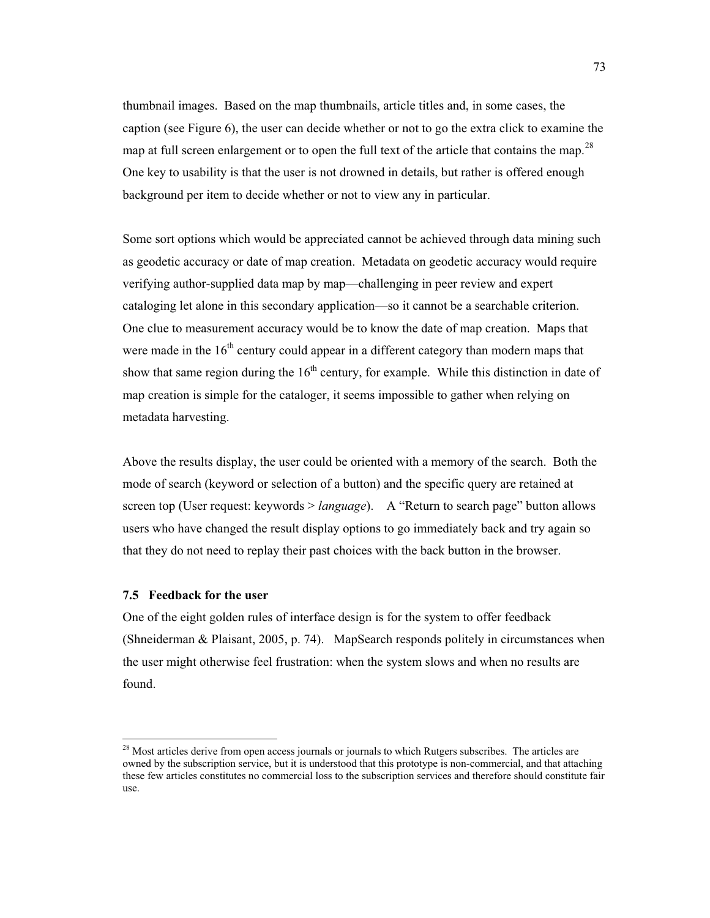thumbnail images. Based on the map thumbnails, article titles and, in some cases, the caption (see Figure 6), the user can decide whether or not to go the extra click to examine the map at full screen enlargement or to open the full text of the article that contains the map.[28] One key to usability is that the user is not drowned in details, but rather is offered enough background per item to decide whether or not to view any in particular.

Some sort options which would be appreciated cannot be achieved through data mining such as geodetic accuracy or date of map creation. Metadata on geodetic accuracy would require verifying author-supplied data map by map—challenging in peer review and expert cataloging let alone in this secondary application—so it cannot be a searchable criterion. One clue to measurement accuracy would be to know the date of map creation. Maps that were made in the 16th century could appear in a different category than modern maps that show that same region during the 16th century, for example. While this distinction in date of map creation is simple for the cataloger, it seems impossible to gather when relying on metadata harvesting.

Above the results display, the user could be oriented with a memory of the search. Both the mode of search (keyword or selection of a button) and the specific query are retained at screen top (User request: keywords > *language*). A "Return to search page" button allows users who have changed the result display options to go immediately back and try again so that they do not need to replay their past choices with the back button in the browser.

### 7.5 Feedback for the user

One of the eight golden rules of interface design is for the system to offer feedback (Shneiderman & Plaisant, 2005, p. 74). MapSearch responds politely in circumstances when the user might otherwise feel frustration: when the system slows and when no results are found.

---

[28] Most articles derive from open access journals or journals to which Rutgers subscribes. The articles are owned by the subscription service, but it is understood that this prototype is non-commercial, and that attaching these few articles constitutes no commercial loss to the subscription services and therefore should constitute fair use.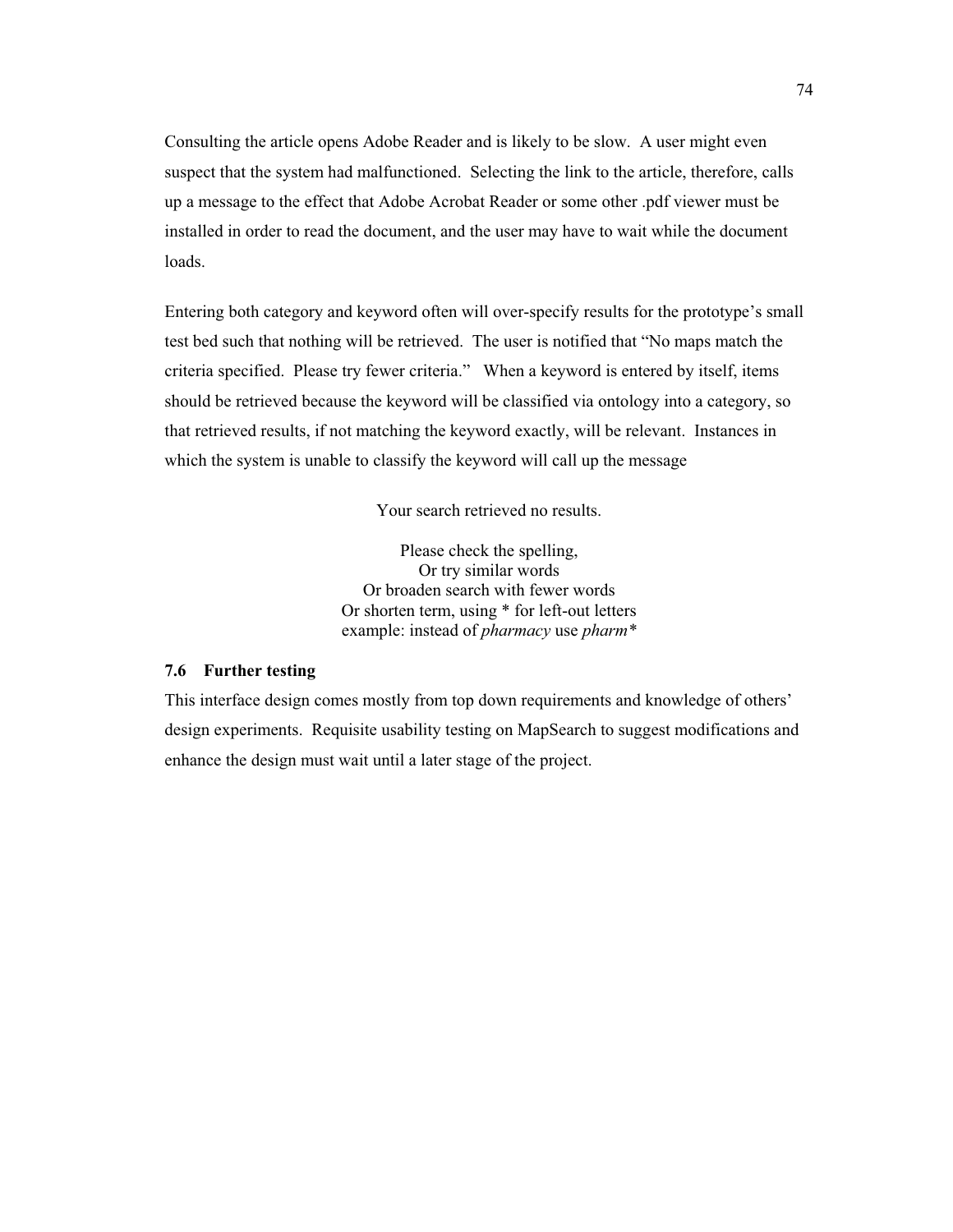Consulting the article opens Adobe Reader and is likely to be slow. A user might even suspect that the system had malfunctioned. Selecting the link to the article, therefore, calls up a message to the effect that Adobe Acrobat Reader or some other .pdf viewer must be installed in order to read the document, and the user may have to wait while the document loads.

Entering both category and keyword often will over-specify results for the prototype's small test bed such that nothing will be retrieved. The user is notified that "No maps match the criteria specified. Please try fewer criteria." When a keyword is entered by itself, items should be retrieved because the keyword will be classified via ontology into a category, so that retrieved results, if not matching the keyword exactly, will be relevant. Instances in which the system is unable to classify the keyword will call up the message

Your search retrieved no results.

Please check the spelling,  
Or try similar words  
Or broaden search with fewer words  
Or shorten term, using * for left-out letters  
example: instead of *pharmacy* use *pharm**

### 7.6 Further testing

This interface design comes mostly from top down requirements and knowledge of others' design experiments. Requisite usability testing on MapSearch to suggest modifications and enhance the design must wait until a later stage of the project.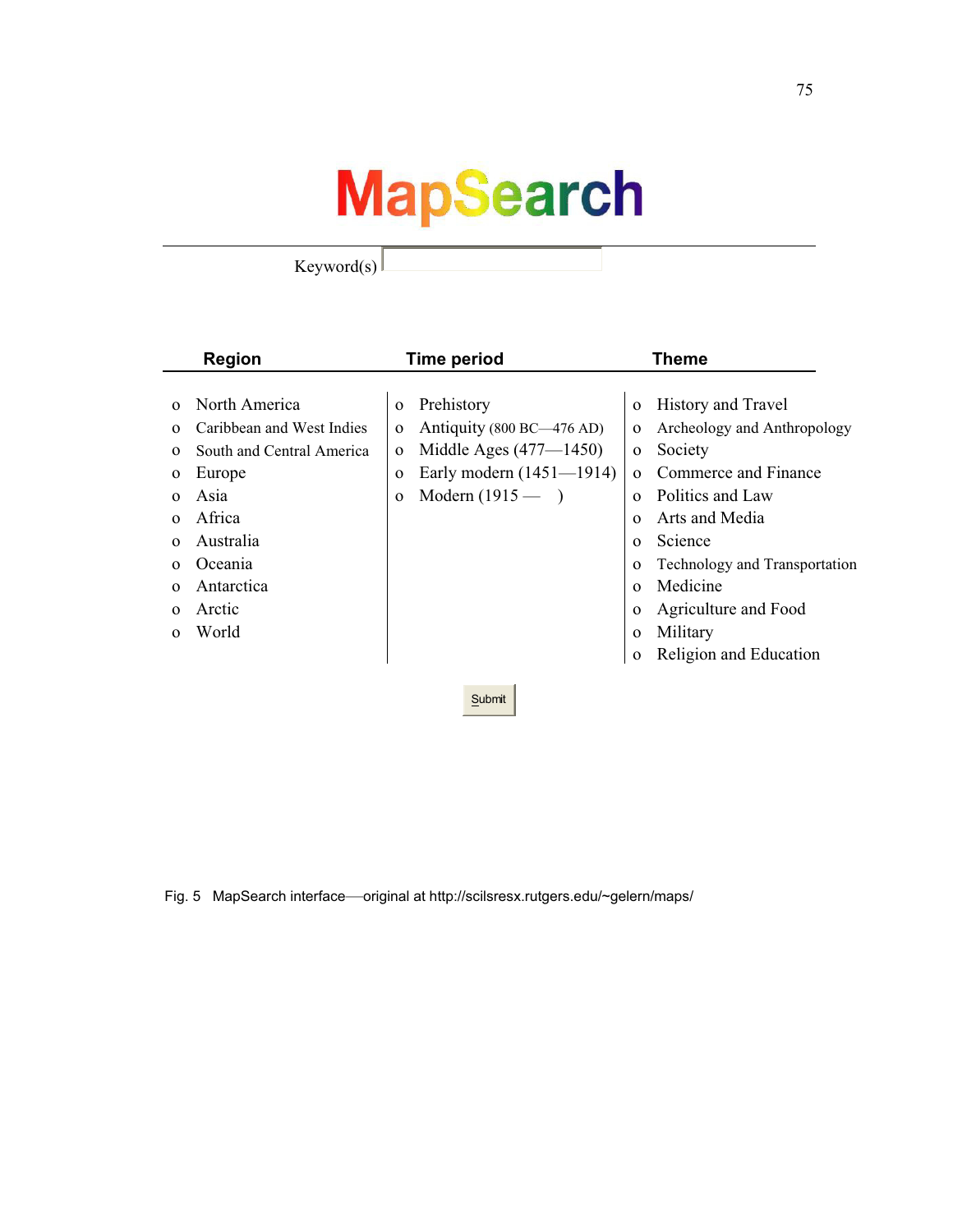# MapSearch

Keyword(s)

| Region | Time period | Theme |
| --- | --- | --- |
| North America | Prehistory | History and Travel |
| Caribbean and West Indies | Antiquity (800 BC—476 AD) | Archeology and Anthropology |
| South and Central America | Middle Ages (477—1450) | Society |
| Europe | Early modern (1451—1914) | Commerce and Finance |
| Asia | Modern (1915 — ) | Politics and Law |
| Africa | | Arts and Media |
| Australia | | Science |
| Oceania | | Technology and Transportation |
| Antarctica | | Medicine |
| Arctic | | Agriculture and Food |
| World | | Military |
| | | Religion and Education |

Submit

Fig. 5 MapSearch interface—original at http://scilsresx.rutgers.edu/~gelern/maps/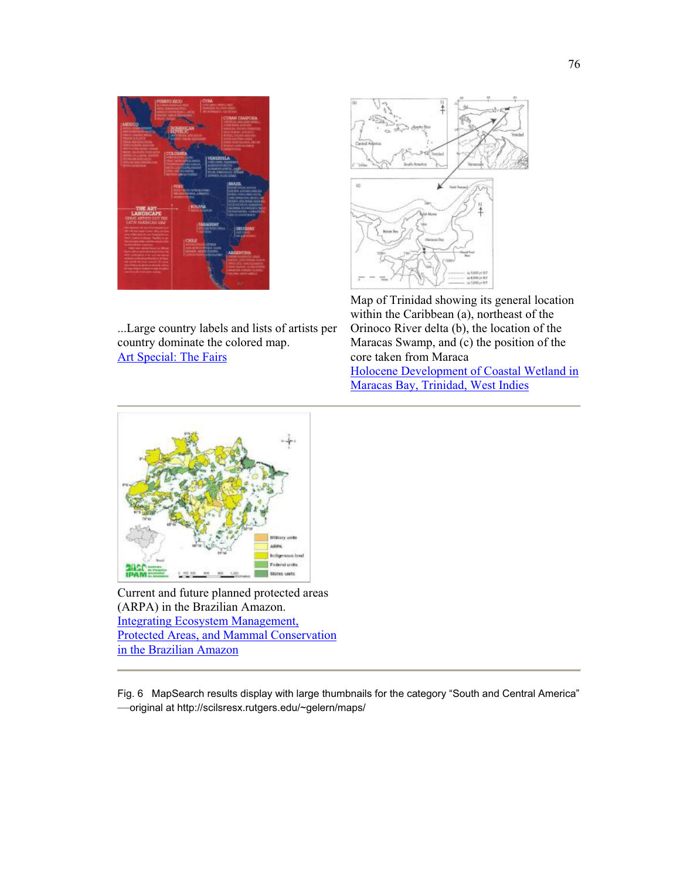...Large country labels and lists of artists per country dominate the colored map.
Art Special: The Fairs

Map of Trinidad showing its general location within the Caribbean (a), northeast of the Orinoco River delta (b), the location of the Maracas Swamp, and (c) the position of the core taken from Maraca
Holocene Development of Coastal Wetland in Maracas Bay, Trinidad, West Indies

---

Current and future planned protected areas (ARPA) in the Brazilian Amazon.
Integrating Ecosystem Management, Protected Areas, and Mammal Conservation in the Brazilian Amazon

---

Fig. 6 MapSearch results display with large thumbnails for the category “South and Central America” —original at http://scilsresx.rutgers.edu/~gelern/maps/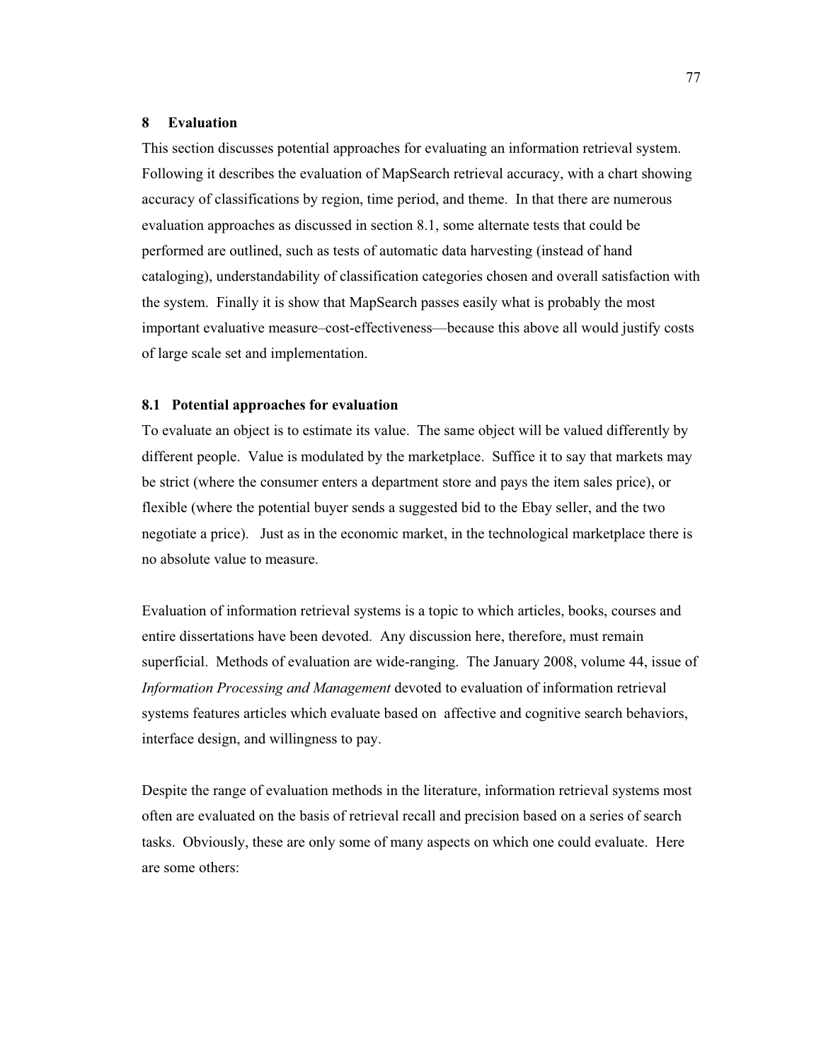## 8 Evaluation

This section discusses potential approaches for evaluating an information retrieval system. Following it describes the evaluation of MapSearch retrieval accuracy, with a chart showing accuracy of classifications by region, time period, and theme. In that there are numerous evaluation approaches as discussed in section 8.1, some alternate tests that could be performed are outlined, such as tests of automatic data harvesting (instead of hand cataloging), understandability of classification categories chosen and overall satisfaction with the system. Finally it is show that MapSearch passes easily what is probably the most important evaluative measure–cost-effectiveness—because this above all would justify costs of large scale set and implementation.

### 8.1 Potential approaches for evaluation

To evaluate an object is to estimate its value. The same object will be valued differently by different people. Value is modulated by the marketplace. Suffice it to say that markets may be strict (where the consumer enters a department store and pays the item sales price), or flexible (where the potential buyer sends a suggested bid to the Ebay seller, and the two negotiate a price). Just as in the economic market, in the technological marketplace there is no absolute value to measure.

Evaluation of information retrieval systems is a topic to which articles, books, courses and entire dissertations have been devoted. Any discussion here, therefore, must remain superficial. Methods of evaluation are wide-ranging. The January 2008, volume 44, issue of *Information Processing and Management* devoted to evaluation of information retrieval systems features articles which evaluate based on affective and cognitive search behaviors, interface design, and willingness to pay.

Despite the range of evaluation methods in the literature, information retrieval systems most often are evaluated on the basis of retrieval recall and precision based on a series of search tasks. Obviously, these are only some of many aspects on which one could evaluate. Here are some others: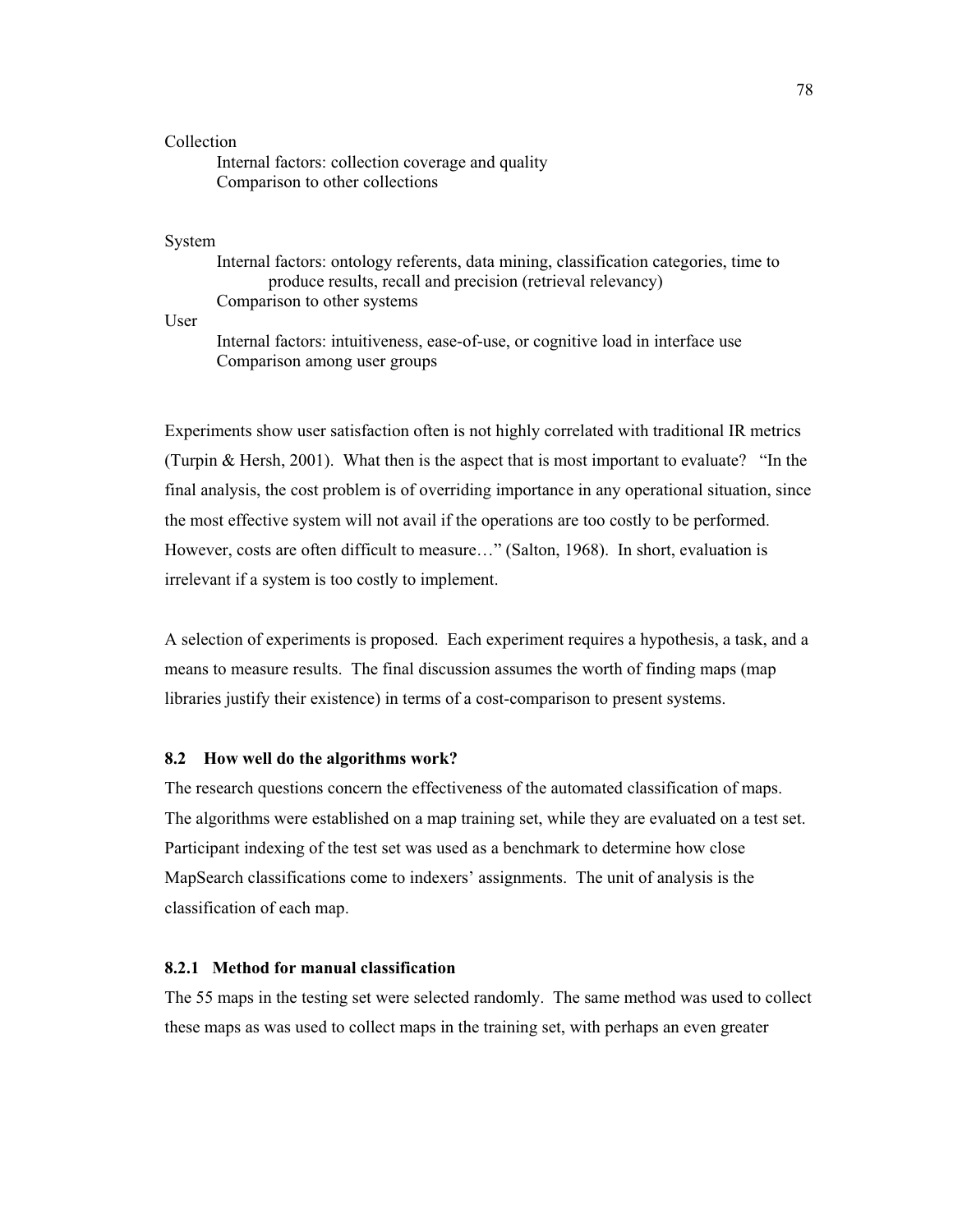Collection

- Internal factors: collection coverage and quality
- Comparison to other collections

System

- Internal factors: ontology referents, data mining, classification categories, time to produce results, recall and precision (retrieval relevancy)
- Comparison to other systems

User

- Internal factors: intuitiveness, ease-of-use, or cognitive load in interface use
- Comparison among user groups

Experiments show user satisfaction often is not highly correlated with traditional IR metrics (Turpin & Hersh, 2001). What then is the aspect that is most important to evaluate? "In the final analysis, the cost problem is of overriding importance in any operational situation, since the most effective system will not avail if the operations are too costly to be performed. However, costs are often difficult to measure…" (Salton, 1968). In short, evaluation is irrelevant if a system is too costly to implement.

A selection of experiments is proposed. Each experiment requires a hypothesis, a task, and a means to measure results. The final discussion assumes the worth of finding maps (map libraries justify their existence) in terms of a cost-comparison to present systems.

### 8.2 How well do the algorithms work?

The research questions concern the effectiveness of the automated classification of maps. The algorithms were established on a map training set, while they are evaluated on a test set. Participant indexing of the test set was used as a benchmark to determine how close MapSearch classifications come to indexers' assignments. The unit of analysis is the classification of each map.

#### 8.2.1 Method for manual classification

The 55 maps in the testing set were selected randomly. The same method was used to collect these maps as was used to collect maps in the training set, with perhaps an even greater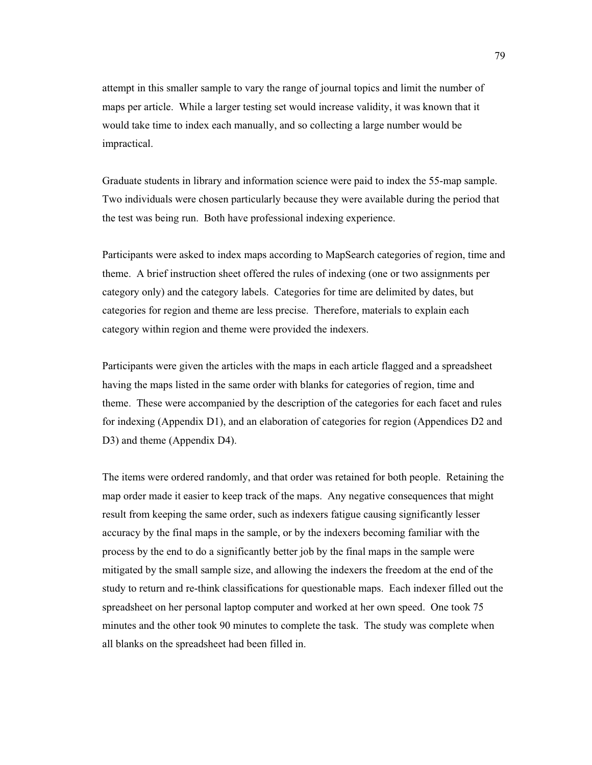attempt in this smaller sample to vary the range of journal topics and limit the number of maps per article. While a larger testing set would increase validity, it was known that it would take time to index each manually, and so collecting a large number would be impractical.

Graduate students in library and information science were paid to index the 55-map sample. Two individuals were chosen particularly because they were available during the period that the test was being run. Both have professional indexing experience.

Participants were asked to index maps according to MapSearch categories of region, time and theme. A brief instruction sheet offered the rules of indexing (one or two assignments per category only) and the category labels. Categories for time are delimited by dates, but categories for region and theme are less precise. Therefore, materials to explain each category within region and theme were provided the indexers.

Participants were given the articles with the maps in each article flagged and a spreadsheet having the maps listed in the same order with blanks for categories of region, time and theme. These were accompanied by the description of the categories for each facet and rules for indexing (Appendix D1), and an elaboration of categories for region (Appendices D2 and D3) and theme (Appendix D4).

The items were ordered randomly, and that order was retained for both people. Retaining the map order made it easier to keep track of the maps. Any negative consequences that might result from keeping the same order, such as indexers fatigue causing significantly lesser accuracy by the final maps in the sample, or by the indexers becoming familiar with the process by the end to do a significantly better job by the final maps in the sample were mitigated by the small sample size, and allowing the indexers the freedom at the end of the study to return and re-think classifications for questionable maps. Each indexer filled out the spreadsheet on her personal laptop computer and worked at her own speed. One took 75 minutes and the other took 90 minutes to complete the task. The study was complete when all blanks on the spreadsheet had been filled in.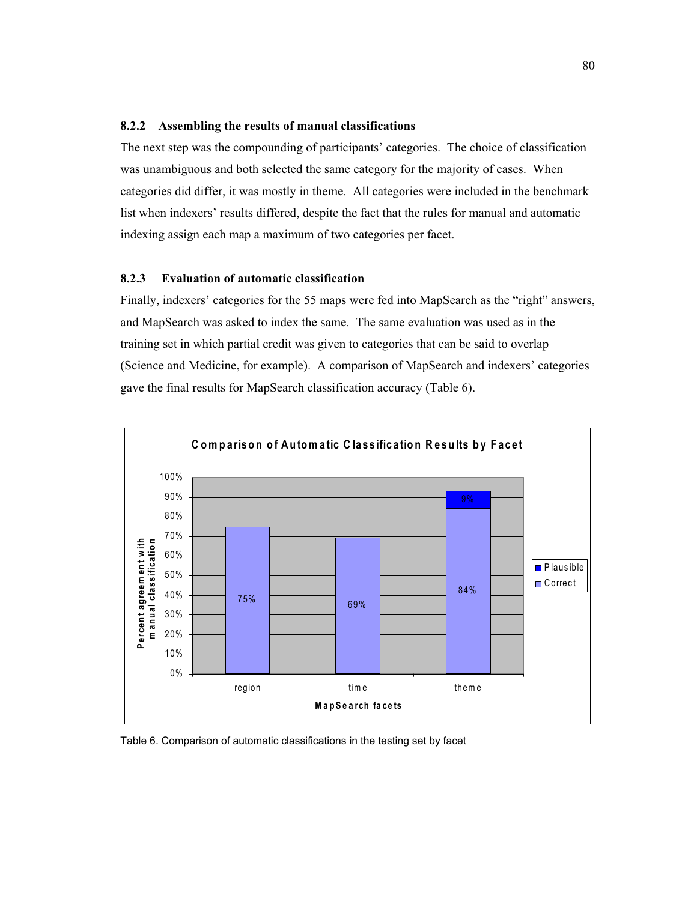### 8.2.2 Assembling the results of manual classifications

The next step was the compounding of participants' categories. The choice of classification was unambiguous and both selected the same category for the majority of cases. When categories did differ, it was mostly in theme. All categories were included in the benchmark list when indexers' results differed, despite the fact that the rules for manual and automatic indexing assign each map a maximum of two categories per facet.

### 8.2.3 Evaluation of automatic classification

Finally, indexers' categories for the 55 maps were fed into MapSearch as the "right" answers, and MapSearch was asked to index the same. The same evaluation was used as in the training set in which partial credit was given to categories that can be said to overlap (Science and Medicine, for example). A comparison of MapSearch and indexers' categories gave the final results for MapSearch classification accuracy (Table 6).

**Comparison of Automatic Classification Results by Facet**

| MapSearch facets | Correct | Plausible |
|---|---|---|
| region | 75% | |
| time | 69% | |
| theme | 84% | 9% |

Table 6. Comparison of automatic classifications in the testing set by facet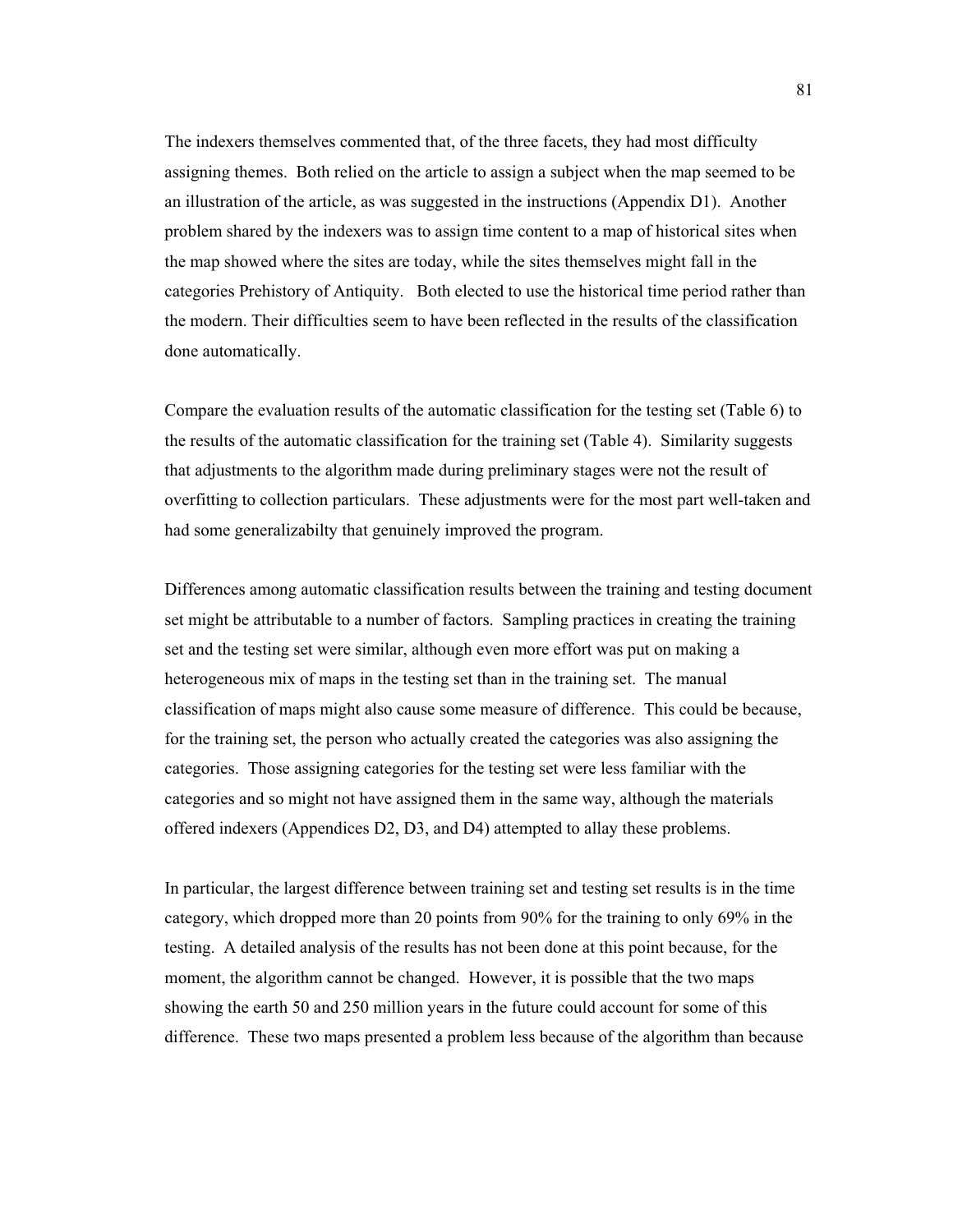The indexers themselves commented that, of the three facets, they had most difficulty assigning themes. Both relied on the article to assign a subject when the map seemed to be an illustration of the article, as was suggested in the instructions (Appendix D1). Another problem shared by the indexers was to assign time content to a map of historical sites when the map showed where the sites are today, while the sites themselves might fall in the categories Prehistory of Antiquity. Both elected to use the historical time period rather than the modern. Their difficulties seem to have been reflected in the results of the classification done automatically.

Compare the evaluation results of the automatic classification for the testing set (Table 6) to the results of the automatic classification for the training set (Table 4). Similarity suggests that adjustments to the algorithm made during preliminary stages were not the result of overfitting to collection particulars. These adjustments were for the most part well-taken and had some generalizabilty that genuinely improved the program.

Differences among automatic classification results between the training and testing document set might be attributable to a number of factors. Sampling practices in creating the training set and the testing set were similar, although even more effort was put on making a heterogeneous mix of maps in the testing set than in the training set. The manual classification of maps might also cause some measure of difference. This could be because, for the training set, the person who actually created the categories was also assigning the categories. Those assigning categories for the testing set were less familiar with the categories and so might not have assigned them in the same way, although the materials offered indexers (Appendices D2, D3, and D4) attempted to allay these problems.

In particular, the largest difference between training set and testing set results is in the time category, which dropped more than 20 points from 90% for the training to only 69% in the testing. A detailed analysis of the results has not been done at this point because, for the moment, the algorithm cannot be changed. However, it is possible that the two maps showing the earth 50 and 250 million years in the future could account for some of this difference. These two maps presented a problem less because of the algorithm than because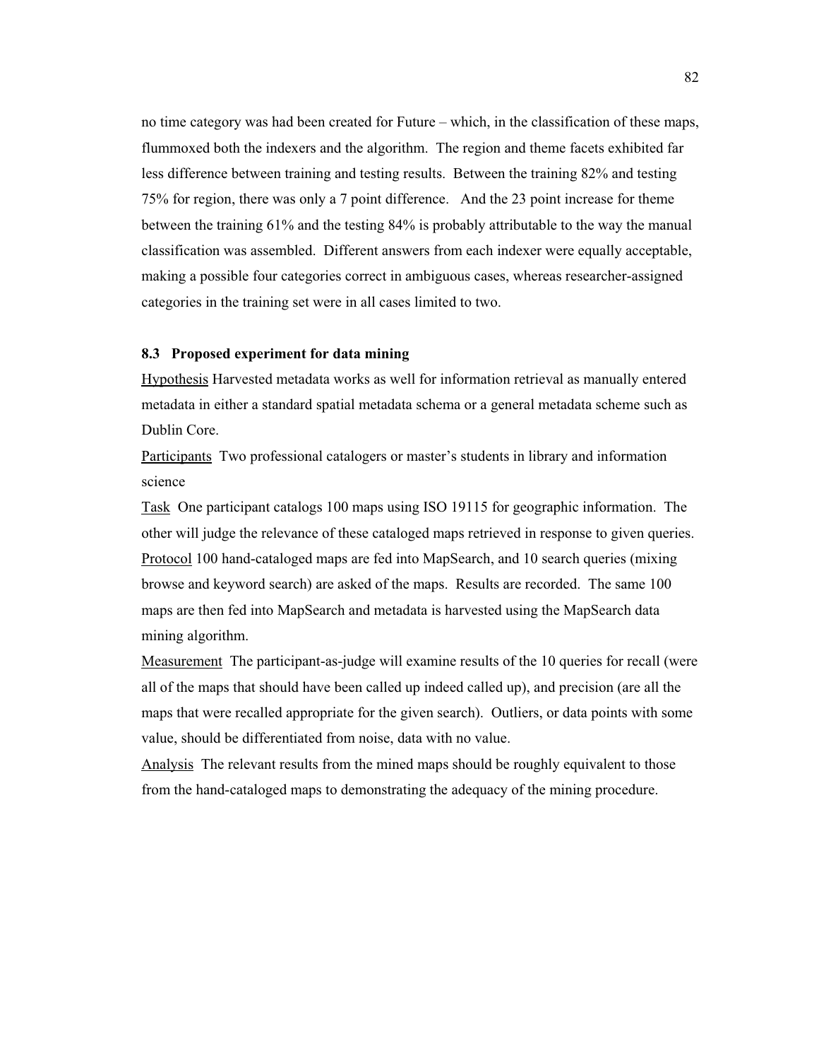no time category was had been created for Future – which, in the classification of these maps, flummoxed both the indexers and the algorithm. The region and theme facets exhibited far less difference between training and testing results. Between the training 82% and testing 75% for region, there was only a 7 point difference. And the 23 point increase for theme between the training 61% and the testing 84% is probably attributable to the way the manual classification was assembled. Different answers from each indexer were equally acceptable, making a possible four categories correct in ambiguous cases, whereas researcher-assigned categories in the training set were in all cases limited to two.

### 8.3 Proposed experiment for data mining

<u>Hypothesis</u> Harvested metadata works as well for information retrieval as manually entered metadata in either a standard spatial metadata schema or a general metadata scheme such as Dublin Core.

<u>Participants</u> Two professional catalogers or master's students in library and information science

<u>Task</u> One participant catalogs 100 maps using ISO 19115 for geographic information. The other will judge the relevance of these cataloged maps retrieved in response to given queries.

<u>Protocol</u> 100 hand-cataloged maps are fed into MapSearch, and 10 search queries (mixing browse and keyword search) are asked of the maps. Results are recorded. The same 100 maps are then fed into MapSearch and metadata is harvested using the MapSearch data mining algorithm.

<u>Measurement</u> The participant-as-judge will examine results of the 10 queries for recall (were all of the maps that should have been called up indeed called up), and precision (are all the maps that were recalled appropriate for the given search). Outliers, or data points with some value, should be differentiated from noise, data with no value.

<u>Analysis</u> The relevant results from the mined maps should be roughly equivalent to those from the hand-cataloged maps to demonstrating the adequacy of the mining procedure.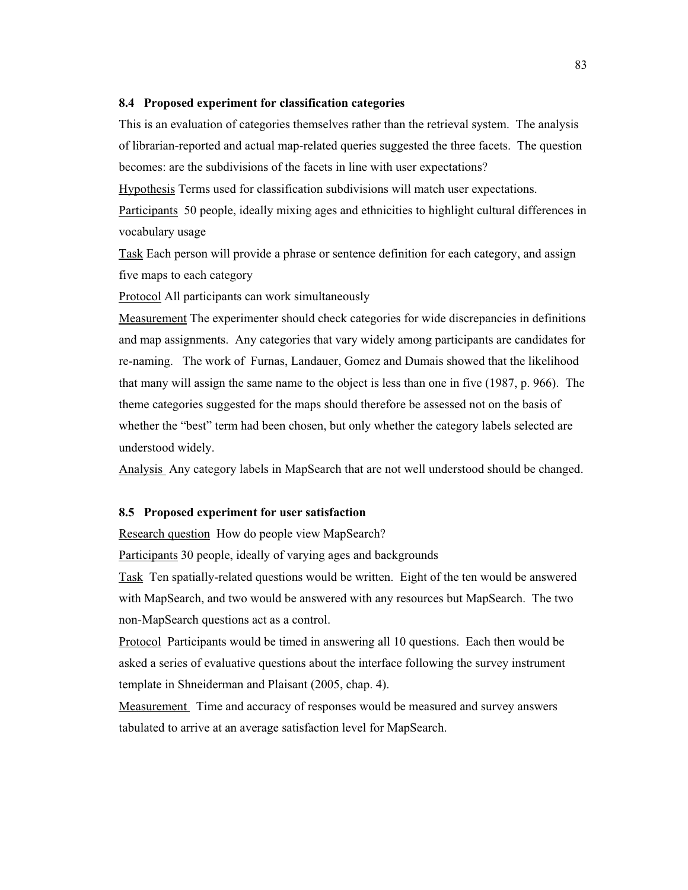### 8.4 Proposed experiment for classification categories

This is an evaluation of categories themselves rather than the retrieval system. The analysis of librarian-reported and actual map-related queries suggested the three facets. The question becomes: are the subdivisions of the facets in line with user expectations?

Hypothesis Terms used for classification subdivisions will match user expectations.

Participants 50 people, ideally mixing ages and ethnicities to highlight cultural differences in vocabulary usage

Task Each person will provide a phrase or sentence definition for each category, and assign five maps to each category

Protocol All participants can work simultaneously

Measurement The experimenter should check categories for wide discrepancies in definitions and map assignments. Any categories that vary widely among participants are candidates for re-naming. The work of Furnas, Landauer, Gomez and Dumais showed that the likelihood that many will assign the same name to the object is less than one in five (1987, p. 966). The theme categories suggested for the maps should therefore be assessed not on the basis of whether the "best" term had been chosen, but only whether the category labels selected are understood widely.

Analysis Any category labels in MapSearch that are not well understood should be changed.

### 8.5 Proposed experiment for user satisfaction

Research question How do people view MapSearch?

Participants 30 people, ideally of varying ages and backgrounds

Task Ten spatially-related questions would be written. Eight of the ten would be answered with MapSearch, and two would be answered with any resources but MapSearch. The two non-MapSearch questions act as a control.

Protocol Participants would be timed in answering all 10 questions. Each then would be asked a series of evaluative questions about the interface following the survey instrument template in Shneiderman and Plaisant (2005, chap. 4).

Measurement Time and accuracy of responses would be measured and survey answers tabulated to arrive at an average satisfaction level for MapSearch.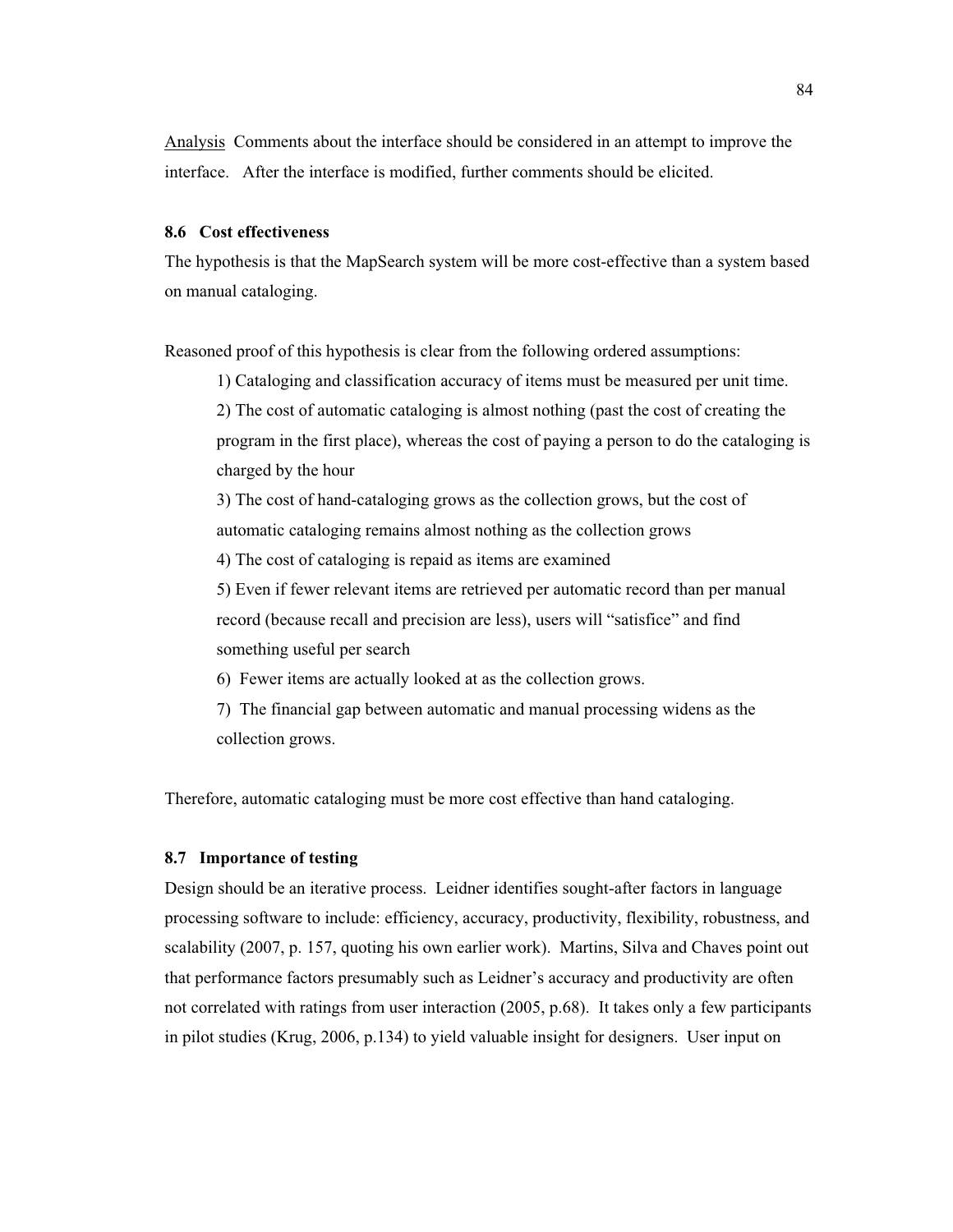<u>Analysis</u> Comments about the interface should be considered in an attempt to improve the interface. After the interface is modified, further comments should be elicited.

### 8.6 Cost effectiveness

The hypothesis is that the MapSearch system will be more cost-effective than a system based on manual cataloging.

Reasoned proof of this hypothesis is clear from the following ordered assumptions:

1) Cataloging and classification accuracy of items must be measured per unit time.
2) The cost of automatic cataloging is almost nothing (past the cost of creating the program in the first place), whereas the cost of paying a person to do the cataloging is charged by the hour
3) The cost of hand-cataloging grows as the collection grows, but the cost of automatic cataloging remains almost nothing as the collection grows
4) The cost of cataloging is repaid as items are examined
5) Even if fewer relevant items are retrieved per automatic record than per manual record (because recall and precision are less), users will "satisfice" and find something useful per search
6) Fewer items are actually looked at as the collection grows.
7) The financial gap between automatic and manual processing widens as the collection grows.

Therefore, automatic cataloging must be more cost effective than hand cataloging.

### 8.7 Importance of testing

Design should be an iterative process. Leidner identifies sought-after factors in language processing software to include: efficiency, accuracy, productivity, flexibility, robustness, and scalability (2007, p. 157, quoting his own earlier work). Martins, Silva and Chaves point out that performance factors presumably such as Leidner's accuracy and productivity are often not correlated with ratings from user interaction (2005, p.68). It takes only a few participants in pilot studies (Krug, 2006, p.134) to yield valuable insight for designers. User input on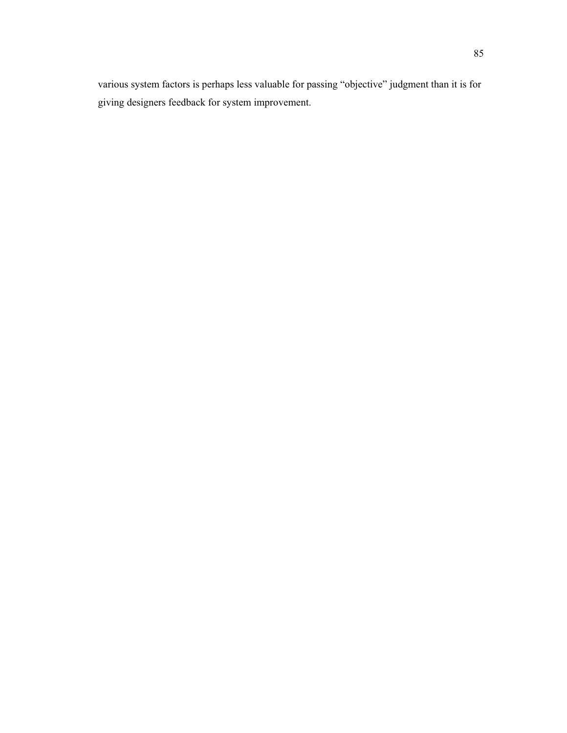various system factors is perhaps less valuable for passing “objective” judgment than it is for giving designers feedback for system improvement.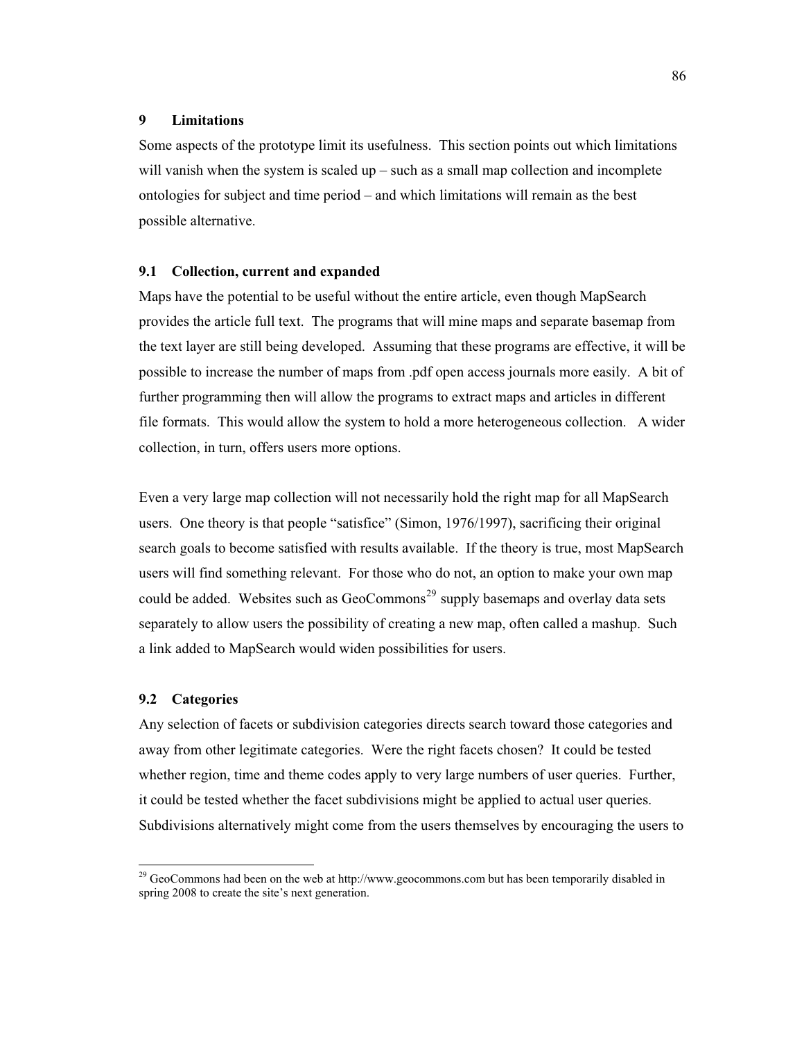# 9 Limitations

Some aspects of the prototype limit its usefulness. This section points out which limitations will vanish when the system is scaled up – such as a small map collection and incomplete ontologies for subject and time period – and which limitations will remain as the best possible alternative.

## 9.1 Collection, current and expanded

Maps have the potential to be useful without the entire article, even though MapSearch provides the article full text. The programs that will mine maps and separate basemap from the text layer are still being developed. Assuming that these programs are effective, it will be possible to increase the number of maps from .pdf open access journals more easily. A bit of further programming then will allow the programs to extract maps and articles in different file formats. This would allow the system to hold a more heterogeneous collection. A wider collection, in turn, offers users more options.

Even a very large map collection will not necessarily hold the right map for all MapSearch users. One theory is that people "satisfice" (Simon, 1976/1997), sacrificing their original search goals to become satisfied with results available. If the theory is true, most MapSearch users will find something relevant. For those who do not, an option to make your own map could be added. Websites such as GeoCommons[29] supply basemaps and overlay data sets separately to allow users the possibility of creating a new map, often called a mashup. Such a link added to MapSearch would widen possibilities for users.

## 9.2 Categories

Any selection of facets or subdivision categories directs search toward those categories and away from other legitimate categories. Were the right facets chosen? It could be tested whether region, time and theme codes apply to very large numbers of user queries. Further, it could be tested whether the facet subdivisions might be applied to actual user queries. Subdivisions alternatively might come from the users themselves by encouraging the users to

[29] GeoCommons had been on the web at http://www.geocommons.com but has been temporarily disabled in spring 2008 to create the site's next generation.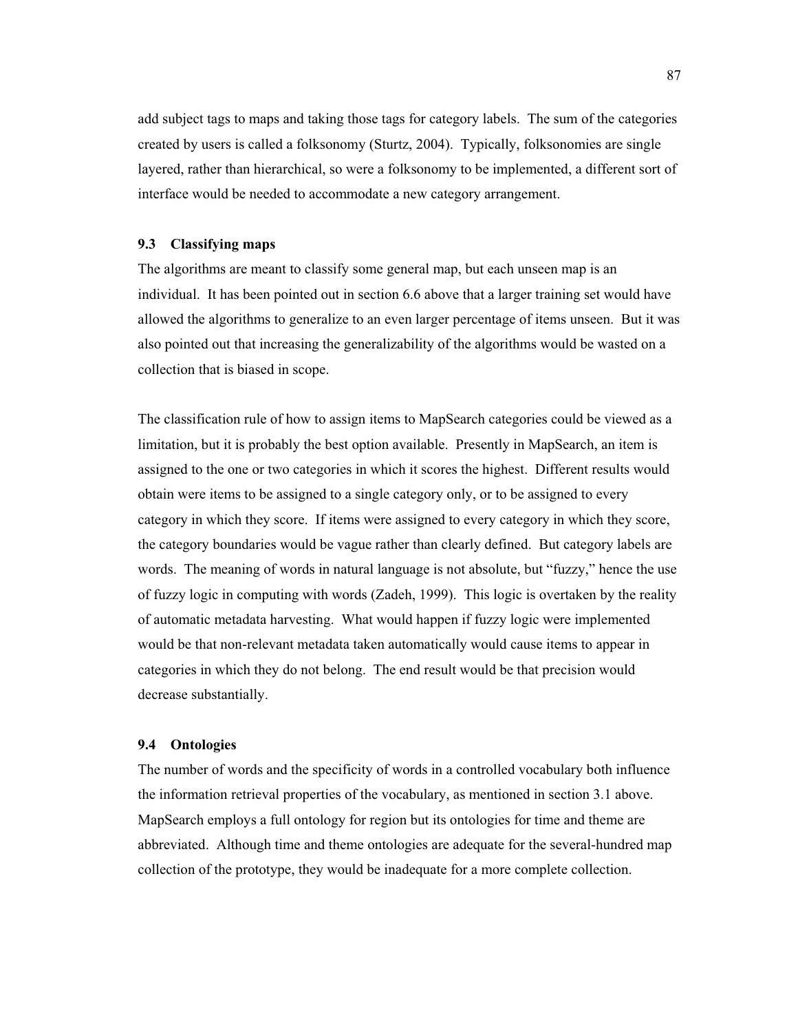add subject tags to maps and taking those tags for category labels. The sum of the categories created by users is called a folksonomy (Sturtz, 2004). Typically, folksonomies are single layered, rather than hierarchical, so were a folksonomy to be implemented, a different sort of interface would be needed to accommodate a new category arrangement.

### 9.3 Classifying maps

The algorithms are meant to classify some general map, but each unseen map is an individual. It has been pointed out in section 6.6 above that a larger training set would have allowed the algorithms to generalize to an even larger percentage of items unseen. But it was also pointed out that increasing the generalizability of the algorithms would be wasted on a collection that is biased in scope.

The classification rule of how to assign items to MapSearch categories could be viewed as a limitation, but it is probably the best option available. Presently in MapSearch, an item is assigned to the one or two categories in which it scores the highest. Different results would obtain were items to be assigned to a single category only, or to be assigned to every category in which they score. If items were assigned to every category in which they score, the category boundaries would be vague rather than clearly defined. But category labels are words. The meaning of words in natural language is not absolute, but "fuzzy," hence the use of fuzzy logic in computing with words (Zadeh, 1999). This logic is overtaken by the reality of automatic metadata harvesting. What would happen if fuzzy logic were implemented would be that non-relevant metadata taken automatically would cause items to appear in categories in which they do not belong. The end result would be that precision would decrease substantially.

### 9.4 Ontologies

The number of words and the specificity of words in a controlled vocabulary both influence the information retrieval properties of the vocabulary, as mentioned in section 3.1 above. MapSearch employs a full ontology for region but its ontologies for time and theme are abbreviated. Although time and theme ontologies are adequate for the several-hundred map collection of the prototype, they would be inadequate for a more complete collection.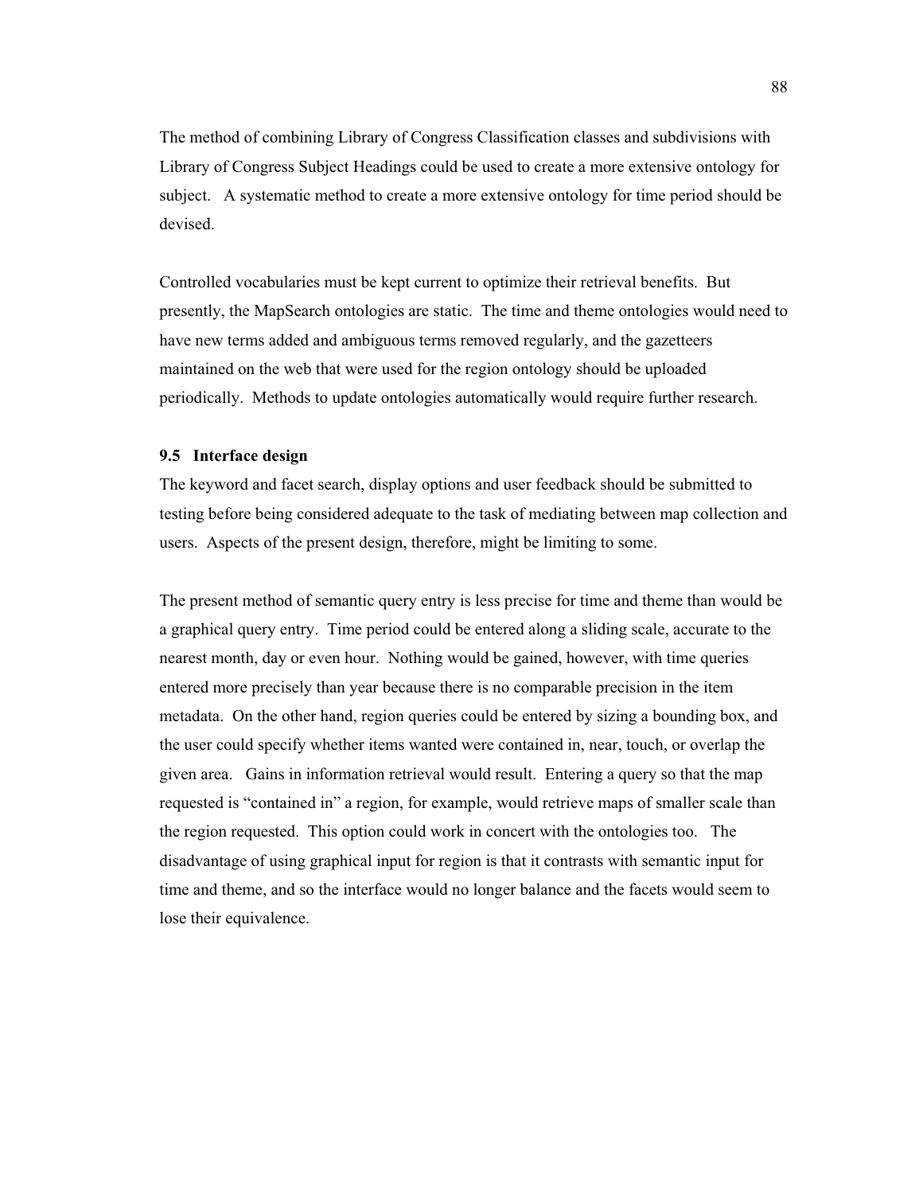The method of combining Library of Congress Classification classes and subdivisions with Library of Congress Subject Headings could be used to create a more extensive ontology for subject. A systematic method to create a more extensive ontology for time period should be devised.

Controlled vocabularies must be kept current to optimize their retrieval benefits. But presently, the MapSearch ontologies are static. The time and theme ontologies would need to have new terms added and ambiguous terms removed regularly, and the gazetteers maintained on the web that were used for the region ontology should be uploaded periodically. Methods to update ontologies automatically would require further research.

### 9.5 Interface design

The keyword and facet search, display options and user feedback should be submitted to testing before being considered adequate to the task of mediating between map collection and users. Aspects of the present design, therefore, might be limiting to some.

The present method of semantic query entry is less precise for time and theme than would be a graphical query entry. Time period could be entered along a sliding scale, accurate to the nearest month, day or even hour. Nothing would be gained, however, with time queries entered more precisely than year because there is no comparable precision in the item metadata. On the other hand, region queries could be entered by sizing a bounding box, and the user could specify whether items wanted were contained in, near, touch, or overlap the given area. Gains in information retrieval would result. Entering a query so that the map requested is "contained in" a region, for example, would retrieve maps of smaller scale than the region requested. This option could work in concert with the ontologies too. The disadvantage of using graphical input for region is that it contrasts with semantic input for time and theme, and so the interface would no longer balance and the facets would seem to lose their equivalence.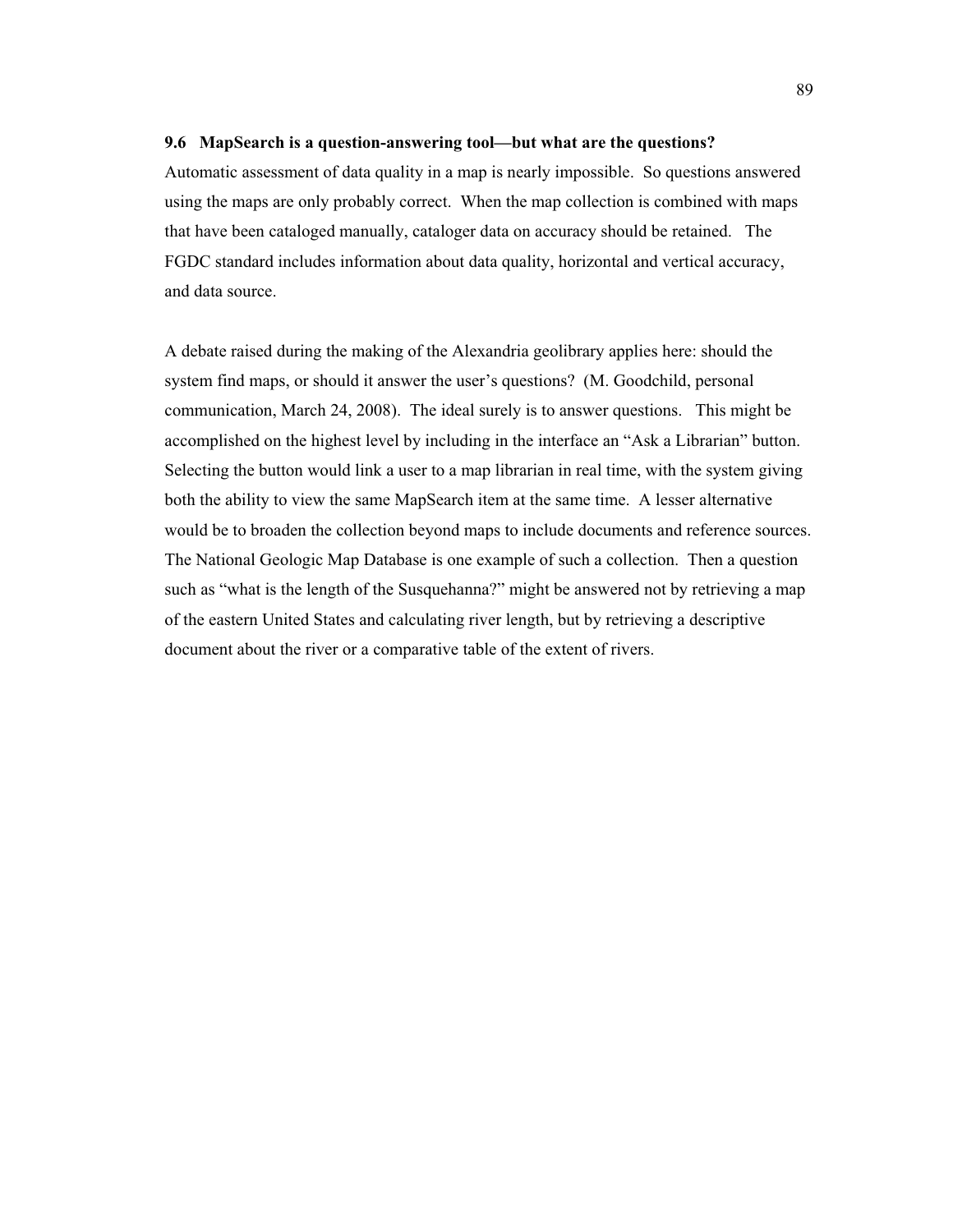### 9.6 MapSearch is a question-answering tool—but what are the questions?

Automatic assessment of data quality in a map is nearly impossible. So questions answered using the maps are only probably correct. When the map collection is combined with maps that have been cataloged manually, cataloger data on accuracy should be retained. The FGDC standard includes information about data quality, horizontal and vertical accuracy, and data source.

A debate raised during the making of the Alexandria geolibrary applies here: should the system find maps, or should it answer the user's questions? (M. Goodchild, personal communication, March 24, 2008). The ideal surely is to answer questions. This might be accomplished on the highest level by including in the interface an "Ask a Librarian" button. Selecting the button would link a user to a map librarian in real time, with the system giving both the ability to view the same MapSearch item at the same time. A lesser alternative would be to broaden the collection beyond maps to include documents and reference sources. The National Geologic Map Database is one example of such a collection. Then a question such as "what is the length of the Susquehanna?" might be answered not by retrieving a map of the eastern United States and calculating river length, but by retrieving a descriptive document about the river or a comparative table of the extent of rivers.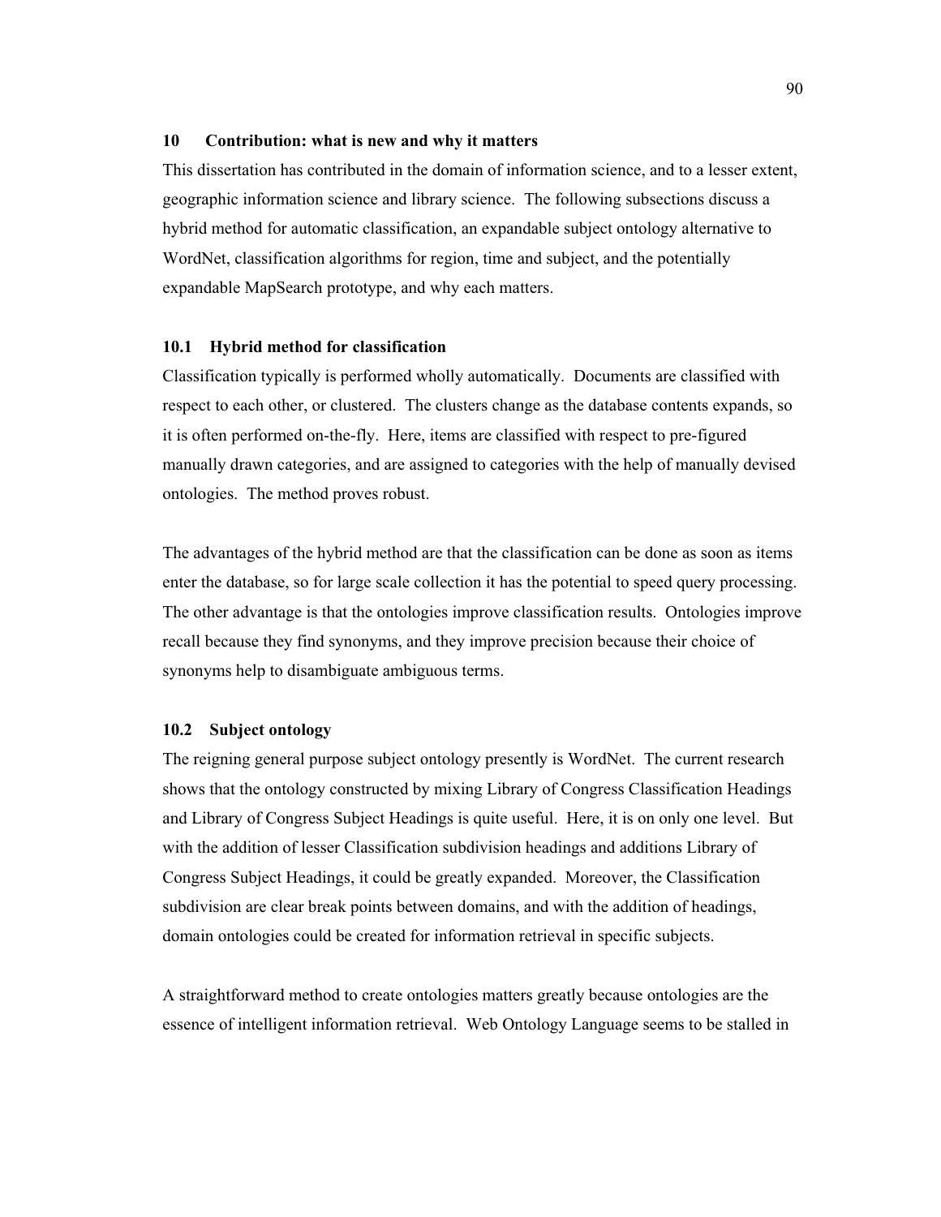# 10 Contribution: what is new and why it matters

This dissertation has contributed in the domain of information science, and to a lesser extent, geographic information science and library science. The following subsections discuss a hybrid method for automatic classification, an expandable subject ontology alternative to WordNet, classification algorithms for region, time and subject, and the potentially expandable MapSearch prototype, and why each matters.

## 10.1 Hybrid method for classification

Classification typically is performed wholly automatically. Documents are classified with respect to each other, or clustered. The clusters change as the database contents expands, so it is often performed on-the-fly. Here, items are classified with respect to pre-figured manually drawn categories, and are assigned to categories with the help of manually devised ontologies. The method proves robust.

The advantages of the hybrid method are that the classification can be done as soon as items enter the database, so for large scale collection it has the potential to speed query processing. The other advantage is that the ontologies improve classification results. Ontologies improve recall because they find synonyms, and they improve precision because their choice of synonyms help to disambiguate ambiguous terms.

## 10.2 Subject ontology

The reigning general purpose subject ontology presently is WordNet. The current research shows that the ontology constructed by mixing Library of Congress Classification Headings and Library of Congress Subject Headings is quite useful. Here, it is on only one level. But with the addition of lesser Classification subdivision headings and additions Library of Congress Subject Headings, it could be greatly expanded. Moreover, the Classification subdivision are clear break points between domains, and with the addition of headings, domain ontologies could be created for information retrieval in specific subjects.

A straightforward method to create ontologies matters greatly because ontologies are the essence of intelligent information retrieval. Web Ontology Language seems to be stalled in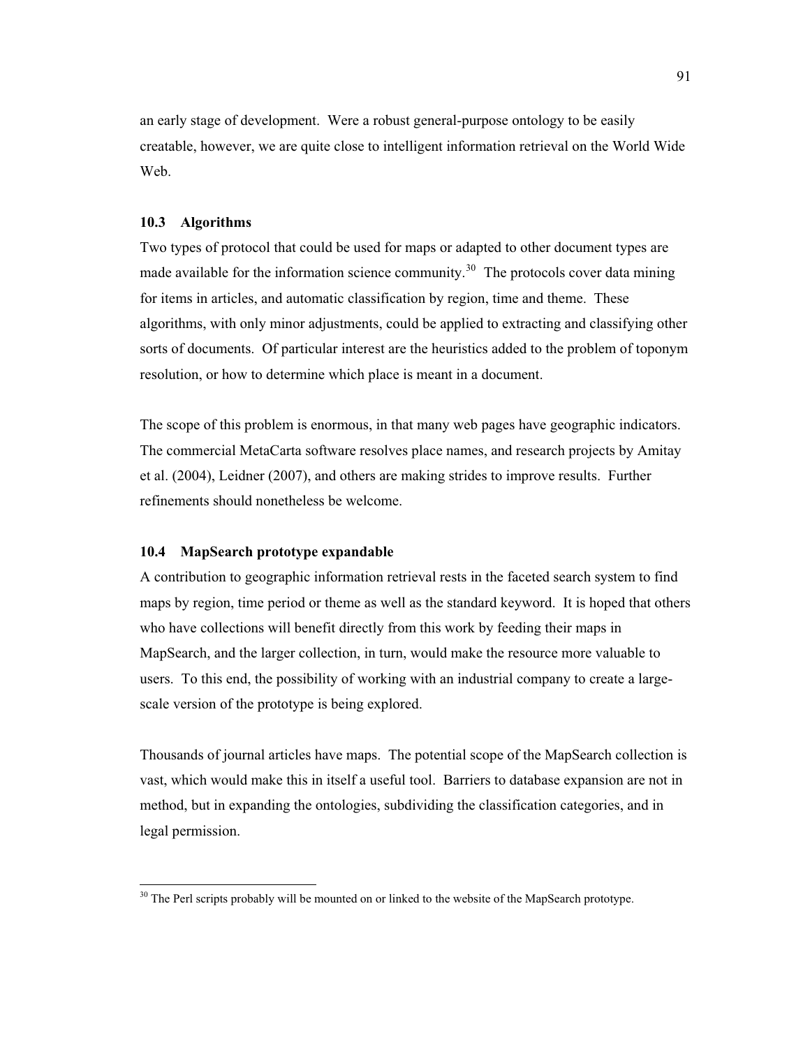an early stage of development. Were a robust general-purpose ontology to be easily creatable, however, we are quite close to intelligent information retrieval on the World Wide Web.

### 10.3 Algorithms

Two types of protocol that could be used for maps or adapted to other document types are made available for the information science community.[30] The protocols cover data mining for items in articles, and automatic classification by region, time and theme. These algorithms, with only minor adjustments, could be applied to extracting and classifying other sorts of documents. Of particular interest are the heuristics added to the problem of toponym resolution, or how to determine which place is meant in a document.

The scope of this problem is enormous, in that many web pages have geographic indicators. The commercial MetaCarta software resolves place names, and research projects by Amitay et al. (2004), Leidner (2007), and others are making strides to improve results. Further refinements should nonetheless be welcome.

### 10.4 MapSearch prototype expandable

A contribution to geographic information retrieval rests in the faceted search system to find maps by region, time period or theme as well as the standard keyword. It is hoped that others who have collections will benefit directly from this work by feeding their maps in MapSearch, and the larger collection, in turn, would make the resource more valuable to users. To this end, the possibility of working with an industrial company to create a large-scale version of the prototype is being explored.

Thousands of journal articles have maps. The potential scope of the MapSearch collection is vast, which would make this in itself a useful tool. Barriers to database expansion are not in method, but in expanding the ontologies, subdividing the classification categories, and in legal permission.

---

[30] The Perl scripts probably will be mounted on or linked to the website of the MapSearch prototype.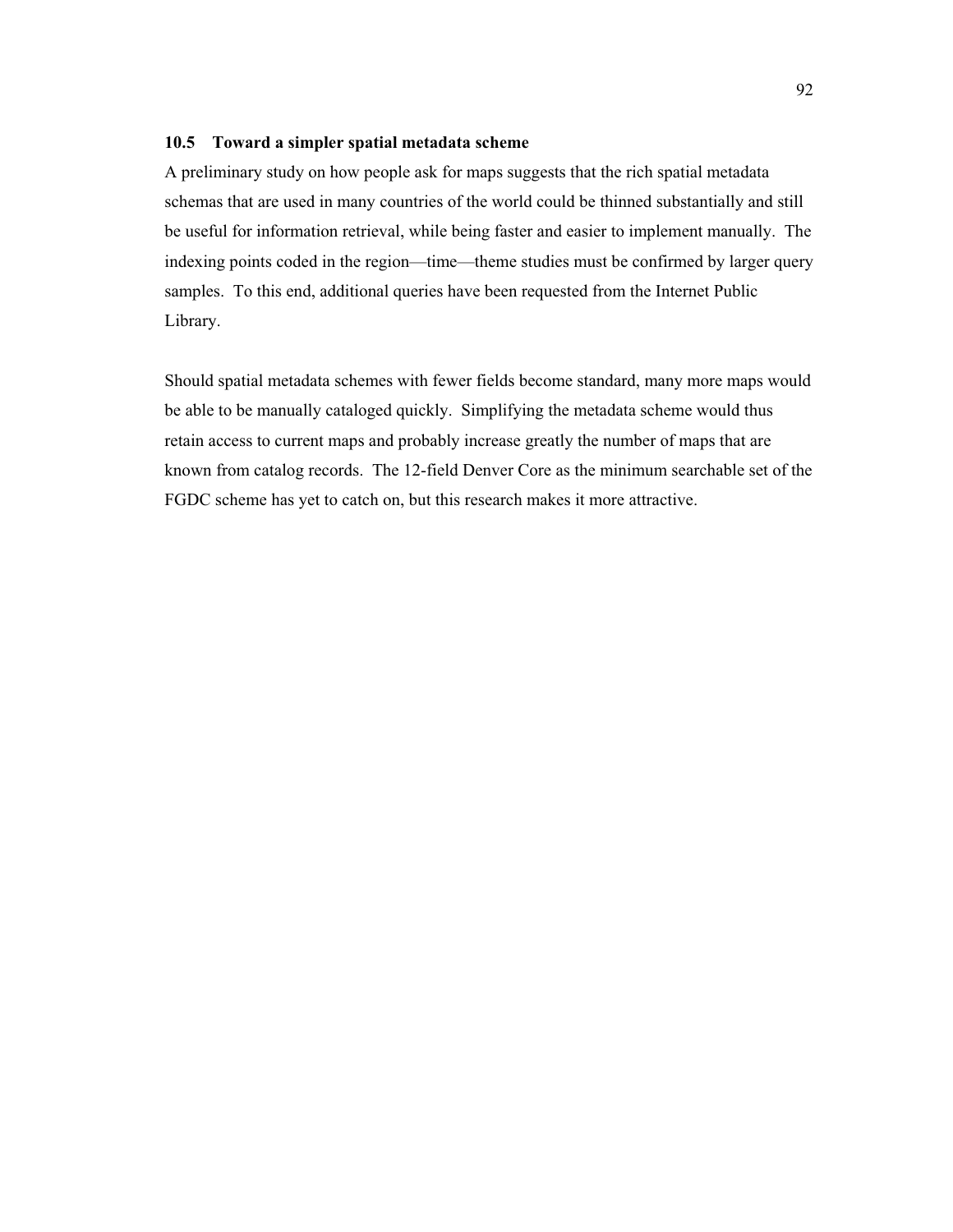## 10.5 Toward a simpler spatial metadata scheme

A preliminary study on how people ask for maps suggests that the rich spatial metadata schemas that are used in many countries of the world could be thinned substantially and still be useful for information retrieval, while being faster and easier to implement manually. The indexing points coded in the region—time—theme studies must be confirmed by larger query samples. To this end, additional queries have been requested from the Internet Public Library.

Should spatial metadata schemes with fewer fields become standard, many more maps would be able to be manually cataloged quickly. Simplifying the metadata scheme would thus retain access to current maps and probably increase greatly the number of maps that are known from catalog records. The 12-field Denver Core as the minimum searchable set of the FGDC scheme has yet to catch on, but this research makes it more attractive.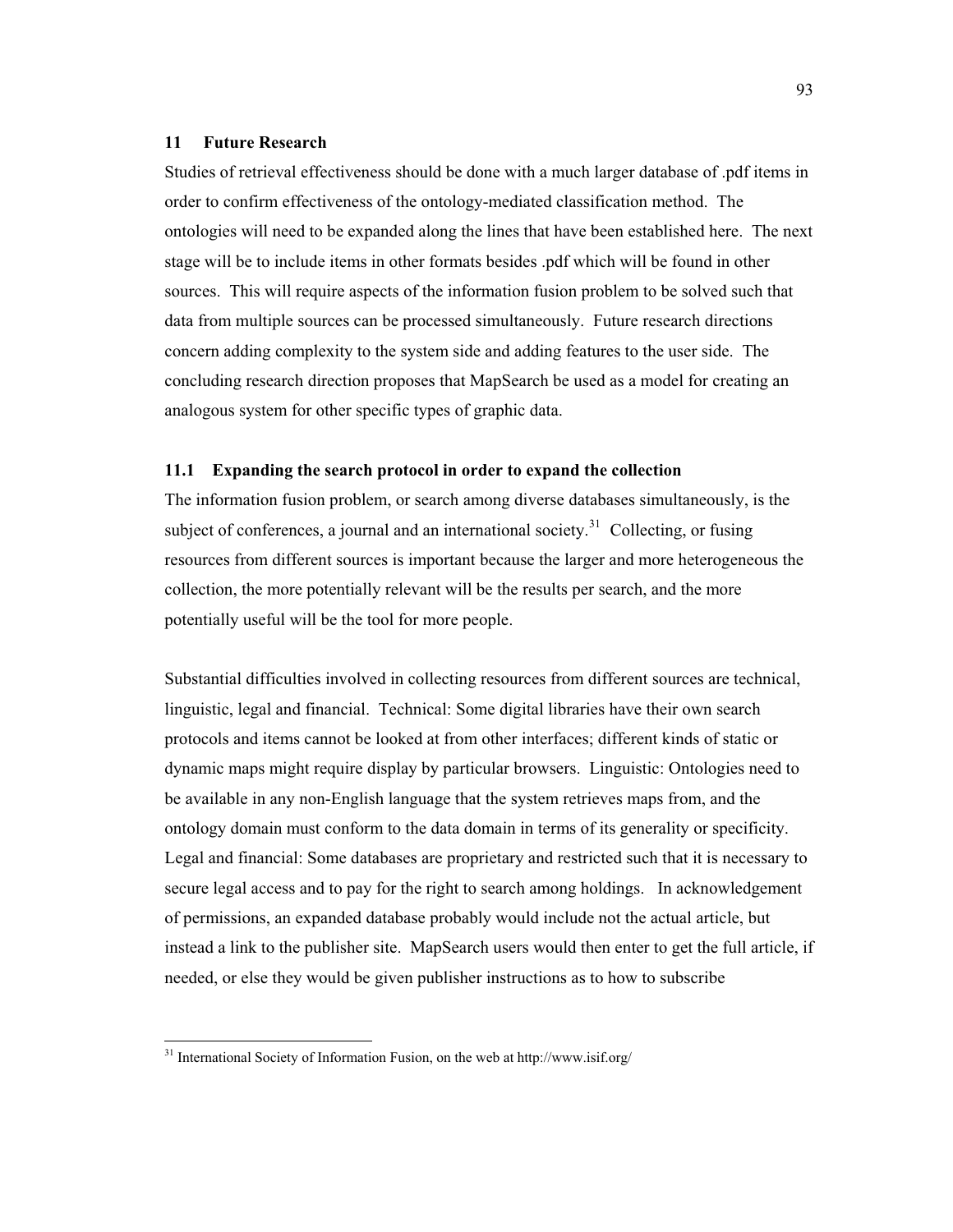## 11 Future Research

Studies of retrieval effectiveness should be done with a much larger database of .pdf items in order to confirm effectiveness of the ontology-mediated classification method. The ontologies will need to be expanded along the lines that have been established here. The next stage will be to include items in other formats besides .pdf which will be found in other sources. This will require aspects of the information fusion problem to be solved such that data from multiple sources can be processed simultaneously. Future research directions concern adding complexity to the system side and adding features to the user side. The concluding research direction proposes that MapSearch be used as a model for creating an analogous system for other specific types of graphic data.

### 11.1 Expanding the search protocol in order to expand the collection

The information fusion problem, or search among diverse databases simultaneously, is the subject of conferences, a journal and an international society.[31] Collecting, or fusing resources from different sources is important because the larger and more heterogeneous the collection, the more potentially relevant will be the results per search, and the more potentially useful will be the tool for more people.

Substantial difficulties involved in collecting resources from different sources are technical, linguistic, legal and financial. Technical: Some digital libraries have their own search protocols and items cannot be looked at from other interfaces; different kinds of static or dynamic maps might require display by particular browsers. Linguistic: Ontologies need to be available in any non-English language that the system retrieves maps from, and the ontology domain must conform to the data domain in terms of its generality or specificity. Legal and financial: Some databases are proprietary and restricted such that it is necessary to secure legal access and to pay for the right to search among holdings. In acknowledgement of permissions, an expanded database probably would include not the actual article, but instead a link to the publisher site. MapSearch users would then enter to get the full article, if needed, or else they would be given publisher instructions as to how to subscribe

---

[31] International Society of Information Fusion, on the web at http://www.isif.org/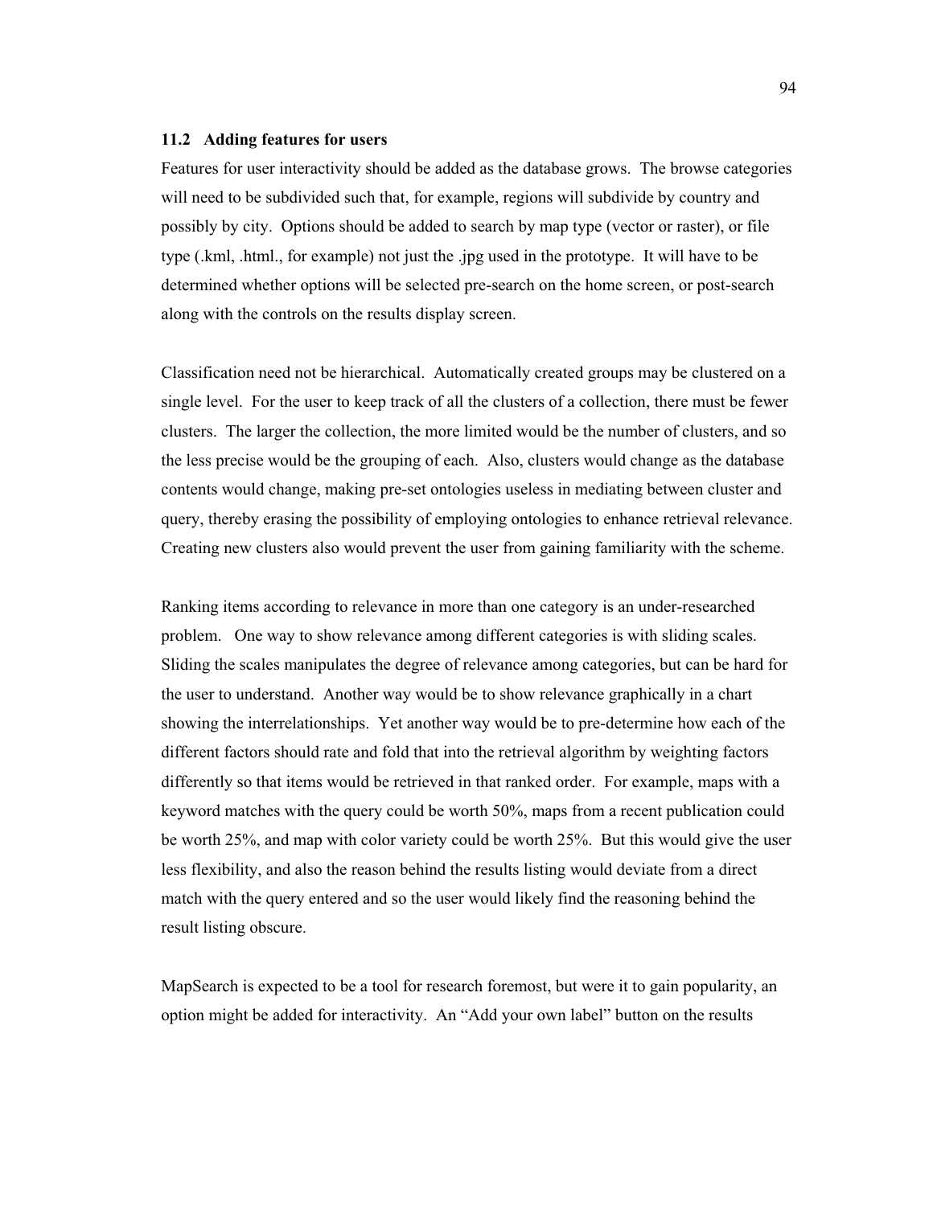### 11.2 Adding features for users

Features for user interactivity should be added as the database grows. The browse categories will need to be subdivided such that, for example, regions will subdivide by country and possibly by city. Options should be added to search by map type (vector or raster), or file type (.kml, .html., for example) not just the .jpg used in the prototype. It will have to be determined whether options will be selected pre-search on the home screen, or post-search along with the controls on the results display screen.

Classification need not be hierarchical. Automatically created groups may be clustered on a single level. For the user to keep track of all the clusters of a collection, there must be fewer clusters. The larger the collection, the more limited would be the number of clusters, and so the less precise would be the grouping of each. Also, clusters would change as the database contents would change, making pre-set ontologies useless in mediating between cluster and query, thereby erasing the possibility of employing ontologies to enhance retrieval relevance. Creating new clusters also would prevent the user from gaining familiarity with the scheme.

Ranking items according to relevance in more than one category is an under-researched problem. One way to show relevance among different categories is with sliding scales. Sliding the scales manipulates the degree of relevance among categories, but can be hard for the user to understand. Another way would be to show relevance graphically in a chart showing the interrelationships. Yet another way would be to pre-determine how each of the different factors should rate and fold that into the retrieval algorithm by weighting factors differently so that items would be retrieved in that ranked order. For example, maps with a keyword matches with the query could be worth 50%, maps from a recent publication could be worth 25%, and map with color variety could be worth 25%. But this would give the user less flexibility, and also the reason behind the results listing would deviate from a direct match with the query entered and so the user would likely find the reasoning behind the result listing obscure.

MapSearch is expected to be a tool for research foremost, but were it to gain popularity, an option might be added for interactivity. An "Add your own label" button on the results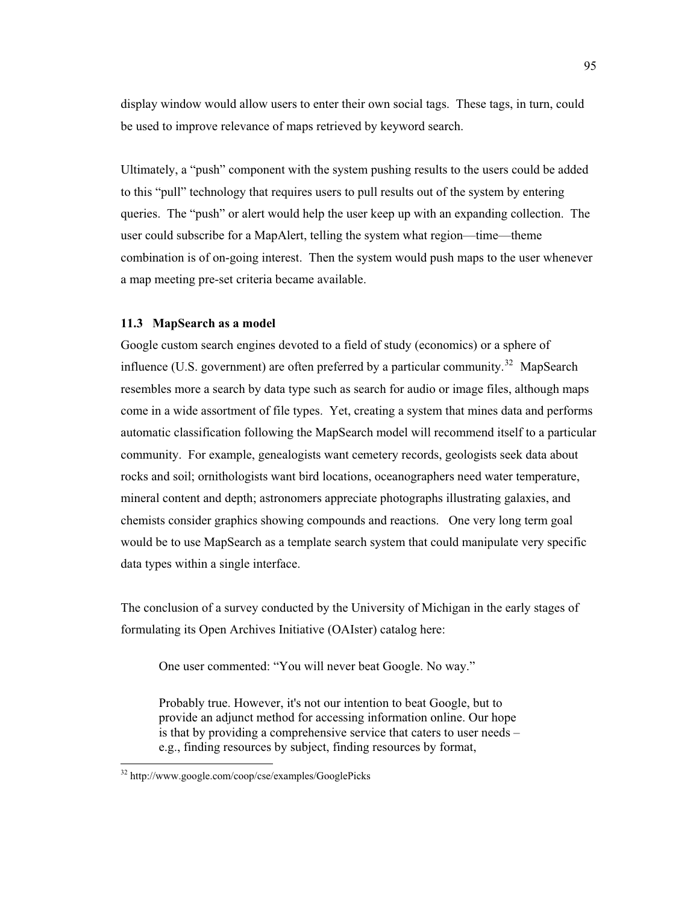display window would allow users to enter their own social tags. These tags, in turn, could be used to improve relevance of maps retrieved by keyword search.

Ultimately, a "push" component with the system pushing results to the users could be added to this "pull" technology that requires users to pull results out of the system by entering queries. The "push" or alert would help the user keep up with an expanding collection. The user could subscribe for a MapAlert, telling the system what region—time—theme combination is of on-going interest. Then the system would push maps to the user whenever a map meeting pre-set criteria became available.

### 11.3 MapSearch as a model

Google custom search engines devoted to a field of study (economics) or a sphere of influence (U.S. government) are often preferred by a particular community.[32] MapSearch resembles more a search by data type such as search for audio or image files, although maps come in a wide assortment of file types. Yet, creating a system that mines data and performs automatic classification following the MapSearch model will recommend itself to a particular community. For example, genealogists want cemetery records, geologists seek data about rocks and soil; ornithologists want bird locations, oceanographers need water temperature, mineral content and depth; astronomers appreciate photographs illustrating galaxies, and chemists consider graphics showing compounds and reactions. One very long term goal would be to use MapSearch as a template search system that could manipulate very specific data types within a single interface.

The conclusion of a survey conducted by the University of Michigan in the early stages of formulating its Open Archives Initiative (OAIster) catalog here:

> One user commented: "You will never beat Google. No way."
>
> Probably true. However, it's not our intention to beat Google, but to provide an adjunct method for accessing information online. Our hope is that by providing a comprehensive service that caters to user needs – e.g., finding resources by subject, finding resources by format,

---

[32] http://www.google.com/coop/cse/examples/GooglePicks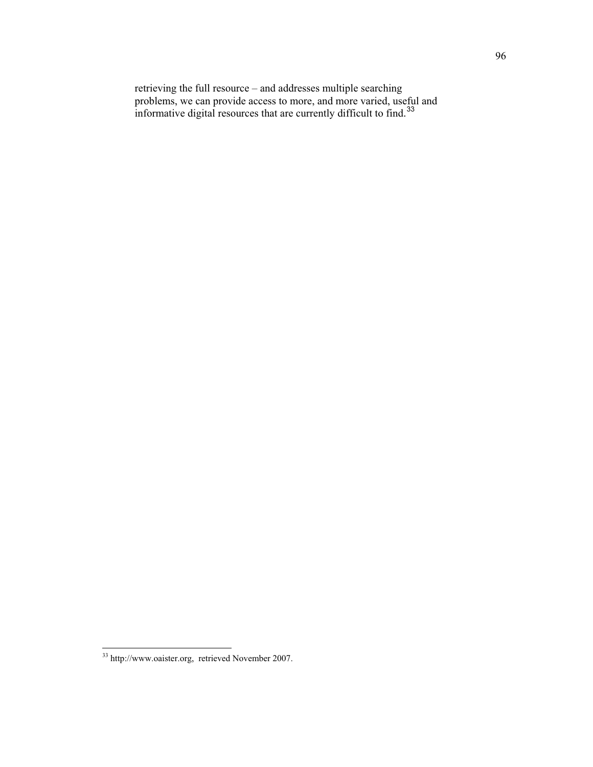retrieving the full resource – and addresses multiple searching problems, we can provide access to more, and more varied, useful and informative digital resources that are currently difficult to find.[33]

---

[33] http://www.oaister.org, retrieved November 2007.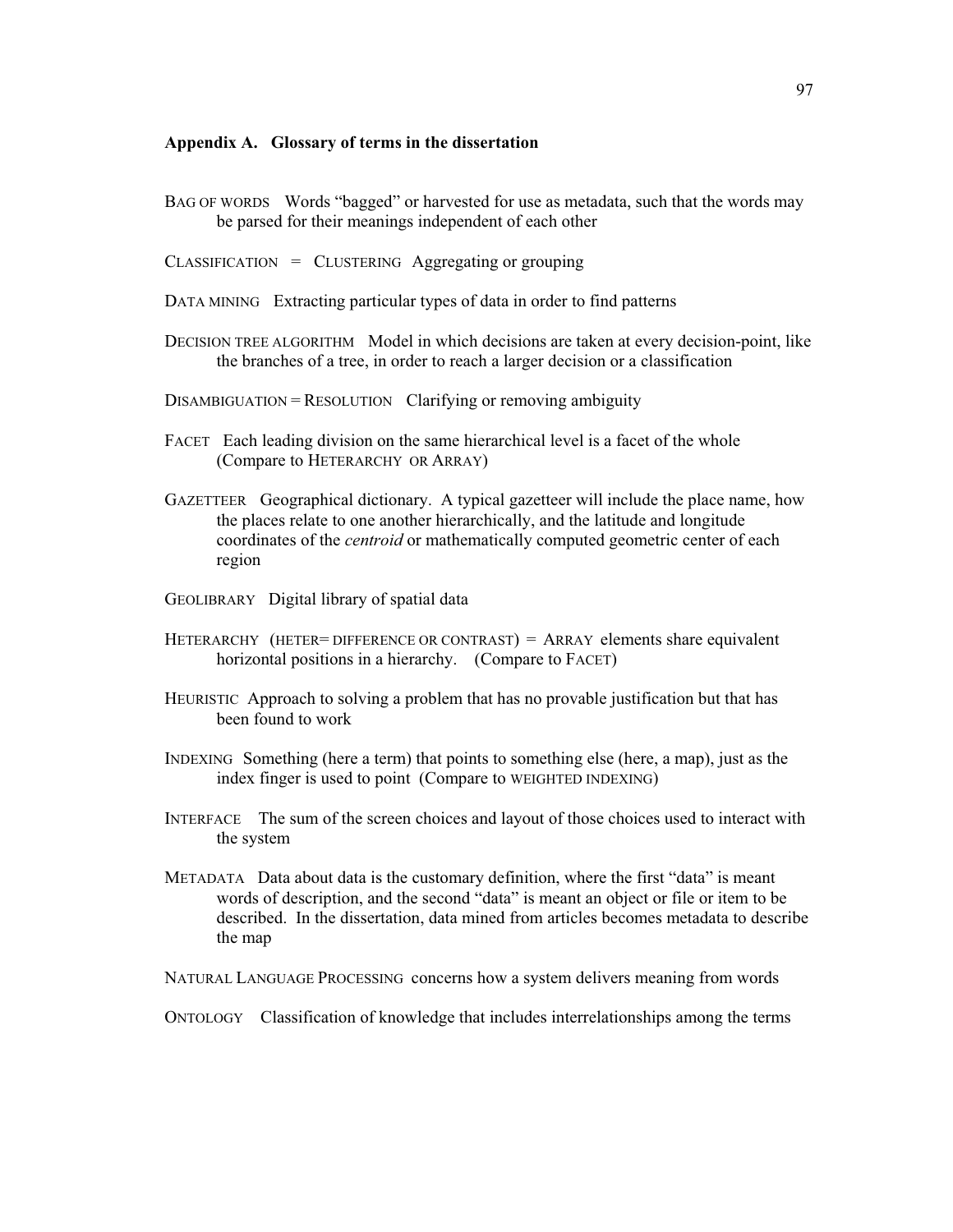### Appendix A. Glossary of terms in the dissertation

BAG OF WORDS Words "bagged" or harvested for use as metadata, such that the words may be parsed for their meanings independent of each other

CLASSIFICATION = CLUSTERING Aggregating or grouping

DATA MINING Extracting particular types of data in order to find patterns

DECISION TREE ALGORITHM Model in which decisions are taken at every decision-point, like the branches of a tree, in order to reach a larger decision or a classification

DISAMBIGUATION = RESOLUTION Clarifying or removing ambiguity

FACET Each leading division on the same hierarchical level is a facet of the whole (Compare to HETERARCHY OR ARRAY)

GAZETTEER Geographical dictionary. A typical gazetteer will include the place name, how the places relate to one another hierarchically, and the latitude and longitude coordinates of the *centroid* or mathematically computed geometric center of each region

GEOLIBRARY Digital library of spatial data

HETERARCHY (HETER= DIFFERENCE OR CONTRAST) = ARRAY elements share equivalent horizontal positions in a hierarchy. (Compare to FACET)

HEURISTIC Approach to solving a problem that has no provable justification but that has been found to work

INDEXING Something (here a term) that points to something else (here, a map), just as the index finger is used to point (Compare to WEIGHTED INDEXING)

INTERFACE The sum of the screen choices and layout of those choices used to interact with the system

METADATA Data about data is the customary definition, where the first "data" is meant words of description, and the second "data" is meant an object or file or item to be described. In the dissertation, data mined from articles becomes metadata to describe the map

NATURAL LANGUAGE PROCESSING concerns how a system delivers meaning from words

ONTOLOGY Classification of knowledge that includes interrelationships among the terms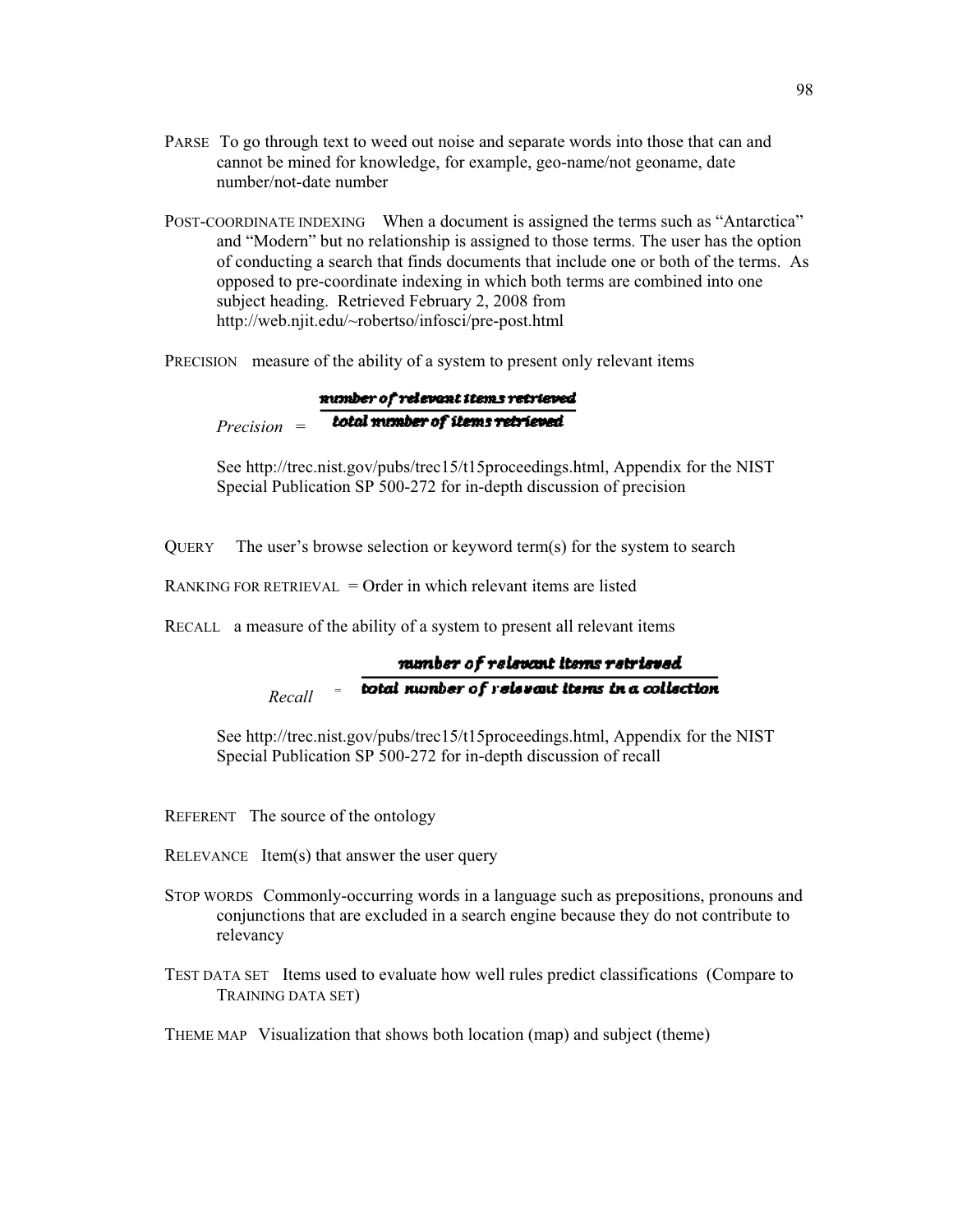PARSE To go through text to weed out noise and separate words into those that can and cannot be mined for knowledge, for example, geo-name/not geoname, date number/not-date number

POST-COORDINATE INDEXING When a document is assigned the terms such as "Antarctica" and "Modern" but no relationship is assigned to those terms. The user has the option of conducting a search that finds documents that include one or both of the terms. As opposed to pre-coordinate indexing in which both terms are combined into one subject heading. Retrieved February 2, 2008 from http://web.njit.edu/~robertso/infosci/pre-post.html

PRECISION measure of the ability of a system to present only relevant items

$$Precision = \frac{\text{number of relevant items retrieved}}{\text{total number of items retrieved}}$$

See http://trec.nist.gov/pubs/trec15/t15proceedings.html, Appendix for the NIST Special Publication SP 500-272 for in-depth discussion of precision

QUERY The user's browse selection or keyword term(s) for the system to search

RANKING FOR RETRIEVAL = Order in which relevant items are listed

RECALL a measure of the ability of a system to present all relevant items

$$Recall = \frac{\text{number of relevant items retrieved}}{\text{total number of relevant items in a collection}}$$

See http://trec.nist.gov/pubs/trec15/t15proceedings.html, Appendix for the NIST Special Publication SP 500-272 for in-depth discussion of recall

REFERENT The source of the ontology

RELEVANCE Item(s) that answer the user query

STOP WORDS Commonly-occurring words in a language such as prepositions, pronouns and conjunctions that are excluded in a search engine because they do not contribute to relevancy

TEST DATA SET Items used to evaluate how well rules predict classifications (Compare to TRAINING DATA SET)

THEME MAP Visualization that shows both location (map) and subject (theme)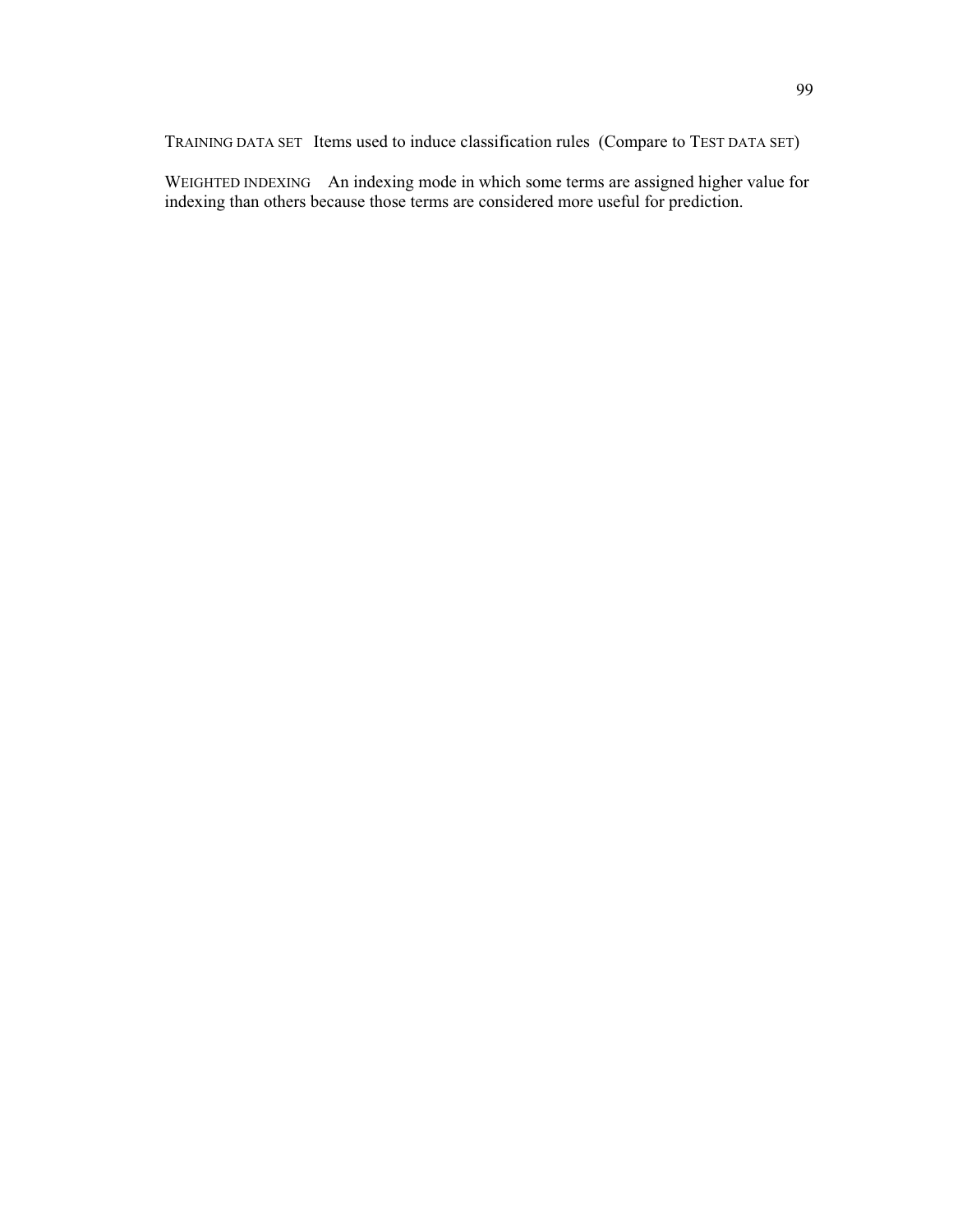TRAINING DATA SET Items used to induce classification rules (Compare to TEST DATA SET)

WEIGHTED INDEXING An indexing mode in which some terms are assigned higher value for indexing than others because those terms are considered more useful for prediction.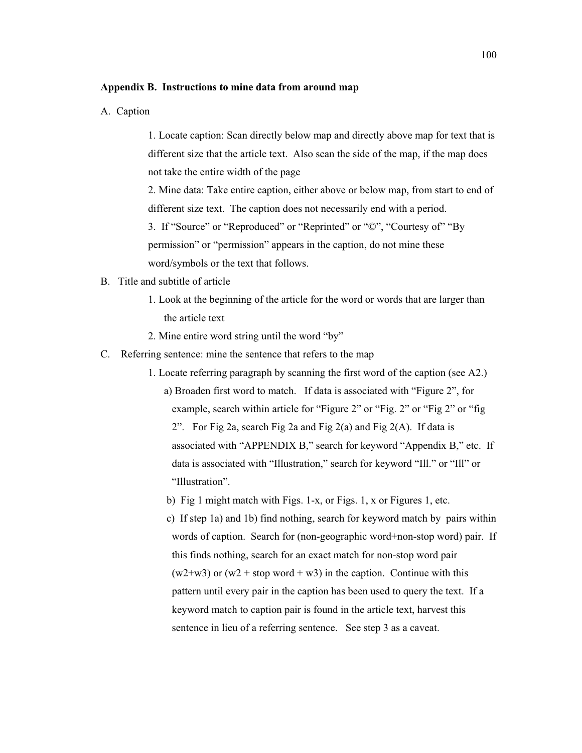**Appendix B. Instructions to mine data from around map**

A. Caption

1. Locate caption: Scan directly below map and directly above map for text that is different size that the article text. Also scan the side of the map, if the map does not take the entire width of the page
2. Mine data: Take entire caption, either above or below map, from start to end of different size text. The caption does not necessarily end with a period.
3. If "Source" or "Reproduced" or "Reprinted" or "©", "Courtesy of" "By permission" or "permission" appears in the caption, do not mine these word/symbols or the text that follows.

B. Title and subtitle of article

1. Look at the beginning of the article for the word or words that are larger than the article text
2. Mine entire word string until the word "by"

C. Referring sentence: mine the sentence that refers to the map

1. Locate referring paragraph by scanning the first word of the caption (see A2.)
   a) Broaden first word to match. If data is associated with "Figure 2", for example, search within article for "Figure 2" or "Fig. 2" or "Fig 2" or "fig 2". For Fig 2a, search Fig 2a and Fig 2(a) and Fig 2(A). If data is associated with "APPENDIX B," search for keyword "Appendix B," etc. If data is associated with "Illustration," search for keyword "Ill." or "Ill" or "Illustration".
   b) Fig 1 might match with Figs. 1-x, or Figs. 1, x or Figures 1, etc.
   c) If step 1a) and 1b) find nothing, search for keyword match by pairs within words of caption. Search for (non-geographic word+non-stop word) pair. If this finds nothing, search for an exact match for non-stop word pair (w2+w3) or (w2 + stop word + w3) in the caption. Continue with this pattern until every pair in the caption has been used to query the text. If a keyword match to caption pair is found in the article text, harvest this sentence in lieu of a referring sentence. See step 3 as a caveat.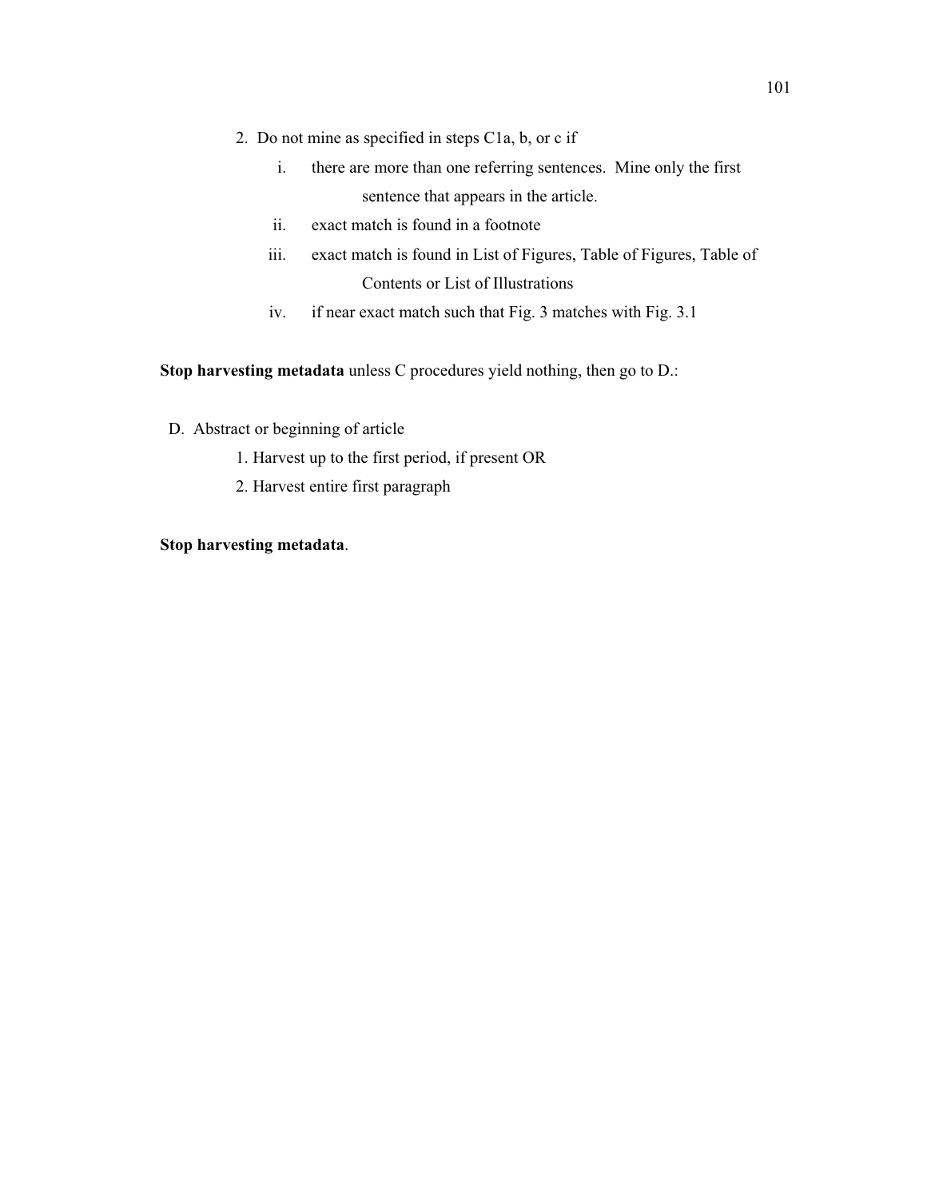2. Do not mine as specified in steps C1a, b, or c if
    i. there are more than one referring sentences. Mine only the first sentence that appears in the article.
    ii. exact match is found in a footnote
    iii. exact match is found in List of Figures, Table of Figures, Table of Contents or List of Illustrations
    iv. if near exact match such that Fig. 3 matches with Fig. 3.1

**Stop harvesting metadata** unless C procedures yield nothing, then go to D.:

D. Abstract or beginning of article
    1. Harvest up to the first period, if present OR
    2. Harvest entire first paragraph

**Stop harvesting metadata**.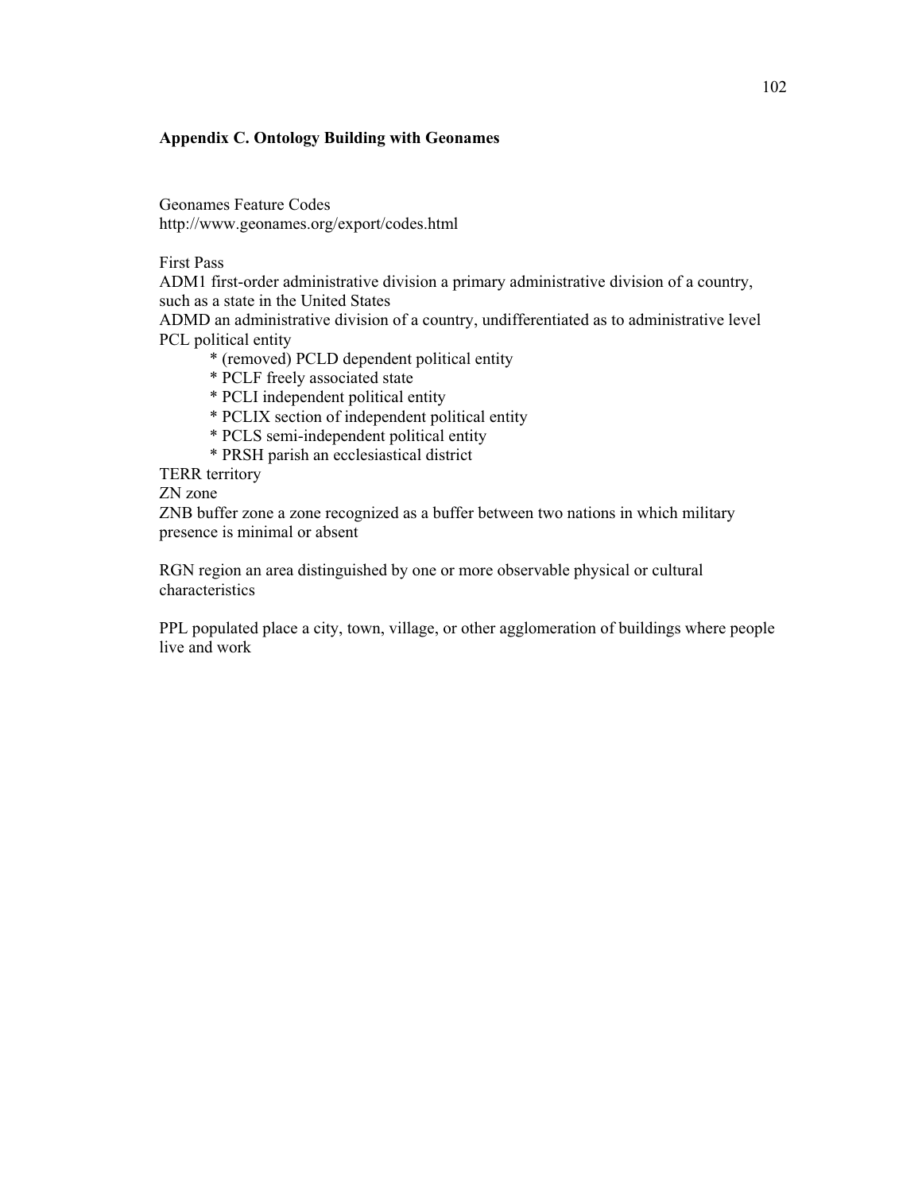## Appendix C. Ontology Building with Geonames

Geonames Feature Codes
http://www.geonames.org/export/codes.html

First Pass
ADM1 first-order administrative division a primary administrative division of a country, such as a state in the United States
ADMD an administrative division of a country, undifferentiated as to administrative level
PCL political entity

- (removed) PCLD dependent political entity
- PCLF freely associated state
- PCLI independent political entity
- PCLIX section of independent political entity
- PCLS semi-independent political entity
- PRSH parish an ecclesiastical district

TERR territory
ZN zone
ZNB buffer zone a zone recognized as a buffer between two nations in which military presence is minimal or absent

RGN region an area distinguished by one or more observable physical or cultural characteristics

PPL populated place a city, town, village, or other agglomeration of buildings where people live and work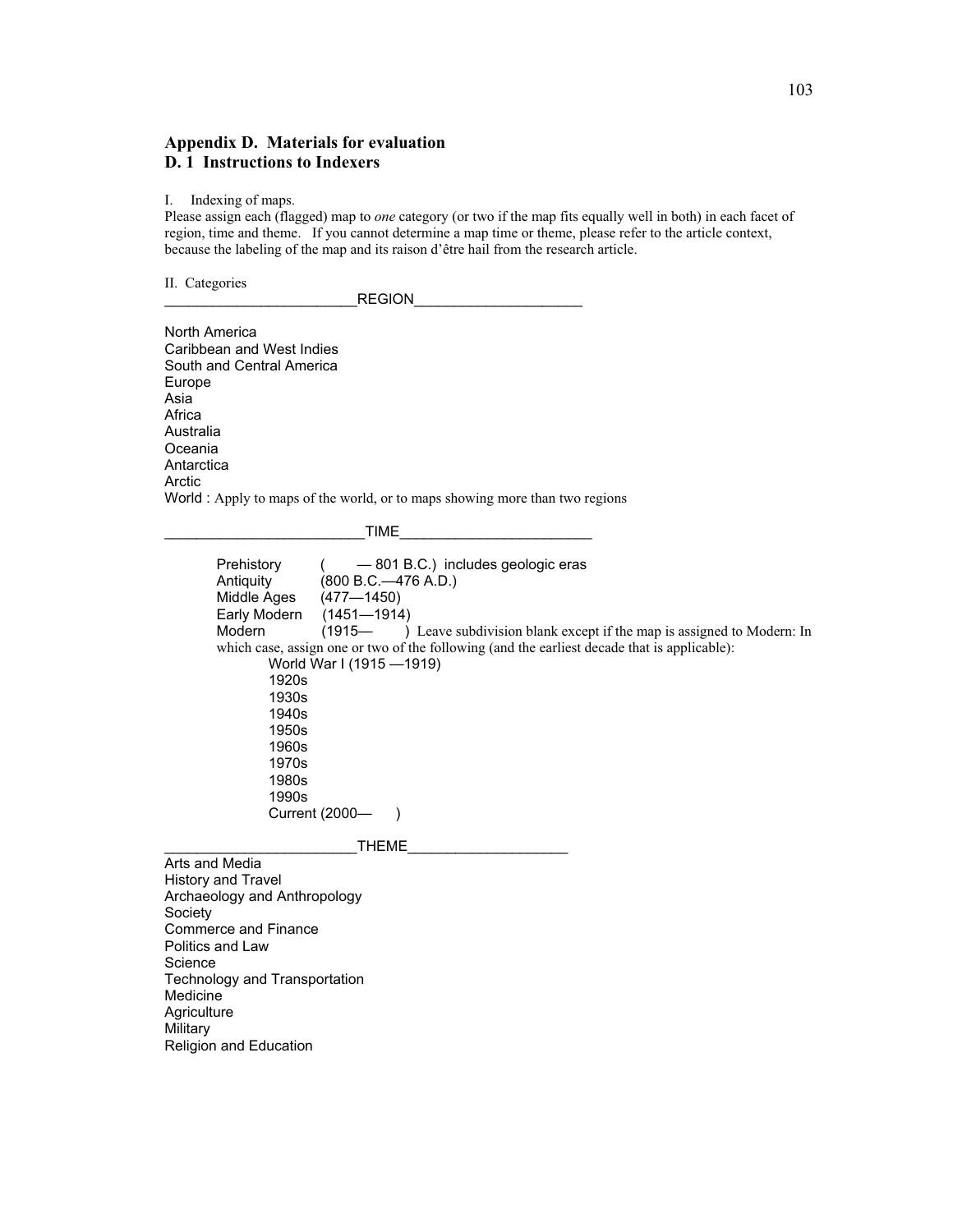## Appendix D. Materials for evaluation
## D. 1 Instructions to Indexers

I. Indexing of maps.

Please assign each (flagged) map to *one* category (or two if the map fits equally well in both) in each facet of region, time and theme. If you cannot determine a map time or theme, please refer to the article context, because the labeling of the map and its raison d'être hail from the research article.

II. Categories

________________________REGION_____________________

North America
Caribbean and West Indies
South and Central America
Europe
Asia
Africa
Australia
Oceania
Antarctica
Arctic
World : Apply to maps of the world, or to maps showing more than two regions

_________________________TIME________________________

- Prehistory ( — 801 B.C.) includes geologic eras
- Antiquity (800 B.C.—476 A.D.)
- Middle Ages (477—1450)
- Early Modern (1451—1914)
- Modern (1915— ) Leave subdivision blank except if the map is assigned to Modern: In which case, assign one or two of the following (and the earliest decade that is applicable):
    - World War I (1915 —1919)
    - 1920s
    - 1930s
    - 1940s
    - 1950s
    - 1960s
    - 1970s
    - 1980s
    - 1990s
    - Current (2000— )

________________________THEME____________________

Arts and Media
History and Travel
Archaeology and Anthropology
Society
Commerce and Finance
Politics and Law
Science
Technology and Transportation
Medicine
Agriculture
Military
Religion and Education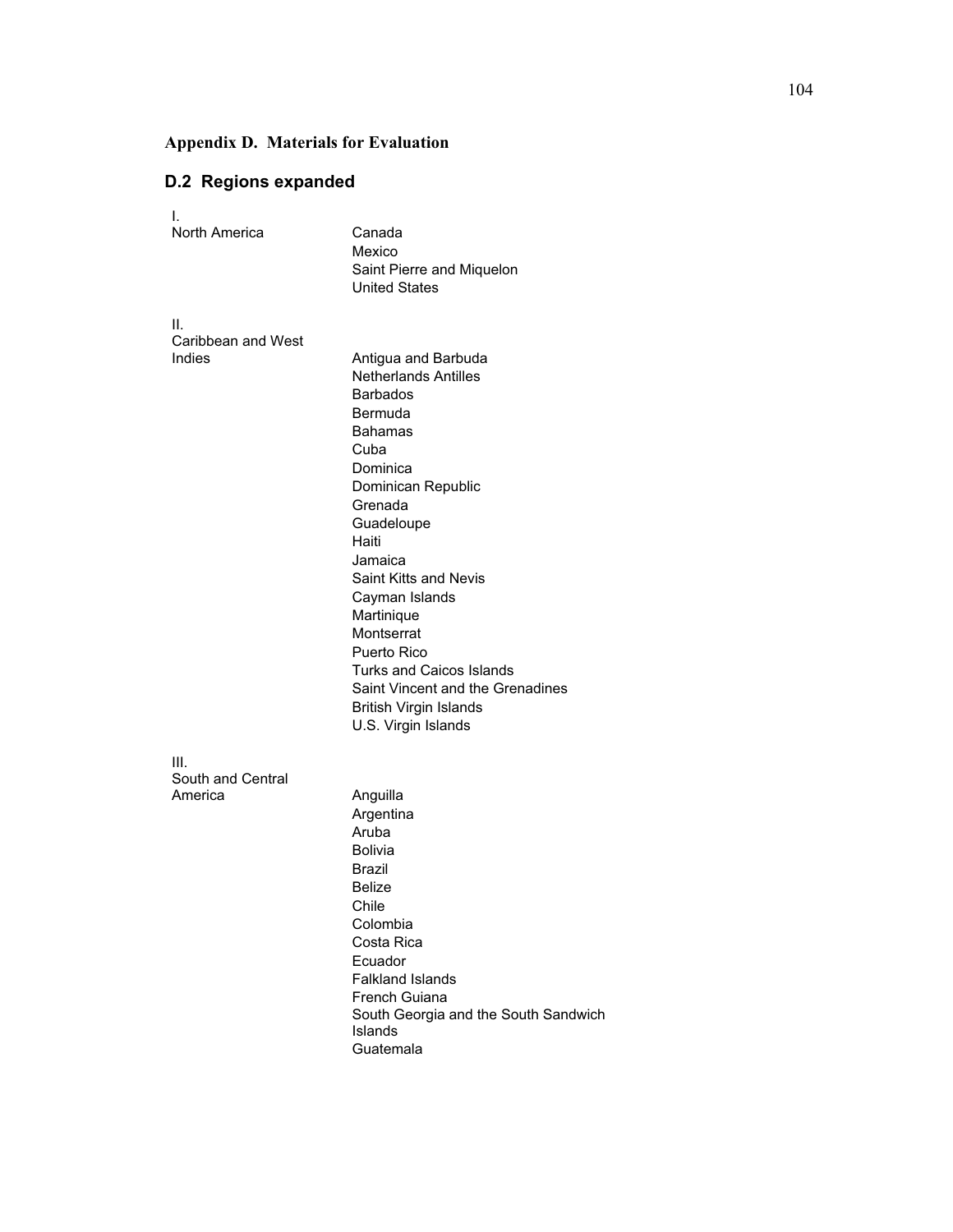**Appendix D. Materials for Evaluation**

## D.2 Regions expanded

| Region | Countries |
|---|---|
| I. North America | Canada |
| | Mexico |
| | Saint Pierre and Miquelon |
| | United States |
| II. Caribbean and West Indies | Antigua and Barbuda |
| | Netherlands Antilles |
| | Barbados |
| | Bermuda |
| | Bahamas |
| | Cuba |
| | Dominica |
| | Dominican Republic |
| | Grenada |
| | Guadeloupe |
| | Haiti |
| | Jamaica |
| | Saint Kitts and Nevis |
| | Cayman Islands |
| | Martinique |
| | Montserrat |
| | Puerto Rico |
| | Turks and Caicos Islands |
| | Saint Vincent and the Grenadines |
| | British Virgin Islands |
| | U.S. Virgin Islands |
| III. South and Central America | Anguilla |
| | Argentina |
| | Aruba |
| | Bolivia |
| | Brazil |
| | Belize |
| | Chile |
| | Colombia |
| | Costa Rica |
| | Ecuador |
| | Falkland Islands |
| | French Guiana |
| | South Georgia and the South Sandwich Islands |
| | Guatemala |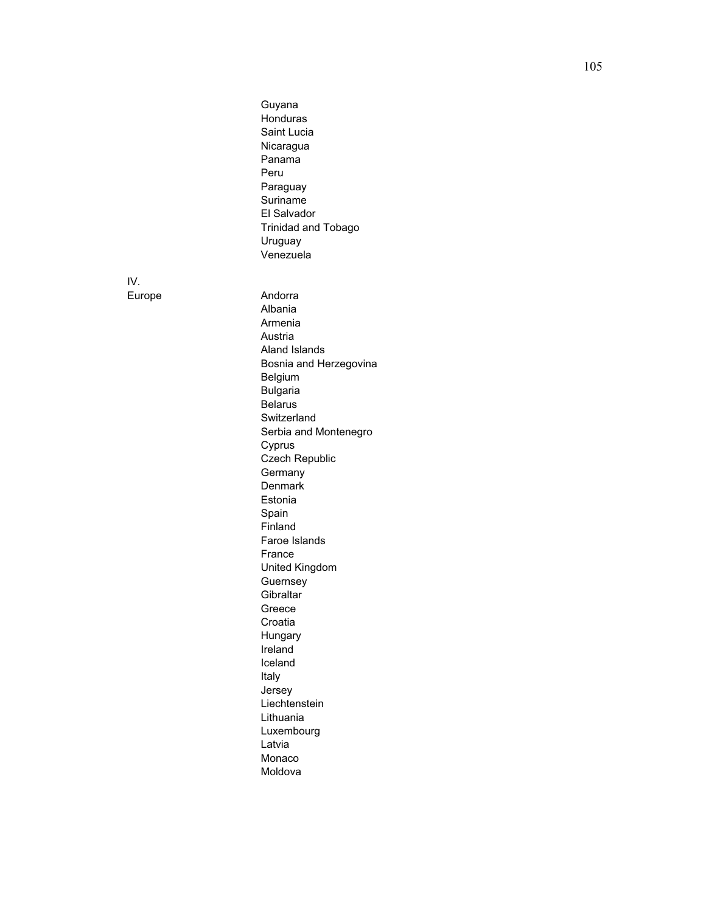| | |
|---|---|
| | Guyana |
| | Honduras |
| | Saint Lucia |
| | Nicaragua |
| | Panama |
| | Peru |
| | Paraguay |
| | Suriname |
| | El Salvador |
| | Trinidad and Tobago |
| | Uruguay |
| | Venezuela |
| IV. | |
| Europe | Andorra |
| | Albania |
| | Armenia |
| | Austria |
| | Aland Islands |
| | Bosnia and Herzegovina |
| | Belgium |
| | Bulgaria |
| | Belarus |
| | Switzerland |
| | Serbia and Montenegro |
| | Cyprus |
| | Czech Republic |
| | Germany |
| | Denmark |
| | Estonia |
| | Spain |
| | Finland |
| | Faroe Islands |
| | France |
| | United Kingdom |
| | Guernsey |
| | Gibraltar |
| | Greece |
| | Croatia |
| | Hungary |
| | Ireland |
| | Iceland |
| | Italy |
| | Jersey |
| | Liechtenstein |
| | Lithuania |
| | Luxembourg |
| | Latvia |
| | Monaco |
| | Moldova |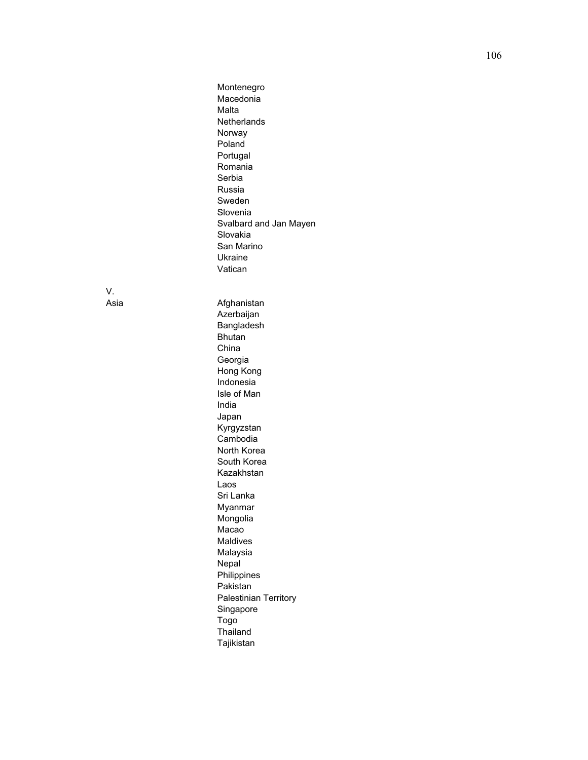Montenegro
Macedonia
Malta
Netherlands
Norway
Poland
Portugal
Romania
Serbia
Russia
Sweden
Slovenia
Svalbard and Jan Mayen
Slovakia
San Marino
Ukraine
Vatican

| V. Asia | Afghanistan |
|---|---|
| | Azerbaijan |
| | Bangladesh |
| | Bhutan |
| | China |
| | Georgia |
| | Hong Kong |
| | Indonesia |
| | Isle of Man |
| | India |
| | Japan |
| | Kyrgyzstan |
| | Cambodia |
| | North Korea |
| | South Korea |
| | Kazakhstan |
| | Laos |
| | Sri Lanka |
| | Myanmar |
| | Mongolia |
| | Macao |
| | Maldives |
| | Malaysia |
| | Nepal |
| | Philippines |
| | Pakistan |
| | Palestinian Territory |
| | Singapore |
| | Togo |
| | Thailand |
| | Tajikistan |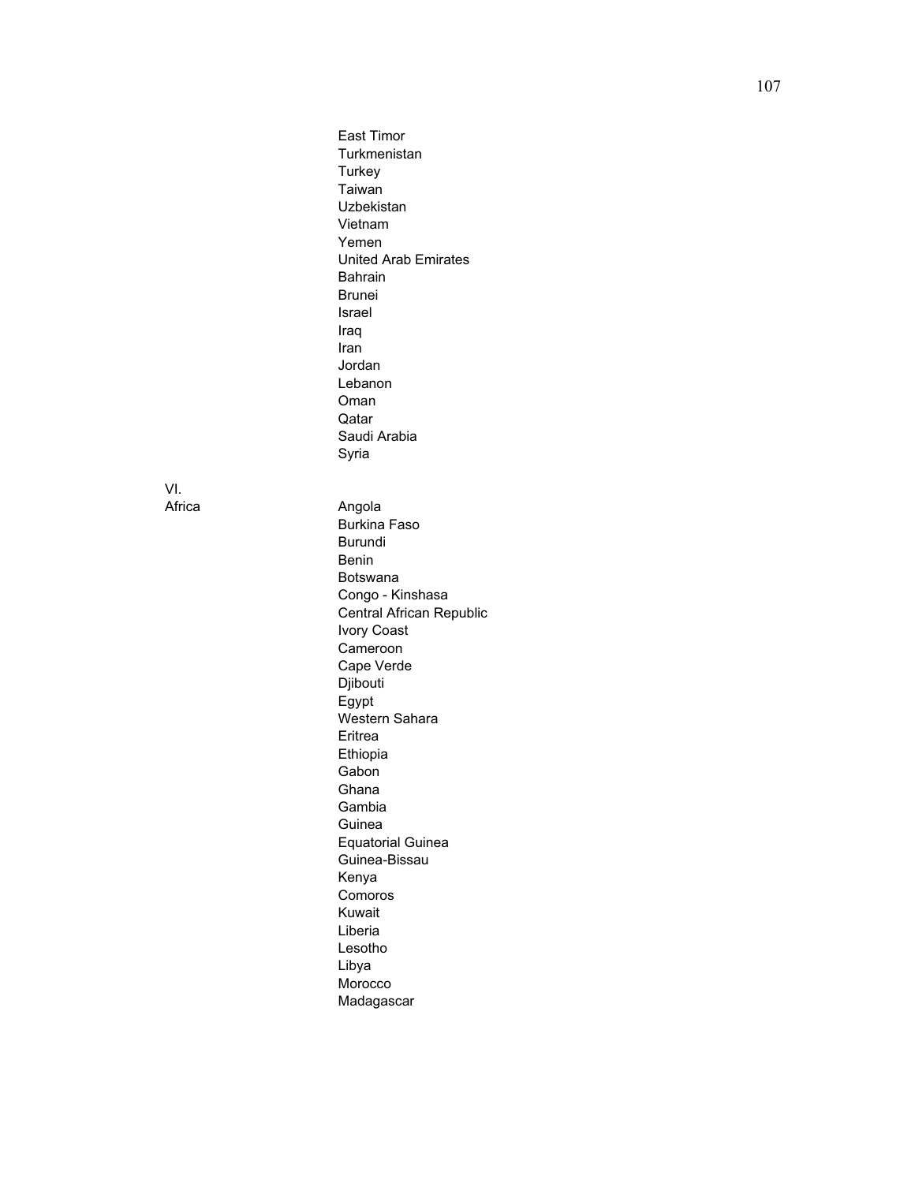| | |
|---|---|
| | East Timor |
| | Turkmenistan |
| | Turkey |
| | Taiwan |
| | Uzbekistan |
| | Vietnam |
| | Yemen |
| | United Arab Emirates |
| | Bahrain |
| | Brunei |
| | Israel |
| | Iraq |
| | Iran |
| | Jordan |
| | Lebanon |
| | Oman |
| | Qatar |
| | Saudi Arabia |
| | Syria |
| VI. | |
| Africa | Angola |
| | Burkina Faso |
| | Burundi |
| | Benin |
| | Botswana |
| | Congo - Kinshasa |
| | Central African Republic |
| | Ivory Coast |
| | Cameroon |
| | Cape Verde |
| | Djibouti |
| | Egypt |
| | Western Sahara |
| | Eritrea |
| | Ethiopia |
| | Gabon |
| | Ghana |
| | Gambia |
| | Guinea |
| | Equatorial Guinea |
| | Guinea-Bissau |
| | Kenya |
| | Comoros |
| | Kuwait |
| | Liberia |
| | Lesotho |
| | Libya |
| | Morocco |
| | Madagascar |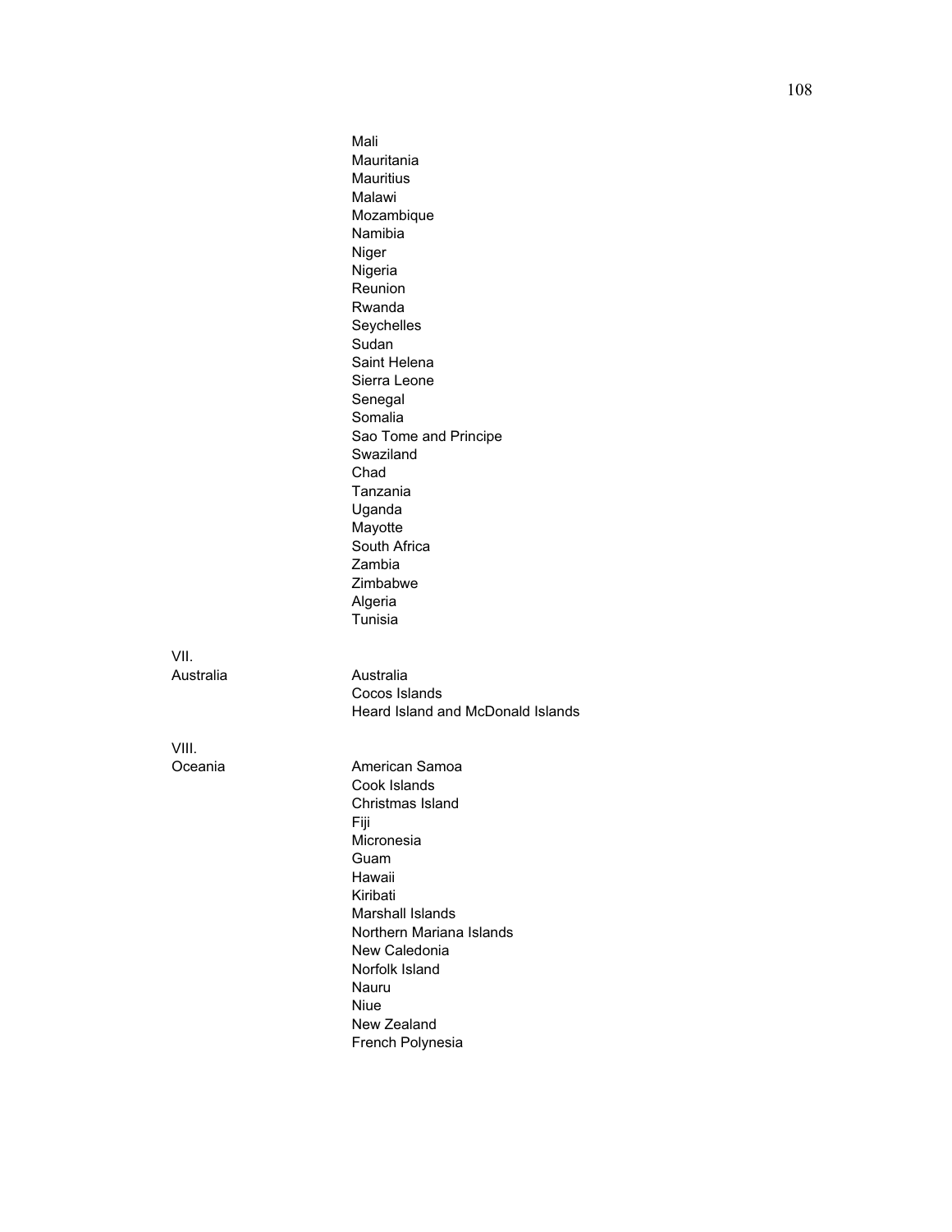| | |
|---|---|
| | Mali |
| | Mauritania |
| | Mauritius |
| | Malawi |
| | Mozambique |
| | Namibia |
| | Niger |
| | Nigeria |
| | Reunion |
| | Rwanda |
| | Seychelles |
| | Sudan |
| | Saint Helena |
| | Sierra Leone |
| | Senegal |
| | Somalia |
| | Sao Tome and Principe |
| | Swaziland |
| | Chad |
| | Tanzania |
| | Uganda |
| | Mayotte |
| | South Africa |
| | Zambia |
| | Zimbabwe |
| | Algeria |
| | Tunisia |
| VII. Australia | Australia |
| | Cocos Islands |
| | Heard Island and McDonald Islands |
| VIII. Oceania | American Samoa |
| | Cook Islands |
| | Christmas Island |
| | Fiji |
| | Micronesia |
| | Guam |
| | Hawaii |
| | Kiribati |
| | Marshall Islands |
| | Northern Mariana Islands |
| | New Caledonia |
| | Norfolk Island |
| | Nauru |
| | Niue |
| | New Zealand |
| | French Polynesia |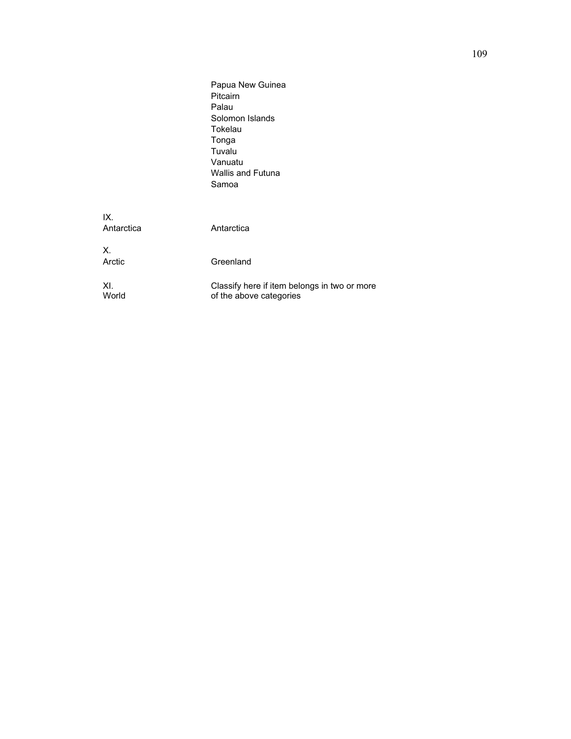| | |
|---|---|
| | Papua New Guinea<br>Pitcairn<br>Palau<br>Solomon Islands<br>Tokelau<br>Tonga<br>Tuvalu<br>Vanuatu<br>Wallis and Futuna<br>Samoa |
| IX.<br>Antarctica | Antarctica |
| X.<br>Arctic | Greenland |
| XI.<br>World | Classify here if item belongs in two or more of the above categories |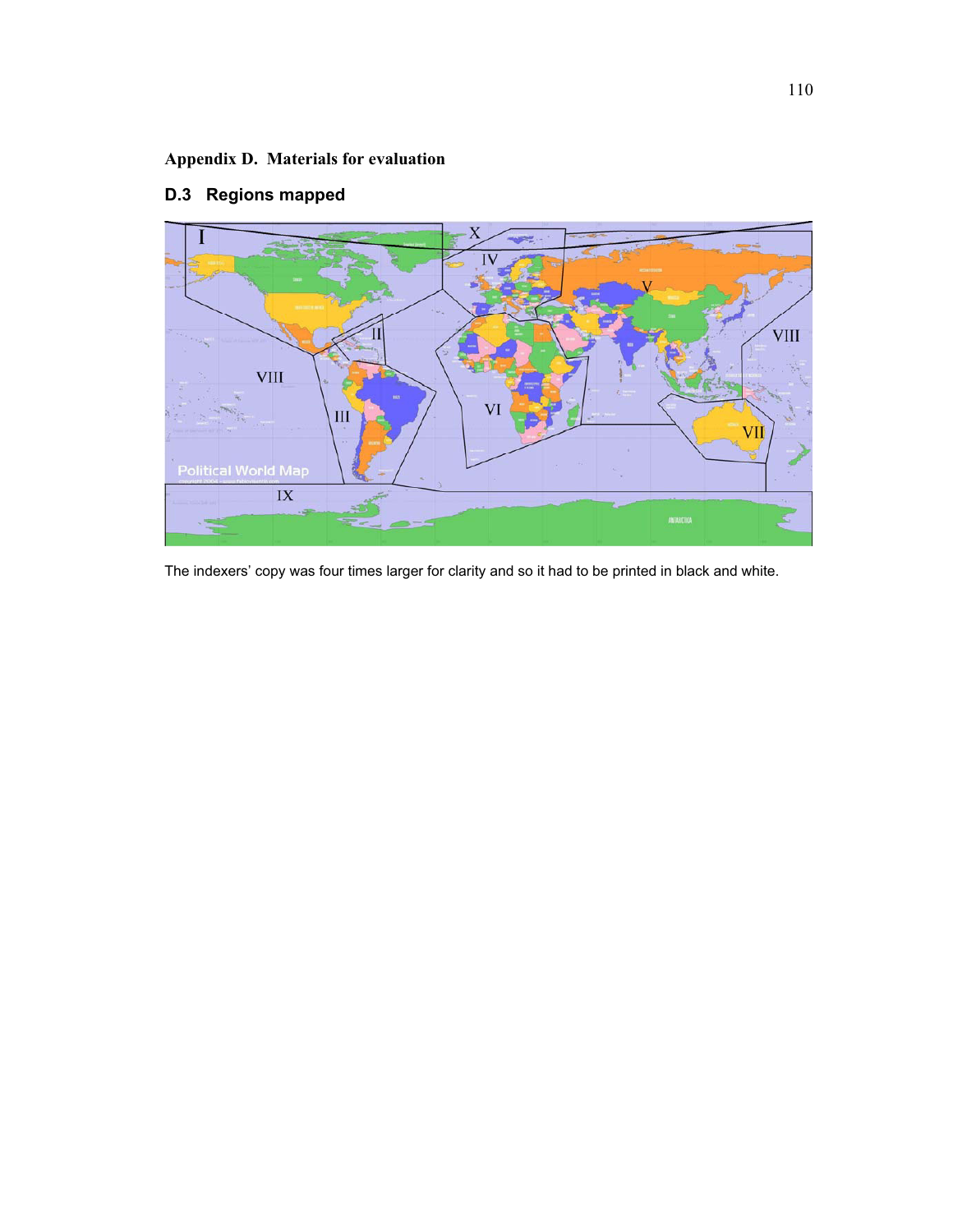## Appendix D. Materials for evaluation

### D.3 Regions mapped

The indexers' copy was four times larger for clarity and so it had to be printed in black and white.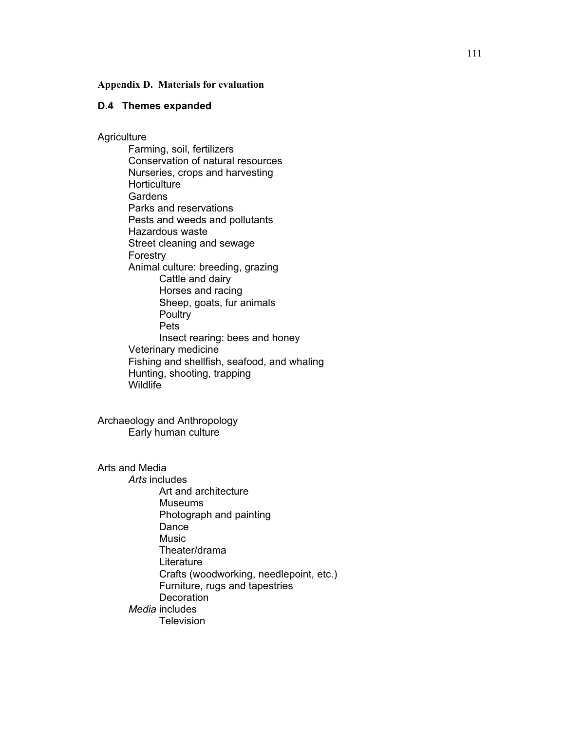**Appendix D. Materials for evaluation**

## D.4 Themes expanded

Agriculture

- Farming, soil, fertilizers
- Conservation of natural resources
- Nurseries, crops and harvesting
- Horticulture
- Gardens
- Parks and reservations
- Pests and weeds and pollutants
- Hazardous waste
- Street cleaning and sewage
- Forestry
- Animal culture: breeding, grazing
    - Cattle and dairy
    - Horses and racing
    - Sheep, goats, fur animals
    - Poultry
    - Pets
    - Insect rearing: bees and honey
- Veterinary medicine
- Fishing and shellfish, seafood, and whaling
- Hunting, shooting, trapping
- Wildlife

Archaeology and Anthropology

- Early human culture

Arts and Media

- *Arts* includes
    - Art and architecture
    - Museums
    - Photograph and painting
    - Dance
    - Music
    - Theater/drama
    - Literature
    - Crafts (woodworking, needlepoint, etc.)
    - Furniture, rugs and tapestries
    - Decoration
- *Media* includes
    - Television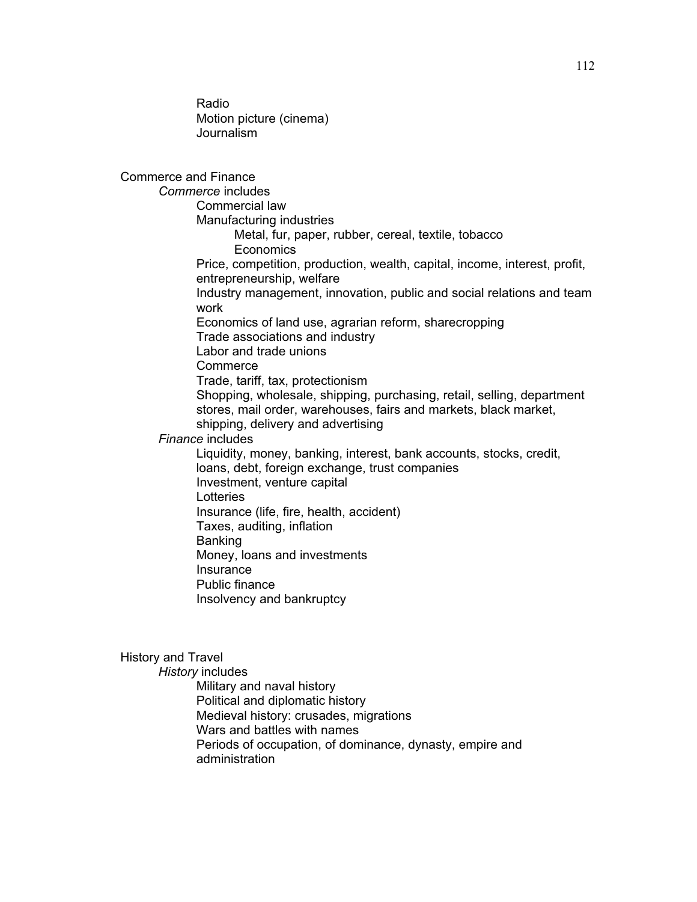Radio
Motion picture (cinema)
Journalism

Commerce and Finance

*Commerce* includes

- Commercial law
- Manufacturing industries
  - Metal, fur, paper, rubber, cereal, textile, tobacco
  - Economics
- Price, competition, production, wealth, capital, income, interest, profit, entrepreneurship, welfare
- Industry management, innovation, public and social relations and team work
- Economics of land use, agrarian reform, sharecropping
- Trade associations and industry
- Labor and trade unions
- Commerce
- Trade, tariff, tax, protectionism
- Shopping, wholesale, shipping, purchasing, retail, selling, department stores, mail order, warehouses, fairs and markets, black market, shipping, delivery and advertising

*Finance* includes

- Liquidity, money, banking, interest, bank accounts, stocks, credit, loans, debt, foreign exchange, trust companies
- Investment, venture capital
- Lotteries
- Insurance (life, fire, health, accident)
- Taxes, auditing, inflation
- Banking
- Money, loans and investments
- Insurance
- Public finance
- Insolvency and bankruptcy

History and Travel

*History* includes

- Military and naval history
- Political and diplomatic history
- Medieval history: crusades, migrations
- Wars and battles with names
- Periods of occupation, of dominance, dynasty, empire and administration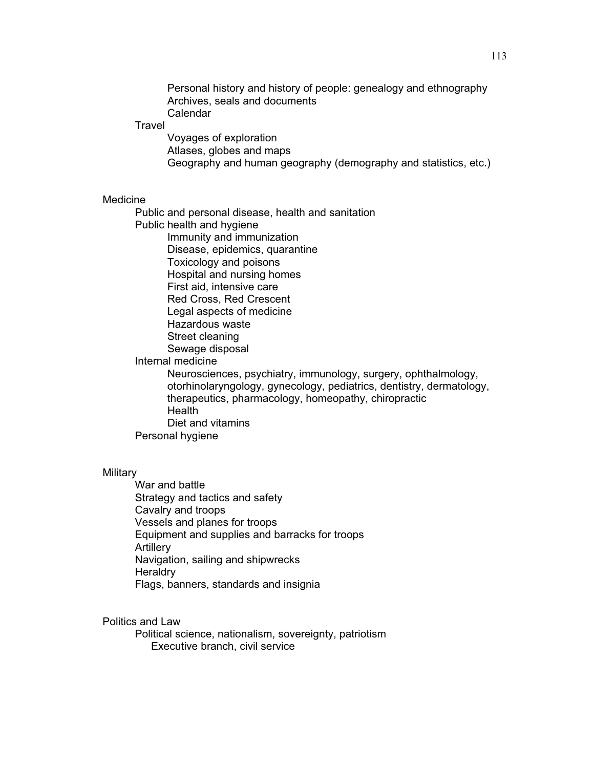- Personal history and history of people: genealogy and ethnography
  - Archives, seals and documents
  - Calendar
- Travel
  - Voyages of exploration
  - Atlases, globes and maps
  - Geography and human geography (demography and statistics, etc.)

Medicine
- Public and personal disease, health and sanitation
- Public health and hygiene
  - Immunity and immunization
  - Disease, epidemics, quarantine
  - Toxicology and poisons
  - Hospital and nursing homes
  - First aid, intensive care
  - Red Cross, Red Crescent
  - Legal aspects of medicine
  - Hazardous waste
  - Street cleaning
  - Sewage disposal
- Internal medicine
  - Neurosciences, psychiatry, immunology, surgery, ophthalmology, otorhinolaryngology, gynecology, pediatrics, dentistry, dermatology, therapeutics, pharmacology, homeopathy, chiropractic
  - Health
  - Diet and vitamins
- Personal hygiene

Military
- War and battle
- Strategy and tactics and safety
- Cavalry and troops
- Vessels and planes for troops
- Equipment and supplies and barracks for troops
- Artillery
- Navigation, sailing and shipwrecks
- Heraldry
- Flags, banners, standards and insignia

Politics and Law
- Political science, nationalism, sovereignty, patriotism
  - Executive branch, civil service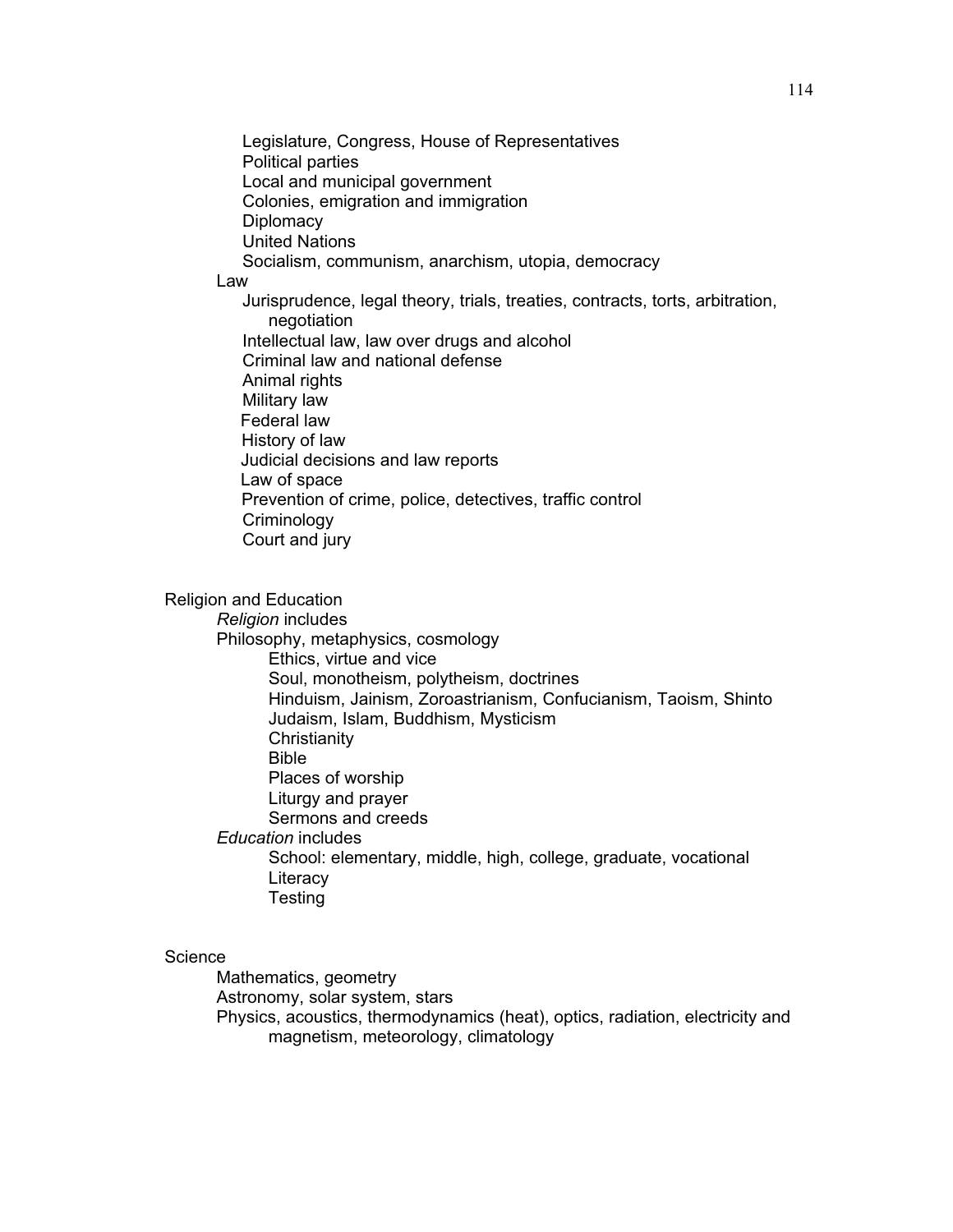- Legislature, Congress, House of Representatives
- Political parties
- Local and municipal government
- Colonies, emigration and immigration
- Diplomacy
- United Nations
- Socialism, communism, anarchism, utopia, democracy

Law

- Jurisprudence, legal theory, trials, treaties, contracts, torts, arbitration, negotiation
- Intellectual law, law over drugs and alcohol
- Criminal law and national defense
- Animal rights
- Military law
- Federal law
- History of law
- Judicial decisions and law reports
- Law of space
- Prevention of crime, police, detectives, traffic control
- Criminology
- Court and jury

Religion and Education

*Religion* includes

Philosophy, metaphysics, cosmology

- Ethics, virtue and vice
- Soul, monotheism, polytheism, doctrines
- Hinduism, Jainism, Zoroastrianism, Confucianism, Taoism, Shinto
- Judaism, Islam, Buddhism, Mysticism
- Christianity
- Bible
- Places of worship
- Liturgy and prayer
- Sermons and creeds

*Education* includes

- School: elementary, middle, high, college, graduate, vocational
- Literacy
- Testing

Science

- Mathematics, geometry
- Astronomy, solar system, stars
- Physics, acoustics, thermodynamics (heat), optics, radiation, electricity and magnetism, meteorology, climatology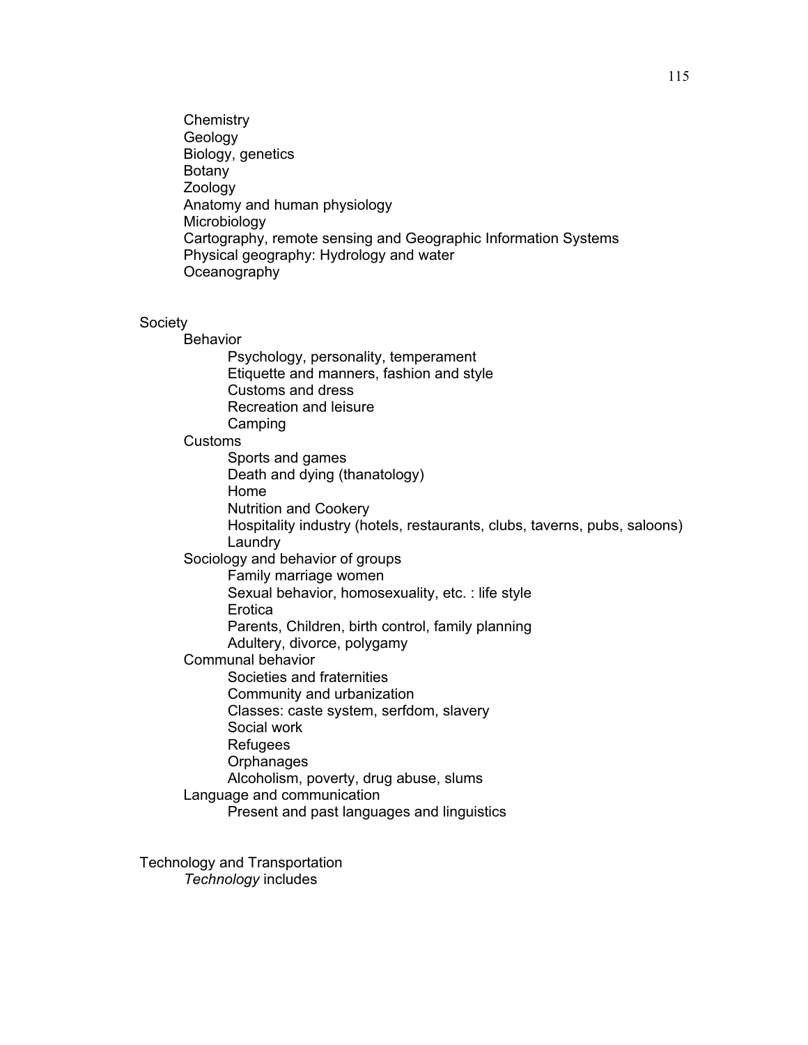- Chemistry
- Geology
- Biology, genetics
- Botany
- Zoology
- Anatomy and human physiology
- Microbiology
- Cartography, remote sensing and Geographic Information Systems
- Physical geography: Hydrology and water
- Oceanography

Society

- Behavior
  - Psychology, personality, temperament
  - Etiquette and manners, fashion and style
  - Customs and dress
  - Recreation and leisure
  - Camping
- Customs
  - Sports and games
  - Death and dying (thanatology)
  - Home
  - Nutrition and Cookery
  - Hospitality industry (hotels, restaurants, clubs, taverns, pubs, saloons)
  - Laundry
- Sociology and behavior of groups
  - Family marriage women
  - Sexual behavior, homosexuality, etc. : life style
  - Erotica
  - Parents, Children, birth control, family planning
  - Adultery, divorce, polygamy
- Communal behavior
  - Societies and fraternities
  - Community and urbanization
  - Classes: caste system, serfdom, slavery
  - Social work
  - Refugees
  - Orphanages
  - Alcoholism, poverty, drug abuse, slums
- Language and communication
  - Present and past languages and linguistics

Technology and Transportation

*Technology* includes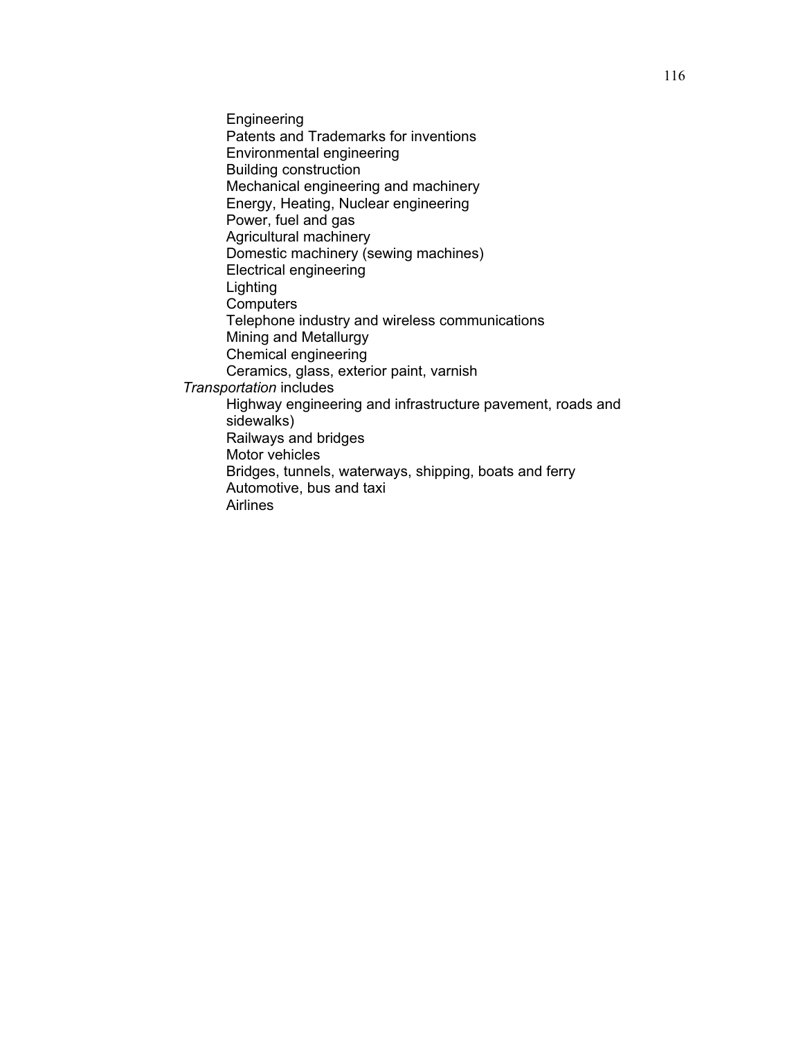- Engineering
- Patents and Trademarks for inventions
- Environmental engineering
- Building construction
- Mechanical engineering and machinery
- Energy, Heating, Nuclear engineering
- Power, fuel and gas
- Agricultural machinery
- Domestic machinery (sewing machines)
- Electrical engineering
- Lighting
- Computers
- Telephone industry and wireless communications
- Mining and Metallurgy
- Chemical engineering
- Ceramics, glass, exterior paint, varnish

*Transportation* includes

- Highway engineering and infrastructure pavement, roads and sidewalks)
- Railways and bridges
- Motor vehicles
- Bridges, tunnels, waterways, shipping, boats and ferry
- Automotive, bus and taxi
- Airlines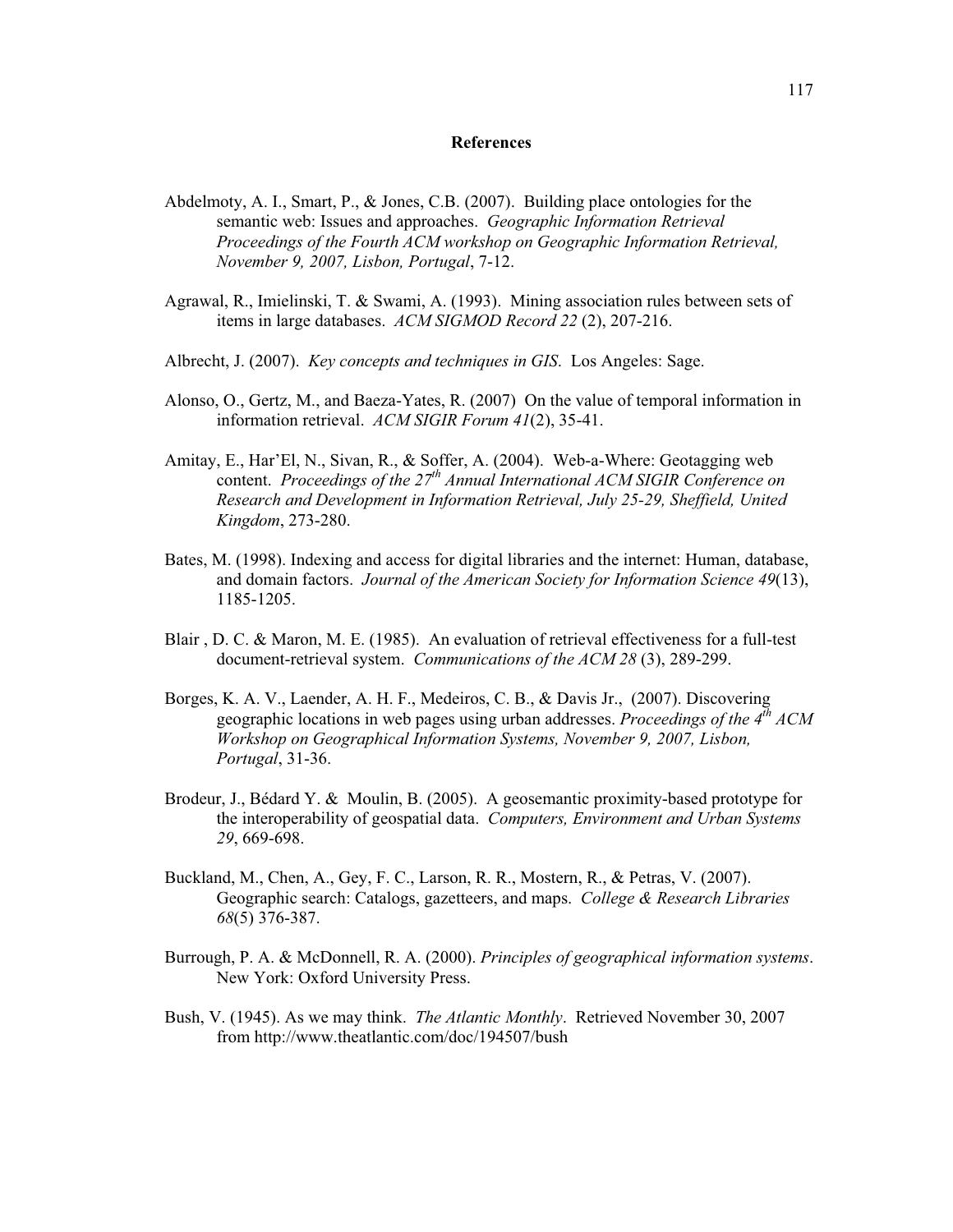# References

Abdelmoty, A. I., Smart, P., & Jones, C.B. (2007). Building place ontologies for the semantic web: Issues and approaches. *Geographic Information Retrieval Proceedings of the Fourth ACM workshop on Geographic Information Retrieval, November 9, 2007, Lisbon, Portugal*, 7-12.

Agrawal, R., Imielinski, T. & Swami, A. (1993). Mining association rules between sets of items in large databases. *ACM SIGMOD Record 22* (2), 207-216.

Albrecht, J. (2007). *Key concepts and techniques in GIS*. Los Angeles: Sage.

Alonso, O., Gertz, M., and Baeza-Yates, R. (2007) On the value of temporal information in information retrieval. *ACM SIGIR Forum 41*(2), 35-41.

Amitay, E., Har'El, N., Sivan, R., & Soffer, A. (2004). Web-a-Where: Geotagging web content. *Proceedings of the 27th Annual International ACM SIGIR Conference on Research and Development in Information Retrieval, July 25-29, Sheffield, United Kingdom*, 273-280.

Bates, M. (1998). Indexing and access for digital libraries and the internet: Human, database, and domain factors. *Journal of the American Society for Information Science 49*(13), 1185-1205.

Blair , D. C. & Maron, M. E. (1985). An evaluation of retrieval effectiveness for a full-test document-retrieval system. *Communications of the ACM 28* (3), 289-299.

Borges, K. A. V., Laender, A. H. F., Medeiros, C. B., & Davis Jr., (2007). Discovering geographic locations in web pages using urban addresses. *Proceedings of the 4th ACM Workshop on Geographical Information Systems, November 9, 2007, Lisbon, Portugal*, 31-36.

Brodeur, J., Bédard Y. & Moulin, B. (2005). A geosemantic proximity-based prototype for the interoperability of geospatial data. *Computers, Environment and Urban Systems 29*, 669-698.

Buckland, M., Chen, A., Gey, F. C., Larson, R. R., Mostern, R., & Petras, V. (2007). Geographic search: Catalogs, gazetteers, and maps. *College & Research Libraries 68*(5) 376-387.

Burrough, P. A. & McDonnell, R. A. (2000). *Principles of geographical information systems*. New York: Oxford University Press.

Bush, V. (1945). As we may think. *The Atlantic Monthly*. Retrieved November 30, 2007 from http://www.theatlantic.com/doc/194507/bush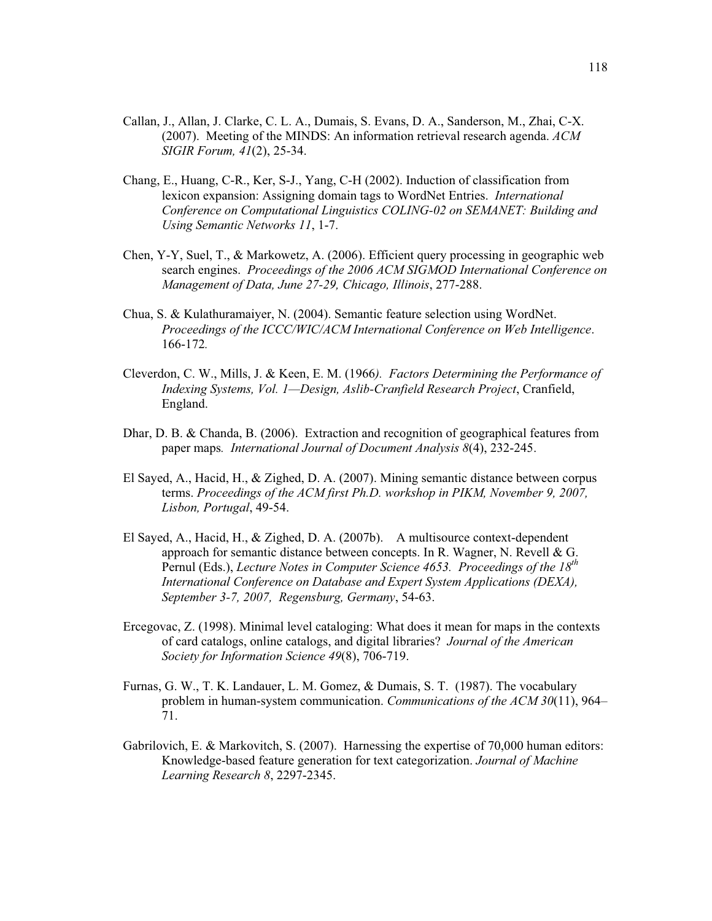Callan, J., Allan, J. Clarke, C. L. A., Dumais, S. Evans, D. A., Sanderson, M., Zhai, C-X. (2007). Meeting of the MINDS: An information retrieval research agenda. *ACM SIGIR Forum, 41*(2), 25-34.

Chang, E., Huang, C-R., Ker, S-J., Yang, C-H (2002). Induction of classification from lexicon expansion: Assigning domain tags to WordNet Entries. *International Conference on Computational Linguistics COLING-02 on SEMANET: Building and Using Semantic Networks 11*, 1-7.

Chen, Y-Y, Suel, T., & Markowetz, A. (2006). Efficient query processing in geographic web search engines. *Proceedings of the 2006 ACM SIGMOD International Conference on Management of Data, June 27-29, Chicago, Illinois*, 277-288.

Chua, S. & Kulathuramaiyer, N. (2004). Semantic feature selection using WordNet. *Proceedings of the ICCC/WIC/ACM International Conference on Web Intelligence*. 166-172.

Cleverdon, C. W., Mills, J. & Keen, E. M. (1966). *Factors Determining the Performance of Indexing Systems, Vol. 1—Design, Aslib-Cranfield Research Project*, Cranfield, England.

Dhar, D. B. & Chanda, B. (2006). Extraction and recognition of geographical features from paper maps. *International Journal of Document Analysis 8*(4), 232-245.

El Sayed, A., Hacid, H., & Zighed, D. A. (2007). Mining semantic distance between corpus terms. *Proceedings of the ACM first Ph.D. workshop in PIKM, November 9, 2007, Lisbon, Portugal*, 49-54.

El Sayed, A., Hacid, H., & Zighed, D. A. (2007b). A multisource context-dependent approach for semantic distance between concepts. In R. Wagner, N. Revell & G. Pernul (Eds.), *Lecture Notes in Computer Science 4653. Proceedings of the 18th International Conference on Database and Expert System Applications (DEXA), September 3-7, 2007, Regensburg, Germany*, 54-63.

Ercegovac, Z. (1998). Minimal level cataloging: What does it mean for maps in the contexts of card catalogs, online catalogs, and digital libraries? *Journal of the American Society for Information Science 49*(8), 706-719.

Furnas, G. W., T. K. Landauer, L. M. Gomez, & Dumais, S. T. (1987). The vocabulary problem in human-system communication. *Communications of the ACM 30*(11), 964–71.

Gabrilovich, E. & Markovitch, S. (2007). Harnessing the expertise of 70,000 human editors: Knowledge-based feature generation for text categorization. *Journal of Machine Learning Research 8*, 2297-2345.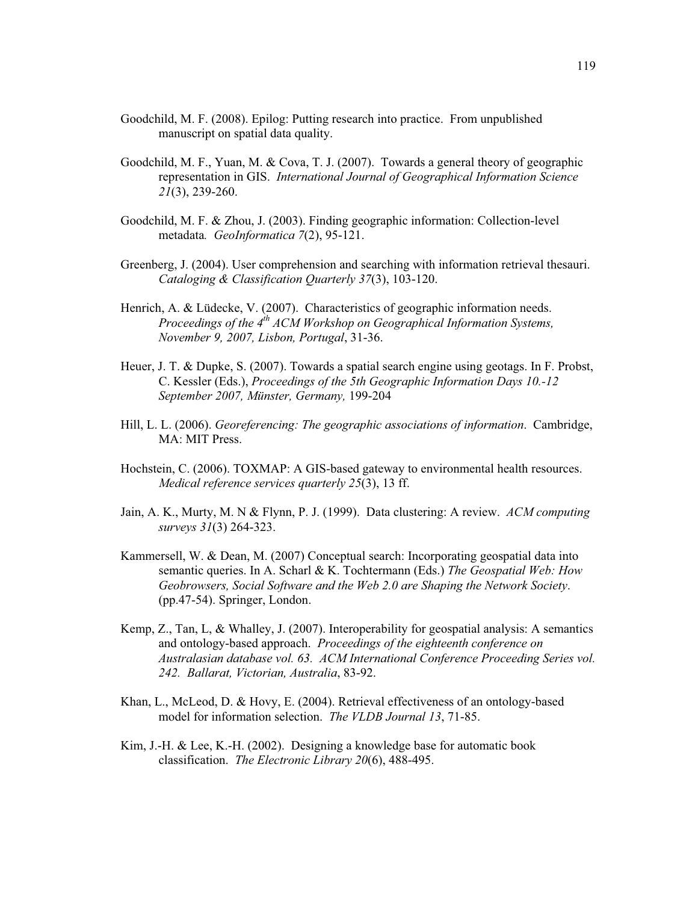Goodchild, M. F. (2008). Epilog: Putting research into practice. From unpublished manuscript on spatial data quality.

Goodchild, M. F., Yuan, M. & Cova, T. J. (2007). Towards a general theory of geographic representation in GIS. *International Journal of Geographical Information Science 21*(3), 239-260.

Goodchild, M. F. & Zhou, J. (2003). Finding geographic information: Collection-level metadata*. GeoInformatica 7*(2), 95-121.

Greenberg, J. (2004). User comprehension and searching with information retrieval thesauri. *Cataloging & Classification Quarterly 37*(3), 103-120.

Henrich, A. & Lüdecke, V. (2007). Characteristics of geographic information needs. *Proceedings of the 4th ACM Workshop on Geographical Information Systems, November 9, 2007, Lisbon, Portugal*, 31-36.

Heuer, J. T. & Dupke, S. (2007). Towards a spatial search engine using geotags. In F. Probst, C. Kessler (Eds.), *Proceedings of the 5th Geographic Information Days 10.-12 September 2007, Münster, Germany,* 199-204

Hill, L. L. (2006). *Georeferencing: The geographic associations of information*. Cambridge, MA: MIT Press.

Hochstein, C. (2006). TOXMAP: A GIS-based gateway to environmental health resources. *Medical reference services quarterly 25*(3), 13 ff.

Jain, A. K., Murty, M. N & Flynn, P. J. (1999). Data clustering: A review. *ACM computing surveys 31*(3) 264-323.

Kammersell, W. & Dean, M. (2007) Conceptual search: Incorporating geospatial data into semantic queries. In A. Scharl & K. Tochtermann (Eds.) *The Geospatial Web: How Geobrowsers, Social Software and the Web 2.0 are Shaping the Network Society*. (pp.47-54). Springer, London.

Kemp, Z., Tan, L, & Whalley, J. (2007). Interoperability for geospatial analysis: A semantics and ontology-based approach. *Proceedings of the eighteenth conference on Australasian database vol. 63. ACM International Conference Proceeding Series vol. 242. Ballarat, Victorian, Australia*, 83-92.

Khan, L., McLeod, D. & Hovy, E. (2004). Retrieval effectiveness of an ontology-based model for information selection. *The VLDB Journal 13*, 71-85.

Kim, J.-H. & Lee, K.-H. (2002). Designing a knowledge base for automatic book classification. *The Electronic Library 20*(6), 488-495.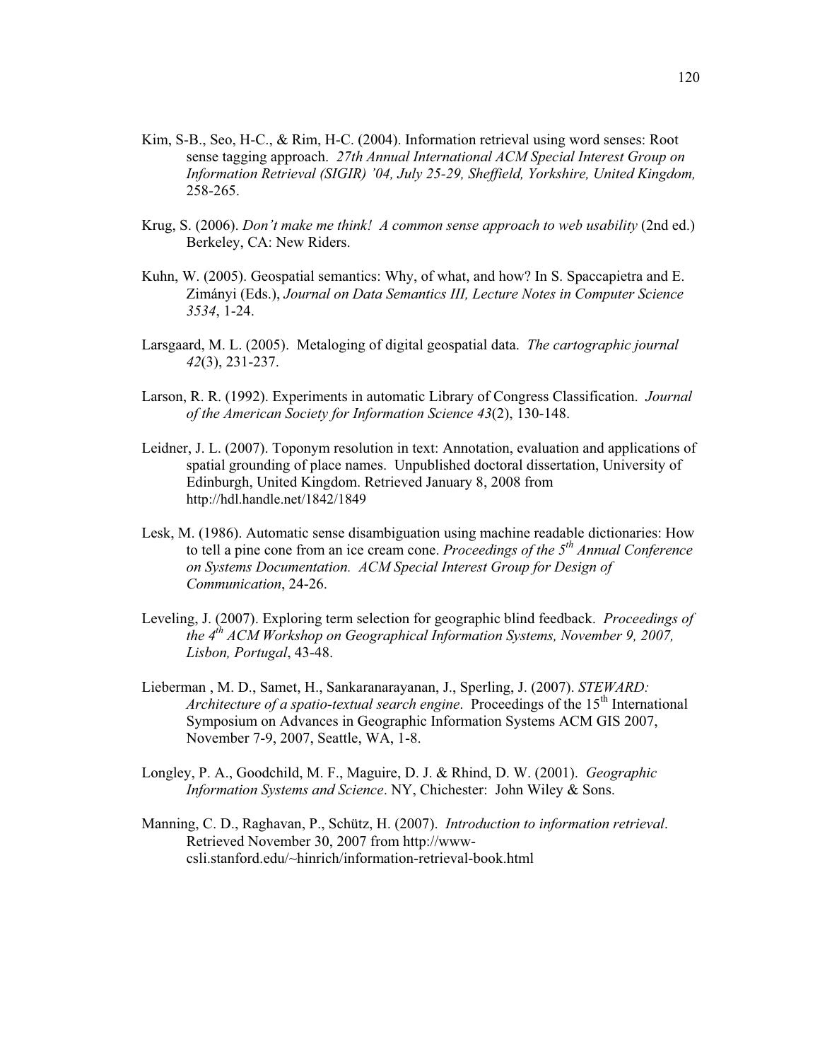Kim, S-B., Seo, H-C., & Rim, H-C. (2004). Information retrieval using word senses: Root sense tagging approach. *27th Annual International ACM Special Interest Group on Information Retrieval (SIGIR) '04, July 25-29, Sheffield, Yorkshire, United Kingdom,* 258-265.

Krug, S. (2006). *Don't make me think! A common sense approach to web usability* (2nd ed.) Berkeley, CA: New Riders.

Kuhn, W. (2005). Geospatial semantics: Why, of what, and how? In S. Spaccapietra and E. Zimányi (Eds.), *Journal on Data Semantics III, Lecture Notes in Computer Science 3534*, 1-24.

Larsgaard, M. L. (2005). Metaloging of digital geospatial data. *The cartographic journal 42*(3), 231-237.

Larson, R. R. (1992). Experiments in automatic Library of Congress Classification. *Journal of the American Society for Information Science 43*(2), 130-148.

Leidner, J. L. (2007). Toponym resolution in text: Annotation, evaluation and applications of spatial grounding of place names. Unpublished doctoral dissertation, University of Edinburgh, United Kingdom. Retrieved January 8, 2008 from http://hdl.handle.net/1842/1849

Lesk, M. (1986). Automatic sense disambiguation using machine readable dictionaries: How to tell a pine cone from an ice cream cone. *Proceedings of the 5th Annual Conference on Systems Documentation. ACM Special Interest Group for Design of Communication*, 24-26.

Leveling, J. (2007). Exploring term selection for geographic blind feedback. *Proceedings of the 4th ACM Workshop on Geographical Information Systems, November 9, 2007, Lisbon, Portugal*, 43-48.

Lieberman , M. D., Samet, H., Sankaranarayanan, J., Sperling, J. (2007). *STEWARD: Architecture of a spatio-textual search engine*. Proceedings of the 15th International Symposium on Advances in Geographic Information Systems ACM GIS 2007, November 7-9, 2007, Seattle, WA, 1-8.

Longley, P. A., Goodchild, M. F., Maguire, D. J. & Rhind, D. W. (2001). *Geographic Information Systems and Science*. NY, Chichester: John Wiley & Sons.

Manning, C. D., Raghavan, P., Schütz, H. (2007). *Introduction to information retrieval*. Retrieved November 30, 2007 from http://www-csli.stanford.edu/~hinrich/information-retrieval-book.html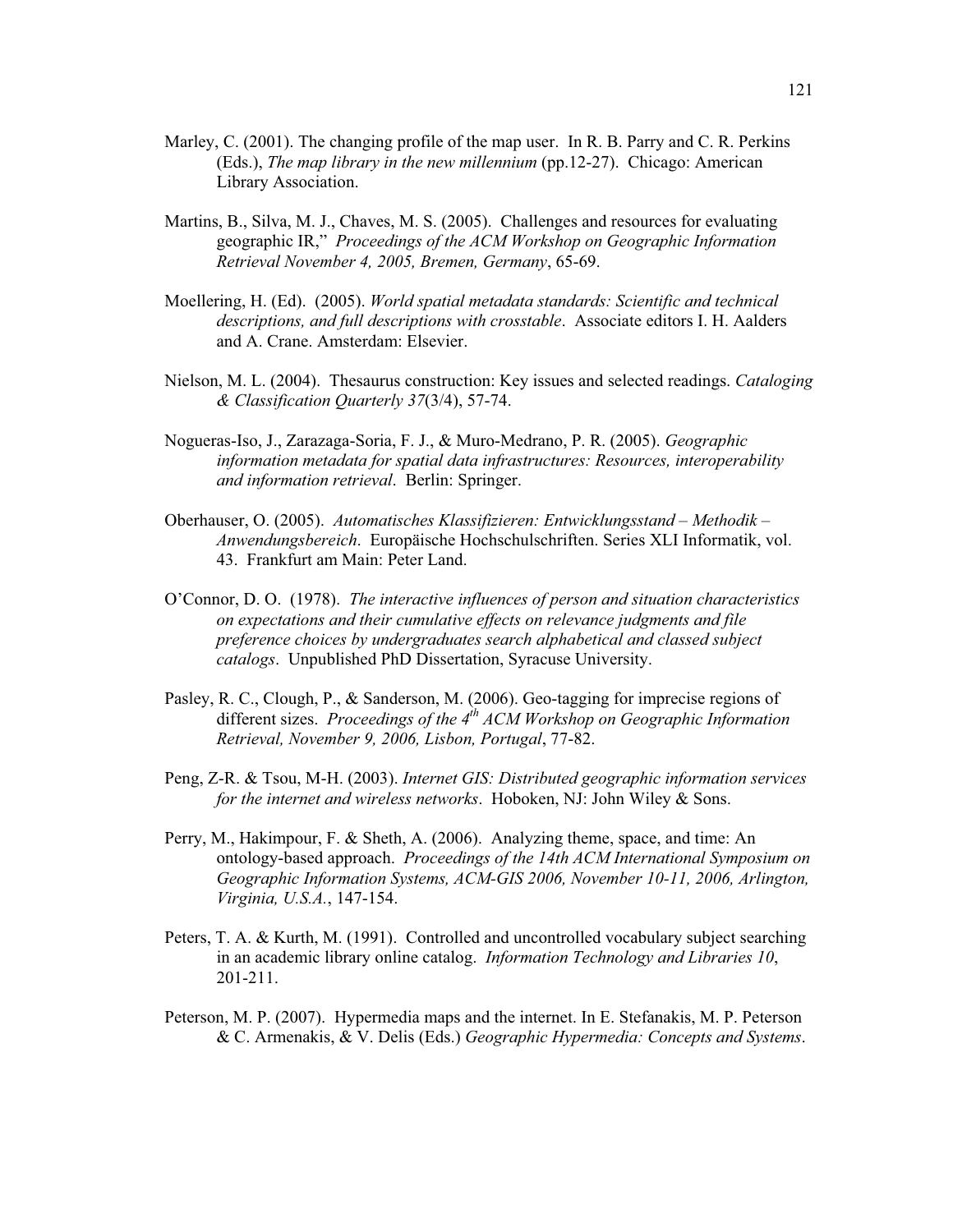Marley, C. (2001). The changing profile of the map user. In R. B. Parry and C. R. Perkins (Eds.), *The map library in the new millennium* (pp.12-27). Chicago: American Library Association.

Martins, B., Silva, M. J., Chaves, M. S. (2005). Challenges and resources for evaluating geographic IR," *Proceedings of the ACM Workshop on Geographic Information Retrieval November 4, 2005, Bremen, Germany*, 65-69.

Moellering, H. (Ed). (2005). *World spatial metadata standards: Scientific and technical descriptions, and full descriptions with crosstable*. Associate editors I. H. Aalders and A. Crane. Amsterdam: Elsevier.

Nielson, M. L. (2004). Thesaurus construction: Key issues and selected readings. *Cataloging & Classification Quarterly 37*(3/4), 57-74.

Nogueras-Iso, J., Zarazaga-Soria, F. J., & Muro-Medrano, P. R. (2005). *Geographic information metadata for spatial data infrastructures: Resources, interoperability and information retrieval*. Berlin: Springer.

Oberhauser, O. (2005). *Automatisches Klassifizieren: Entwicklungsstand – Methodik – Anwendungsbereich*. Europäische Hochschulschriften. Series XLI Informatik, vol. 43. Frankfurt am Main: Peter Land.

O'Connor, D. O. (1978). *The interactive influences of person and situation characteristics on expectations and their cumulative effects on relevance judgments and file preference choices by undergraduates search alphabetical and classed subject catalogs*. Unpublished PhD Dissertation, Syracuse University.

Pasley, R. C., Clough, P., & Sanderson, M. (2006). Geo-tagging for imprecise regions of different sizes. *Proceedings of the 4th ACM Workshop on Geographic Information Retrieval, November 9, 2006, Lisbon, Portugal*, 77-82.

Peng, Z-R. & Tsou, M-H. (2003). *Internet GIS: Distributed geographic information services for the internet and wireless networks*. Hoboken, NJ: John Wiley & Sons.

Perry, M., Hakimpour, F. & Sheth, A. (2006). Analyzing theme, space, and time: An ontology-based approach. *Proceedings of the 14th ACM International Symposium on Geographic Information Systems, ACM-GIS 2006, November 10-11, 2006, Arlington, Virginia, U.S.A.*, 147-154.

Peters, T. A. & Kurth, M. (1991). Controlled and uncontrolled vocabulary subject searching in an academic library online catalog. *Information Technology and Libraries 10*, 201-211.

Peterson, M. P. (2007). Hypermedia maps and the internet. In E. Stefanakis, M. P. Peterson & C. Armenakis, & V. Delis (Eds.) *Geographic Hypermedia: Concepts and Systems*.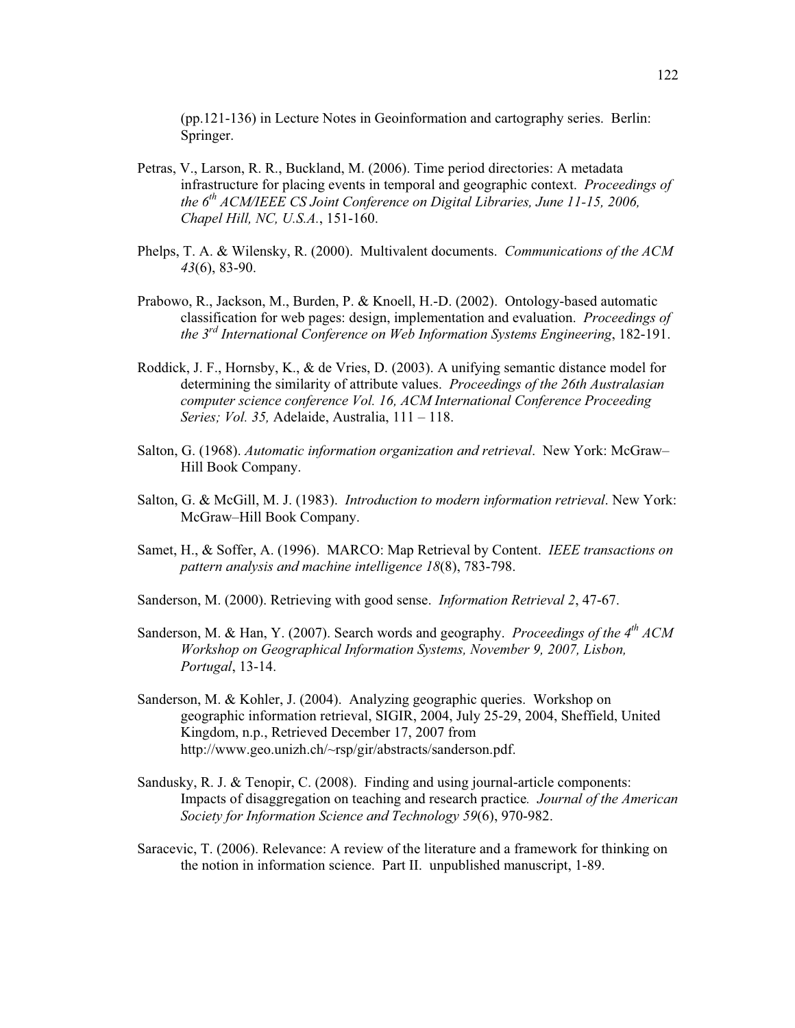(pp.121-136) in Lecture Notes in Geoinformation and cartography series. Berlin: Springer.

Petras, V., Larson, R. R., Buckland, M. (2006). Time period directories: A metadata infrastructure for placing events in temporal and geographic context. *Proceedings of the 6th ACM/IEEE CS Joint Conference on Digital Libraries, June 11-15, 2006, Chapel Hill, NC, U.S.A.*, 151-160.

Phelps, T. A. & Wilensky, R. (2000). Multivalent documents. *Communications of the ACM 43*(6), 83-90.

Prabowo, R., Jackson, M., Burden, P. & Knoell, H.-D. (2002). Ontology-based automatic classification for web pages: design, implementation and evaluation. *Proceedings of the 3rd International Conference on Web Information Systems Engineering*, 182-191.

Roddick, J. F., Hornsby, K., & de Vries, D. (2003). A unifying semantic distance model for determining the similarity of attribute values. *Proceedings of the 26th Australasian computer science conference Vol. 16, ACM International Conference Proceeding Series; Vol. 35,* Adelaide, Australia, 111 – 118.

Salton, G. (1968). *Automatic information organization and retrieval*. New York: McGraw–Hill Book Company.

Salton, G. & McGill, M. J. (1983). *Introduction to modern information retrieval*. New York: McGraw–Hill Book Company.

Samet, H., & Soffer, A. (1996). MARCO: Map Retrieval by Content. *IEEE transactions on pattern analysis and machine intelligence 18*(8), 783-798.

Sanderson, M. (2000). Retrieving with good sense. *Information Retrieval 2*, 47-67.

Sanderson, M. & Han, Y. (2007). Search words and geography. *Proceedings of the 4th ACM Workshop on Geographical Information Systems, November 9, 2007, Lisbon, Portugal*, 13-14.

Sanderson, M. & Kohler, J. (2004). Analyzing geographic queries. Workshop on geographic information retrieval, SIGIR, 2004, July 25-29, 2004, Sheffield, United Kingdom, n.p., Retrieved December 17, 2007 from http://www.geo.unizh.ch/~rsp/gir/abstracts/sanderson.pdf.

Sandusky, R. J. & Tenopir, C. (2008). Finding and using journal-article components: Impacts of disaggregation on teaching and research practice*. Journal of the American Society for Information Science and Technology 59*(6), 970-982.

Saracevic, T. (2006). Relevance: A review of the literature and a framework for thinking on the notion in information science. Part II. unpublished manuscript, 1-89.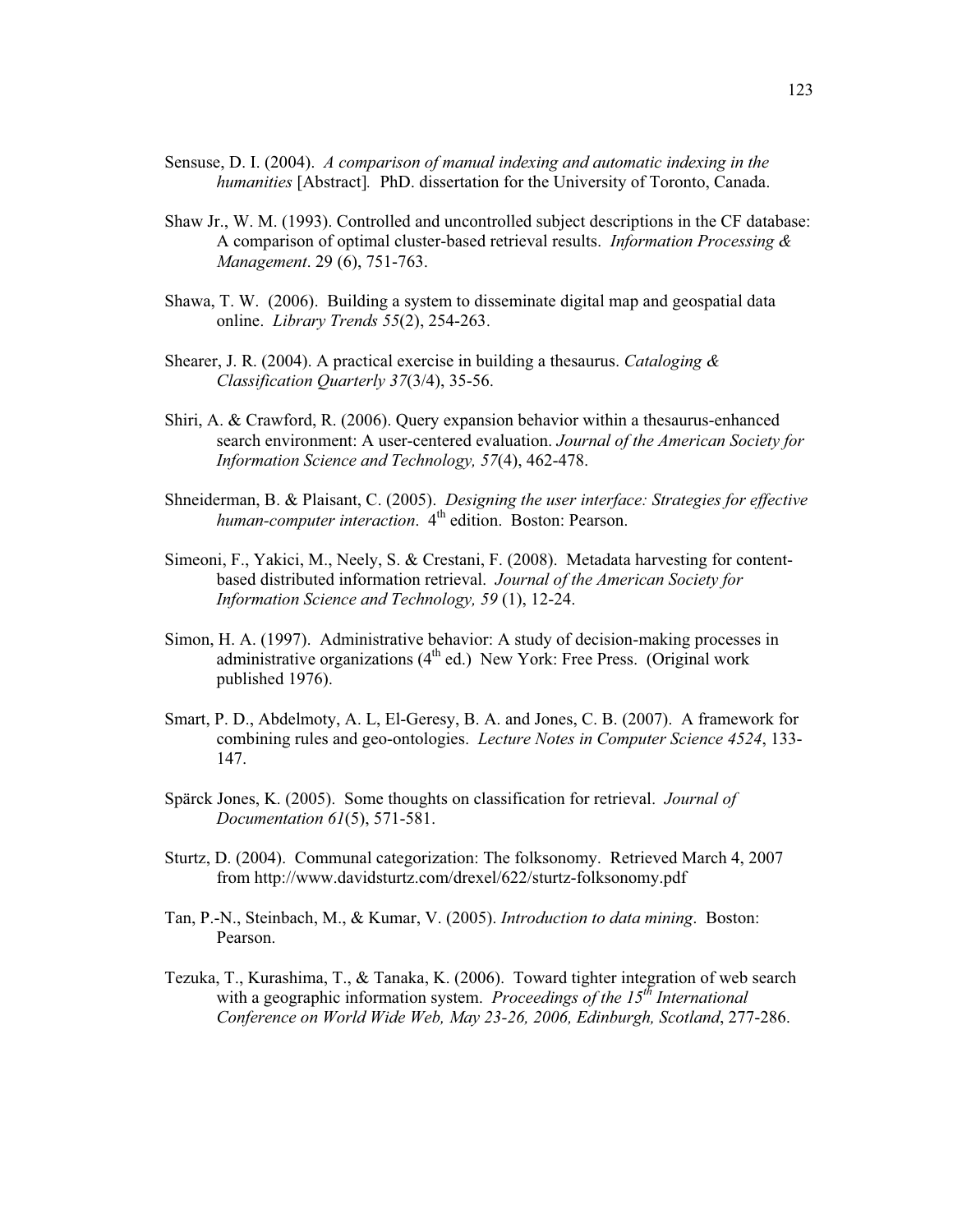Sensuse, D. I. (2004). *A comparison of manual indexing and automatic indexing in the humanities* [Abstract]. PhD. dissertation for the University of Toronto, Canada.

Shaw Jr., W. M. (1993). Controlled and uncontrolled subject descriptions in the CF database: A comparison of optimal cluster-based retrieval results. *Information Processing & Management*. 29 (6), 751-763.

Shawa, T. W. (2006). Building a system to disseminate digital map and geospatial data online. *Library Trends 55*(2), 254-263.

Shearer, J. R. (2004). A practical exercise in building a thesaurus. *Cataloging & Classification Quarterly 37*(3/4), 35-56.

Shiri, A. & Crawford, R. (2006). Query expansion behavior within a thesaurus-enhanced search environment: A user-centered evaluation. *Journal of the American Society for Information Science and Technology, 57*(4), 462-478.

Shneiderman, B. & Plaisant, C. (2005). *Designing the user interface: Strategies for effective human-computer interaction*. 4th edition. Boston: Pearson.

Simeoni, F., Yakici, M., Neely, S. & Crestani, F. (2008). Metadata harvesting for content-based distributed information retrieval. *Journal of the American Society for Information Science and Technology, 59* (1), 12-24.

Simon, H. A. (1997). Administrative behavior: A study of decision-making processes in administrative organizations (4th ed.) New York: Free Press. (Original work published 1976).

Smart, P. D., Abdelmoty, A. L, El-Geresy, B. A. and Jones, C. B. (2007). A framework for combining rules and geo-ontologies. *Lecture Notes in Computer Science 4524*, 133-147.

Spärck Jones, K. (2005). Some thoughts on classification for retrieval. *Journal of Documentation 61*(5), 571-581.

Sturtz, D. (2004). Communal categorization: The folksonomy. Retrieved March 4, 2007 from http://www.davidsturtz.com/drexel/622/sturtz-folksonomy.pdf

Tan, P.-N., Steinbach, M., & Kumar, V. (2005). *Introduction to data mining*. Boston: Pearson.

Tezuka, T., Kurashima, T., & Tanaka, K. (2006). Toward tighter integration of web search with a geographic information system. *Proceedings of the 15th International Conference on World Wide Web, May 23-26, 2006, Edinburgh, Scotland*, 277-286.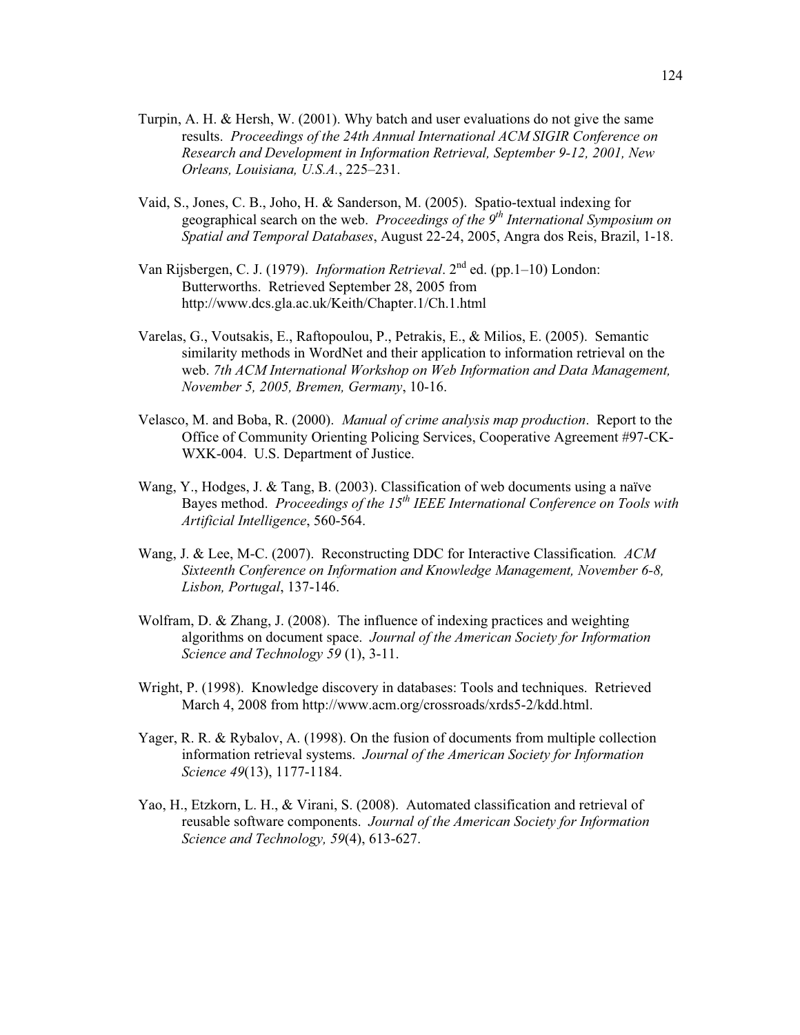Turpin, A. H. & Hersh, W. (2001). Why batch and user evaluations do not give the same results. *Proceedings of the 24th Annual International ACM SIGIR Conference on Research and Development in Information Retrieval, September 9-12, 2001, New Orleans, Louisiana, U.S.A.*, 225–231.

Vaid, S., Jones, C. B., Joho, H. & Sanderson, M. (2005). Spatio-textual indexing for geographical search on the web. *Proceedings of the 9th International Symposium on Spatial and Temporal Databases*, August 22-24, 2005, Angra dos Reis, Brazil, 1-18.

Van Rijsbergen, C. J. (1979). *Information Retrieval*. 2nd ed. (pp.1–10) London: Butterworths. Retrieved September 28, 2005 from http://www.dcs.gla.ac.uk/Keith/Chapter.1/Ch.1.html

Varelas, G., Voutsakis, E., Raftopoulou, P., Petrakis, E., & Milios, E. (2005). Semantic similarity methods in WordNet and their application to information retrieval on the web. *7th ACM International Workshop on Web Information and Data Management, November 5, 2005, Bremen, Germany*, 10-16.

Velasco, M. and Boba, R. (2000). *Manual of crime analysis map production*. Report to the Office of Community Orienting Policing Services, Cooperative Agreement #97-CK-WXK-004. U.S. Department of Justice.

Wang, Y., Hodges, J. & Tang, B. (2003). Classification of web documents using a naïve Bayes method. *Proceedings of the 15th IEEE International Conference on Tools with Artificial Intelligence*, 560-564.

Wang, J. & Lee, M-C. (2007). Reconstructing DDC for Interactive Classification*. ACM Sixteenth Conference on Information and Knowledge Management, November 6-8, Lisbon, Portugal*, 137-146.

Wolfram, D. & Zhang, J. (2008). The influence of indexing practices and weighting algorithms on document space. *Journal of the American Society for Information Science and Technology 59* (1), 3-11.

Wright, P. (1998). Knowledge discovery in databases: Tools and techniques. Retrieved March 4, 2008 from http://www.acm.org/crossroads/xrds5-2/kdd.html.

Yager, R. R. & Rybalov, A. (1998). On the fusion of documents from multiple collection information retrieval systems. *Journal of the American Society for Information Science 49*(13), 1177-1184.

Yao, H., Etzkorn, L. H., & Virani, S. (2008). Automated classification and retrieval of reusable software components. *Journal of the American Society for Information Science and Technology, 59*(4), 613-627.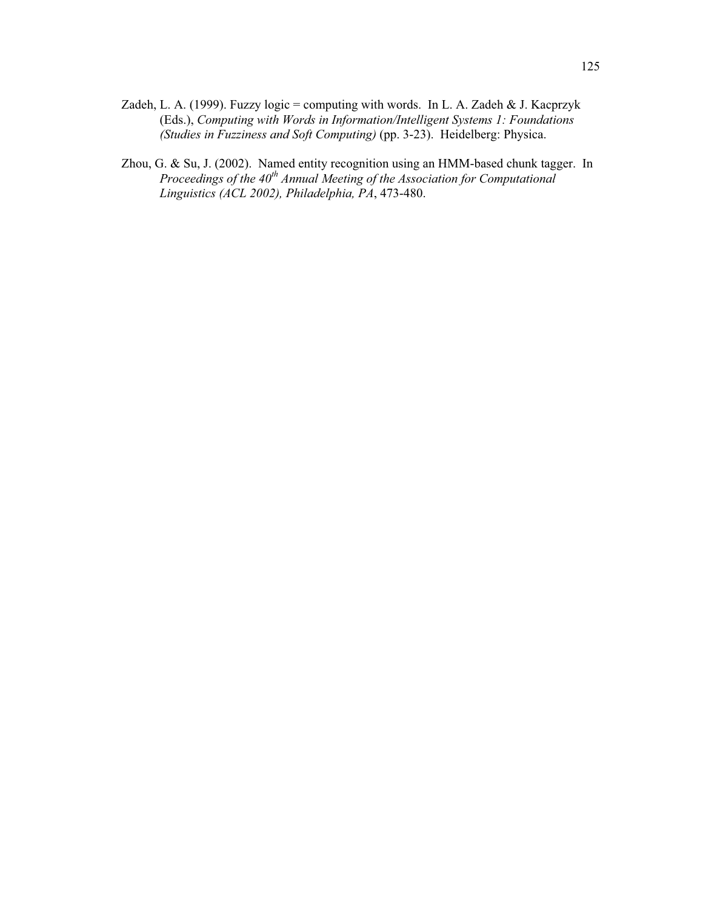Zadeh, L. A. (1999). Fuzzy logic = computing with words. In L. A. Zadeh & J. Kacprzyk (Eds.), *Computing with Words in Information/Intelligent Systems 1: Foundations (Studies in Fuzziness and Soft Computing)* (pp. 3-23). Heidelberg: Physica.

Zhou, G. & Su, J. (2002). Named entity recognition using an HMM-based chunk tagger. In *Proceedings of the 40th Annual Meeting of the Association for Computational Linguistics (ACL 2002), Philadelphia, PA*, 473-480.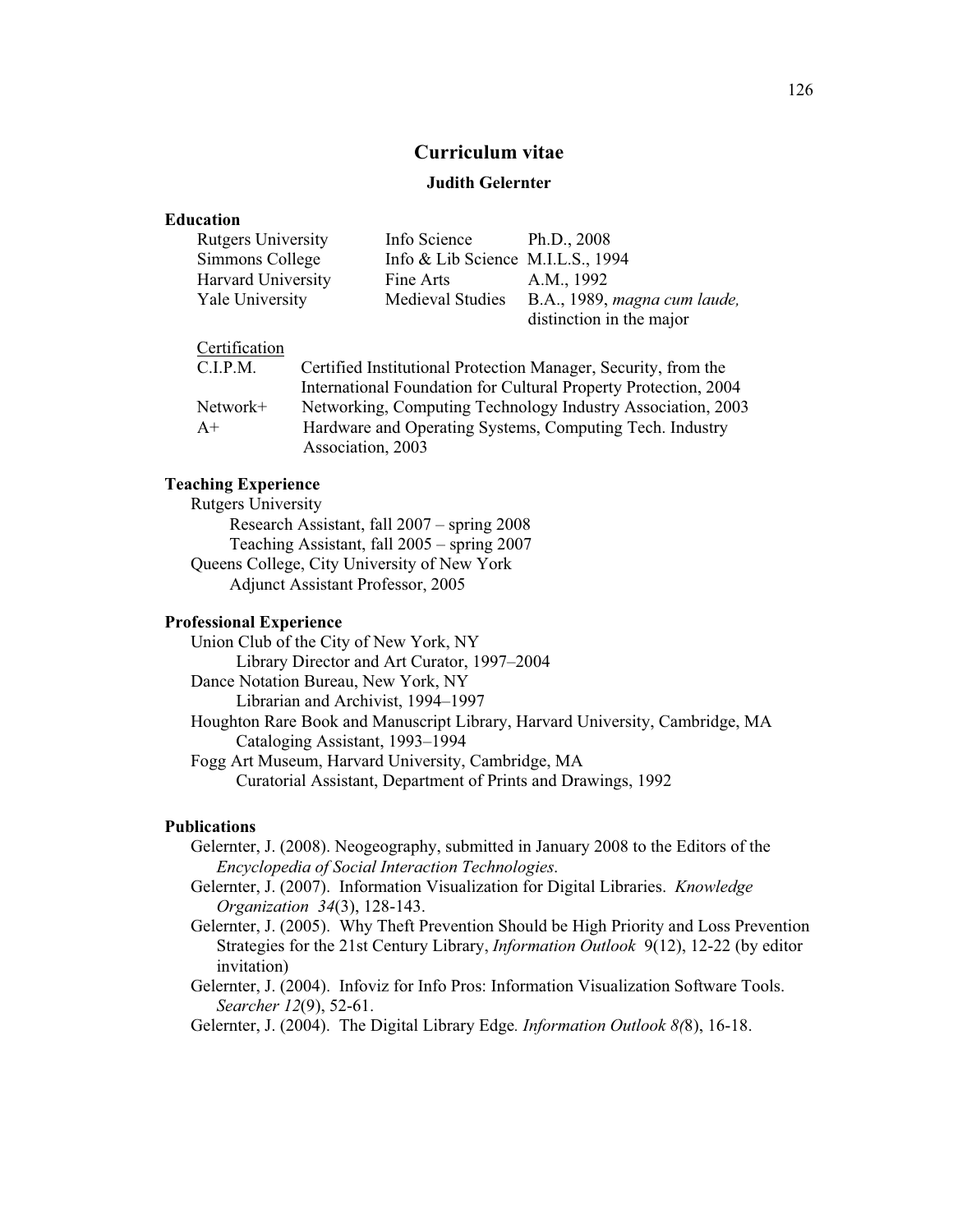# Curriculum vitae

## Judith Gelernter

### Education

| | | |
|---|---|---|
| Rutgers University | Info Science | Ph.D., 2008 |
| Simmons College | Info & Lib Science | M.I.L.S., 1994 |
| Harvard University | Fine Arts | A.M., 1992 |
| Yale University | Medieval Studies | B.A., 1989, *magna cum laude,* distinction in the major |

Certification

| | |
|---|---|
| C.I.P.M. | Certified Institutional Protection Manager, Security, from the International Foundation for Cultural Property Protection, 2004 |
| Network+ | Networking, Computing Technology Industry Association, 2003 |
| A+ | Hardware and Operating Systems, Computing Tech. Industry Association, 2003 |

### Teaching Experience

Rutgers University
- Research Assistant, fall 2007 – spring 2008
- Teaching Assistant, fall 2005 – spring 2007

Queens College, City University of New York
- Adjunct Assistant Professor, 2005

### Professional Experience

Union Club of the City of New York, NY
- Library Director and Art Curator, 1997–2004

Dance Notation Bureau, New York, NY
- Librarian and Archivist, 1994–1997

Houghton Rare Book and Manuscript Library, Harvard University, Cambridge, MA
- Cataloging Assistant, 1993–1994

Fogg Art Museum, Harvard University, Cambridge, MA
- Curatorial Assistant, Department of Prints and Drawings, 1992

### Publications

Gelernter, J. (2008). Neogeography, submitted in January 2008 to the Editors of the *Encyclopedia of Social Interaction Technologies*.

Gelernter, J. (2007). Information Visualization for Digital Libraries. *Knowledge Organization 34*(3), 128-143.

Gelernter, J. (2005). Why Theft Prevention Should be High Priority and Loss Prevention Strategies for the 21st Century Library, *Information Outlook* 9(12), 12-22 (by editor invitation)

Gelernter, J. (2004). Infoviz for Info Pros: Information Visualization Software Tools. *Searcher 12*(9), 52-61.

Gelernter, J. (2004). The Digital Library Edge. *Information Outlook 8(*8), 16-18.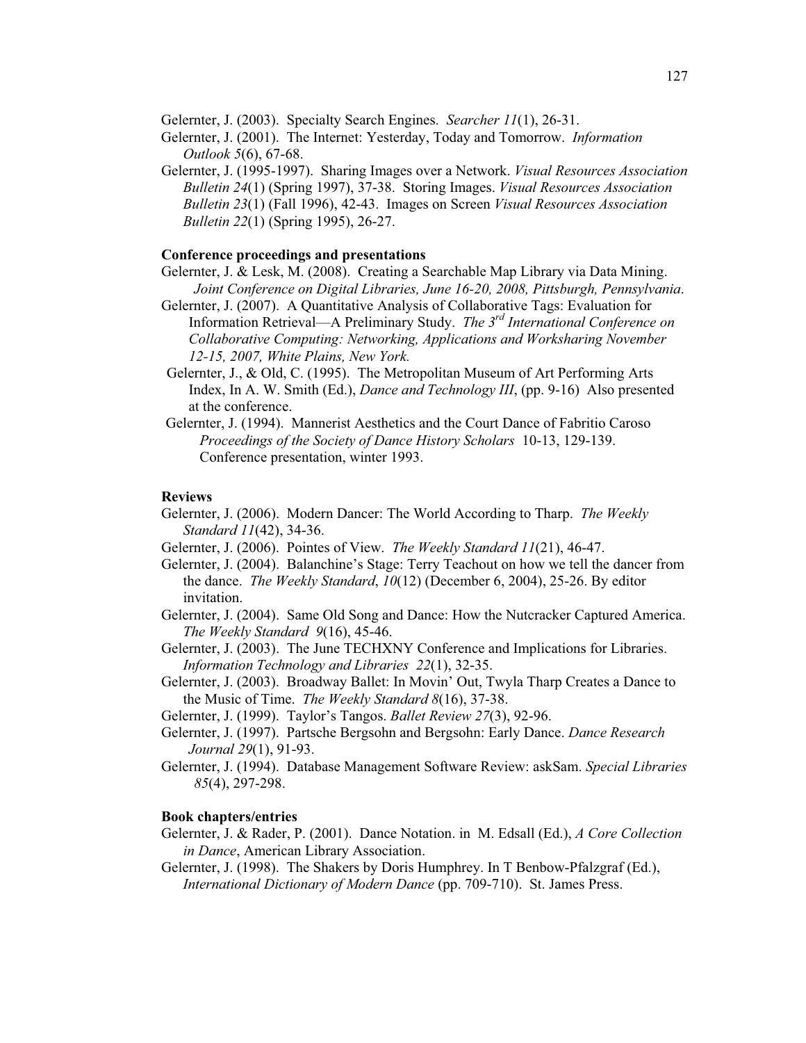Gelernter, J. (2003). Specialty Search Engines. *Searcher 11*(1), 26-31.

Gelernter, J. (2001). The Internet: Yesterday, Today and Tomorrow. *Information Outlook 5*(6), 67-68.

Gelernter, J. (1995-1997). Sharing Images over a Network. *Visual Resources Association Bulletin 24*(1) (Spring 1997), 37-38. Storing Images. *Visual Resources Association Bulletin 23*(1) (Fall 1996), 42-43. Images on Screen *Visual Resources Association Bulletin 22*(1) (Spring 1995), 26-27.

**Conference proceedings and presentations**

Gelernter, J. & Lesk, M. (2008). Creating a Searchable Map Library via Data Mining. *Joint Conference on Digital Libraries, June 16-20, 2008, Pittsburgh, Pennsylvania*.

Gelernter, J. (2007). A Quantitative Analysis of Collaborative Tags: Evaluation for Information Retrieval—A Preliminary Study. *The 3rd International Conference on Collaborative Computing: Networking, Applications and Worksharing November 12-15, 2007, White Plains, New York.*

Gelernter, J., & Old, C. (1995). The Metropolitan Museum of Art Performing Arts Index, In A. W. Smith (Ed.), *Dance and Technology III*, (pp. 9-16) Also presented at the conference.

Gelernter, J. (1994). Mannerist Aesthetics and the Court Dance of Fabritio Caroso *Proceedings of the Society of Dance History Scholars* 10-13, 129-139. Conference presentation, winter 1993.

**Reviews**

Gelernter, J. (2006). Modern Dancer: The World According to Tharp. *The Weekly Standard 11*(42), 34-36.

Gelernter, J. (2006). Pointes of View. *The Weekly Standard 11*(21), 46-47.

Gelernter, J. (2004). Balanchine's Stage: Terry Teachout on how we tell the dancer from the dance. *The Weekly Standard*, *10*(12) (December 6, 2004), 25-26. By editor invitation.

Gelernter, J. (2004). Same Old Song and Dance: How the Nutcracker Captured America. *The Weekly Standard 9*(16), 45-46.

Gelernter, J. (2003). The June TECHXNY Conference and Implications for Libraries. *Information Technology and Libraries 22*(1), 32-35.

Gelernter, J. (2003). Broadway Ballet: In Movin' Out, Twyla Tharp Creates a Dance to the Music of Time. *The Weekly Standard 8*(16), 37-38.

Gelernter, J. (1999). Taylor's Tangos. *Ballet Review 27*(3), 92-96.

Gelernter, J. (1997). Partsche Bergsohn and Bergsohn: Early Dance. *Dance Research Journal 29*(1), 91-93.

Gelernter, J. (1994). Database Management Software Review: askSam. *Special Libraries 85*(4), 297-298.

**Book chapters/entries**

Gelernter, J. & Rader, P. (2001). Dance Notation. in M. Edsall (Ed.), *A Core Collection in Dance*, American Library Association.

Gelernter, J. (1998). The Shakers by Doris Humphrey. In T Benbow-Pfalzgraf (Ed.), *International Dictionary of Modern Dance* (pp. 709-710). St. James Press.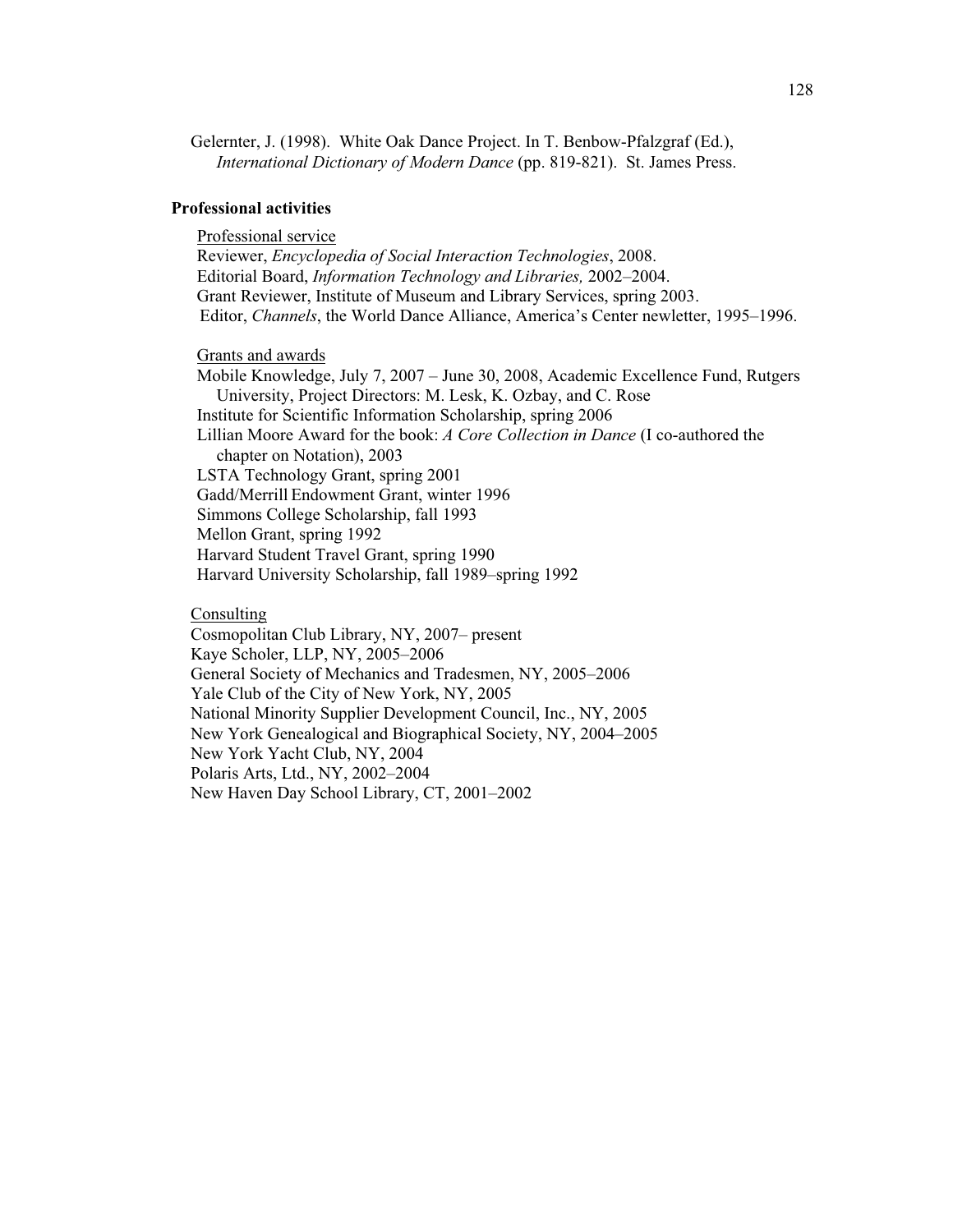Gelernter, J. (1998). White Oak Dance Project. In T. Benbow-Pfalzgraf (Ed.), *International Dictionary of Modern Dance* (pp. 819-821). St. James Press.

**Professional activities**

Professional service

Reviewer, *Encyclopedia of Social Interaction Technologies*, 2008.
Editorial Board, *Information Technology and Libraries,* 2002–2004.
Grant Reviewer, Institute of Museum and Library Services, spring 2003.
Editor, *Channels*, the World Dance Alliance, America's Center newletter, 1995–1996.

Grants and awards

Mobile Knowledge, July 7, 2007 – June 30, 2008, Academic Excellence Fund, Rutgers University, Project Directors: M. Lesk, K. Ozbay, and C. Rose
Institute for Scientific Information Scholarship, spring 2006
Lillian Moore Award for the book: *A Core Collection in Dance* (I co-authored the chapter on Notation), 2003
LSTA Technology Grant, spring 2001
Gadd/Merrill Endowment Grant, winter 1996
Simmons College Scholarship, fall 1993
Mellon Grant, spring 1992
Harvard Student Travel Grant, spring 1990
Harvard University Scholarship, fall 1989–spring 1992

Consulting

Cosmopolitan Club Library, NY, 2007– present
Kaye Scholer, LLP, NY, 2005–2006
General Society of Mechanics and Tradesmen, NY, 2005–2006
Yale Club of the City of New York, NY, 2005
National Minority Supplier Development Council, Inc., NY, 2005
New York Genealogical and Biographical Society, NY, 2004–2005
New York Yacht Club, NY, 2004
Polaris Arts, Ltd., NY, 2002–2004
New Haven Day School Library, CT, 2001–2002